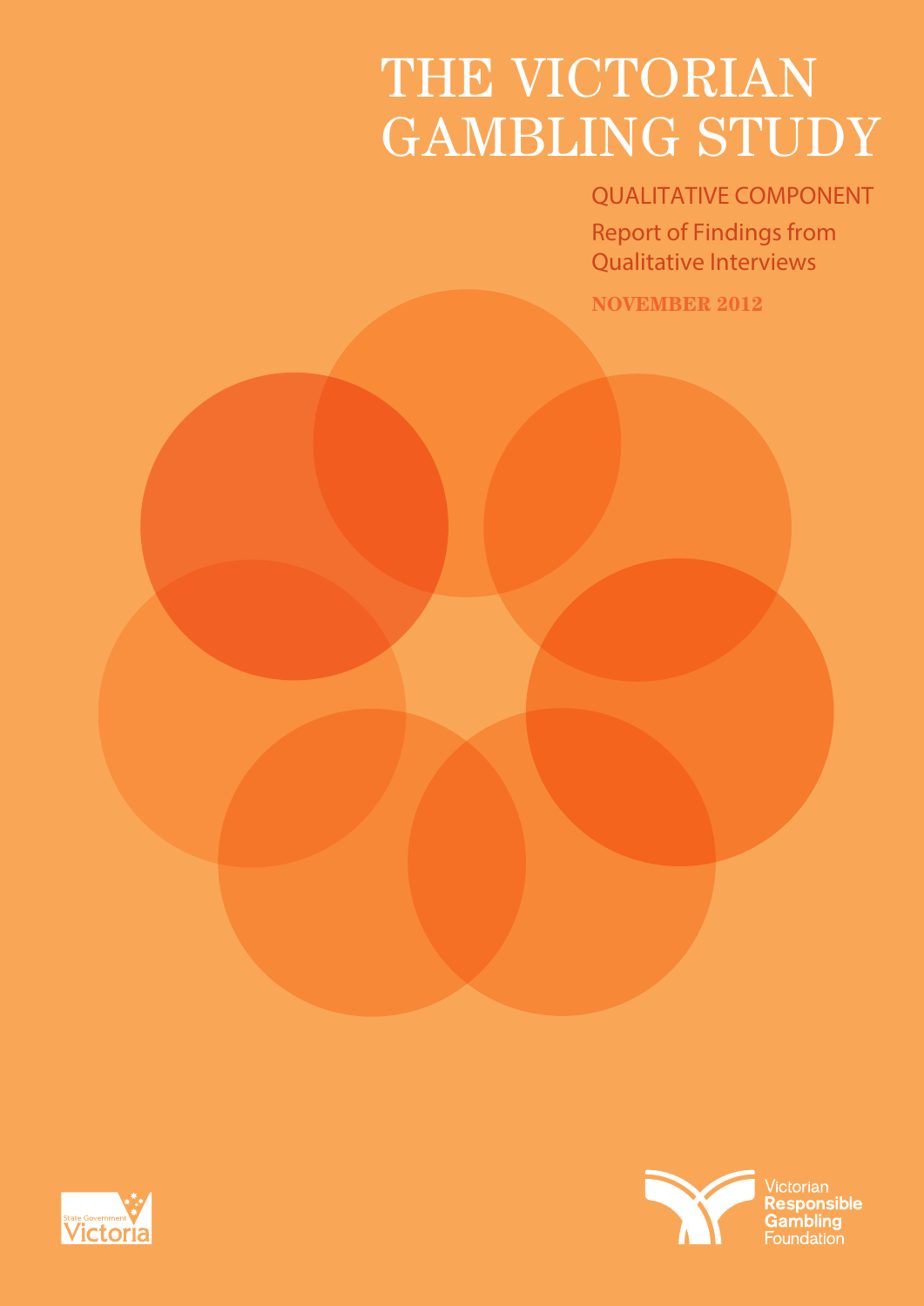# THE VICTORIAN GAMBLING STUDY

## QUALITATIVE COMPONENT

Report of Findings from Qualitative Interviews

**NOVEMBER 2012**

State Government Victoria

Victorian Responsible Gambling Foundation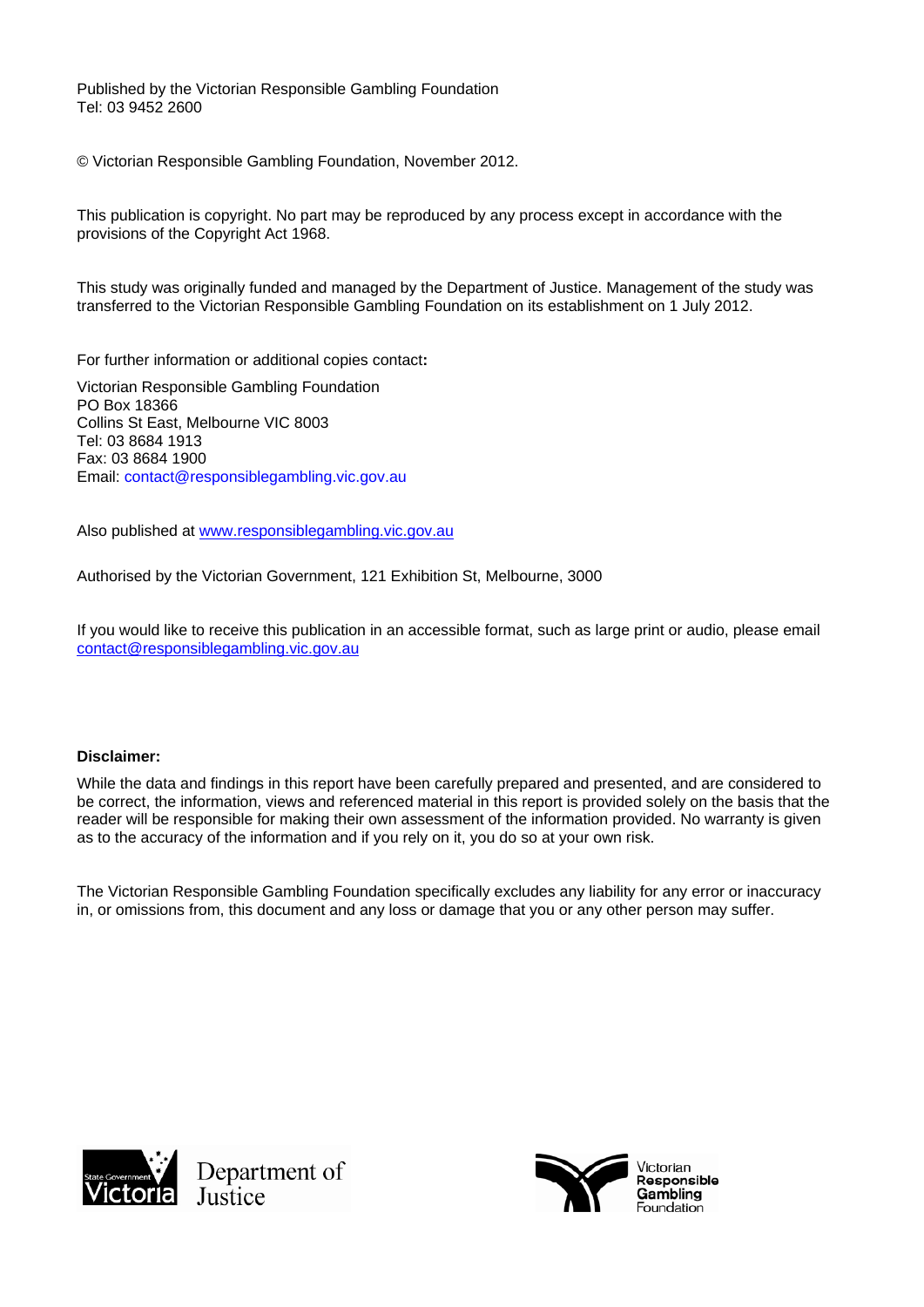Published by the Victorian Responsible Gambling Foundation
Tel: 03 9452 2600

© Victorian Responsible Gambling Foundation, November 2012.

This publication is copyright. No part may be reproduced by any process except in accordance with the provisions of the Copyright Act 1968.

This study was originally funded and managed by the Department of Justice. Management of the study was transferred to the Victorian Responsible Gambling Foundation on its establishment on 1 July 2012.

For further information or additional copies contact:

Victorian Responsible Gambling Foundation
PO Box 18366
Collins St East, Melbourne VIC 8003
Tel: 03 8684 1913
Fax: 03 8684 1900
Email: contact@responsiblegambling.vic.gov.au

Also published at www.responsiblegambling.vic.gov.au

Authorised by the Victorian Government, 121 Exhibition St, Melbourne, 3000

If you would like to receive this publication in an accessible format, such as large print or audio, please email contact@responsiblegambling.vic.gov.au

**Disclaimer:**

While the data and findings in this report have been carefully prepared and presented, and are considered to be correct, the information, views and referenced material in this report is provided solely on the basis that the reader will be responsible for making their own assessment of the information provided. No warranty is given as to the accuracy of the information and if you rely on it, you do so at your own risk.

The Victorian Responsible Gambling Foundation specifically excludes any liability for any error or inaccuracy in, or omissions from, this document and any loss or damage that you or any other person may suffer.

State Government Victoria Department of Justice

Victorian Responsible Gambling Foundation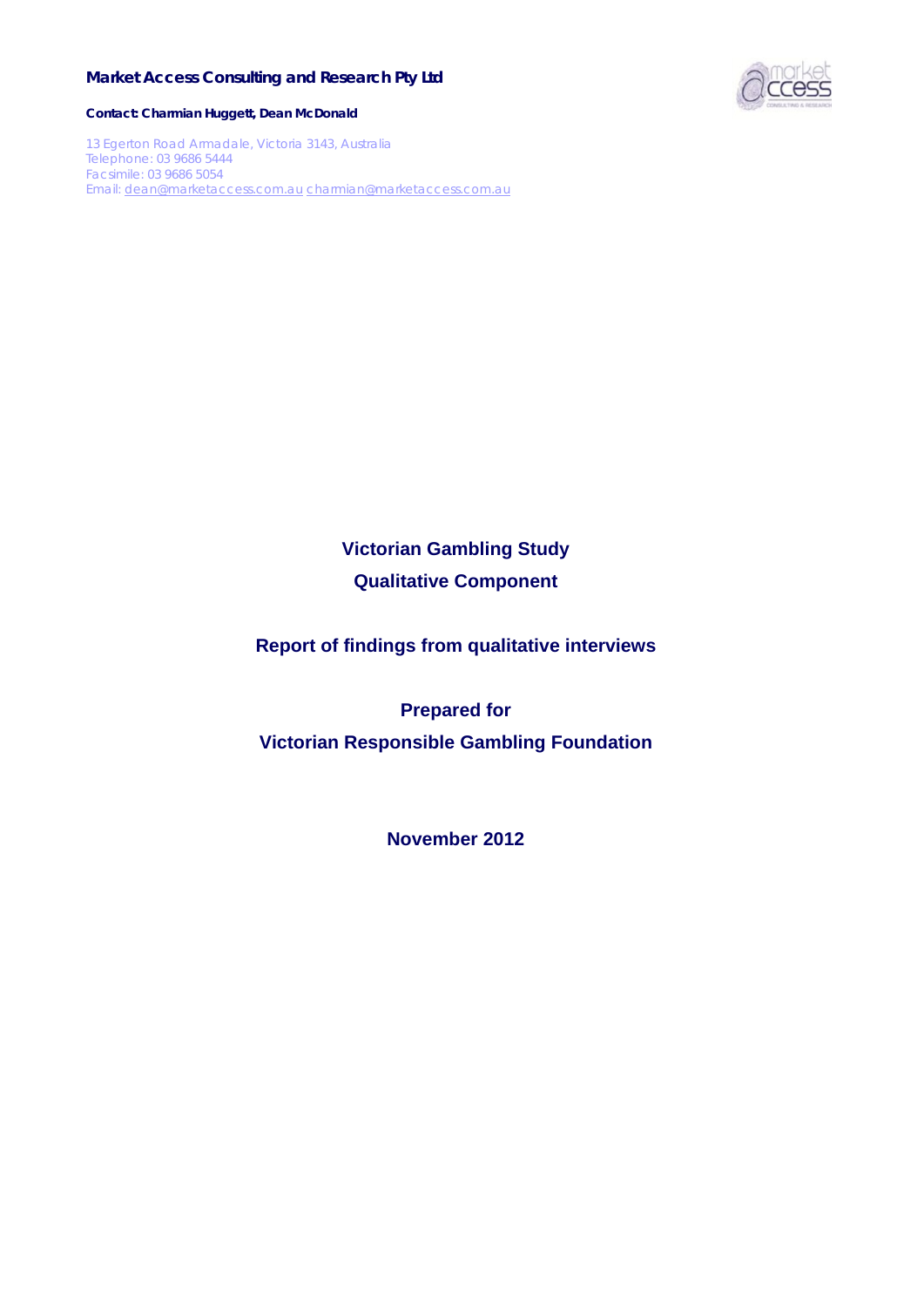**Market Access Consulting and Research Pty Ltd**

**Contact: Charmian Huggett, Dean McDonald**

13 Egerton Road Armadale, Victoria 3143, Australia
Telephone: 03 9686 5444
Facsimile: 03 9686 5054
Email: dean@marketaccess.com.au charmian@marketaccess.com.au

# Victorian Gambling Study
# Qualitative Component

## Report of findings from qualitative interviews

**Prepared for**

**Victorian Responsible Gambling Foundation**

**November 2012**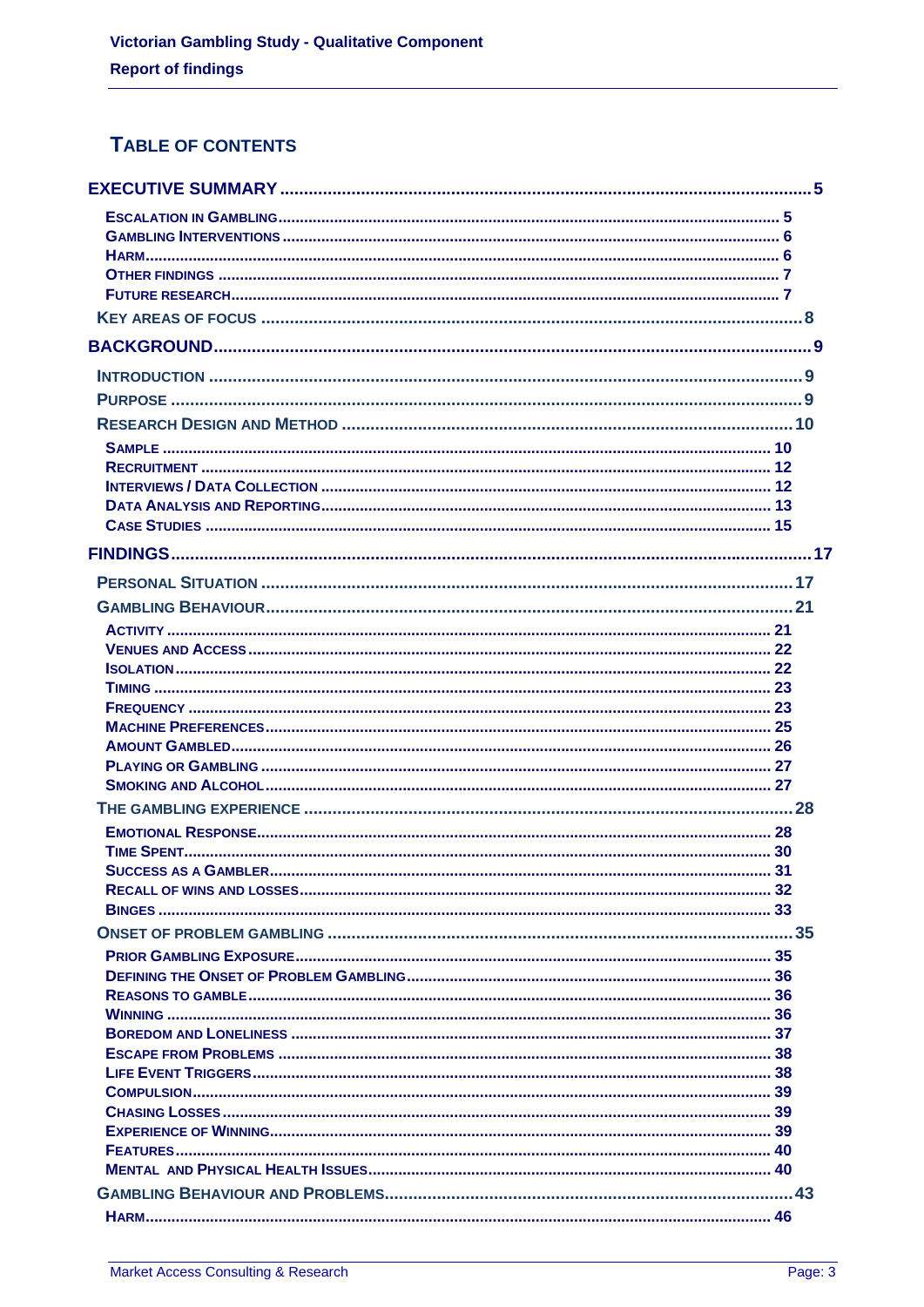## TABLE OF CONTENTS

EXECUTIVE SUMMARY ..... 5

- ESCALATION IN GAMBLING ..... 5
- GAMBLING INTERVENTIONS ..... 6
- HARM ..... 6
- OTHER FINDINGS ..... 7
- FUTURE RESEARCH ..... 7

KEY AREAS OF FOCUS ..... 8

BACKGROUND ..... 9

INTRODUCTION ..... 9

PURPOSE ..... 9

RESEARCH DESIGN AND METHOD ..... 10

- SAMPLE ..... 10
- RECRUITMENT ..... 12
- INTERVIEWS / DATA COLLECTION ..... 12
- DATA ANALYSIS AND REPORTING ..... 13
- CASE STUDIES ..... 15

FINDINGS ..... 17

PERSONAL SITUATION ..... 17

GAMBLING BEHAVIOUR ..... 21

- ACTIVITY ..... 21
- VENUES AND ACCESS ..... 22
- ISOLATION ..... 22
- TIMING ..... 23
- FREQUENCY ..... 23
- MACHINE PREFERENCES ..... 25
- AMOUNT GAMBLED ..... 26
- PLAYING OR GAMBLING ..... 27
- SMOKING AND ALCOHOL ..... 27

THE GAMBLING EXPERIENCE ..... 28

- EMOTIONAL RESPONSE ..... 28
- TIME SPENT ..... 30
- SUCCESS AS A GAMBLER ..... 31
- RECALL OF WINS AND LOSSES ..... 32
- BINGES ..... 33

ONSET OF PROBLEM GAMBLING ..... 35

- PRIOR GAMBLING EXPOSURE ..... 35
- DEFINING THE ONSET OF PROBLEM GAMBLING ..... 36
- REASONS TO GAMBLE ..... 36
- WINNING ..... 36
- BOREDOM AND LONELINESS ..... 37
- ESCAPE FROM PROBLEMS ..... 38
- LIFE EVENT TRIGGERS ..... 38
- COMPULSION ..... 39
- CHASING LOSSES ..... 39
- EXPERIENCE OF WINNING ..... 39
- FEATURES ..... 40
- MENTAL AND PHYSICAL HEALTH ISSUES ..... 40

GAMBLING BEHAVIOUR AND PROBLEMS ..... 43

- HARM ..... 46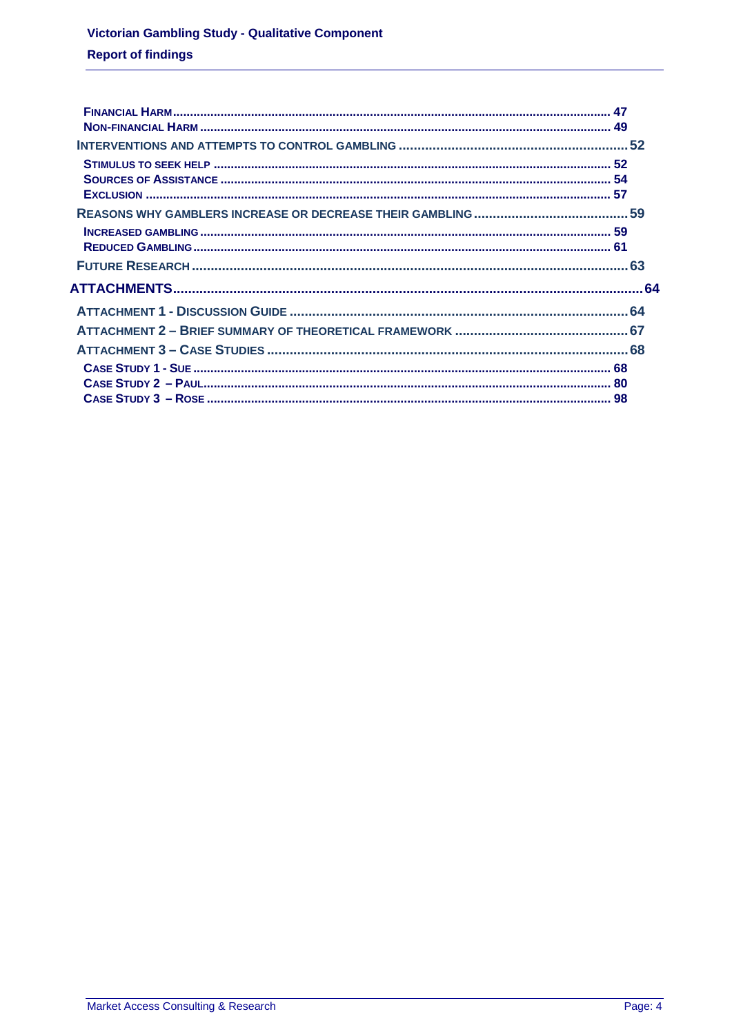- FINANCIAL HARM ........ 47
- NON-FINANCIAL HARM ........ 49

INTERVENTIONS AND ATTEMPTS TO CONTROL GAMBLING ........ 52

- STIMULUS TO SEEK HELP ........ 52
- SOURCES OF ASSISTANCE ........ 54
- EXCLUSION ........ 57

REASONS WHY GAMBLERS INCREASE OR DECREASE THEIR GAMBLING ........ 59

- INCREASED GAMBLING ........ 59
- REDUCED GAMBLING ........ 61

FUTURE RESEARCH ........ 63

ATTACHMENTS ........ 64

ATTACHMENT 1 - DISCUSSION GUIDE ........ 64

ATTACHMENT 2 – BRIEF SUMMARY OF THEORETICAL FRAMEWORK ........ 67

ATTACHMENT 3 – CASE STUDIES ........ 68

- CASE STUDY 1 - SUE ........ 68
- CASE STUDY 2 – PAUL ........ 80
- CASE STUDY 3 – ROSE ........ 98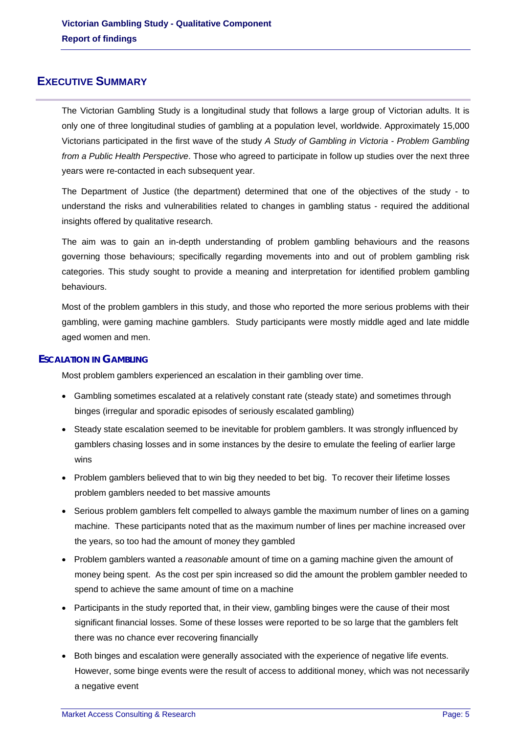## EXECUTIVE SUMMARY

The Victorian Gambling Study is a longitudinal study that follows a large group of Victorian adults. It is only one of three longitudinal studies of gambling at a population level, worldwide. Approximately 15,000 Victorians participated in the first wave of the study *A Study of Gambling in Victoria - Problem Gambling from a Public Health Perspective*. Those who agreed to participate in follow up studies over the next three years were re-contacted in each subsequent year.

The Department of Justice (the department) determined that one of the objectives of the study - to understand the risks and vulnerabilities related to changes in gambling status - required the additional insights offered by qualitative research.

The aim was to gain an in-depth understanding of problem gambling behaviours and the reasons governing those behaviours; specifically regarding movements into and out of problem gambling risk categories. This study sought to provide a meaning and interpretation for identified problem gambling behaviours.

Most of the problem gamblers in this study, and those who reported the more serious problems with their gambling, were gaming machine gamblers. Study participants were mostly middle aged and late middle aged women and men.

### ESCALATION IN GAMBLING

Most problem gamblers experienced an escalation in their gambling over time.

- Gambling sometimes escalated at a relatively constant rate (steady state) and sometimes through binges (irregular and sporadic episodes of seriously escalated gambling)
- Steady state escalation seemed to be inevitable for problem gamblers. It was strongly influenced by gamblers chasing losses and in some instances by the desire to emulate the feeling of earlier large wins
- Problem gamblers believed that to win big they needed to bet big. To recover their lifetime losses problem gamblers needed to bet massive amounts
- Serious problem gamblers felt compelled to always gamble the maximum number of lines on a gaming machine. These participants noted that as the maximum number of lines per machine increased over the years, so too had the amount of money they gambled
- Problem gamblers wanted a *reasonable* amount of time on a gaming machine given the amount of money being spent. As the cost per spin increased so did the amount the problem gambler needed to spend to achieve the same amount of time on a machine
- Participants in the study reported that, in their view, gambling binges were the cause of their most significant financial losses. Some of these losses were reported to be so large that the gamblers felt there was no chance ever recovering financially
- Both binges and escalation were generally associated with the experience of negative life events. However, some binge events were the result of access to additional money, which was not necessarily a negative event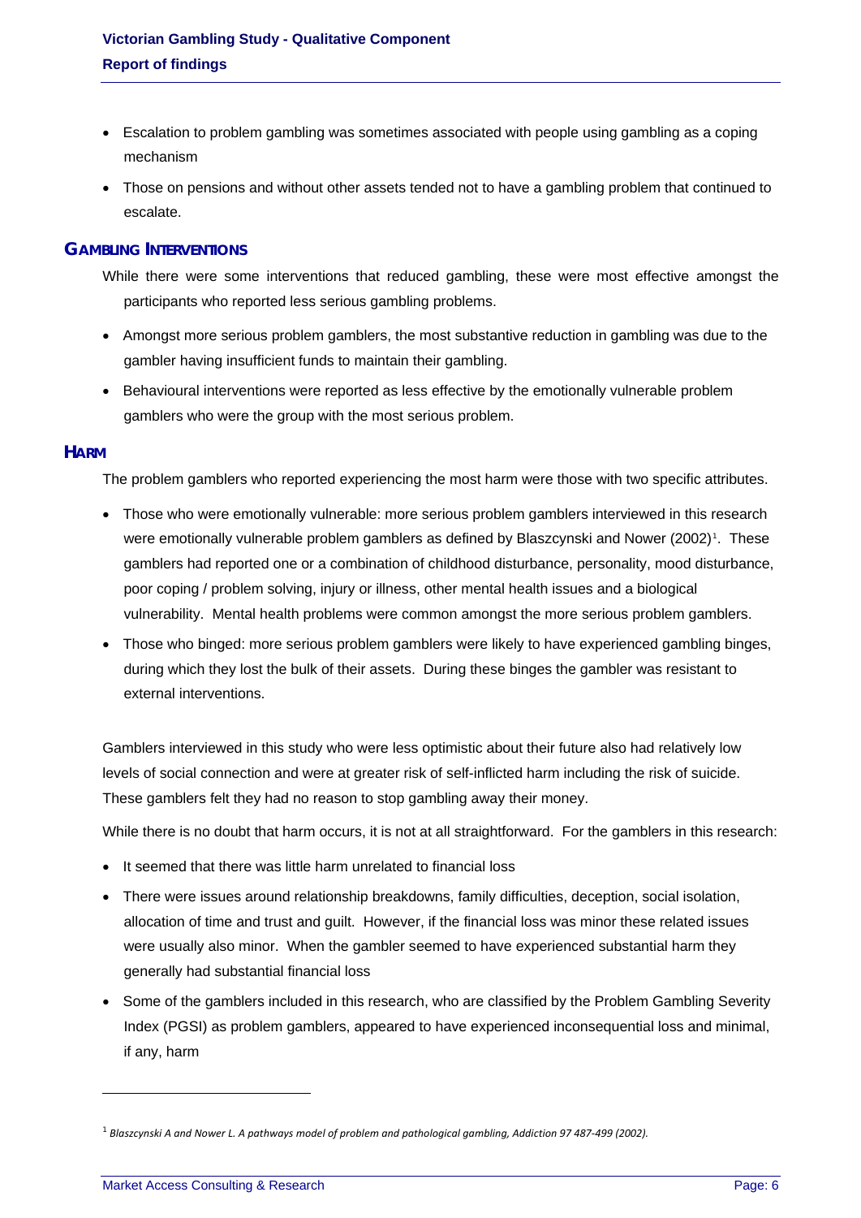- Escalation to problem gambling was sometimes associated with people using gambling as a coping mechanism
- Those on pensions and without other assets tended not to have a gambling problem that continued to escalate.

### GAMBLING INTERVENTIONS

While there were some interventions that reduced gambling, these were most effective amongst the participants who reported less serious gambling problems.

- Amongst more serious problem gamblers, the most substantive reduction in gambling was due to the gambler having insufficient funds to maintain their gambling.
- Behavioural interventions were reported as less effective by the emotionally vulnerable problem gamblers who were the group with the most serious problem.

### HARM

The problem gamblers who reported experiencing the most harm were those with two specific attributes.

- Those who were emotionally vulnerable: more serious problem gamblers interviewed in this research were emotionally vulnerable problem gamblers as defined by Blaszcynski and Nower (2002)[1]. These gamblers had reported one or a combination of childhood disturbance, personality, mood disturbance, poor coping / problem solving, injury or illness, other mental health issues and a biological vulnerability. Mental health problems were common amongst the more serious problem gamblers.
- Those who binged: more serious problem gamblers were likely to have experienced gambling binges, during which they lost the bulk of their assets. During these binges the gambler was resistant to external interventions.

Gamblers interviewed in this study who were less optimistic about their future also had relatively low levels of social connection and were at greater risk of self-inflicted harm including the risk of suicide. These gamblers felt they had no reason to stop gambling away their money.

While there is no doubt that harm occurs, it is not at all straightforward. For the gamblers in this research:

- It seemed that there was little harm unrelated to financial loss
- There were issues around relationship breakdowns, family difficulties, deception, social isolation, allocation of time and trust and guilt. However, if the financial loss was minor these related issues were usually also minor. When the gambler seemed to have experienced substantial harm they generally had substantial financial loss
- Some of the gamblers included in this research, who are classified by the Problem Gambling Severity Index (PGSI) as problem gamblers, appeared to have experienced inconsequential loss and minimal, if any, harm

---

[1] *Blaszcynski A and Nower L. A pathways model of problem and pathological gambling, Addiction 97 487-499 (2002).*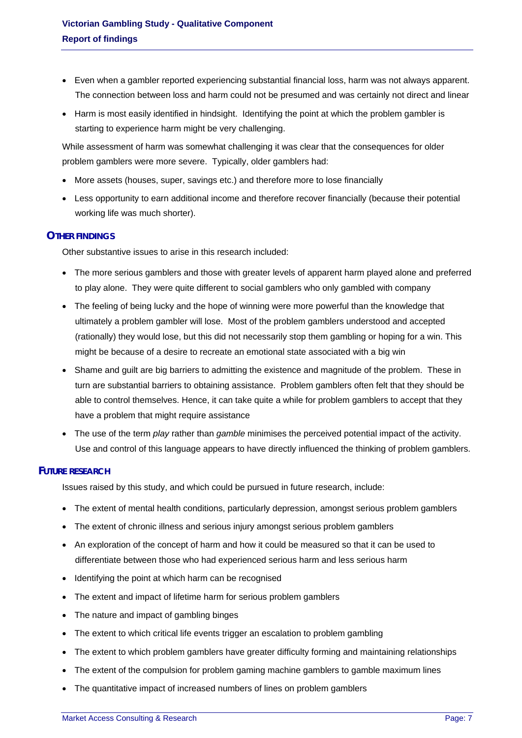- Even when a gambler reported experiencing substantial financial loss, harm was not always apparent. The connection between loss and harm could not be presumed and was certainly not direct and linear
- Harm is most easily identified in hindsight. Identifying the point at which the problem gambler is starting to experience harm might be very challenging.

While assessment of harm was somewhat challenging it was clear that the consequences for older problem gamblers were more severe. Typically, older gamblers had:

- More assets (houses, super, savings etc.) and therefore more to lose financially
- Less opportunity to earn additional income and therefore recover financially (because their potential working life was much shorter).

## OTHER FINDINGS

Other substantive issues to arise in this research included:

- The more serious gamblers and those with greater levels of apparent harm played alone and preferred to play alone. They were quite different to social gamblers who only gambled with company
- The feeling of being lucky and the hope of winning were more powerful than the knowledge that ultimately a problem gambler will lose. Most of the problem gamblers understood and accepted (rationally) they would lose, but this did not necessarily stop them gambling or hoping for a win. This might be because of a desire to recreate an emotional state associated with a big win
- Shame and guilt are big barriers to admitting the existence and magnitude of the problem. These in turn are substantial barriers to obtaining assistance. Problem gamblers often felt that they should be able to control themselves. Hence, it can take quite a while for problem gamblers to accept that they have a problem that might require assistance
- The use of the term *play* rather than *gamble* minimises the perceived potential impact of the activity. Use and control of this language appears to have directly influenced the thinking of problem gamblers.

## FUTURE RESEARCH

Issues raised by this study, and which could be pursued in future research, include:

- The extent of mental health conditions, particularly depression, amongst serious problem gamblers
- The extent of chronic illness and serious injury amongst serious problem gamblers
- An exploration of the concept of harm and how it could be measured so that it can be used to differentiate between those who had experienced serious harm and less serious harm
- Identifying the point at which harm can be recognised
- The extent and impact of lifetime harm for serious problem gamblers
- The nature and impact of gambling binges
- The extent to which critical life events trigger an escalation to problem gambling
- The extent to which problem gamblers have greater difficulty forming and maintaining relationships
- The extent of the compulsion for problem gaming machine gamblers to gamble maximum lines
- The quantitative impact of increased numbers of lines on problem gamblers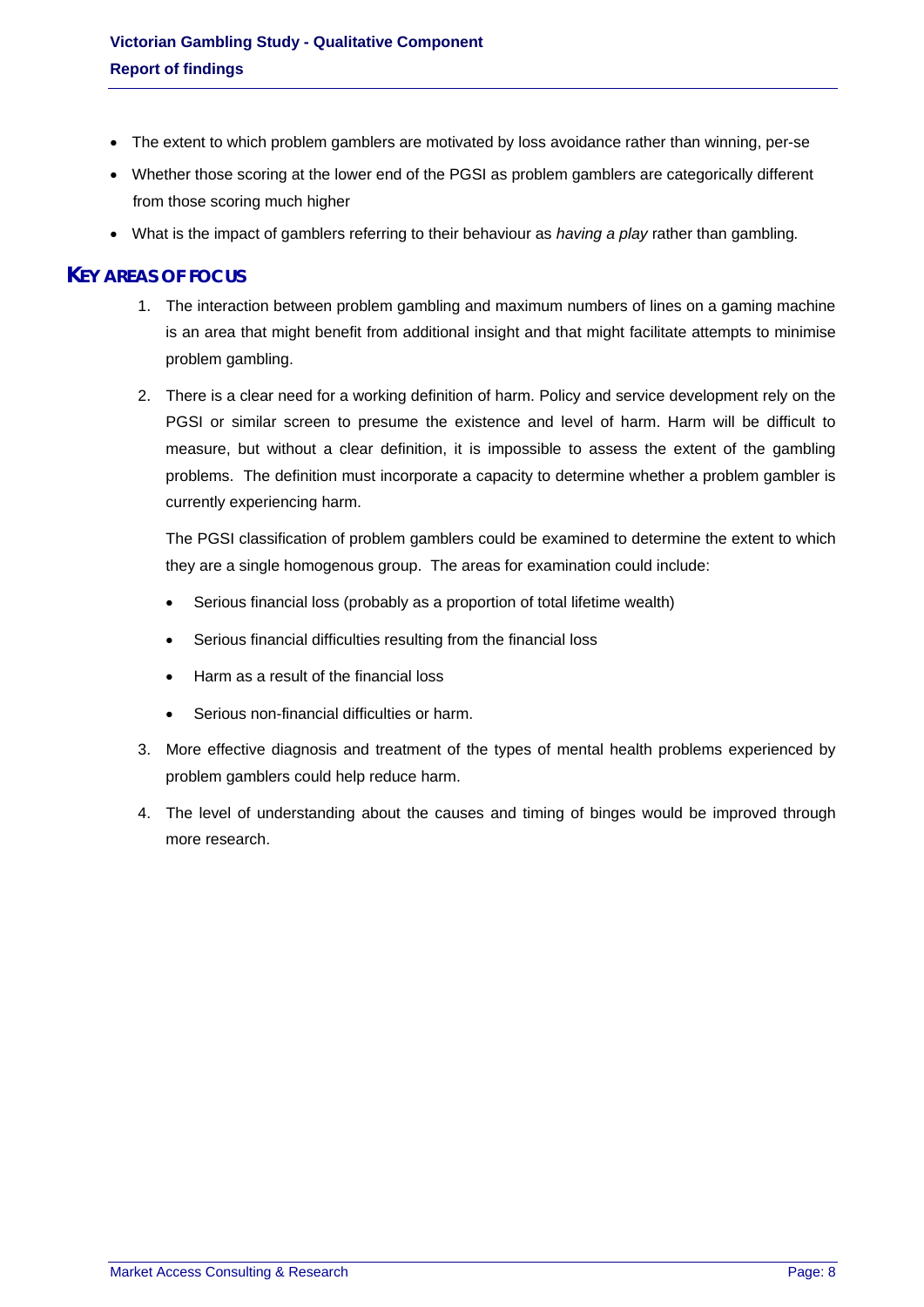- The extent to which problem gamblers are motivated by loss avoidance rather than winning, per-se
- Whether those scoring at the lower end of the PGSI as problem gamblers are categorically different from those scoring much higher
- What is the impact of gamblers referring to their behaviour as *having a play* rather than gambling.

## KEY AREAS OF FOCUS

1. The interaction between problem gambling and maximum numbers of lines on a gaming machine is an area that might benefit from additional insight and that might facilitate attempts to minimise problem gambling.

2. There is a clear need for a working definition of harm. Policy and service development rely on the PGSI or similar screen to presume the existence and level of harm. Harm will be difficult to measure, but without a clear definition, it is impossible to assess the extent of the gambling problems. The definition must incorporate a capacity to determine whether a problem gambler is currently experiencing harm.

   The PGSI classification of problem gamblers could be examined to determine the extent to which they are a single homogenous group. The areas for examination could include:

   - Serious financial loss (probably as a proportion of total lifetime wealth)
   - Serious financial difficulties resulting from the financial loss
   - Harm as a result of the financial loss
   - Serious non-financial difficulties or harm.

3. More effective diagnosis and treatment of the types of mental health problems experienced by problem gamblers could help reduce harm.

4. The level of understanding about the causes and timing of binges would be improved through more research.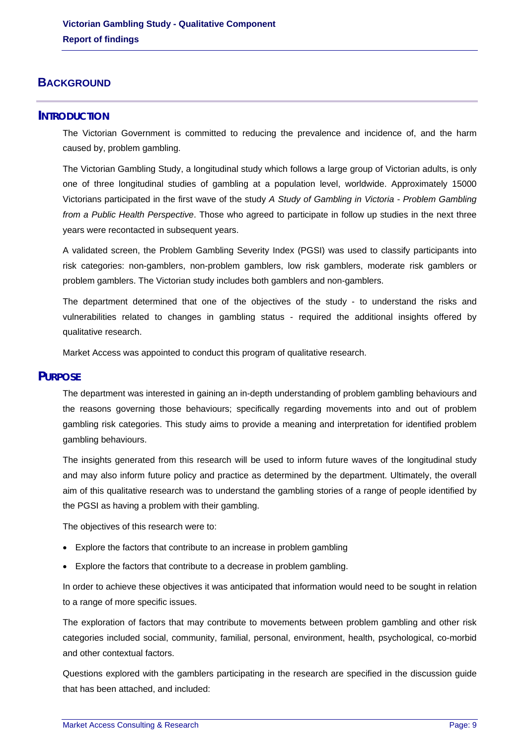# BACKGROUND

## INTRODUCTION

The Victorian Government is committed to reducing the prevalence and incidence of, and the harm caused by, problem gambling.

The Victorian Gambling Study, a longitudinal study which follows a large group of Victorian adults, is only one of three longitudinal studies of gambling at a population level, worldwide. Approximately 15000 Victorians participated in the first wave of the study *A Study of Gambling in Victoria - Problem Gambling from a Public Health Perspective*. Those who agreed to participate in follow up studies in the next three years were recontacted in subsequent years.

A validated screen, the Problem Gambling Severity Index (PGSI) was used to classify participants into risk categories: non-gamblers, non-problem gamblers, low risk gamblers, moderate risk gamblers or problem gamblers. The Victorian study includes both gamblers and non-gamblers.

The department determined that one of the objectives of the study - to understand the risks and vulnerabilities related to changes in gambling status - required the additional insights offered by qualitative research.

Market Access was appointed to conduct this program of qualitative research.

## PURPOSE

The department was interested in gaining an in-depth understanding of problem gambling behaviours and the reasons governing those behaviours; specifically regarding movements into and out of problem gambling risk categories. This study aims to provide a meaning and interpretation for identified problem gambling behaviours.

The insights generated from this research will be used to inform future waves of the longitudinal study and may also inform future policy and practice as determined by the department. Ultimately, the overall aim of this qualitative research was to understand the gambling stories of a range of people identified by the PGSI as having a problem with their gambling.

The objectives of this research were to:

- Explore the factors that contribute to an increase in problem gambling
- Explore the factors that contribute to a decrease in problem gambling.

In order to achieve these objectives it was anticipated that information would need to be sought in relation to a range of more specific issues.

The exploration of factors that may contribute to movements between problem gambling and other risk categories included social, community, familial, personal, environment, health, psychological, co-morbid and other contextual factors.

Questions explored with the gamblers participating in the research are specified in the discussion guide that has been attached, and included: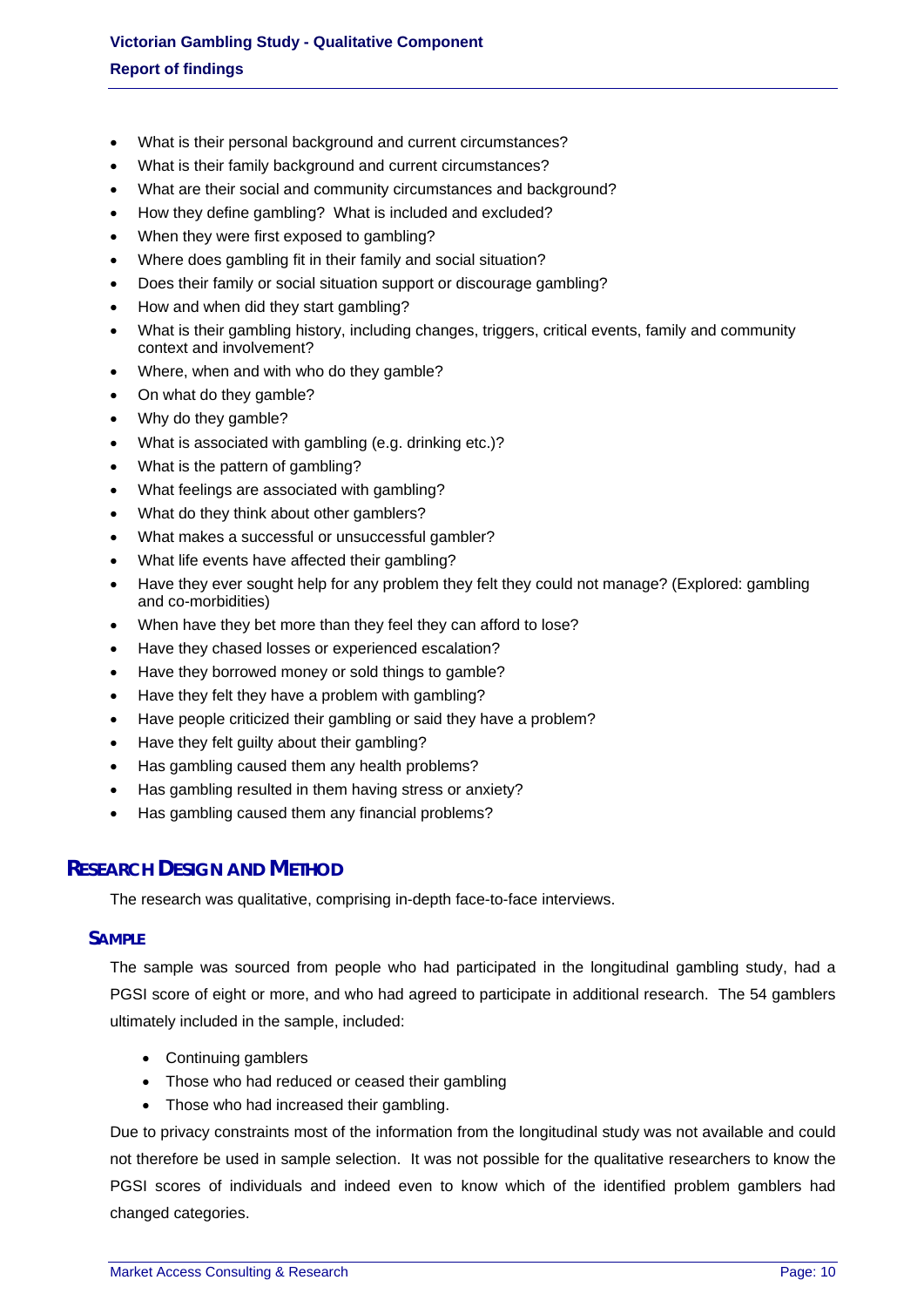- What is their personal background and current circumstances?
- What is their family background and current circumstances?
- What are their social and community circumstances and background?
- How they define gambling? What is included and excluded?
- When they were first exposed to gambling?
- Where does gambling fit in their family and social situation?
- Does their family or social situation support or discourage gambling?
- How and when did they start gambling?
- What is their gambling history, including changes, triggers, critical events, family and community context and involvement?
- Where, when and with who do they gamble?
- On what do they gamble?
- Why do they gamble?
- What is associated with gambling (e.g. drinking etc.)?
- What is the pattern of gambling?
- What feelings are associated with gambling?
- What do they think about other gamblers?
- What makes a successful or unsuccessful gambler?
- What life events have affected their gambling?
- Have they ever sought help for any problem they felt they could not manage? (Explored: gambling and co-morbidities)
- When have they bet more than they feel they can afford to lose?
- Have they chased losses or experienced escalation?
- Have they borrowed money or sold things to gamble?
- Have they felt they have a problem with gambling?
- Have people criticized their gambling or said they have a problem?
- Have they felt guilty about their gambling?
- Has gambling caused them any health problems?
- Has gambling resulted in them having stress or anxiety?
- Has gambling caused them any financial problems?

## RESEARCH DESIGN AND METHOD

The research was qualitative, comprising in-depth face-to-face interviews.

### SAMPLE

The sample was sourced from people who had participated in the longitudinal gambling study, had a PGSI score of eight or more, and who had agreed to participate in additional research. The 54 gamblers ultimately included in the sample, included:

- Continuing gamblers
- Those who had reduced or ceased their gambling
- Those who had increased their gambling.

Due to privacy constraints most of the information from the longitudinal study was not available and could not therefore be used in sample selection. It was not possible for the qualitative researchers to know the PGSI scores of individuals and indeed even to know which of the identified problem gamblers had changed categories.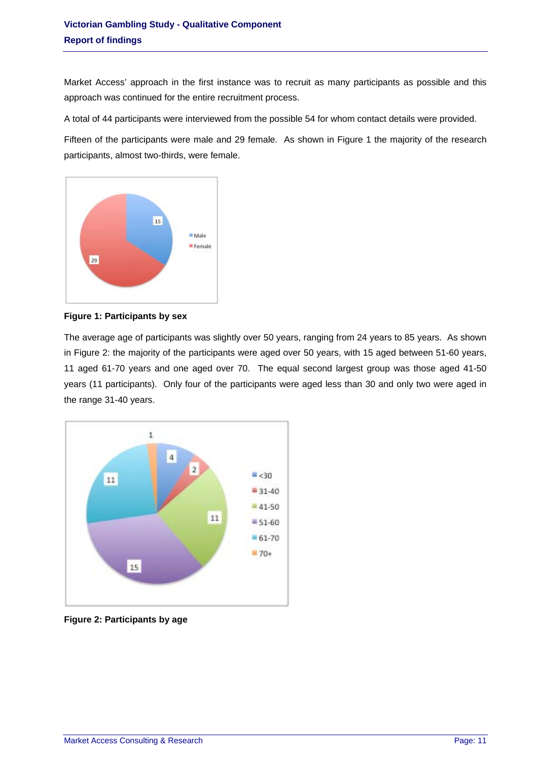Market Access' approach in the first instance was to recruit as many participants as possible and this approach was continued for the entire recruitment process.

A total of 44 participants were interviewed from the possible 54 for whom contact details were provided.

Fifteen of the participants were male and 29 female. As shown in Figure 1 the majority of the research participants, almost two-thirds, were female.

**Figure 1: Participants by sex**

The average age of participants was slightly over 50 years, ranging from 24 years to 85 years. As shown in Figure 2: the majority of the participants were aged over 50 years, with 15 aged between 51-60 years, 11 aged 61-70 years and one aged over 70. The equal second largest group was those aged 41-50 years (11 participants). Only four of the participants were aged less than 30 and only two were aged in the range 31-40 years.

**Figure 2: Participants by age**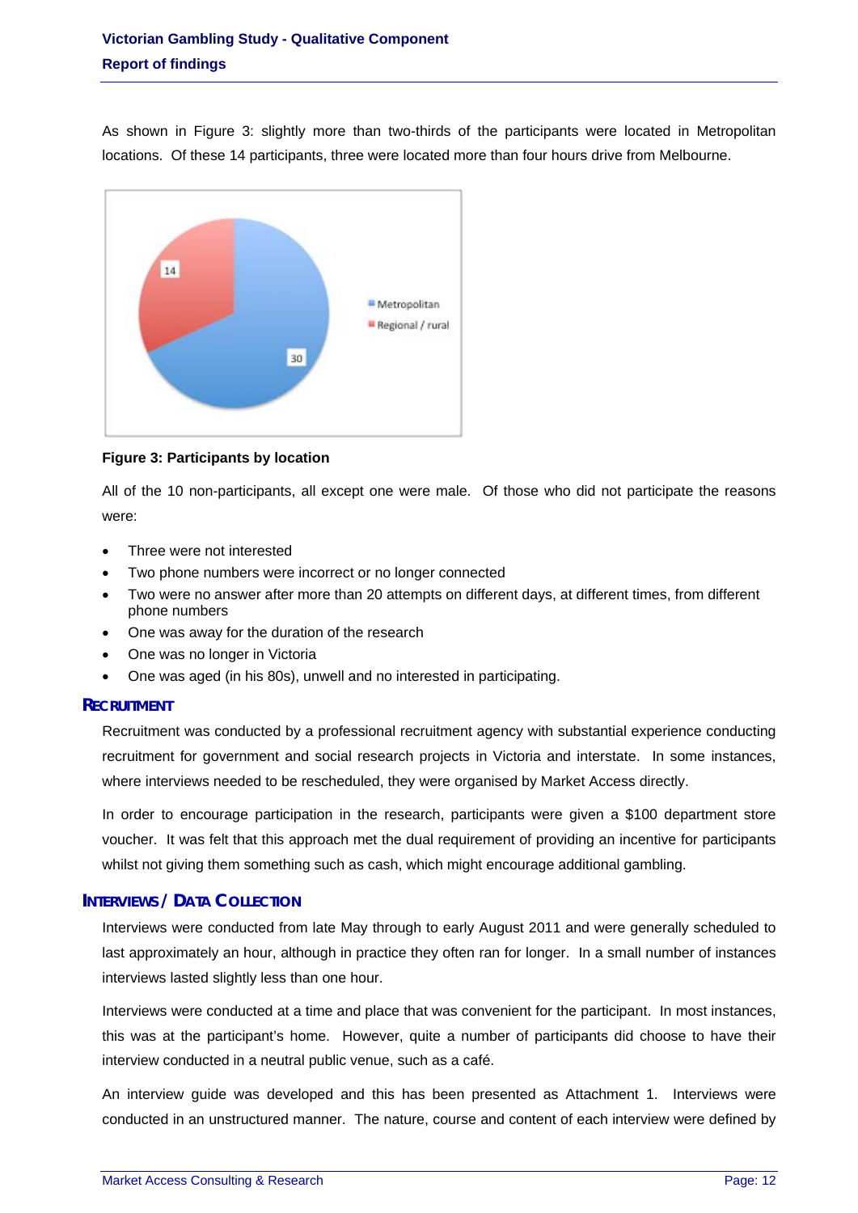As shown in Figure 3: slightly more than two-thirds of the participants were located in Metropolitan locations. Of these 14 participants, three were located more than four hours drive from Melbourne.

**Figure 3: Participants by location**

All of the 10 non-participants, all except one were male. Of those who did not participate the reasons were:

- Three were not interested
- Two phone numbers were incorrect or no longer connected
- Two were no answer after more than 20 attempts on different days, at different times, from different phone numbers
- One was away for the duration of the research
- One was no longer in Victoria
- One was aged (in his 80s), unwell and no interested in participating.

## RECRUITMENT

Recruitment was conducted by a professional recruitment agency with substantial experience conducting recruitment for government and social research projects in Victoria and interstate. In some instances, where interviews needed to be rescheduled, they were organised by Market Access directly.

In order to encourage participation in the research, participants were given a $100 department store voucher. It was felt that this approach met the dual requirement of providing an incentive for participants whilst not giving them something such as cash, which might encourage additional gambling.

## INTERVIEWS / DATA COLLECTION

Interviews were conducted from late May through to early August 2011 and were generally scheduled to last approximately an hour, although in practice they often ran for longer. In a small number of instances interviews lasted slightly less than one hour.

Interviews were conducted at a time and place that was convenient for the participant. In most instances, this was at the participant's home. However, quite a number of participants did choose to have their interview conducted in a neutral public venue, such as a café.

An interview guide was developed and this has been presented as Attachment 1. Interviews were conducted in an unstructured manner. The nature, course and content of each interview were defined by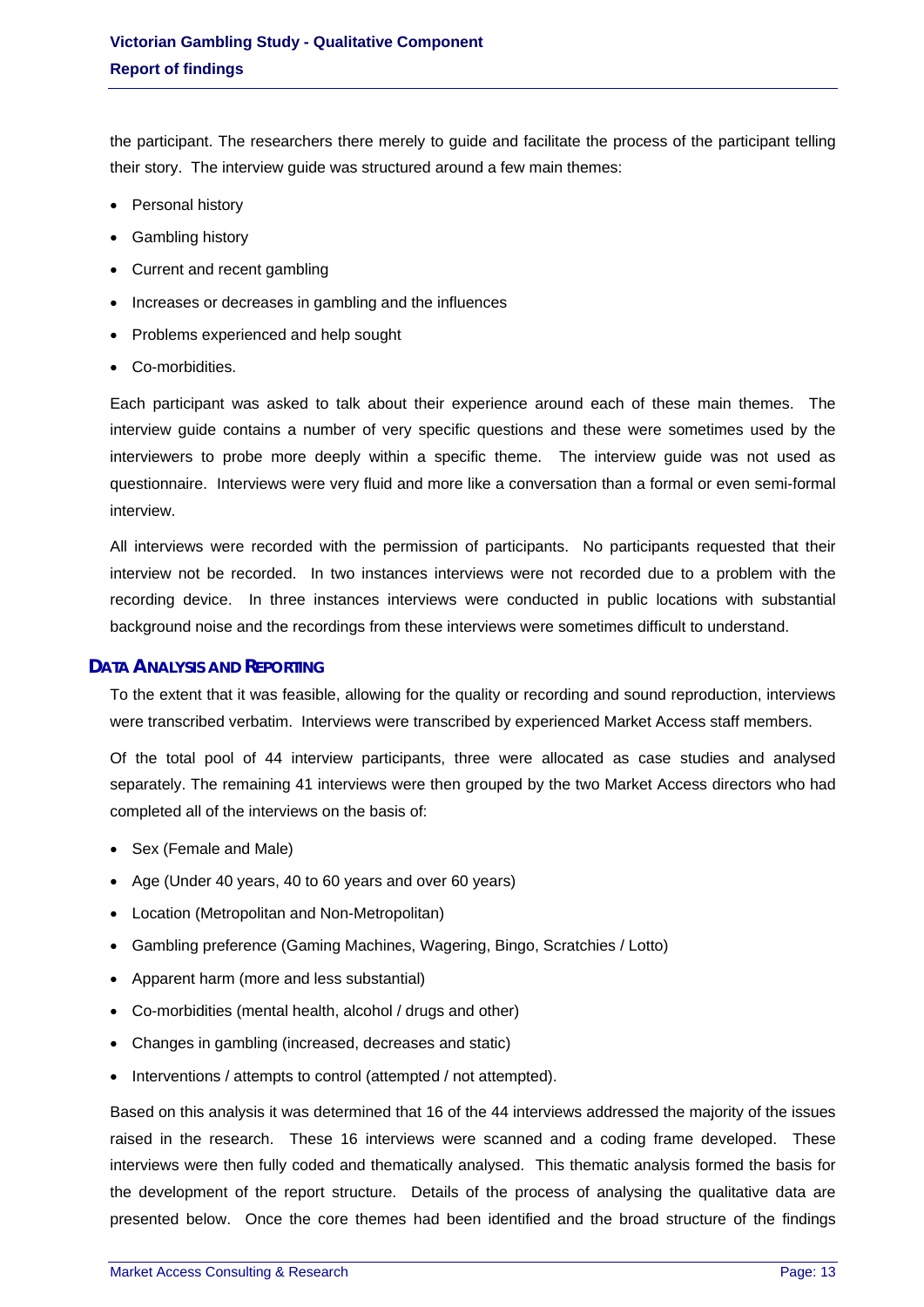the participant. The researchers there merely to guide and facilitate the process of the participant telling their story. The interview guide was structured around a few main themes:

- Personal history
- Gambling history
- Current and recent gambling
- Increases or decreases in gambling and the influences
- Problems experienced and help sought
- Co-morbidities.

Each participant was asked to talk about their experience around each of these main themes. The interview guide contains a number of very specific questions and these were sometimes used by the interviewers to probe more deeply within a specific theme. The interview guide was not used as questionnaire. Interviews were very fluid and more like a conversation than a formal or even semi-formal interview.

All interviews were recorded with the permission of participants. No participants requested that their interview not be recorded. In two instances interviews were not recorded due to a problem with the recording device. In three instances interviews were conducted in public locations with substantial background noise and the recordings from these interviews were sometimes difficult to understand.

## DATA ANALYSIS AND REPORTING

To the extent that it was feasible, allowing for the quality or recording and sound reproduction, interviews were transcribed verbatim. Interviews were transcribed by experienced Market Access staff members.

Of the total pool of 44 interview participants, three were allocated as case studies and analysed separately. The remaining 41 interviews were then grouped by the two Market Access directors who had completed all of the interviews on the basis of:

- Sex (Female and Male)
- Age (Under 40 years, 40 to 60 years and over 60 years)
- Location (Metropolitan and Non-Metropolitan)
- Gambling preference (Gaming Machines, Wagering, Bingo, Scratchies / Lotto)
- Apparent harm (more and less substantial)
- Co-morbidities (mental health, alcohol / drugs and other)
- Changes in gambling (increased, decreases and static)
- Interventions / attempts to control (attempted / not attempted).

Based on this analysis it was determined that 16 of the 44 interviews addressed the majority of the issues raised in the research. These 16 interviews were scanned and a coding frame developed. These interviews were then fully coded and thematically analysed. This thematic analysis formed the basis for the development of the report structure. Details of the process of analysing the qualitative data are presented below. Once the core themes had been identified and the broad structure of the findings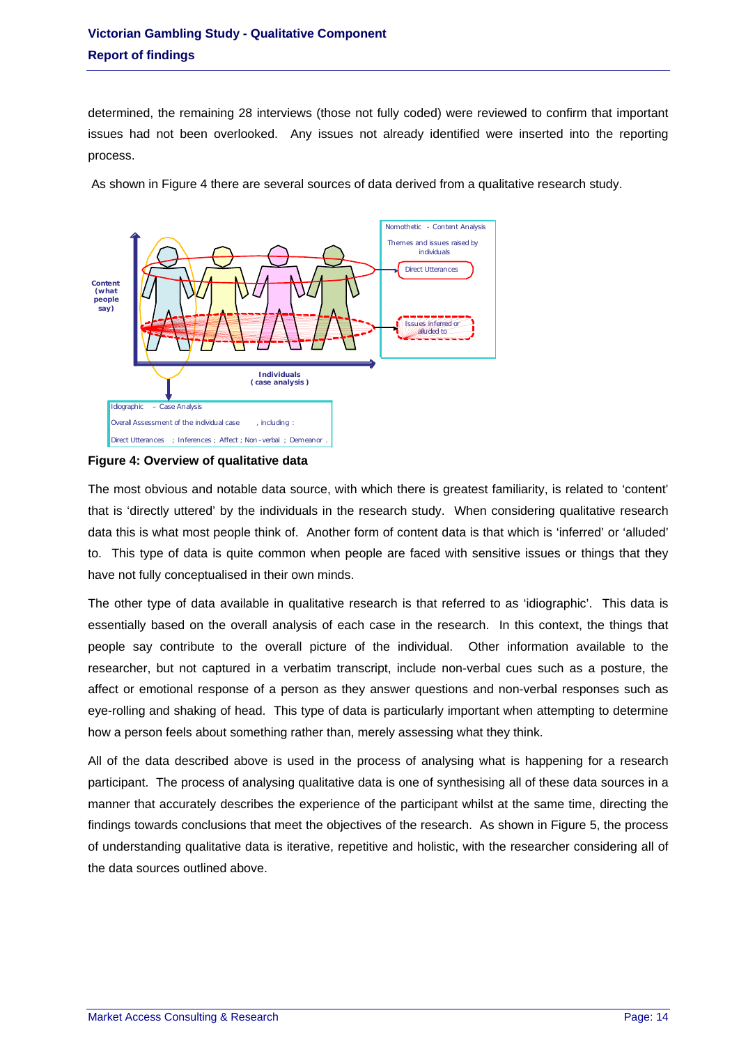determined, the remaining 28 interviews (those not fully coded) were reviewed to confirm that important issues had not been overlooked. Any issues not already identified were inserted into the reporting process.

As shown in Figure 4 there are several sources of data derived from a qualitative research study.

Nomothetic - Content Analysis

Themes and issues raised by individuals

Direct Utterances

Issues inferred or alluded to

Content (what people say)

Individuals (case analysis)

Idiographic – Case Analysis

Overall Assessment of the individual case, including:

Direct Utterances; Inferences; Affect; Non-verbal; Demeanor.

**Figure 4: Overview of qualitative data**

The most obvious and notable data source, with which there is greatest familiarity, is related to 'content' that is 'directly uttered' by the individuals in the research study. When considering qualitative research data this is what most people think of. Another form of content data is that which is 'inferred' or 'alluded' to. This type of data is quite common when people are faced with sensitive issues or things that they have not fully conceptualised in their own minds.

The other type of data available in qualitative research is that referred to as 'idiographic'. This data is essentially based on the overall analysis of each case in the research. In this context, the things that people say contribute to the overall picture of the individual. Other information available to the researcher, but not captured in a verbatim transcript, include non-verbal cues such as a posture, the affect or emotional response of a person as they answer questions and non-verbal responses such as eye-rolling and shaking of head. This type of data is particularly important when attempting to determine how a person feels about something rather than, merely assessing what they think.

All of the data described above is used in the process of analysing what is happening for a research participant. The process of analysing qualitative data is one of synthesising all of these data sources in a manner that accurately describes the experience of the participant whilst at the same time, directing the findings towards conclusions that meet the objectives of the research. As shown in Figure 5, the process of understanding qualitative data is iterative, repetitive and holistic, with the researcher considering all of the data sources outlined above.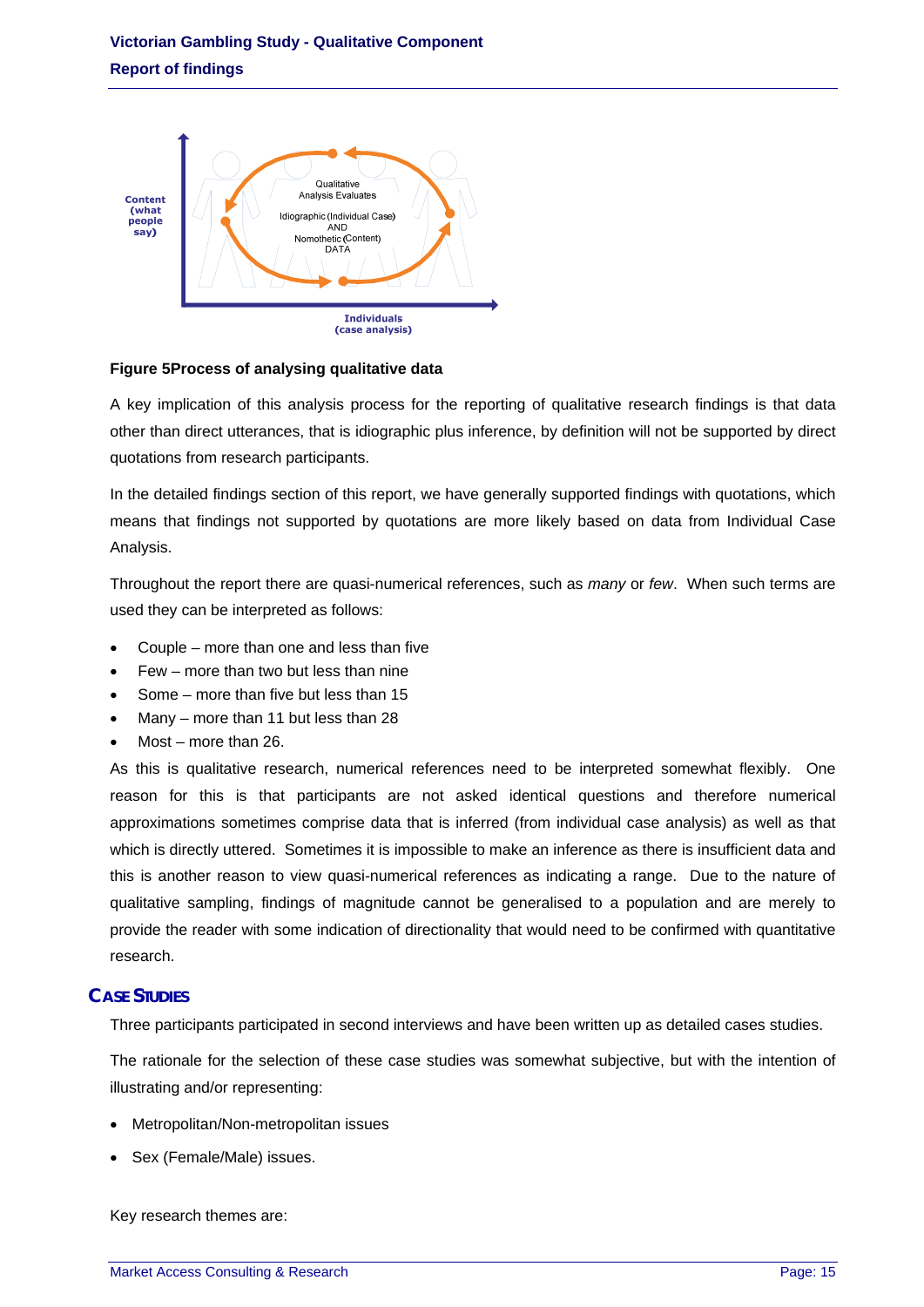Figure 5Process of analysing qualitative data

A key implication of this analysis process for the reporting of qualitative research findings is that data other than direct utterances, that is idiographic plus inference, by definition will not be supported by direct quotations from research participants.

In the detailed findings section of this report, we have generally supported findings with quotations, which means that findings not supported by quotations are more likely based on data from Individual Case Analysis.

Throughout the report there are quasi-numerical references, such as *many* or *few*. When such terms are used they can be interpreted as follows:

- Couple – more than one and less than five
- Few – more than two but less than nine
- Some – more than five but less than 15
- Many – more than 11 but less than 28
- Most – more than 26.

As this is qualitative research, numerical references need to be interpreted somewhat flexibly. One reason for this is that participants are not asked identical questions and therefore numerical approximations sometimes comprise data that is inferred (from individual case analysis) as well as that which is directly uttered. Sometimes it is impossible to make an inference as there is insufficient data and this is another reason to view quasi-numerical references as indicating a range. Due to the nature of qualitative sampling, findings of magnitude cannot be generalised to a population and are merely to provide the reader with some indication of directionality that would need to be confirmed with quantitative research.

## CASE STUDIES

Three participants participated in second interviews and have been written up as detailed cases studies.

The rationale for the selection of these case studies was somewhat subjective, but with the intention of illustrating and/or representing:

- Metropolitan/Non-metropolitan issues
- Sex (Female/Male) issues.

Key research themes are: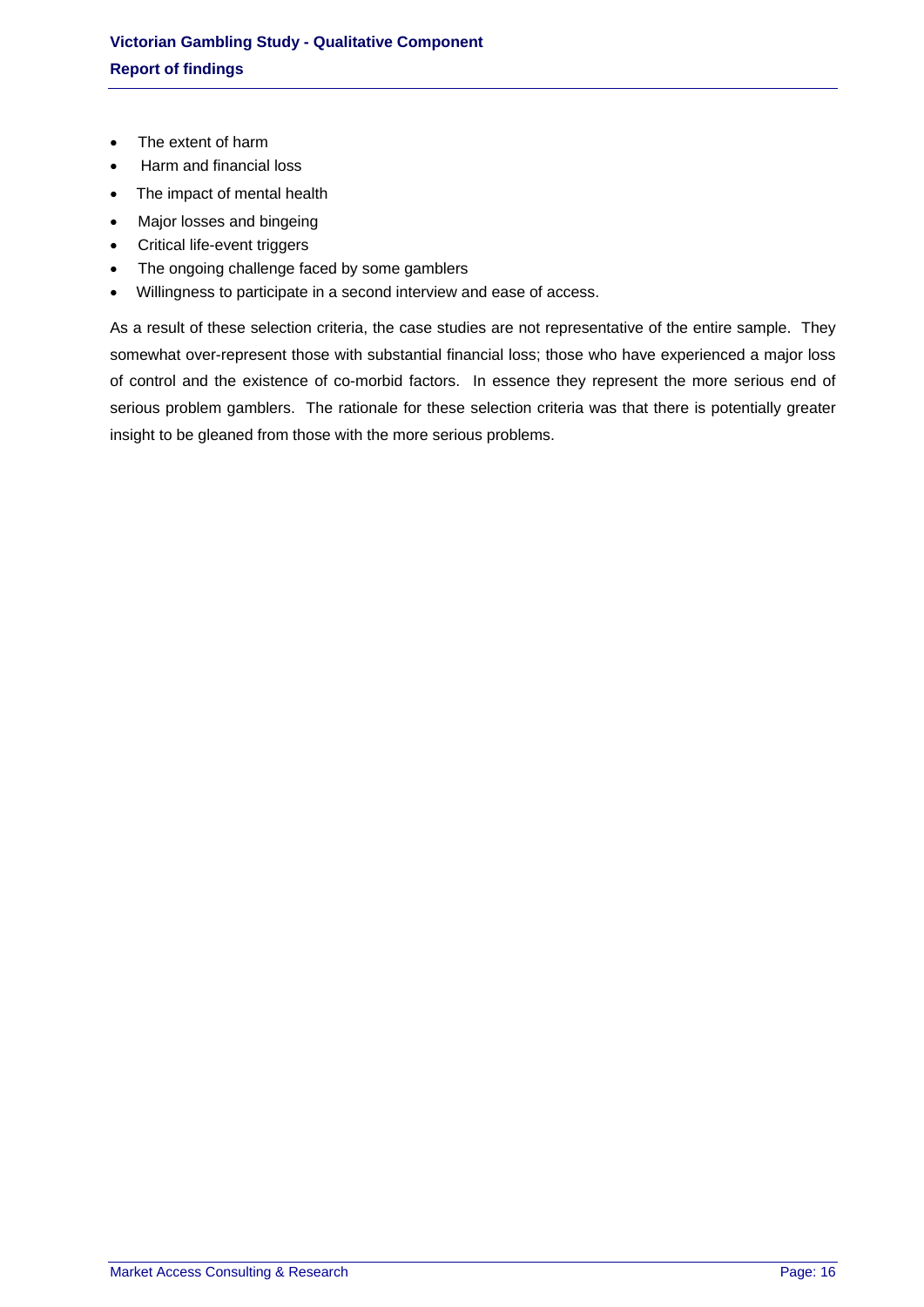- The extent of harm
- Harm and financial loss
- The impact of mental health
- Major losses and bingeing
- Critical life-event triggers
- The ongoing challenge faced by some gamblers
- Willingness to participate in a second interview and ease of access.

As a result of these selection criteria, the case studies are not representative of the entire sample. They somewhat over-represent those with substantial financial loss; those who have experienced a major loss of control and the existence of co-morbid factors. In essence they represent the more serious end of serious problem gamblers. The rationale for these selection criteria was that there is potentially greater insight to be gleaned from those with the more serious problems.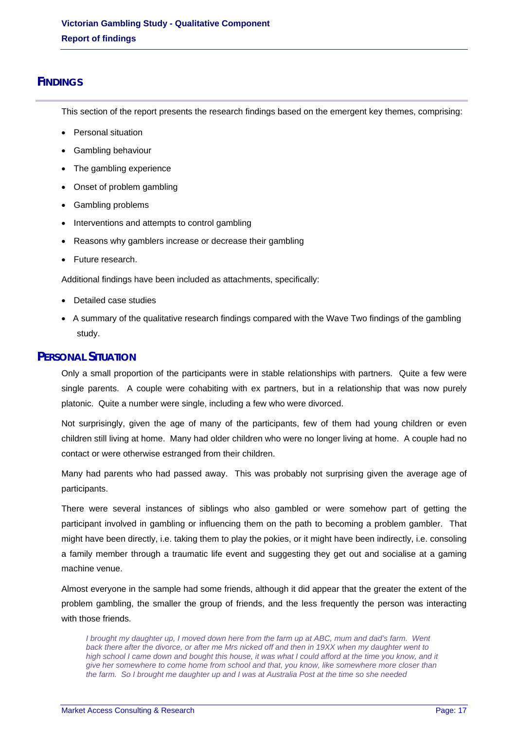## FINDINGS

This section of the report presents the research findings based on the emergent key themes, comprising:

- Personal situation
- Gambling behaviour
- The gambling experience
- Onset of problem gambling
- Gambling problems
- Interventions and attempts to control gambling
- Reasons why gamblers increase or decrease their gambling
- Future research.

Additional findings have been included as attachments, specifically:

- Detailed case studies
- A summary of the qualitative research findings compared with the Wave Two findings of the gambling study.

## PERSONAL SITUATION

Only a small proportion of the participants were in stable relationships with partners. Quite a few were single parents. A couple were cohabiting with ex partners, but in a relationship that was now purely platonic. Quite a number were single, including a few who were divorced.

Not surprisingly, given the age of many of the participants, few of them had young children or even children still living at home. Many had older children who were no longer living at home. A couple had no contact or were otherwise estranged from their children.

Many had parents who had passed away. This was probably not surprising given the average age of participants.

There were several instances of siblings who also gambled or were somehow part of getting the participant involved in gambling or influencing them on the path to becoming a problem gambler. That might have been directly, i.e. taking them to play the pokies, or it might have been indirectly, i.e. consoling a family member through a traumatic life event and suggesting they get out and socialise at a gaming machine venue.

Almost everyone in the sample had some friends, although it did appear that the greater the extent of the problem gambling, the smaller the group of friends, and the less frequently the person was interacting with those friends.

> *I brought my daughter up, I moved down here from the farm up at ABC, mum and dad's farm. Went back there after the divorce, or after me Mrs nicked off and then in 19XX when my daughter went to high school I came down and bought this house, it was what I could afford at the time you know, and it give her somewhere to come home from school and that, you know, like somewhere more closer than the farm. So I brought me daughter up and I was at Australia Post at the time so she needed*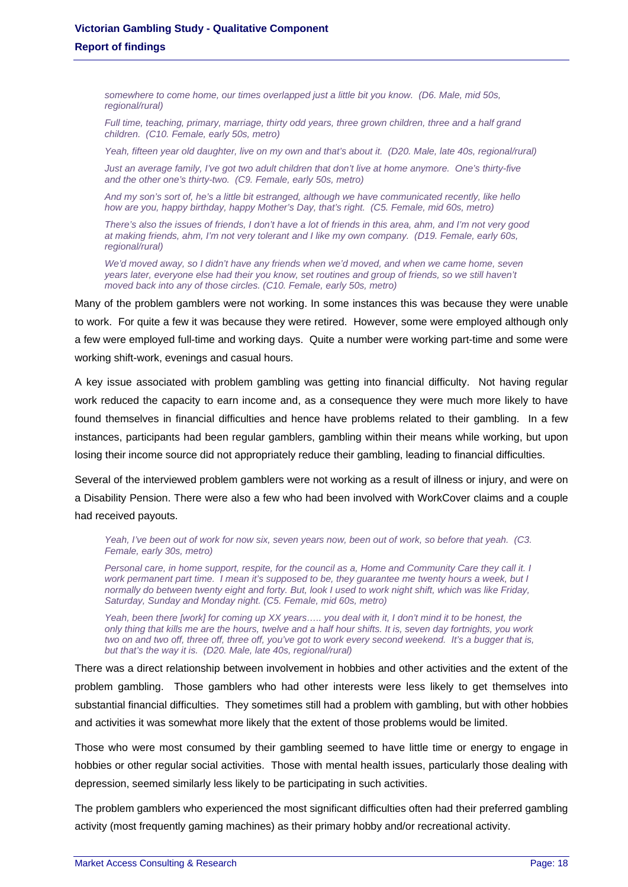*somewhere to come home, our times overlapped just a little bit you know. (D6. Male, mid 50s, regional/rural)*

*Full time, teaching, primary, marriage, thirty odd years, three grown children, three and a half grand children. (C10. Female, early 50s, metro)*

*Yeah, fifteen year old daughter, live on my own and that's about it. (D20. Male, late 40s, regional/rural)*

*Just an average family, I've got two adult children that don't live at home anymore. One's thirty-five and the other one's thirty-two. (C9. Female, early 50s, metro)*

*And my son's sort of, he's a little bit estranged, although we have communicated recently, like hello how are you, happy birthday, happy Mother's Day, that's right. (C5. Female, mid 60s, metro)*

*There's also the issues of friends, I don't have a lot of friends in this area, ahm, and I'm not very good at making friends, ahm, I'm not very tolerant and I like my own company. (D19. Female, early 60s, regional/rural)*

*We'd moved away, so I didn't have any friends when we'd moved, and when we came home, seven years later, everyone else had their you know, set routines and group of friends, so we still haven't moved back into any of those circles. (C10. Female, early 50s, metro)*

Many of the problem gamblers were not working. In some instances this was because they were unable to work. For quite a few it was because they were retired. However, some were employed although only a few were employed full-time and working days. Quite a number were working part-time and some were working shift-work, evenings and casual hours.

A key issue associated with problem gambling was getting into financial difficulty. Not having regular work reduced the capacity to earn income and, as a consequence they were much more likely to have found themselves in financial difficulties and hence have problems related to their gambling. In a few instances, participants had been regular gamblers, gambling within their means while working, but upon losing their income source did not appropriately reduce their gambling, leading to financial difficulties.

Several of the interviewed problem gamblers were not working as a result of illness or injury, and were on a Disability Pension. There were also a few who had been involved with WorkCover claims and a couple had received payouts.

*Yeah, I've been out of work for now six, seven years now, been out of work, so before that yeah. (C3. Female, early 30s, metro)*

*Personal care, in home support, respite, for the council as a, Home and Community Care they call it. I work permanent part time. I mean it's supposed to be, they guarantee me twenty hours a week, but I normally do between twenty eight and forty. But, look I used to work night shift, which was like Friday, Saturday, Sunday and Monday night. (C5. Female, mid 60s, metro)*

*Yeah, been there [work] for coming up XX years….. you deal with it, I don't mind it to be honest, the only thing that kills me are the hours, twelve and a half hour shifts. It is, seven day fortnights, you work two on and two off, three off, three off, you've got to work every second weekend. It's a bugger that is, but that's the way it is. (D20. Male, late 40s, regional/rural)*

There was a direct relationship between involvement in hobbies and other activities and the extent of the problem gambling. Those gamblers who had other interests were less likely to get themselves into substantial financial difficulties. They sometimes still had a problem with gambling, but with other hobbies and activities it was somewhat more likely that the extent of those problems would be limited.

Those who were most consumed by their gambling seemed to have little time or energy to engage in hobbies or other regular social activities. Those with mental health issues, particularly those dealing with depression, seemed similarly less likely to be participating in such activities.

The problem gamblers who experienced the most significant difficulties often had their preferred gambling activity (most frequently gaming machines) as their primary hobby and/or recreational activity.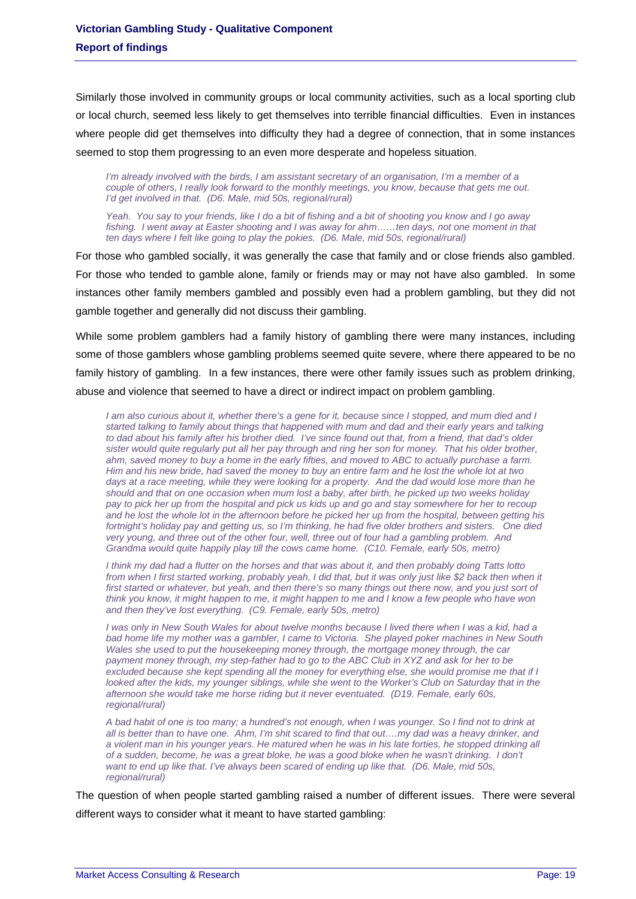Similarly those involved in community groups or local community activities, such as a local sporting club or local church, seemed less likely to get themselves into terrible financial difficulties. Even in instances where people did get themselves into difficulty they had a degree of connection, that in some instances seemed to stop them progressing to an even more desperate and hopeless situation.

> *I'm already involved with the birds, I am assistant secretary of an organisation, I'm a member of a couple of others, I really look forward to the monthly meetings, you know, because that gets me out. I'd get involved in that. (D6. Male, mid 50s, regional/rural)*

> *Yeah. You say to your friends, like I do a bit of fishing and a bit of shooting you know and I go away fishing. I went away at Easter shooting and I was away for ahm……ten days, not one moment in that ten days where I felt like going to play the pokies. (D6. Male, mid 50s, regional/rural)*

For those who gambled socially, it was generally the case that family and or close friends also gambled. For those who tended to gamble alone, family or friends may or may not have also gambled. In some instances other family members gambled and possibly even had a problem gambling, but they did not gamble together and generally did not discuss their gambling.

While some problem gamblers had a family history of gambling there were many instances, including some of those gamblers whose gambling problems seemed quite severe, where there appeared to be no family history of gambling. In a few instances, there were other family issues such as problem drinking, abuse and violence that seemed to have a direct or indirect impact on problem gambling.

> *I am also curious about it, whether there's a gene for it, because since I stopped, and mum died and I started talking to family about things that happened with mum and dad and their early years and talking to dad about his family after his brother died. I've since found out that, from a friend, that dad's older sister would quite regularly put all her pay through and ring her son for money. That his older brother, ahm, saved money to buy a home in the early fifties, and moved to ABC to actually purchase a farm. Him and his new bride, had saved the money to buy an entire farm and he lost the whole lot at two days at a race meeting, while they were looking for a property. And the dad would lose more than he should and that on one occasion when mum lost a baby, after birth, he picked up two weeks holiday pay to pick her up from the hospital and pick us kids up and go and stay somewhere for her to recoup and he lost the whole lot in the afternoon before he picked her up from the hospital, between getting his fortnight's holiday pay and getting us, so I'm thinking, he had five older brothers and sisters. One died very young, and three out of the other four, well, three out of four had a gambling problem. And Grandma would quite happily play till the cows came home. (C10. Female, early 50s, metro)*

> *I think my dad had a flutter on the horses and that was about it, and then probably doing Tatts lotto from when I first started working, probably yeah, I did that, but it was only just like $2 back then when it first started or whatever, but yeah, and then there's so many things out there now, and you just sort of think you know, it might happen to me, it might happen to me and I know a few people who have won and then they've lost everything. (C9. Female, early 50s, metro)*

> *I was only in New South Wales for about twelve months because I lived there when I was a kid, had a bad home life my mother was a gambler, I came to Victoria. She played poker machines in New South Wales she used to put the housekeeping money through, the mortgage money through, the car payment money through, my step-father had to go to the ABC Club in XYZ and ask for her to be excluded because she kept spending all the money for everything else, she would promise me that if I looked after the kids, my younger siblings, while she went to the Worker's Club on Saturday that in the afternoon she would take me horse riding but it never eventuated. (D19. Female, early 60s, regional/rural)*

> *A bad habit of one is too many; a hundred's not enough, when I was younger. So I find not to drink at all is better than to have one. Ahm, I'm shit scared to find that out….my dad was a heavy drinker, and a violent man in his younger years. He matured when he was in his late forties, he stopped drinking all of a sudden, become, he was a great bloke, he was a good bloke when he wasn't drinking. I don't want to end up like that. I've always been scared of ending up like that. (D6. Male, mid 50s, regional/rural)*

The question of when people started gambling raised a number of different issues. There were several different ways to consider what it meant to have started gambling: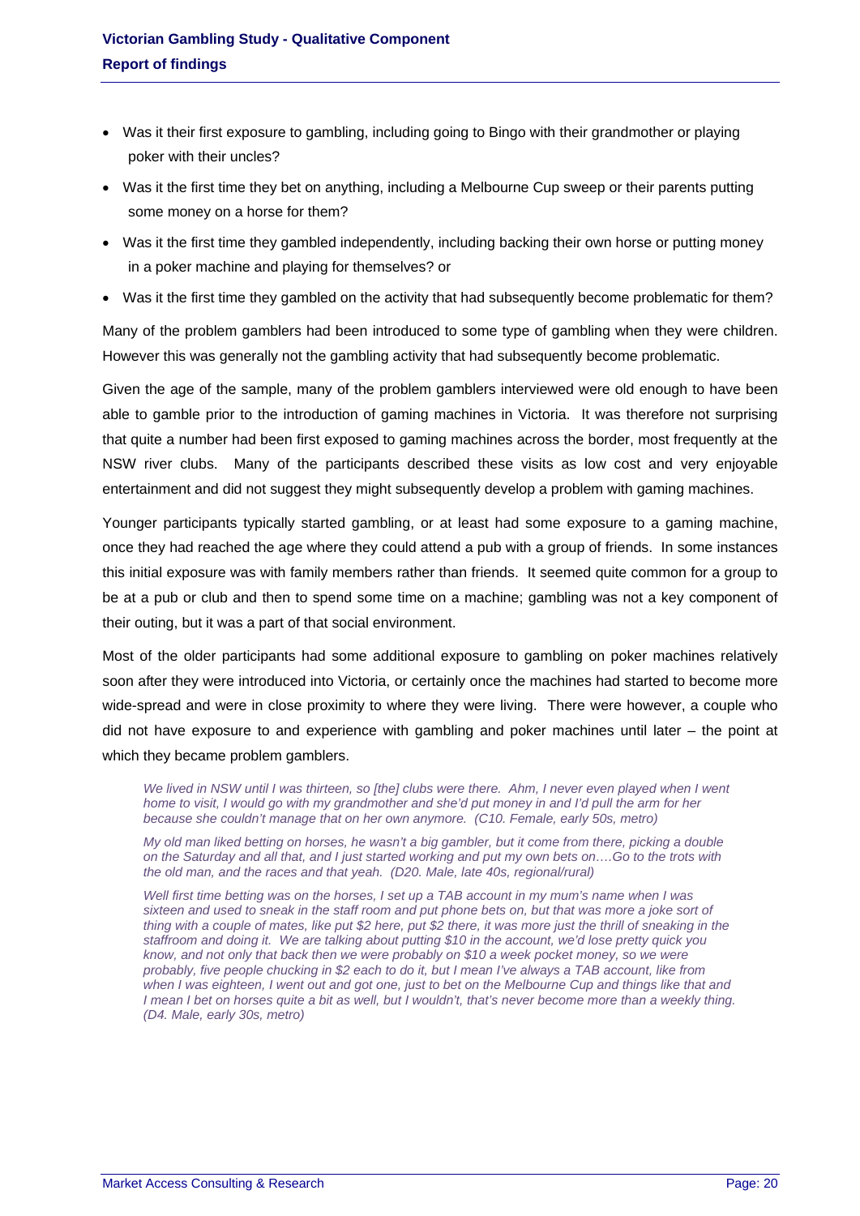- Was it their first exposure to gambling, including going to Bingo with their grandmother or playing poker with their uncles?
- Was it the first time they bet on anything, including a Melbourne Cup sweep or their parents putting some money on a horse for them?
- Was it the first time they gambled independently, including backing their own horse or putting money in a poker machine and playing for themselves? or
- Was it the first time they gambled on the activity that had subsequently become problematic for them?

Many of the problem gamblers had been introduced to some type of gambling when they were children. However this was generally not the gambling activity that had subsequently become problematic.

Given the age of the sample, many of the problem gamblers interviewed were old enough to have been able to gamble prior to the introduction of gaming machines in Victoria. It was therefore not surprising that quite a number had been first exposed to gaming machines across the border, most frequently at the NSW river clubs. Many of the participants described these visits as low cost and very enjoyable entertainment and did not suggest they might subsequently develop a problem with gaming machines.

Younger participants typically started gambling, or at least had some exposure to a gaming machine, once they had reached the age where they could attend a pub with a group of friends. In some instances this initial exposure was with family members rather than friends. It seemed quite common for a group to be at a pub or club and then to spend some time on a machine; gambling was not a key component of their outing, but it was a part of that social environment.

Most of the older participants had some additional exposure to gambling on poker machines relatively soon after they were introduced into Victoria, or certainly once the machines had started to become more wide-spread and were in close proximity to where they were living. There were however, a couple who did not have exposure to and experience with gambling and poker machines until later – the point at which they became problem gamblers.

> *We lived in NSW until I was thirteen, so [the] clubs were there. Ahm, I never even played when I went home to visit, I would go with my grandmother and she'd put money in and I'd pull the arm for her because she couldn't manage that on her own anymore. (C10. Female, early 50s, metro)*

> *My old man liked betting on horses, he wasn't a big gambler, but it come from there, picking a double on the Saturday and all that, and I just started working and put my own bets on….Go to the trots with the old man, and the races and that yeah. (D20. Male, late 40s, regional/rural)*

> *Well first time betting was on the horses, I set up a TAB account in my mum's name when I was sixteen and used to sneak in the staff room and put phone bets on, but that was more a joke sort of thing with a couple of mates, like put $2 here, put $2 there, it was more just the thrill of sneaking in the staffroom and doing it. We are talking about putting $10 in the account, we'd lose pretty quick you know, and not only that back then we were probably on $10 a week pocket money, so we were probably, five people chucking in $2 each to do it, but I mean I've always a TAB account, like from when I was eighteen, I went out and got one, just to bet on the Melbourne Cup and things like that and I mean I bet on horses quite a bit as well, but I wouldn't, that's never become more than a weekly thing. (D4. Male, early 30s, metro)*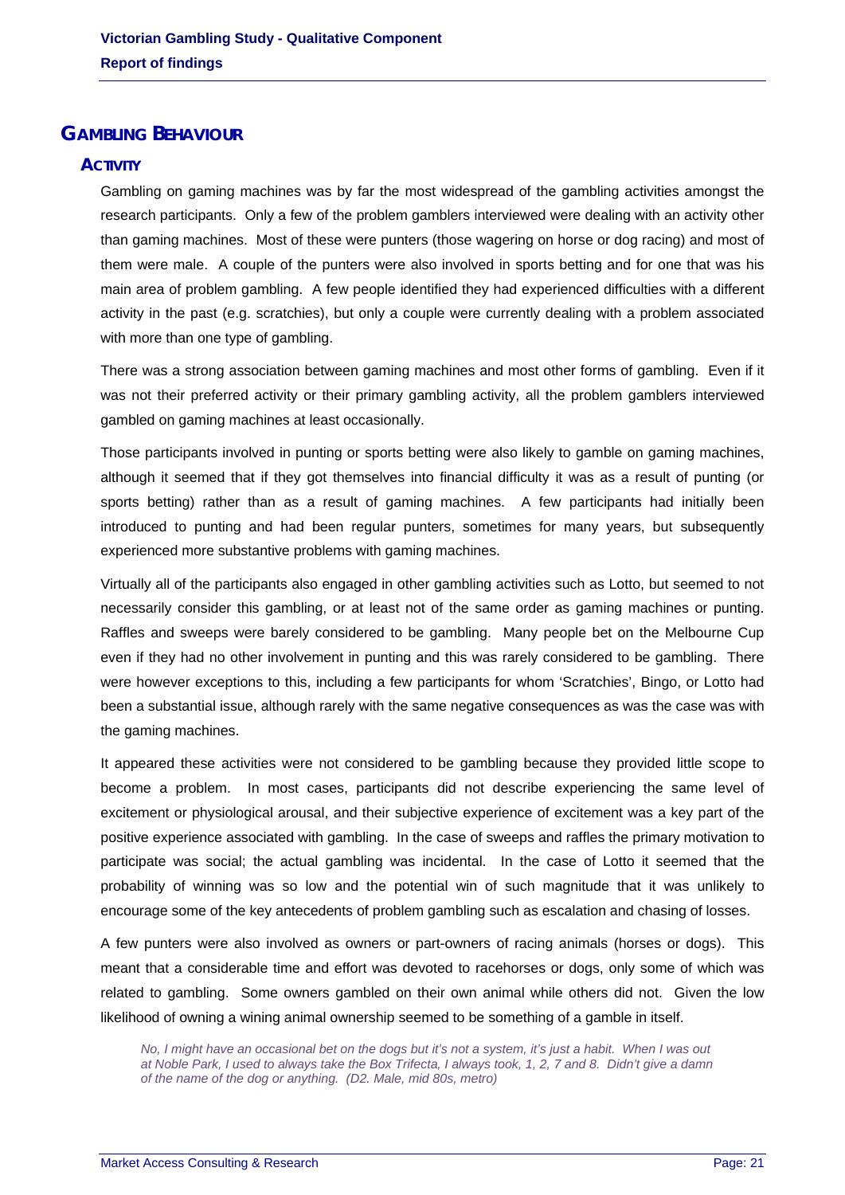## GAMBLING BEHAVIOUR

### ACTIVITY

Gambling on gaming machines was by far the most widespread of the gambling activities amongst the research participants. Only a few of the problem gamblers interviewed were dealing with an activity other than gaming machines. Most of these were punters (those wagering on horse or dog racing) and most of them were male. A couple of the punters were also involved in sports betting and for one that was his main area of problem gambling. A few people identified they had experienced difficulties with a different activity in the past (e.g. scratchies), but only a couple were currently dealing with a problem associated with more than one type of gambling.

There was a strong association between gaming machines and most other forms of gambling. Even if it was not their preferred activity or their primary gambling activity, all the problem gamblers interviewed gambled on gaming machines at least occasionally.

Those participants involved in punting or sports betting were also likely to gamble on gaming machines, although it seemed that if they got themselves into financial difficulty it was as a result of punting (or sports betting) rather than as a result of gaming machines. A few participants had initially been introduced to punting and had been regular punters, sometimes for many years, but subsequently experienced more substantive problems with gaming machines.

Virtually all of the participants also engaged in other gambling activities such as Lotto, but seemed to not necessarily consider this gambling, or at least not of the same order as gaming machines or punting. Raffles and sweeps were barely considered to be gambling. Many people bet on the Melbourne Cup even if they had no other involvement in punting and this was rarely considered to be gambling. There were however exceptions to this, including a few participants for whom 'Scratchies', Bingo, or Lotto had been a substantial issue, although rarely with the same negative consequences as was the case was with the gaming machines.

It appeared these activities were not considered to be gambling because they provided little scope to become a problem. In most cases, participants did not describe experiencing the same level of excitement or physiological arousal, and their subjective experience of excitement was a key part of the positive experience associated with gambling. In the case of sweeps and raffles the primary motivation to participate was social; the actual gambling was incidental. In the case of Lotto it seemed that the probability of winning was so low and the potential win of such magnitude that it was unlikely to encourage some of the key antecedents of problem gambling such as escalation and chasing of losses.

A few punters were also involved as owners or part-owners of racing animals (horses or dogs). This meant that a considerable time and effort was devoted to racehorses or dogs, only some of which was related to gambling. Some owners gambled on their own animal while others did not. Given the low likelihood of owning a wining animal ownership seemed to be something of a gamble in itself.

> *No, I might have an occasional bet on the dogs but it's not a system, it's just a habit. When I was out at Noble Park, I used to always take the Box Trifecta, I always took, 1, 2, 7 and 8. Didn't give a damn of the name of the dog or anything. (D2. Male, mid 80s, metro)*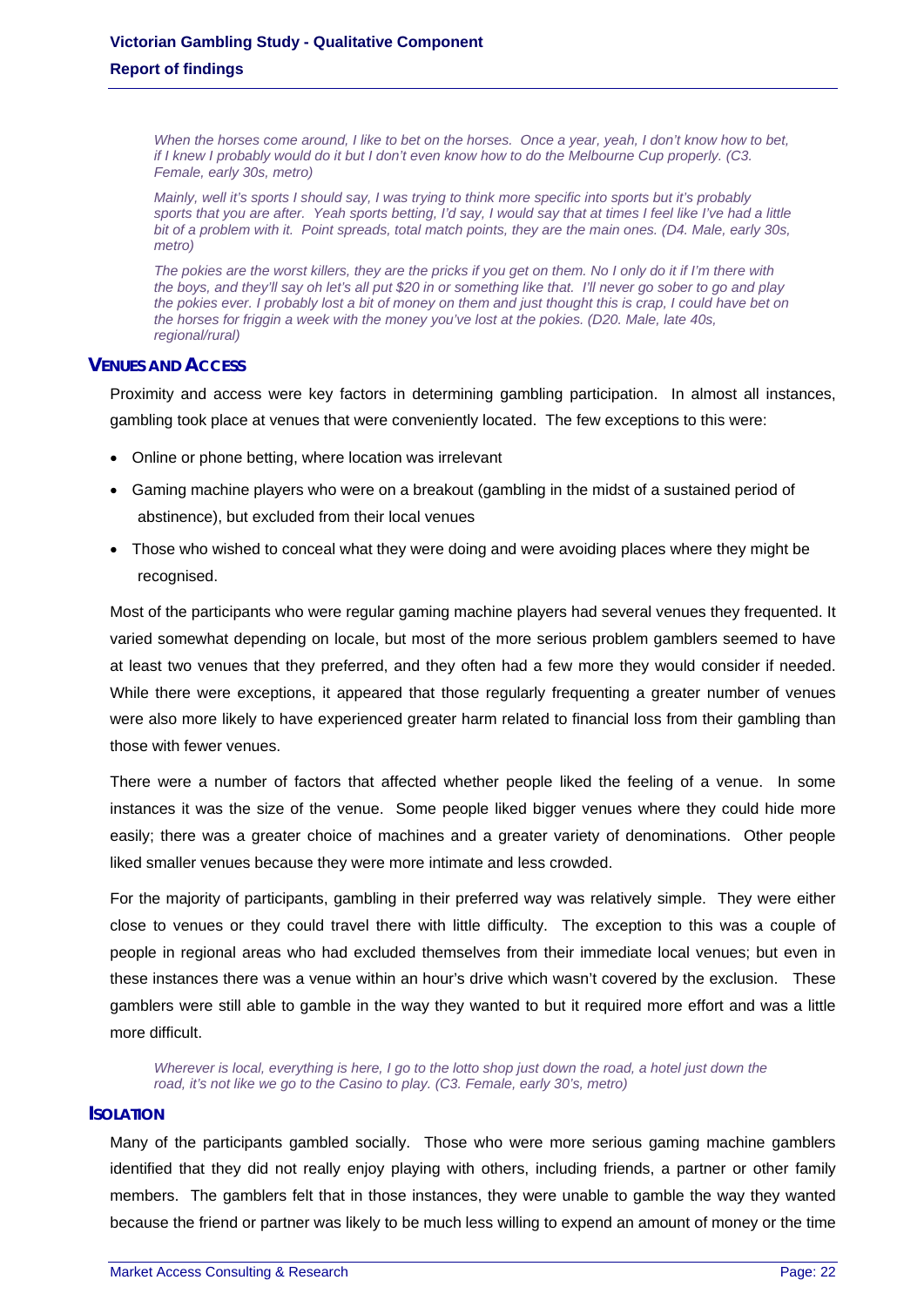*When the horses come around, I like to bet on the horses. Once a year, yeah, I don't know how to bet, if I knew I probably would do it but I don't even know how to do the Melbourne Cup properly. (C3. Female, early 30s, metro)*

*Mainly, well it's sports I should say, I was trying to think more specific into sports but it's probably sports that you are after. Yeah sports betting, I'd say, I would say that at times I feel like I've had a little bit of a problem with it. Point spreads, total match points, they are the main ones. (D4. Male, early 30s, metro)*

*The pokies are the worst killers, they are the pricks if you get on them. No I only do it if I'm there with the boys, and they'll say oh let's all put $20 in or something like that. I'll never go sober to go and play the pokies ever. I probably lost a bit of money on them and just thought this is crap, I could have bet on the horses for friggin a week with the money you've lost at the pokies. (D20. Male, late 40s, regional/rural)*

### VENUES AND ACCESS

Proximity and access were key factors in determining gambling participation. In almost all instances, gambling took place at venues that were conveniently located. The few exceptions to this were:

- Online or phone betting, where location was irrelevant
- Gaming machine players who were on a breakout (gambling in the midst of a sustained period of abstinence), but excluded from their local venues
- Those who wished to conceal what they were doing and were avoiding places where they might be recognised.

Most of the participants who were regular gaming machine players had several venues they frequented. It varied somewhat depending on locale, but most of the more serious problem gamblers seemed to have at least two venues that they preferred, and they often had a few more they would consider if needed. While there were exceptions, it appeared that those regularly frequenting a greater number of venues were also more likely to have experienced greater harm related to financial loss from their gambling than those with fewer venues.

There were a number of factors that affected whether people liked the feeling of a venue. In some instances it was the size of the venue. Some people liked bigger venues where they could hide more easily; there was a greater choice of machines and a greater variety of denominations. Other people liked smaller venues because they were more intimate and less crowded.

For the majority of participants, gambling in their preferred way was relatively simple. They were either close to venues or they could travel there with little difficulty. The exception to this was a couple of people in regional areas who had excluded themselves from their immediate local venues; but even in these instances there was a venue within an hour's drive which wasn't covered by the exclusion. These gamblers were still able to gamble in the way they wanted to but it required more effort and was a little more difficult.

*Wherever is local, everything is here, I go to the lotto shop just down the road, a hotel just down the road, it's not like we go to the Casino to play. (C3. Female, early 30's, metro)*

### ISOLATION

Many of the participants gambled socially. Those who were more serious gaming machine gamblers identified that they did not really enjoy playing with others, including friends, a partner or other family members. The gamblers felt that in those instances, they were unable to gamble the way they wanted because the friend or partner was likely to be much less willing to expend an amount of money or the time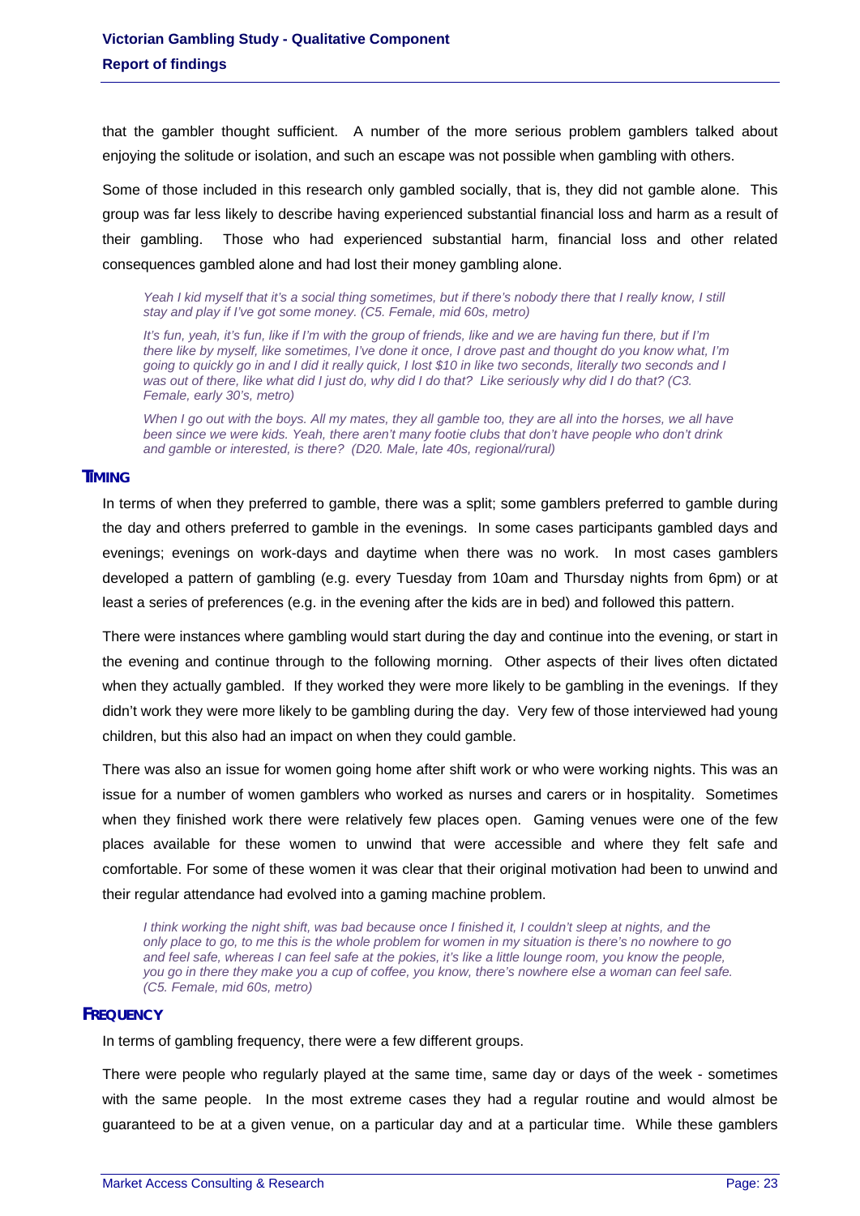that the gambler thought sufficient. A number of the more serious problem gamblers talked about enjoying the solitude or isolation, and such an escape was not possible when gambling with others.

Some of those included in this research only gambled socially, that is, they did not gamble alone. This group was far less likely to describe having experienced substantial financial loss and harm as a result of their gambling. Those who had experienced substantial harm, financial loss and other related consequences gambled alone and had lost their money gambling alone.

> *Yeah I kid myself that it's a social thing sometimes, but if there's nobody there that I really know, I still stay and play if I've got some money. (C5. Female, mid 60s, metro)*

> *It's fun, yeah, it's fun, like if I'm with the group of friends, like and we are having fun there, but if I'm there like by myself, like sometimes, I've done it once, I drove past and thought do you know what, I'm going to quickly go in and I did it really quick, I lost $10 in like two seconds, literally two seconds and I was out of there, like what did I just do, why did I do that? Like seriously why did I do that? (C3. Female, early 30's, metro)*

> *When I go out with the boys. All my mates, they all gamble too, they are all into the horses, we all have been since we were kids. Yeah, there aren't many footie clubs that don't have people who don't drink and gamble or interested, is there? (D20. Male, late 40s, regional/rural)*

### TIMING

In terms of when they preferred to gamble, there was a split; some gamblers preferred to gamble during the day and others preferred to gamble in the evenings. In some cases participants gambled days and evenings; evenings on work-days and daytime when there was no work. In most cases gamblers developed a pattern of gambling (e.g. every Tuesday from 10am and Thursday nights from 6pm) or at least a series of preferences (e.g. in the evening after the kids are in bed) and followed this pattern.

There were instances where gambling would start during the day and continue into the evening, or start in the evening and continue through to the following morning. Other aspects of their lives often dictated when they actually gambled. If they worked they were more likely to be gambling in the evenings. If they didn't work they were more likely to be gambling during the day. Very few of those interviewed had young children, but this also had an impact on when they could gamble.

There was also an issue for women going home after shift work or who were working nights. This was an issue for a number of women gamblers who worked as nurses and carers or in hospitality. Sometimes when they finished work there were relatively few places open. Gaming venues were one of the few places available for these women to unwind that were accessible and where they felt safe and comfortable. For some of these women it was clear that their original motivation had been to unwind and their regular attendance had evolved into a gaming machine problem.

> *I think working the night shift, was bad because once I finished it, I couldn't sleep at nights, and the only place to go, to me this is the whole problem for women in my situation is there's no nowhere to go and feel safe, whereas I can feel safe at the pokies, it's like a little lounge room, you know the people, you go in there they make you a cup of coffee, you know, there's nowhere else a woman can feel safe. (C5. Female, mid 60s, metro)*

### FREQUENCY

In terms of gambling frequency, there were a few different groups.

There were people who regularly played at the same time, same day or days of the week - sometimes with the same people. In the most extreme cases they had a regular routine and would almost be guaranteed to be at a given venue, on a particular day and at a particular time. While these gamblers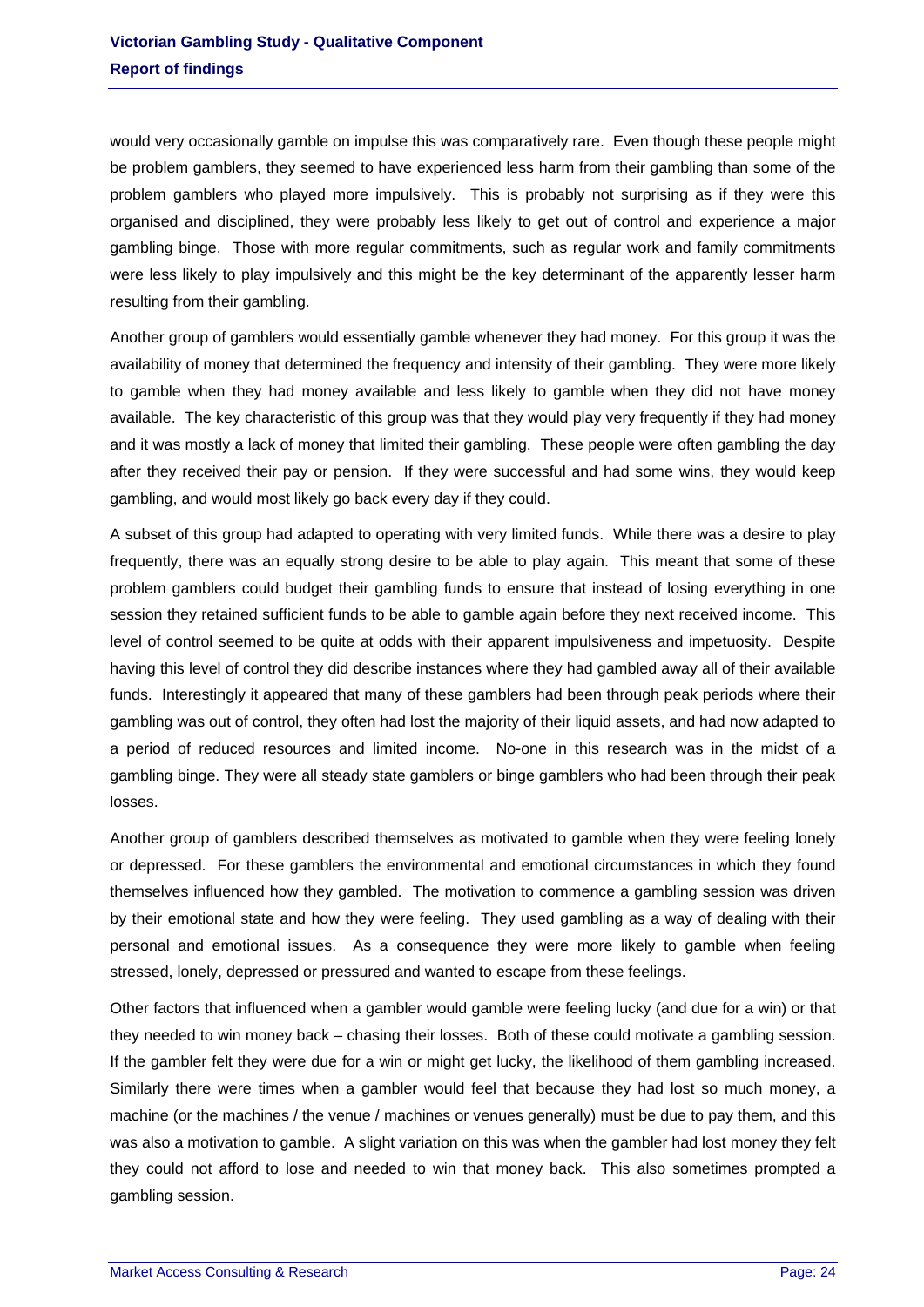would very occasionally gamble on impulse this was comparatively rare. Even though these people might be problem gamblers, they seemed to have experienced less harm from their gambling than some of the problem gamblers who played more impulsively. This is probably not surprising as if they were this organised and disciplined, they were probably less likely to get out of control and experience a major gambling binge. Those with more regular commitments, such as regular work and family commitments were less likely to play impulsively and this might be the key determinant of the apparently lesser harm resulting from their gambling.

Another group of gamblers would essentially gamble whenever they had money. For this group it was the availability of money that determined the frequency and intensity of their gambling. They were more likely to gamble when they had money available and less likely to gamble when they did not have money available. The key characteristic of this group was that they would play very frequently if they had money and it was mostly a lack of money that limited their gambling. These people were often gambling the day after they received their pay or pension. If they were successful and had some wins, they would keep gambling, and would most likely go back every day if they could.

A subset of this group had adapted to operating with very limited funds. While there was a desire to play frequently, there was an equally strong desire to be able to play again. This meant that some of these problem gamblers could budget their gambling funds to ensure that instead of losing everything in one session they retained sufficient funds to be able to gamble again before they next received income. This level of control seemed to be quite at odds with their apparent impulsiveness and impetuosity. Despite having this level of control they did describe instances where they had gambled away all of their available funds. Interestingly it appeared that many of these gamblers had been through peak periods where their gambling was out of control, they often had lost the majority of their liquid assets, and had now adapted to a period of reduced resources and limited income. No-one in this research was in the midst of a gambling binge. They were all steady state gamblers or binge gamblers who had been through their peak losses.

Another group of gamblers described themselves as motivated to gamble when they were feeling lonely or depressed. For these gamblers the environmental and emotional circumstances in which they found themselves influenced how they gambled. The motivation to commence a gambling session was driven by their emotional state and how they were feeling. They used gambling as a way of dealing with their personal and emotional issues. As a consequence they were more likely to gamble when feeling stressed, lonely, depressed or pressured and wanted to escape from these feelings.

Other factors that influenced when a gambler would gamble were feeling lucky (and due for a win) or that they needed to win money back – chasing their losses. Both of these could motivate a gambling session. If the gambler felt they were due for a win or might get lucky, the likelihood of them gambling increased. Similarly there were times when a gambler would feel that because they had lost so much money, a machine (or the machines / the venue / machines or venues generally) must be due to pay them, and this was also a motivation to gamble. A slight variation on this was when the gambler had lost money they felt they could not afford to lose and needed to win that money back. This also sometimes prompted a gambling session.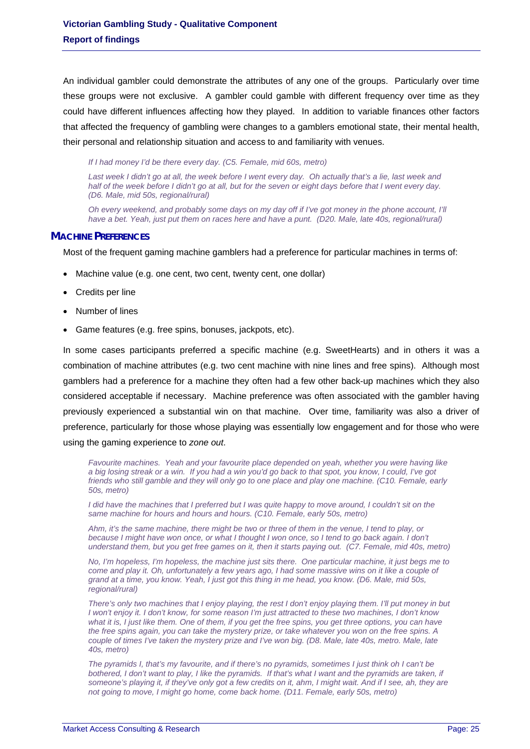An individual gambler could demonstrate the attributes of any one of the groups. Particularly over time these groups were not exclusive. A gambler could gamble with different frequency over time as they could have different influences affecting how they played. In addition to variable finances other factors that affected the frequency of gambling were changes to a gamblers emotional state, their mental health, their personal and relationship situation and access to and familiarity with venues.

*If I had money I'd be there every day. (C5. Female, mid 60s, metro)*

*Last week I didn't go at all, the week before I went every day. Oh actually that's a lie, last week and half of the week before I didn't go at all, but for the seven or eight days before that I went every day. (D6. Male, mid 50s, regional/rural)*

*Oh every weekend, and probably some days on my day off if I've got money in the phone account, I'll have a bet. Yeah, just put them on races here and have a punt. (D20. Male, late 40s, regional/rural)*

## MACHINE PREFERENCES

Most of the frequent gaming machine gamblers had a preference for particular machines in terms of:

- Machine value (e.g. one cent, two cent, twenty cent, one dollar)
- Credits per line
- Number of lines
- Game features (e.g. free spins, bonuses, jackpots, etc).

In some cases participants preferred a specific machine (e.g. SweetHearts) and in others it was a combination of machine attributes (e.g. two cent machine with nine lines and free spins). Although most gamblers had a preference for a machine they often had a few other back-up machines which they also considered acceptable if necessary. Machine preference was often associated with the gambler having previously experienced a substantial win on that machine. Over time, familiarity was also a driver of preference, particularly for those whose playing was essentially low engagement and for those who were using the gaming experience to *zone out*.

*Favourite machines. Yeah and your favourite place depended on yeah, whether you were having like a big losing streak or a win. If you had a win you'd go back to that spot, you know, I could, I've got friends who still gamble and they will only go to one place and play one machine. (C10. Female, early 50s, metro)*

*I did have the machines that I preferred but I was quite happy to move around, I couldn't sit on the same machine for hours and hours and hours. (C10. Female, early 50s, metro)*

*Ahm, it's the same machine, there might be two or three of them in the venue, I tend to play, or because I might have won once, or what I thought I won once, so I tend to go back again. I don't understand them, but you get free games on it, then it starts paying out. (C7. Female, mid 40s, metro)*

*No, I'm hopeless, I'm hopeless, the machine just sits there. One particular machine, it just begs me to come and play it. Oh, unfortunately a few years ago, I had some massive wins on it like a couple of grand at a time, you know. Yeah, I just got this thing in me head, you know. (D6. Male, mid 50s, regional/rural)*

*There's only two machines that I enjoy playing, the rest I don't enjoy playing them. I'll put money in but I won't enjoy it. I don't know, for some reason I'm just attracted to these two machines, I don't know what it is, I just like them. One of them, if you get the free spins, you get three options, you can have the free spins again, you can take the mystery prize, or take whatever you won on the free spins. A couple of times I've taken the mystery prize and I've won big. (D8. Male, late 40s, metro. Male, late 40s, metro)*

*The pyramids I, that's my favourite, and if there's no pyramids, sometimes I just think oh I can't be bothered, I don't want to play, I like the pyramids. If that's what I want and the pyramids are taken, if someone's playing it, if they've only got a few credits on it, ahm, I might wait. And if I see, ah, they are not going to move, I might go home, come back home. (D11. Female, early 50s, metro)*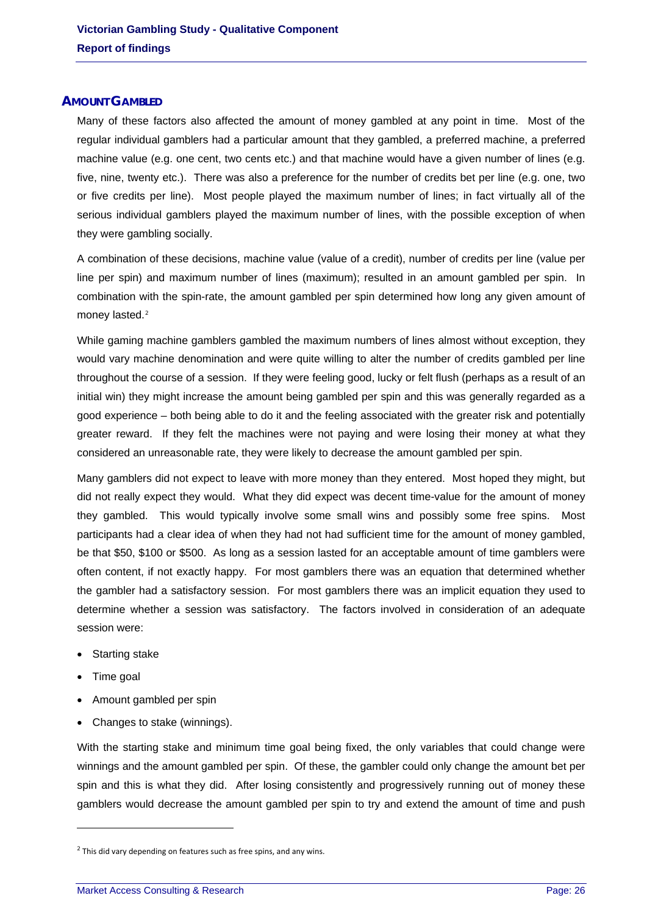## AMOUNT GAMBLED

Many of these factors also affected the amount of money gambled at any point in time. Most of the regular individual gamblers had a particular amount that they gambled, a preferred machine, a preferred machine value (e.g. one cent, two cents etc.) and that machine would have a given number of lines (e.g. five, nine, twenty etc.). There was also a preference for the number of credits bet per line (e.g. one, two or five credits per line). Most people played the maximum number of lines; in fact virtually all of the serious individual gamblers played the maximum number of lines, with the possible exception of when they were gambling socially.

A combination of these decisions, machine value (value of a credit), number of credits per line (value per line per spin) and maximum number of lines (maximum); resulted in an amount gambled per spin. In combination with the spin-rate, the amount gambled per spin determined how long any given amount of money lasted.[2]

While gaming machine gamblers gambled the maximum numbers of lines almost without exception, they would vary machine denomination and were quite willing to alter the number of credits gambled per line throughout the course of a session. If they were feeling good, lucky or felt flush (perhaps as a result of an initial win) they might increase the amount being gambled per spin and this was generally regarded as a good experience – both being able to do it and the feeling associated with the greater risk and potentially greater reward. If they felt the machines were not paying and were losing their money at what they considered an unreasonable rate, they were likely to decrease the amount gambled per spin.

Many gamblers did not expect to leave with more money than they entered. Most hoped they might, but did not really expect they would. What they did expect was decent time-value for the amount of money they gambled. This would typically involve some small wins and possibly some free spins. Most participants had a clear idea of when they had not had sufficient time for the amount of money gambled, be that $50, $100 or $500. As long as a session lasted for an acceptable amount of time gamblers were often content, if not exactly happy. For most gamblers there was an equation that determined whether the gambler had a satisfactory session. For most gamblers there was an implicit equation they used to determine whether a session was satisfactory. The factors involved in consideration of an adequate session were:

- Starting stake
- Time goal
- Amount gambled per spin
- Changes to stake (winnings).

With the starting stake and minimum time goal being fixed, the only variables that could change were winnings and the amount gambled per spin. Of these, the gambler could only change the amount bet per spin and this is what they did. After losing consistently and progressively running out of money these gamblers would decrease the amount gambled per spin to try and extend the amount of time and push

[2] This did vary depending on features such as free spins, and any wins.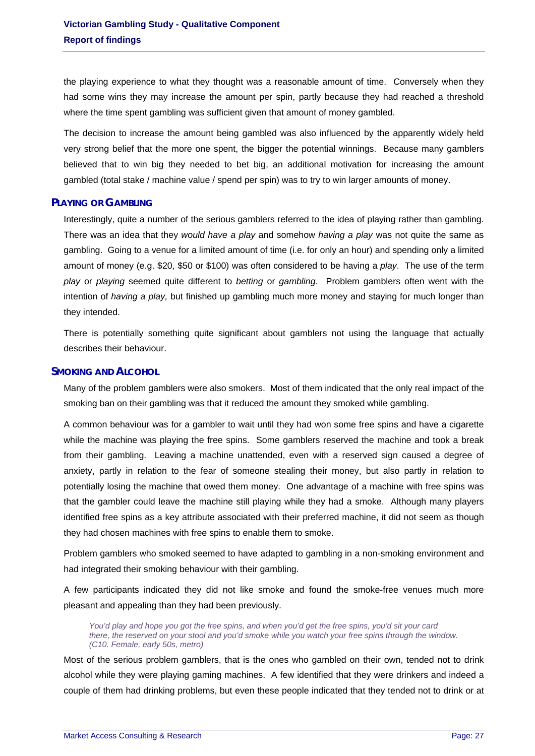the playing experience to what they thought was a reasonable amount of time. Conversely when they had some wins they may increase the amount per spin, partly because they had reached a threshold where the time spent gambling was sufficient given that amount of money gambled.

The decision to increase the amount being gambled was also influenced by the apparently widely held very strong belief that the more one spent, the bigger the potential winnings. Because many gamblers believed that to win big they needed to bet big, an additional motivation for increasing the amount gambled (total stake / machine value / spend per spin) was to try to win larger amounts of money.

### PLAYING OR GAMBLING

Interestingly, quite a number of the serious gamblers referred to the idea of playing rather than gambling. There was an idea that they *would have a play* and somehow *having a play* was not quite the same as gambling. Going to a venue for a limited amount of time (i.e. for only an hour) and spending only a limited amount of money (e.g. $20, $50 or $100) was often considered to be having a *play*. The use of the term *play* or *playing* seemed quite different to *betting* or *gambling*. Problem gamblers often went with the intention of *having a play,* but finished up gambling much more money and staying for much longer than they intended.

There is potentially something quite significant about gamblers not using the language that actually describes their behaviour.

### SMOKING AND ALCOHOL

Many of the problem gamblers were also smokers. Most of them indicated that the only real impact of the smoking ban on their gambling was that it reduced the amount they smoked while gambling.

A common behaviour was for a gambler to wait until they had won some free spins and have a cigarette while the machine was playing the free spins. Some gamblers reserved the machine and took a break from their gambling. Leaving a machine unattended, even with a reserved sign caused a degree of anxiety, partly in relation to the fear of someone stealing their money, but also partly in relation to potentially losing the machine that owed them money. One advantage of a machine with free spins was that the gambler could leave the machine still playing while they had a smoke. Although many players identified free spins as a key attribute associated with their preferred machine, it did not seem as though they had chosen machines with free spins to enable them to smoke.

Problem gamblers who smoked seemed to have adapted to gambling in a non-smoking environment and had integrated their smoking behaviour with their gambling.

A few participants indicated they did not like smoke and found the smoke-free venues much more pleasant and appealing than they had been previously.

> *You'd play and hope you got the free spins, and when you'd get the free spins, you'd sit your card there, the reserved on your stool and you'd smoke while you watch your free spins through the window. (C10. Female, early 50s, metro)*

Most of the serious problem gamblers, that is the ones who gambled on their own, tended not to drink alcohol while they were playing gaming machines. A few identified that they were drinkers and indeed a couple of them had drinking problems, but even these people indicated that they tended not to drink or at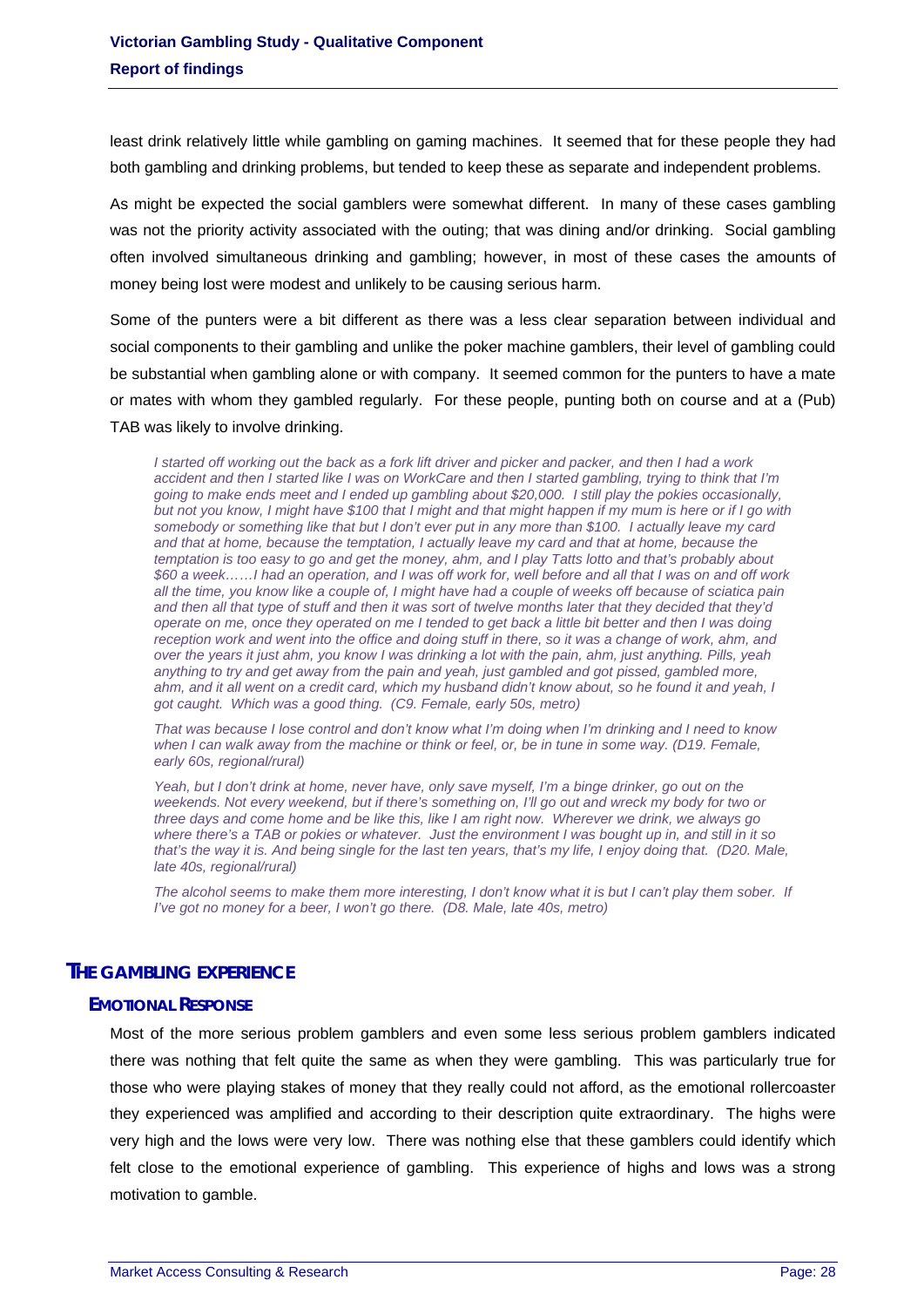least drink relatively little while gambling on gaming machines. It seemed that for these people they had both gambling and drinking problems, but tended to keep these as separate and independent problems.

As might be expected the social gamblers were somewhat different. In many of these cases gambling was not the priority activity associated with the outing; that was dining and/or drinking. Social gambling often involved simultaneous drinking and gambling; however, in most of these cases the amounts of money being lost were modest and unlikely to be causing serious harm.

Some of the punters were a bit different as there was a less clear separation between individual and social components to their gambling and unlike the poker machine gamblers, their level of gambling could be substantial when gambling alone or with company. It seemed common for the punters to have a mate or mates with whom they gambled regularly. For these people, punting both on course and at a (Pub) TAB was likely to involve drinking.

> *I started off working out the back as a fork lift driver and picker and packer, and then I had a work accident and then I started like I was on WorkCare and then I started gambling, trying to think that I'm going to make ends meet and I ended up gambling about $20,000. I still play the pokies occasionally, but not you know, I might have $100 that I might and that might happen if my mum is here or if I go with somebody or something like that but I don't ever put in any more than $100. I actually leave my card and that at home, because the temptation, I actually leave my card and that at home, because the temptation is too easy to go and get the money, ahm, and I play Tatts lotto and that's probably about $60 a week……I had an operation, and I was off work for, well before and all that I was on and off work all the time, you know like a couple of, I might have had a couple of weeks off because of sciatica pain and then all that type of stuff and then it was sort of twelve months later that they decided that they'd operate on me, once they operated on me I tended to get back a little bit better and then I was doing reception work and went into the office and doing stuff in there, so it was a change of work, ahm, and over the years it just ahm, you know I was drinking a lot with the pain, ahm, just anything. Pills, yeah anything to try and get away from the pain and yeah, just gambled and got pissed, gambled more, ahm, and it all went on a credit card, which my husband didn't know about, so he found it and yeah, I got caught. Which was a good thing. (C9. Female, early 50s, metro)*

> *That was because I lose control and don't know what I'm doing when I'm drinking and I need to know when I can walk away from the machine or think or feel, or, be in tune in some way. (D19. Female, early 60s, regional/rural)*

> *Yeah, but I don't drink at home, never have, only save myself, I'm a binge drinker, go out on the weekends. Not every weekend, but if there's something on, I'll go out and wreck my body for two or three days and come home and be like this, like I am right now. Wherever we drink, we always go where there's a TAB or pokies or whatever. Just the environment I was bought up in, and still in it so that's the way it is. And being single for the last ten years, that's my life, I enjoy doing that. (D20. Male, late 40s, regional/rural)*

> *The alcohol seems to make them more interesting, I don't know what it is but I can't play them sober. If I've got no money for a beer, I won't go there. (D8. Male, late 40s, metro)*

## THE GAMBLING EXPERIENCE

### EMOTIONAL RESPONSE

Most of the more serious problem gamblers and even some less serious problem gamblers indicated there was nothing that felt quite the same as when they were gambling. This was particularly true for those who were playing stakes of money that they really could not afford, as the emotional rollercoaster they experienced was amplified and according to their description quite extraordinary. The highs were very high and the lows were very low. There was nothing else that these gamblers could identify which felt close to the emotional experience of gambling. This experience of highs and lows was a strong motivation to gamble.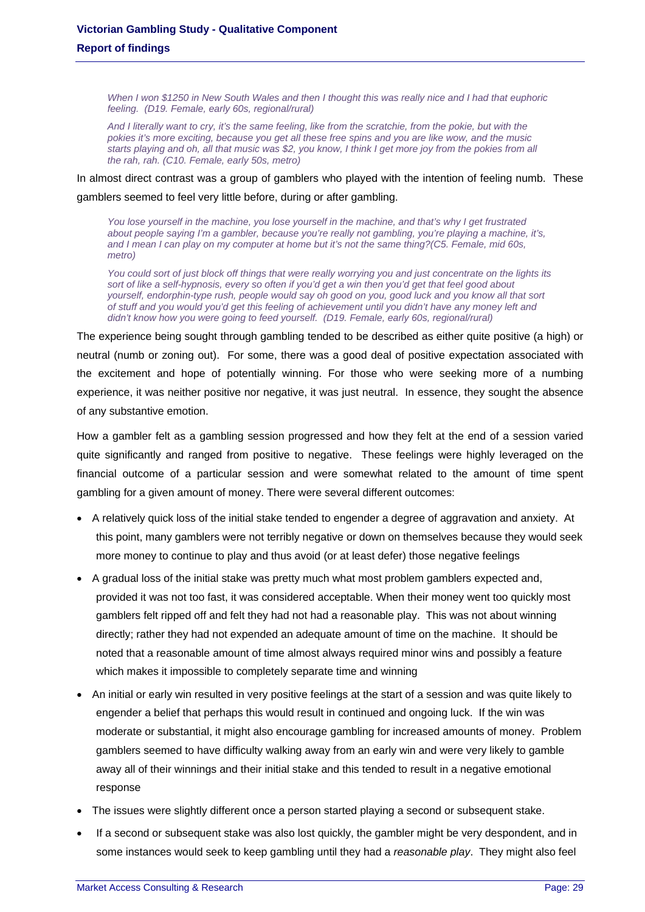*When I won $1250 in New South Wales and then I thought this was really nice and I had that euphoric feeling. (D19. Female, early 60s, regional/rural)*

*And I literally want to cry, it's the same feeling, like from the scratchie, from the pokie, but with the pokies it's more exciting, because you get all these free spins and you are like wow, and the music starts playing and oh, all that music was $2, you know, I think I get more joy from the pokies from all the rah, rah. (C10. Female, early 50s, metro)*

In almost direct contrast was a group of gamblers who played with the intention of feeling numb. These gamblers seemed to feel very little before, during or after gambling.

*You lose yourself in the machine, you lose yourself in the machine, and that's why I get frustrated about people saying I'm a gambler, because you're really not gambling, you're playing a machine, it's, and I mean I can play on my computer at home but it's not the same thing?(C5. Female, mid 60s, metro)*

*You could sort of just block off things that were really worrying you and just concentrate on the lights its sort of like a self-hypnosis, every so often if you'd get a win then you'd get that feel good about yourself, endorphin-type rush, people would say oh good on you, good luck and you know all that sort of stuff and you would you'd get this feeling of achievement until you didn't have any money left and didn't know how you were going to feed yourself. (D19. Female, early 60s, regional/rural)*

The experience being sought through gambling tended to be described as either quite positive (a high) or neutral (numb or zoning out). For some, there was a good deal of positive expectation associated with the excitement and hope of potentially winning. For those who were seeking more of a numbing experience, it was neither positive nor negative, it was just neutral. In essence, they sought the absence of any substantive emotion.

How a gambler felt as a gambling session progressed and how they felt at the end of a session varied quite significantly and ranged from positive to negative. These feelings were highly leveraged on the financial outcome of a particular session and were somewhat related to the amount of time spent gambling for a given amount of money. There were several different outcomes:

- A relatively quick loss of the initial stake tended to engender a degree of aggravation and anxiety. At this point, many gamblers were not terribly negative or down on themselves because they would seek more money to continue to play and thus avoid (or at least defer) those negative feelings
- A gradual loss of the initial stake was pretty much what most problem gamblers expected and, provided it was not too fast, it was considered acceptable. When their money went too quickly most gamblers felt ripped off and felt they had not had a reasonable play. This was not about winning directly; rather they had not expended an adequate amount of time on the machine. It should be noted that a reasonable amount of time almost always required minor wins and possibly a feature which makes it impossible to completely separate time and winning
- An initial or early win resulted in very positive feelings at the start of a session and was quite likely to engender a belief that perhaps this would result in continued and ongoing luck. If the win was moderate or substantial, it might also encourage gambling for increased amounts of money. Problem gamblers seemed to have difficulty walking away from an early win and were very likely to gamble away all of their winnings and their initial stake and this tended to result in a negative emotional response
- The issues were slightly different once a person started playing a second or subsequent stake.
- If a second or subsequent stake was also lost quickly, the gambler might be very despondent, and in some instances would seek to keep gambling until they had a *reasonable play*. They might also feel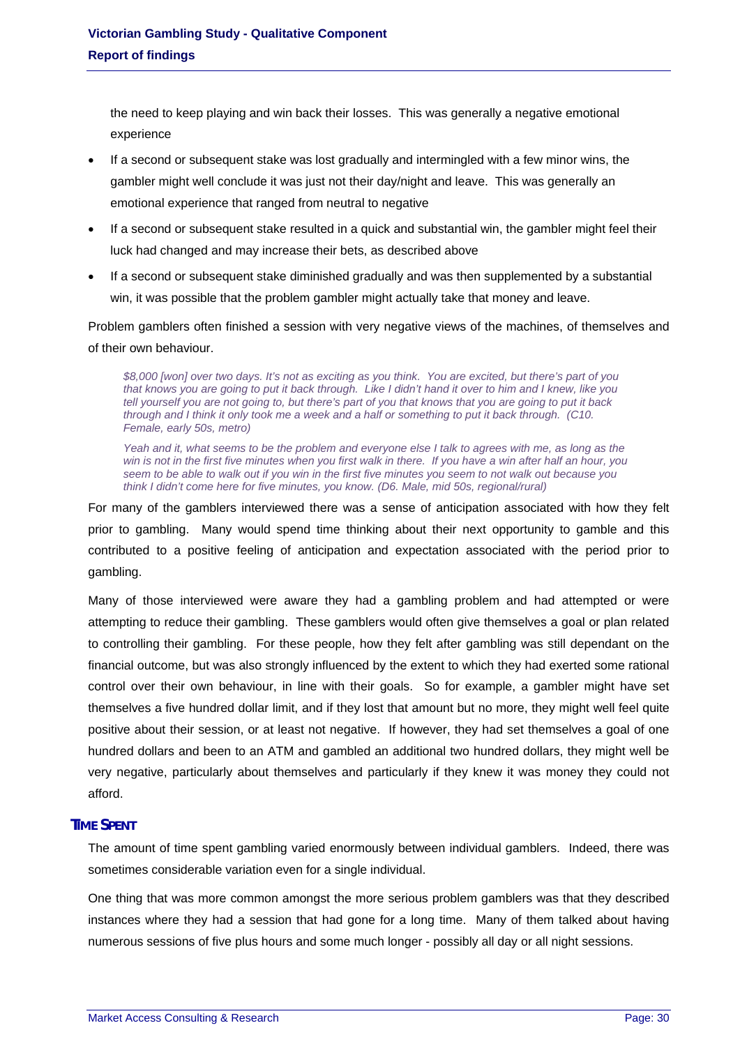the need to keep playing and win back their losses. This was generally a negative emotional experience

- If a second or subsequent stake was lost gradually and intermingled with a few minor wins, the gambler might well conclude it was just not their day/night and leave. This was generally an emotional experience that ranged from neutral to negative
- If a second or subsequent stake resulted in a quick and substantial win, the gambler might feel their luck had changed and may increase their bets, as described above
- If a second or subsequent stake diminished gradually and was then supplemented by a substantial win, it was possible that the problem gambler might actually take that money and leave.

Problem gamblers often finished a session with very negative views of the machines, of themselves and of their own behaviour.

> *$8,000 [won] over two days. It's not as exciting as you think. You are excited, but there's part of you that knows you are going to put it back through. Like I didn't hand it over to him and I knew, like you tell yourself you are not going to, but there's part of you that knows that you are going to put it back through and I think it only took me a week and a half or something to put it back through. (C10. Female, early 50s, metro)*

> *Yeah and it, what seems to be the problem and everyone else I talk to agrees with me, as long as the win is not in the first five minutes when you first walk in there. If you have a win after half an hour, you seem to be able to walk out if you win in the first five minutes you seem to not walk out because you think I didn't come here for five minutes, you know. (D6. Male, mid 50s, regional/rural)*

For many of the gamblers interviewed there was a sense of anticipation associated with how they felt prior to gambling. Many would spend time thinking about their next opportunity to gamble and this contributed to a positive feeling of anticipation and expectation associated with the period prior to gambling.

Many of those interviewed were aware they had a gambling problem and had attempted or were attempting to reduce their gambling. These gamblers would often give themselves a goal or plan related to controlling their gambling. For these people, how they felt after gambling was still dependant on the financial outcome, but was also strongly influenced by the extent to which they had exerted some rational control over their own behaviour, in line with their goals. So for example, a gambler might have set themselves a five hundred dollar limit, and if they lost that amount but no more, they might well feel quite positive about their session, or at least not negative. If however, they had set themselves a goal of one hundred dollars and been to an ATM and gambled an additional two hundred dollars, they might well be very negative, particularly about themselves and particularly if they knew it was money they could not afford.

### TIME SPENT

The amount of time spent gambling varied enormously between individual gamblers. Indeed, there was sometimes considerable variation even for a single individual.

One thing that was more common amongst the more serious problem gamblers was that they described instances where they had a session that had gone for a long time. Many of them talked about having numerous sessions of five plus hours and some much longer - possibly all day or all night sessions.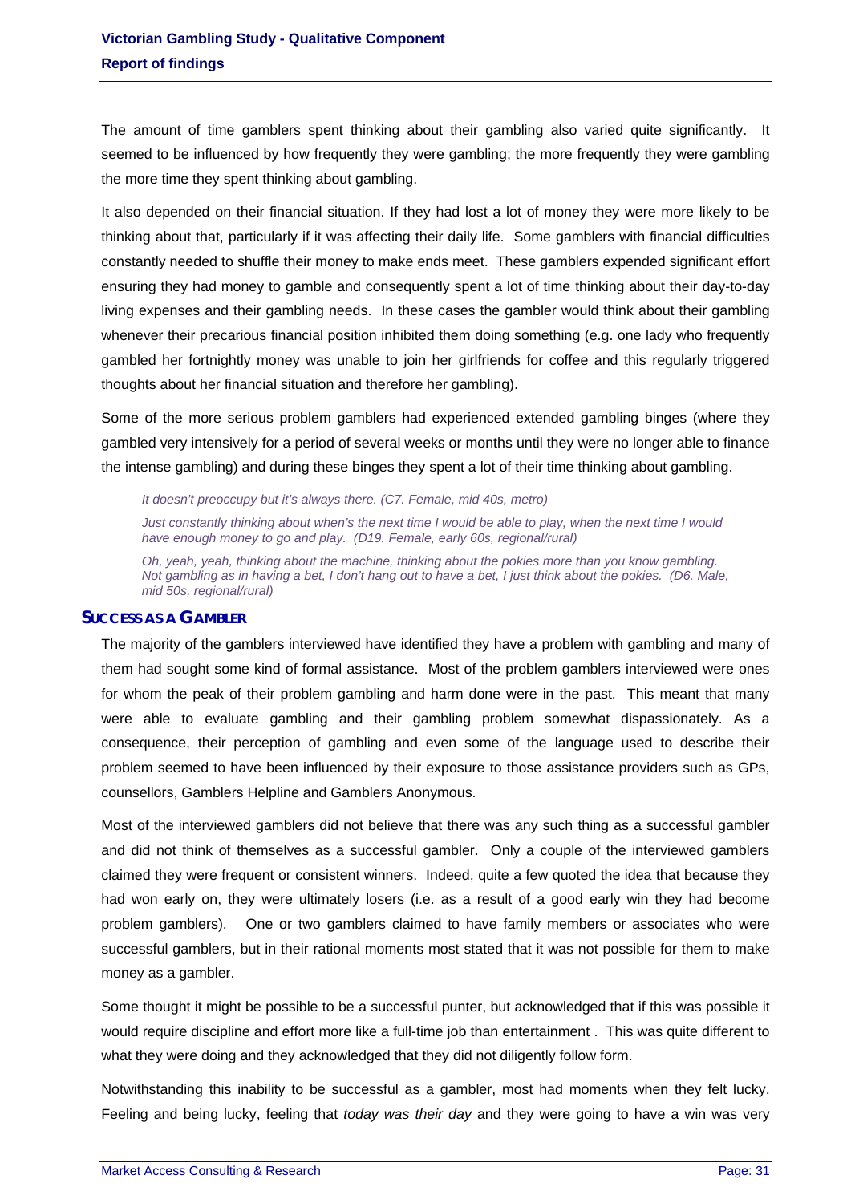The amount of time gamblers spent thinking about their gambling also varied quite significantly. It seemed to be influenced by how frequently they were gambling; the more frequently they were gambling the more time they spent thinking about gambling.

It also depended on their financial situation. If they had lost a lot of money they were more likely to be thinking about that, particularly if it was affecting their daily life. Some gamblers with financial difficulties constantly needed to shuffle their money to make ends meet. These gamblers expended significant effort ensuring they had money to gamble and consequently spent a lot of time thinking about their day-to-day living expenses and their gambling needs. In these cases the gambler would think about their gambling whenever their precarious financial position inhibited them doing something (e.g. one lady who frequently gambled her fortnightly money was unable to join her girlfriends for coffee and this regularly triggered thoughts about her financial situation and therefore her gambling).

Some of the more serious problem gamblers had experienced extended gambling binges (where they gambled very intensively for a period of several weeks or months until they were no longer able to finance the intense gambling) and during these binges they spent a lot of their time thinking about gambling.

> *It doesn't preoccupy but it's always there. (C7. Female, mid 40s, metro)*
>
> *Just constantly thinking about when's the next time I would be able to play, when the next time I would have enough money to go and play. (D19. Female, early 60s, regional/rural)*
>
> *Oh, yeah, yeah, thinking about the machine, thinking about the pokies more than you know gambling. Not gambling as in having a bet, I don't hang out to have a bet, I just think about the pokies. (D6. Male, mid 50s, regional/rural)*

### SUCCESS AS A GAMBLER

The majority of the gamblers interviewed have identified they have a problem with gambling and many of them had sought some kind of formal assistance. Most of the problem gamblers interviewed were ones for whom the peak of their problem gambling and harm done were in the past. This meant that many were able to evaluate gambling and their gambling problem somewhat dispassionately. As a consequence, their perception of gambling and even some of the language used to describe their problem seemed to have been influenced by their exposure to those assistance providers such as GPs, counsellors, Gamblers Helpline and Gamblers Anonymous.

Most of the interviewed gamblers did not believe that there was any such thing as a successful gambler and did not think of themselves as a successful gambler. Only a couple of the interviewed gamblers claimed they were frequent or consistent winners. Indeed, quite a few quoted the idea that because they had won early on, they were ultimately losers (i.e. as a result of a good early win they had become problem gamblers). One or two gamblers claimed to have family members or associates who were successful gamblers, but in their rational moments most stated that it was not possible for them to make money as a gambler.

Some thought it might be possible to be a successful punter, but acknowledged that if this was possible it would require discipline and effort more like a full-time job than entertainment . This was quite different to what they were doing and they acknowledged that they did not diligently follow form.

Notwithstanding this inability to be successful as a gambler, most had moments when they felt lucky. Feeling and being lucky, feeling that *today was their day* and they were going to have a win was very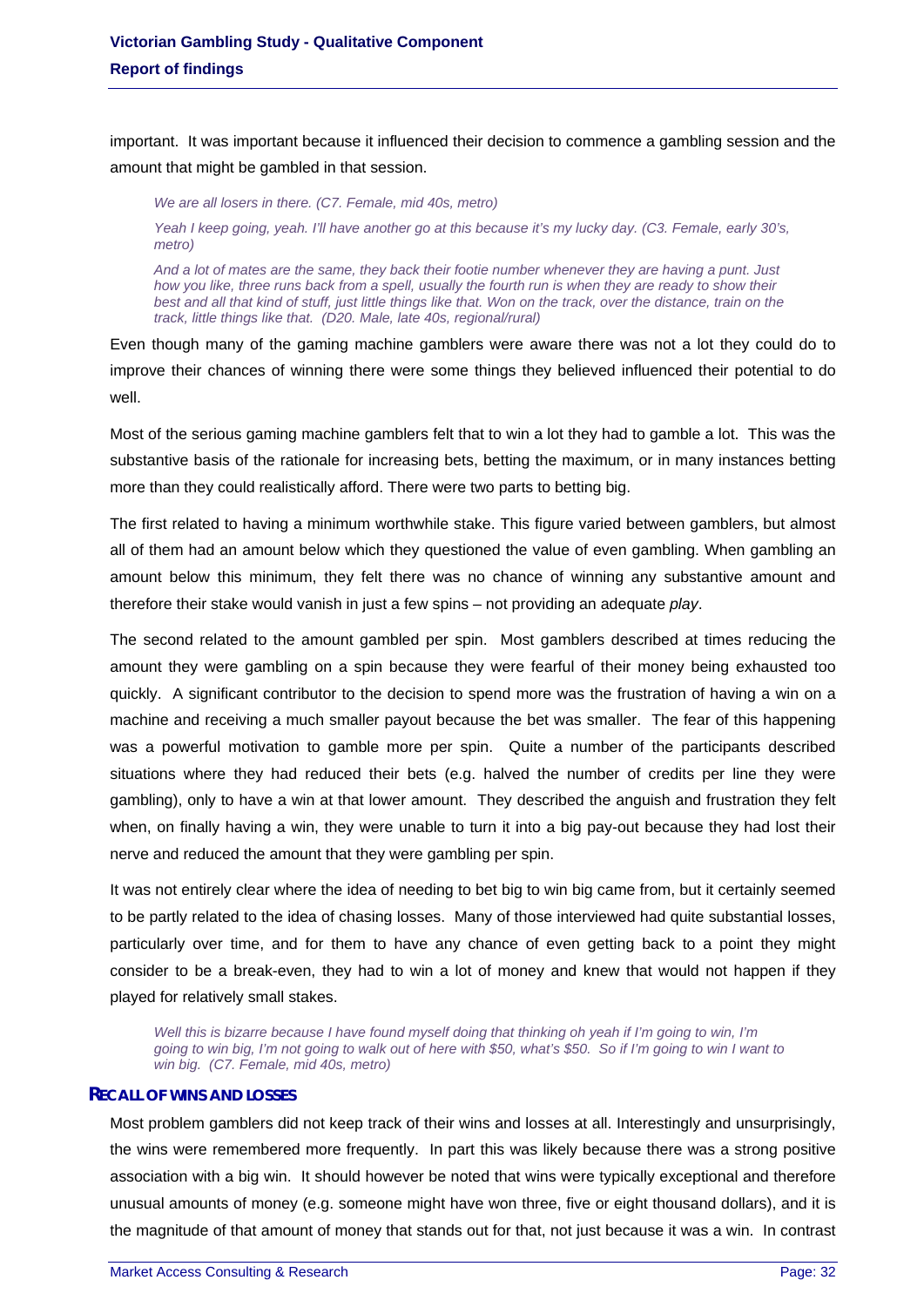important. It was important because it influenced their decision to commence a gambling session and the amount that might be gambled in that session.

*We are all losers in there. (C7. Female, mid 40s, metro)*

*Yeah I keep going, yeah. I'll have another go at this because it's my lucky day. (C3. Female, early 30's, metro)*

*And a lot of mates are the same, they back their footie number whenever they are having a punt. Just how you like, three runs back from a spell, usually the fourth run is when they are ready to show their best and all that kind of stuff, just little things like that. Won on the track, over the distance, train on the track, little things like that. (D20. Male, late 40s, regional/rural)*

Even though many of the gaming machine gamblers were aware there was not a lot they could do to improve their chances of winning there were some things they believed influenced their potential to do well.

Most of the serious gaming machine gamblers felt that to win a lot they had to gamble a lot. This was the substantive basis of the rationale for increasing bets, betting the maximum, or in many instances betting more than they could realistically afford. There were two parts to betting big.

The first related to having a minimum worthwhile stake. This figure varied between gamblers, but almost all of them had an amount below which they questioned the value of even gambling. When gambling an amount below this minimum, they felt there was no chance of winning any substantive amount and therefore their stake would vanish in just a few spins – not providing an adequate *play*.

The second related to the amount gambled per spin. Most gamblers described at times reducing the amount they were gambling on a spin because they were fearful of their money being exhausted too quickly. A significant contributor to the decision to spend more was the frustration of having a win on a machine and receiving a much smaller payout because the bet was smaller. The fear of this happening was a powerful motivation to gamble more per spin. Quite a number of the participants described situations where they had reduced their bets (e.g. halved the number of credits per line they were gambling), only to have a win at that lower amount. They described the anguish and frustration they felt when, on finally having a win, they were unable to turn it into a big pay-out because they had lost their nerve and reduced the amount that they were gambling per spin.

It was not entirely clear where the idea of needing to bet big to win big came from, but it certainly seemed to be partly related to the idea of chasing losses. Many of those interviewed had quite substantial losses, particularly over time, and for them to have any chance of even getting back to a point they might consider to be a break-even, they had to win a lot of money and knew that would not happen if they played for relatively small stakes.

*Well this is bizarre because I have found myself doing that thinking oh yeah if I'm going to win, I'm going to win big, I'm not going to walk out of here with $50, what's $50. So if I'm going to win I want to win big. (C7. Female, mid 40s, metro)*

### RECALL OF WINS AND LOSSES

Most problem gamblers did not keep track of their wins and losses at all. Interestingly and unsurprisingly, the wins were remembered more frequently. In part this was likely because there was a strong positive association with a big win. It should however be noted that wins were typically exceptional and therefore unusual amounts of money (e.g. someone might have won three, five or eight thousand dollars), and it is the magnitude of that amount of money that stands out for that, not just because it was a win. In contrast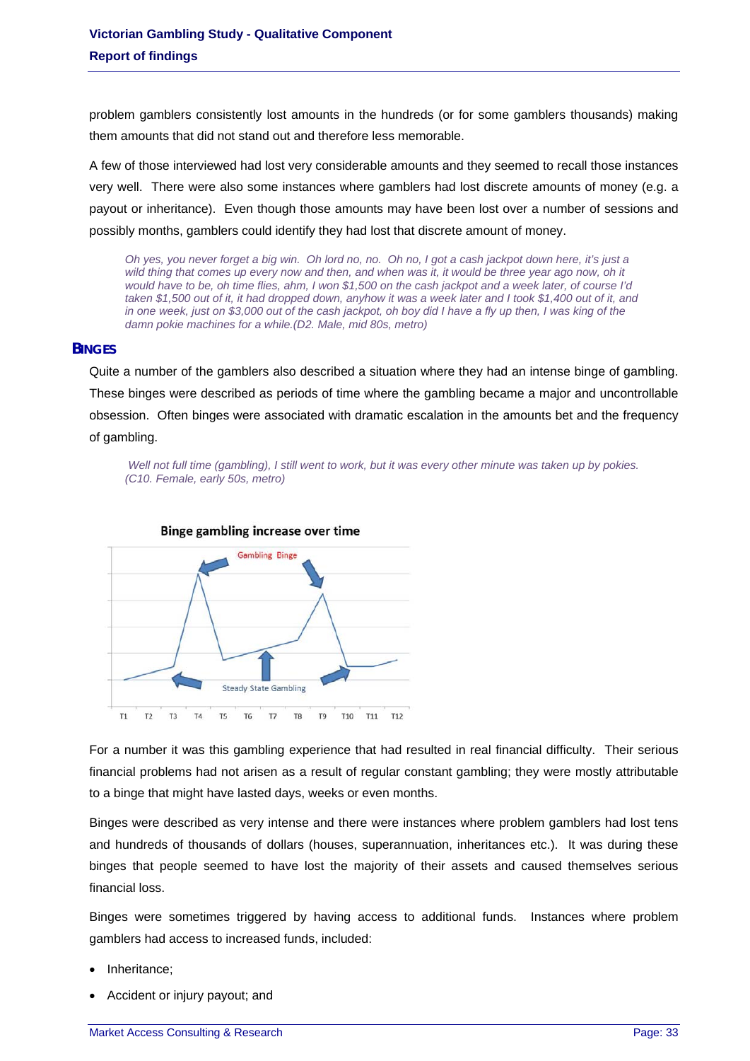problem gamblers consistently lost amounts in the hundreds (or for some gamblers thousands) making them amounts that did not stand out and therefore less memorable.

A few of those interviewed had lost very considerable amounts and they seemed to recall those instances very well. There were also some instances where gamblers had lost discrete amounts of money (e.g. a payout or inheritance). Even though those amounts may have been lost over a number of sessions and possibly months, gamblers could identify they had lost that discrete amount of money.

> *Oh yes, you never forget a big win. Oh lord no, no. Oh no, I got a cash jackpot down here, it's just a wild thing that comes up every now and then, and when was it, it would be three year ago now, oh it would have to be, oh time flies, ahm, I won $1,500 on the cash jackpot and a week later, of course I'd taken $1,500 out of it, it had dropped down, anyhow it was a week later and I took $1,400 out of it, and in one week, just on $3,000 out of the cash jackpot, oh boy did I have a fly up then, I was king of the damn pokie machines for a while.(D2. Male, mid 80s, metro)*

### BINGES

Quite a number of the gamblers also described a situation where they had an intense binge of gambling. These binges were described as periods of time where the gambling became a major and uncontrollable obsession. Often binges were associated with dramatic escalation in the amounts bet and the frequency of gambling.

> *Well not full time (gambling), I still went to work, but it was every other minute was taken up by pokies. (C10. Female, early 50s, metro)*

For a number it was this gambling experience that had resulted in real financial difficulty. Their serious financial problems had not arisen as a result of regular constant gambling; they were mostly attributable to a binge that might have lasted days, weeks or even months.

Binges were described as very intense and there were instances where problem gamblers had lost tens and hundreds of thousands of dollars (houses, superannuation, inheritances etc.). It was during these binges that people seemed to have lost the majority of their assets and caused themselves serious financial loss.

Binges were sometimes triggered by having access to additional funds. Instances where problem gamblers had access to increased funds, included:

- Inheritance;
- Accident or injury payout; and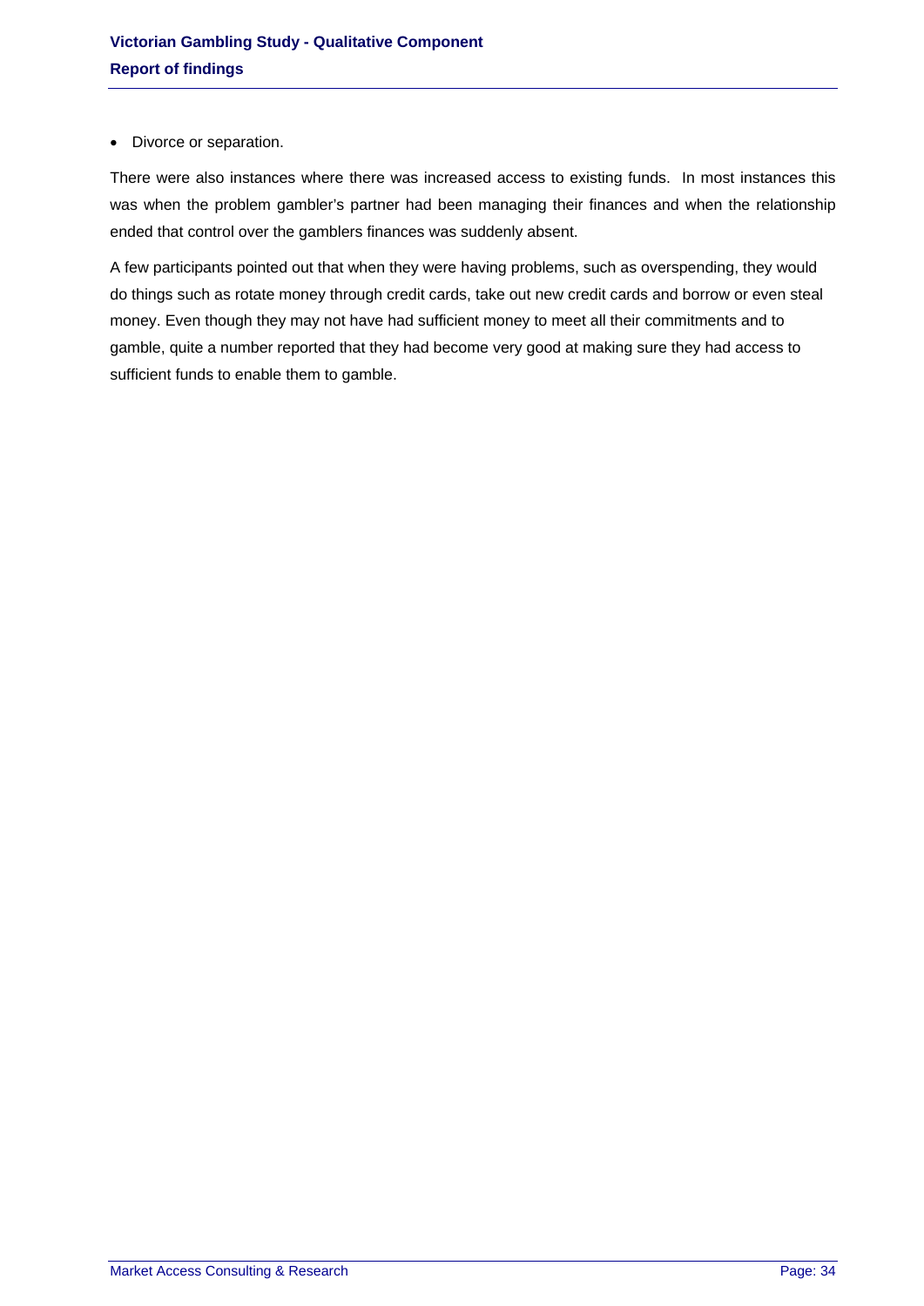- Divorce or separation.

There were also instances where there was increased access to existing funds. In most instances this was when the problem gambler's partner had been managing their finances and when the relationship ended that control over the gamblers finances was suddenly absent.

A few participants pointed out that when they were having problems, such as overspending, they would do things such as rotate money through credit cards, take out new credit cards and borrow or even steal money. Even though they may not have had sufficient money to meet all their commitments and to gamble, quite a number reported that they had become very good at making sure they had access to sufficient funds to enable them to gamble.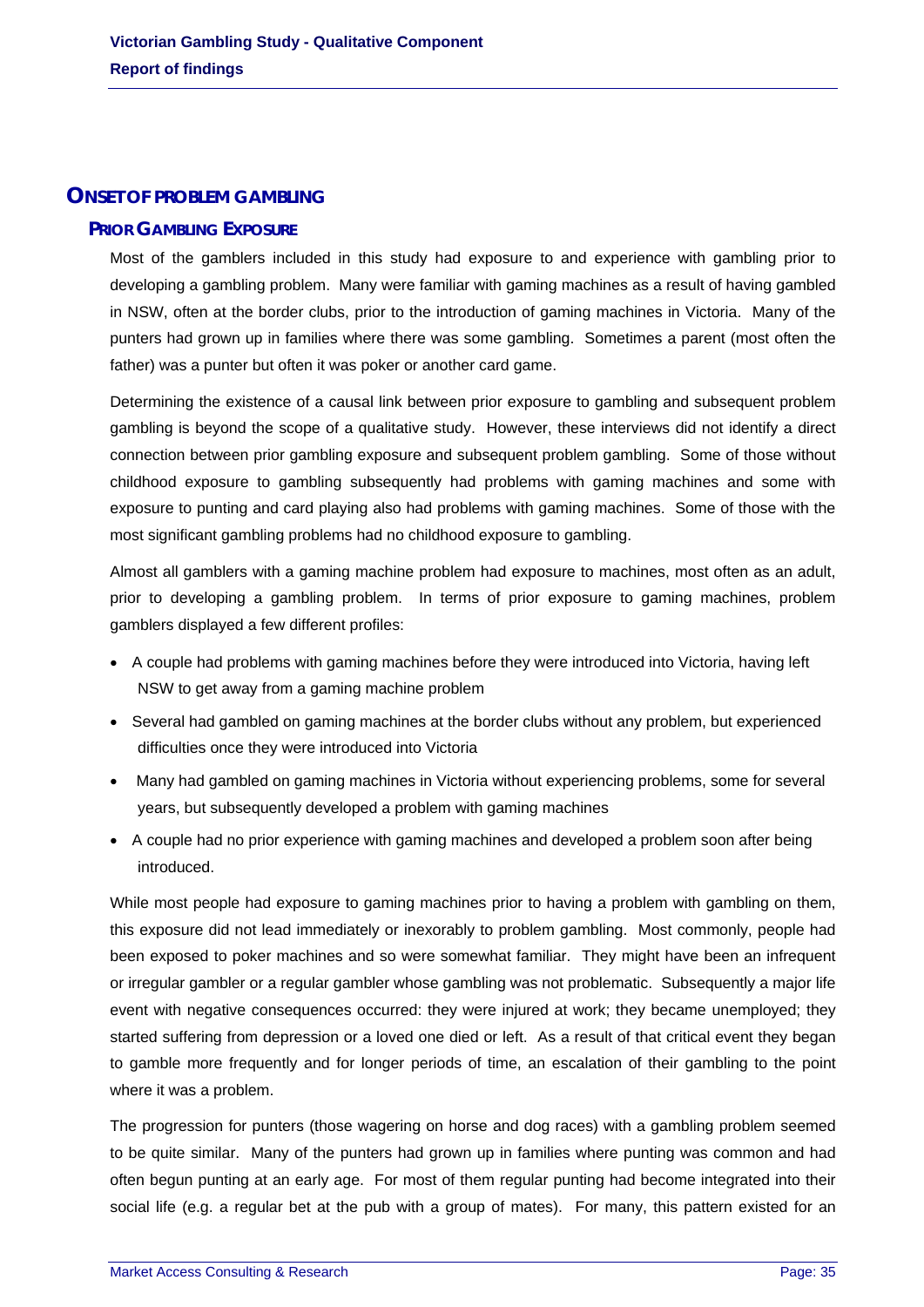## ONSET OF PROBLEM GAMBLING

### PRIOR GAMBLING EXPOSURE

Most of the gamblers included in this study had exposure to and experience with gambling prior to developing a gambling problem. Many were familiar with gaming machines as a result of having gambled in NSW, often at the border clubs, prior to the introduction of gaming machines in Victoria. Many of the punters had grown up in families where there was some gambling. Sometimes a parent (most often the father) was a punter but often it was poker or another card game.

Determining the existence of a causal link between prior exposure to gambling and subsequent problem gambling is beyond the scope of a qualitative study. However, these interviews did not identify a direct connection between prior gambling exposure and subsequent problem gambling. Some of those without childhood exposure to gambling subsequently had problems with gaming machines and some with exposure to punting and card playing also had problems with gaming machines. Some of those with the most significant gambling problems had no childhood exposure to gambling.

Almost all gamblers with a gaming machine problem had exposure to machines, most often as an adult, prior to developing a gambling problem. In terms of prior exposure to gaming machines, problem gamblers displayed a few different profiles:

- A couple had problems with gaming machines before they were introduced into Victoria, having left NSW to get away from a gaming machine problem
- Several had gambled on gaming machines at the border clubs without any problem, but experienced difficulties once they were introduced into Victoria
- Many had gambled on gaming machines in Victoria without experiencing problems, some for several years, but subsequently developed a problem with gaming machines
- A couple had no prior experience with gaming machines and developed a problem soon after being introduced.

While most people had exposure to gaming machines prior to having a problem with gambling on them, this exposure did not lead immediately or inexorably to problem gambling. Most commonly, people had been exposed to poker machines and so were somewhat familiar. They might have been an infrequent or irregular gambler or a regular gambler whose gambling was not problematic. Subsequently a major life event with negative consequences occurred: they were injured at work; they became unemployed; they started suffering from depression or a loved one died or left. As a result of that critical event they began to gamble more frequently and for longer periods of time, an escalation of their gambling to the point where it was a problem.

The progression for punters (those wagering on horse and dog races) with a gambling problem seemed to be quite similar. Many of the punters had grown up in families where punting was common and had often begun punting at an early age. For most of them regular punting had become integrated into their social life (e.g. a regular bet at the pub with a group of mates). For many, this pattern existed for an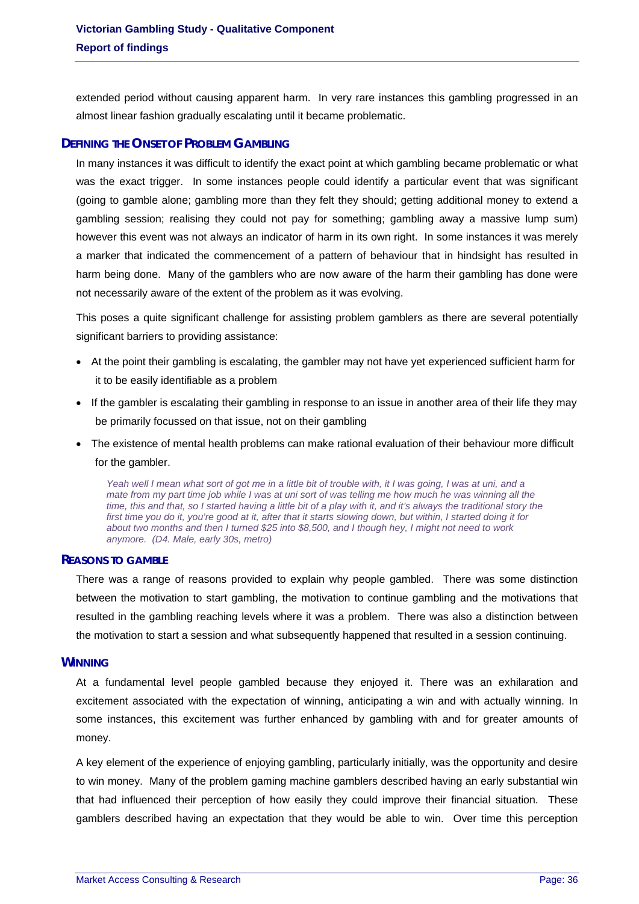extended period without causing apparent harm. In very rare instances this gambling progressed in an almost linear fashion gradually escalating until it became problematic.

### DEFINING THE ONSET OF PROBLEM GAMBLING

In many instances it was difficult to identify the exact point at which gambling became problematic or what was the exact trigger. In some instances people could identify a particular event that was significant (going to gamble alone; gambling more than they felt they should; getting additional money to extend a gambling session; realising they could not pay for something; gambling away a massive lump sum) however this event was not always an indicator of harm in its own right. In some instances it was merely a marker that indicated the commencement of a pattern of behaviour that in hindsight has resulted in harm being done. Many of the gamblers who are now aware of the harm their gambling has done were not necessarily aware of the extent of the problem as it was evolving.

This poses a quite significant challenge for assisting problem gamblers as there are several potentially significant barriers to providing assistance:

- At the point their gambling is escalating, the gambler may not have yet experienced sufficient harm for it to be easily identifiable as a problem
- If the gambler is escalating their gambling in response to an issue in another area of their life they may be primarily focussed on that issue, not on their gambling
- The existence of mental health problems can make rational evaluation of their behaviour more difficult for the gambler.

> *Yeah well I mean what sort of got me in a little bit of trouble with, it I was going, I was at uni, and a mate from my part time job while I was at uni sort of was telling me how much he was winning all the time, this and that, so I started having a little bit of a play with it, and it's always the traditional story the first time you do it, you're good at it, after that it starts slowing down, but within, I started doing it for about two months and then I turned $25 into $8,500, and I though hey, I might not need to work anymore. (D4. Male, early 30s, metro)*

### REASONS TO GAMBLE

There was a range of reasons provided to explain why people gambled. There was some distinction between the motivation to start gambling, the motivation to continue gambling and the motivations that resulted in the gambling reaching levels where it was a problem. There was also a distinction between the motivation to start a session and what subsequently happened that resulted in a session continuing.

### WINNING

At a fundamental level people gambled because they enjoyed it. There was an exhilaration and excitement associated with the expectation of winning, anticipating a win and with actually winning. In some instances, this excitement was further enhanced by gambling with and for greater amounts of money.

A key element of the experience of enjoying gambling, particularly initially, was the opportunity and desire to win money. Many of the problem gaming machine gamblers described having an early substantial win that had influenced their perception of how easily they could improve their financial situation. These gamblers described having an expectation that they would be able to win. Over time this perception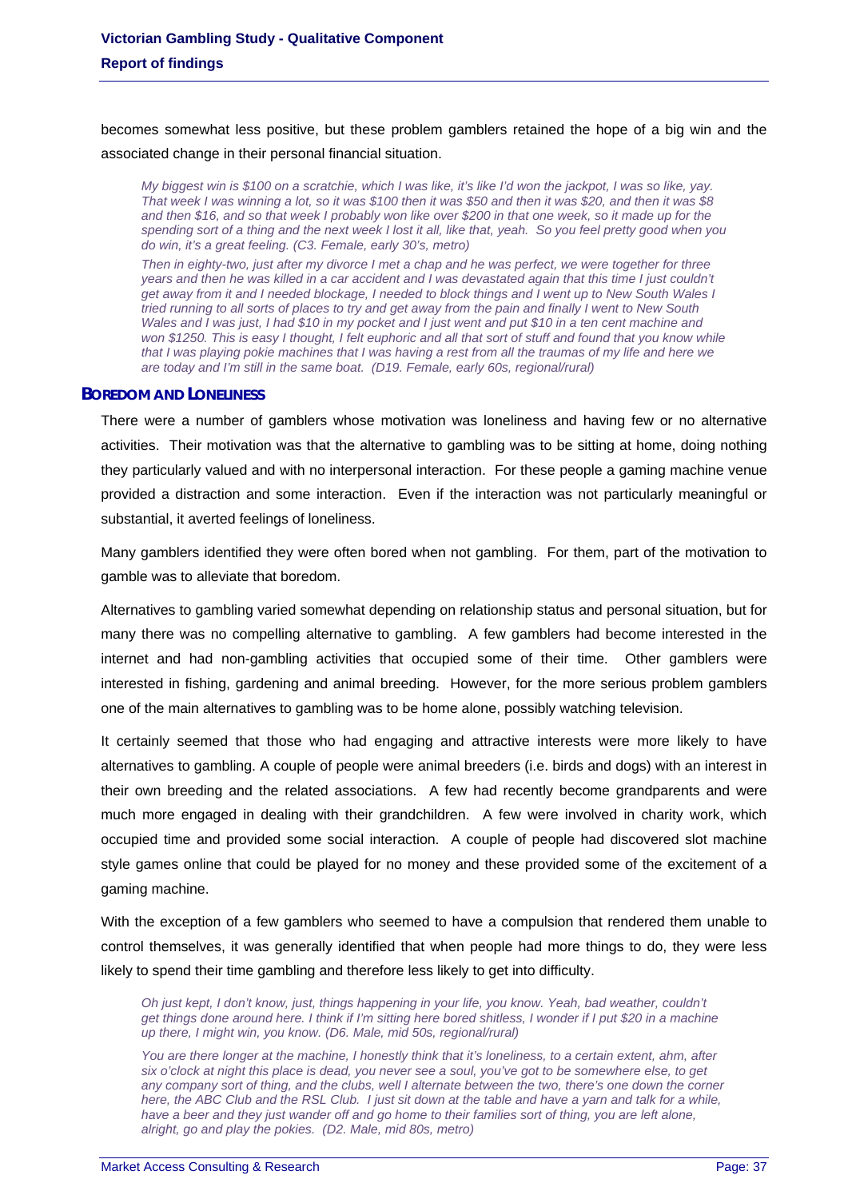becomes somewhat less positive, but these problem gamblers retained the hope of a big win and the associated change in their personal financial situation.

> *My biggest win is $100 on a scratchie, which I was like, it's like I'd won the jackpot, I was so like, yay. That week I was winning a lot, so it was $100 then it was $50 and then it was $20, and then it was $8 and then $16, and so that week I probably won like over $200 in that one week, so it made up for the spending sort of a thing and the next week I lost it all, like that, yeah. So you feel pretty good when you do win, it's a great feeling. (C3. Female, early 30's, metro)*

> *Then in eighty-two, just after my divorce I met a chap and he was perfect, we were together for three years and then he was killed in a car accident and I was devastated again that this time I just couldn't get away from it and I needed blockage, I needed to block things and I went up to New South Wales I tried running to all sorts of places to try and get away from the pain and finally I went to New South Wales and I was just, I had $10 in my pocket and I just went and put $10 in a ten cent machine and won $1250. This is easy I thought, I felt euphoric and all that sort of stuff and found that you know while that I was playing pokie machines that I was having a rest from all the traumas of my life and here we are today and I'm still in the same boat. (D19. Female, early 60s, regional/rural)*

### BOREDOM AND LONELINESS

There were a number of gamblers whose motivation was loneliness and having few or no alternative activities. Their motivation was that the alternative to gambling was to be sitting at home, doing nothing they particularly valued and with no interpersonal interaction. For these people a gaming machine venue provided a distraction and some interaction. Even if the interaction was not particularly meaningful or substantial, it averted feelings of loneliness.

Many gamblers identified they were often bored when not gambling. For them, part of the motivation to gamble was to alleviate that boredom.

Alternatives to gambling varied somewhat depending on relationship status and personal situation, but for many there was no compelling alternative to gambling. A few gamblers had become interested in the internet and had non-gambling activities that occupied some of their time. Other gamblers were interested in fishing, gardening and animal breeding. However, for the more serious problem gamblers one of the main alternatives to gambling was to be home alone, possibly watching television.

It certainly seemed that those who had engaging and attractive interests were more likely to have alternatives to gambling. A couple of people were animal breeders (i.e. birds and dogs) with an interest in their own breeding and the related associations. A few had recently become grandparents and were much more engaged in dealing with their grandchildren. A few were involved in charity work, which occupied time and provided some social interaction. A couple of people had discovered slot machine style games online that could be played for no money and these provided some of the excitement of a gaming machine.

With the exception of a few gamblers who seemed to have a compulsion that rendered them unable to control themselves, it was generally identified that when people had more things to do, they were less likely to spend their time gambling and therefore less likely to get into difficulty.

> *Oh just kept, I don't know, just, things happening in your life, you know. Yeah, bad weather, couldn't get things done around here. I think if I'm sitting here bored shitless, I wonder if I put $20 in a machine up there, I might win, you know. (D6. Male, mid 50s, regional/rural)*

> *You are there longer at the machine, I honestly think that it's loneliness, to a certain extent, ahm, after six o'clock at night this place is dead, you never see a soul, you've got to be somewhere else, to get any company sort of thing, and the clubs, well I alternate between the two, there's one down the corner here, the ABC Club and the RSL Club. I just sit down at the table and have a yarn and talk for a while, have a beer and they just wander off and go home to their families sort of thing, you are left alone, alright, go and play the pokies. (D2. Male, mid 80s, metro)*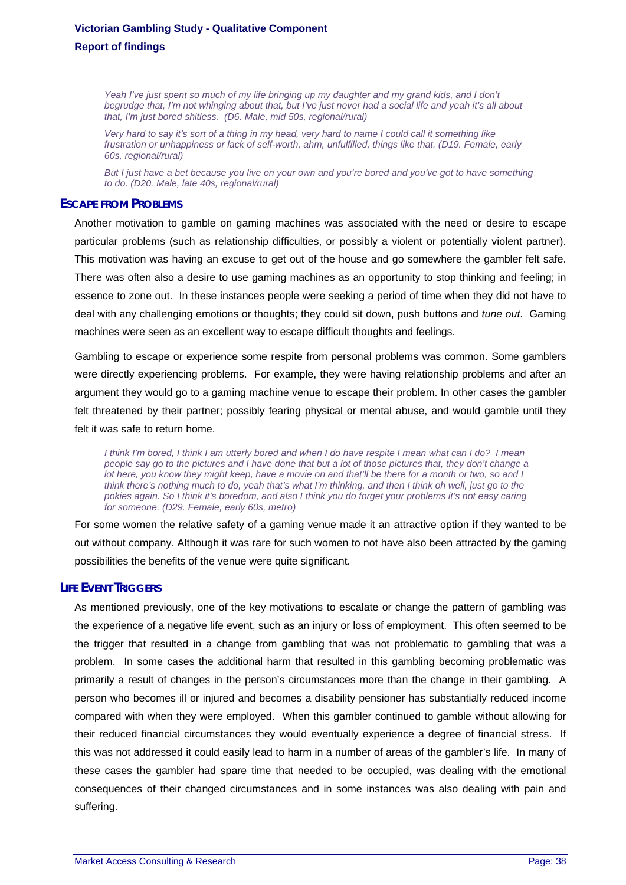*Yeah I've just spent so much of my life bringing up my daughter and my grand kids, and I don't begrudge that, I'm not whinging about that, but I've just never had a social life and yeah it's all about that, I'm just bored shitless. (D6. Male, mid 50s, regional/rural)*

*Very hard to say it's sort of a thing in my head, very hard to name I could call it something like frustration or unhappiness or lack of self-worth, ahm, unfulfilled, things like that. (D19. Female, early 60s, regional/rural)*

*But I just have a bet because you live on your own and you're bored and you've got to have something to do. (D20. Male, late 40s, regional/rural)*

### ESCAPE FROM PROBLEMS

Another motivation to gamble on gaming machines was associated with the need or desire to escape particular problems (such as relationship difficulties, or possibly a violent or potentially violent partner). This motivation was having an excuse to get out of the house and go somewhere the gambler felt safe. There was often also a desire to use gaming machines as an opportunity to stop thinking and feeling; in essence to zone out. In these instances people were seeking a period of time when they did not have to deal with any challenging emotions or thoughts; they could sit down, push buttons and *tune out*. Gaming machines were seen as an excellent way to escape difficult thoughts and feelings.

Gambling to escape or experience some respite from personal problems was common. Some gamblers were directly experiencing problems. For example, they were having relationship problems and after an argument they would go to a gaming machine venue to escape their problem. In other cases the gambler felt threatened by their partner; possibly fearing physical or mental abuse, and would gamble until they felt it was safe to return home.

*I think I'm bored, I think I am utterly bored and when I do have respite I mean what can I do? I mean people say go to the pictures and I have done that but a lot of those pictures that, they don't change a lot here, you know they might keep, have a movie on and that'll be there for a month or two, so and I think there's nothing much to do, yeah that's what I'm thinking, and then I think oh well, just go to the pokies again. So I think it's boredom, and also I think you do forget your problems it's not easy caring for someone. (D29. Female, early 60s, metro)*

For some women the relative safety of a gaming venue made it an attractive option if they wanted to be out without company. Although it was rare for such women to not have also been attracted by the gaming possibilities the benefits of the venue were quite significant.

### LIFE EVENT TRIGGERS

As mentioned previously, one of the key motivations to escalate or change the pattern of gambling was the experience of a negative life event, such as an injury or loss of employment. This often seemed to be the trigger that resulted in a change from gambling that was not problematic to gambling that was a problem. In some cases the additional harm that resulted in this gambling becoming problematic was primarily a result of changes in the person's circumstances more than the change in their gambling. A person who becomes ill or injured and becomes a disability pensioner has substantially reduced income compared with when they were employed. When this gambler continued to gamble without allowing for their reduced financial circumstances they would eventually experience a degree of financial stress. If this was not addressed it could easily lead to harm in a number of areas of the gambler's life. In many of these cases the gambler had spare time that needed to be occupied, was dealing with the emotional consequences of their changed circumstances and in some instances was also dealing with pain and suffering.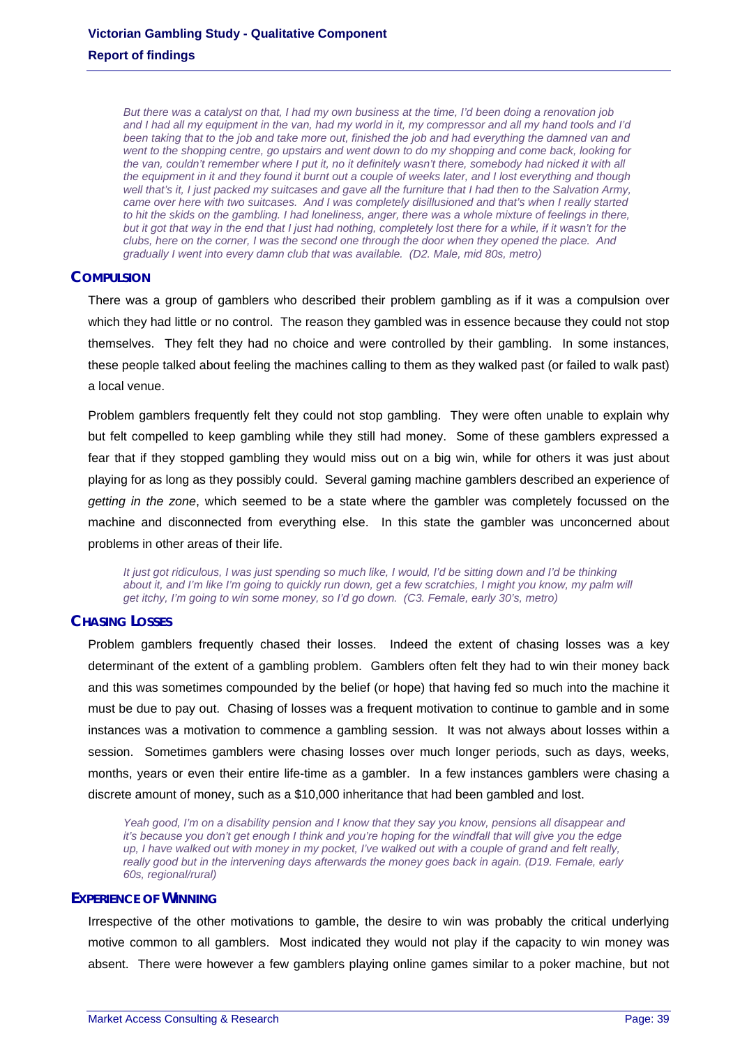*But there was a catalyst on that, I had my own business at the time, I'd been doing a renovation job and I had all my equipment in the van, had my world in it, my compressor and all my hand tools and I'd been taking that to the job and take more out, finished the job and had everything the damned van and went to the shopping centre, go upstairs and went down to do my shopping and come back, looking for the van, couldn't remember where I put it, no it definitely wasn't there, somebody had nicked it with all the equipment in it and they found it burnt out a couple of weeks later, and I lost everything and though well that's it, I just packed my suitcases and gave all the furniture that I had then to the Salvation Army, came over here with two suitcases. And I was completely disillusioned and that's when I really started to hit the skids on the gambling. I had loneliness, anger, there was a whole mixture of feelings in there, but it got that way in the end that I just had nothing, completely lost there for a while, if it wasn't for the clubs, here on the corner, I was the second one through the door when they opened the place. And gradually I went into every damn club that was available. (D2. Male, mid 80s, metro)*

### COMPULSION

There was a group of gamblers who described their problem gambling as if it was a compulsion over which they had little or no control. The reason they gambled was in essence because they could not stop themselves. They felt they had no choice and were controlled by their gambling. In some instances, these people talked about feeling the machines calling to them as they walked past (or failed to walk past) a local venue.

Problem gamblers frequently felt they could not stop gambling. They were often unable to explain why but felt compelled to keep gambling while they still had money. Some of these gamblers expressed a fear that if they stopped gambling they would miss out on a big win, while for others it was just about playing for as long as they possibly could. Several gaming machine gamblers described an experience of *getting in the zone*, which seemed to be a state where the gambler was completely focussed on the machine and disconnected from everything else. In this state the gambler was unconcerned about problems in other areas of their life.

*It just got ridiculous, I was just spending so much like, I would, I'd be sitting down and I'd be thinking about it, and I'm like I'm going to quickly run down, get a few scratchies, I might you know, my palm will get itchy, I'm going to win some money, so I'd go down. (C3. Female, early 30's, metro)*

### CHASING LOSSES

Problem gamblers frequently chased their losses. Indeed the extent of chasing losses was a key determinant of the extent of a gambling problem. Gamblers often felt they had to win their money back and this was sometimes compounded by the belief (or hope) that having fed so much into the machine it must be due to pay out. Chasing of losses was a frequent motivation to continue to gamble and in some instances was a motivation to commence a gambling session. It was not always about losses within a session. Sometimes gamblers were chasing losses over much longer periods, such as days, weeks, months, years or even their entire life-time as a gambler. In a few instances gamblers were chasing a discrete amount of money, such as a $10,000 inheritance that had been gambled and lost.

*Yeah good, I'm on a disability pension and I know that they say you know, pensions all disappear and it's because you don't get enough I think and you're hoping for the windfall that will give you the edge up, I have walked out with money in my pocket, I've walked out with a couple of grand and felt really, really good but in the intervening days afterwards the money goes back in again. (D19. Female, early 60s, regional/rural)*

### EXPERIENCE OF WINNING

Irrespective of the other motivations to gamble, the desire to win was probably the critical underlying motive common to all gamblers. Most indicated they would not play if the capacity to win money was absent. There were however a few gamblers playing online games similar to a poker machine, but not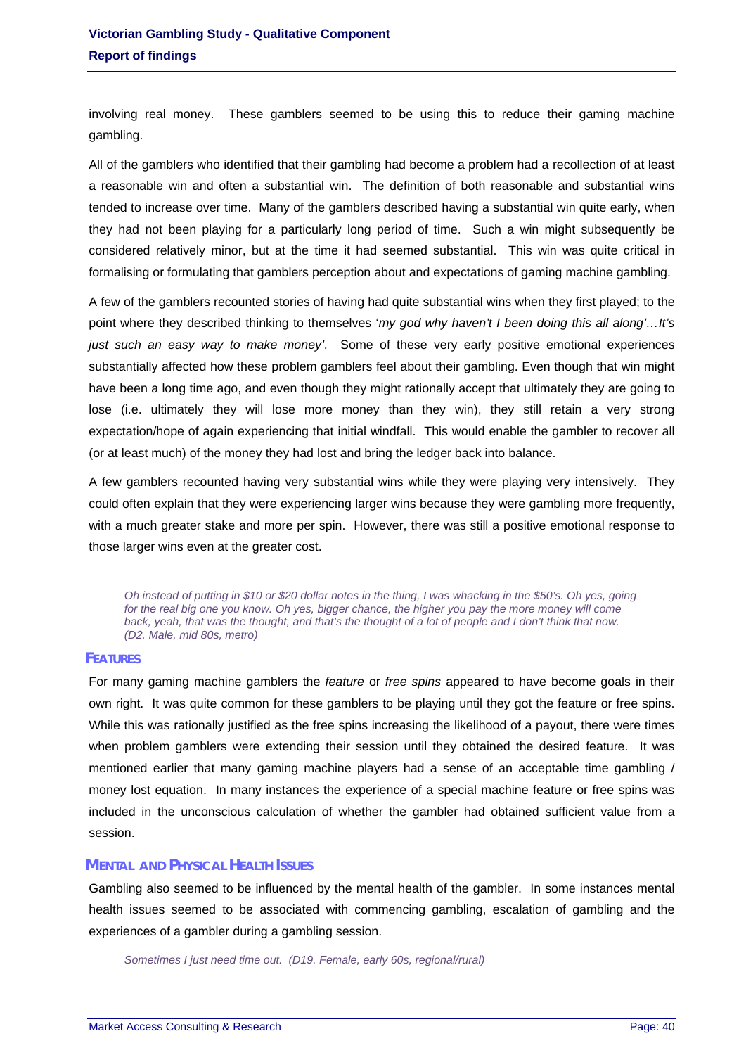involving real money. These gamblers seemed to be using this to reduce their gaming machine gambling.

All of the gamblers who identified that their gambling had become a problem had a recollection of at least a reasonable win and often a substantial win. The definition of both reasonable and substantial wins tended to increase over time. Many of the gamblers described having a substantial win quite early, when they had not been playing for a particularly long period of time. Such a win might subsequently be considered relatively minor, but at the time it had seemed substantial. This win was quite critical in formalising or formulating that gamblers perception about and expectations of gaming machine gambling.

A few of the gamblers recounted stories of having had quite substantial wins when they first played; to the point where they described thinking to themselves '*my god why haven't I been doing this all along'…It's just such an easy way to make money'*. Some of these very early positive emotional experiences substantially affected how these problem gamblers feel about their gambling. Even though that win might have been a long time ago, and even though they might rationally accept that ultimately they are going to lose (i.e. ultimately they will lose more money than they win), they still retain a very strong expectation/hope of again experiencing that initial windfall. This would enable the gambler to recover all (or at least much) of the money they had lost and bring the ledger back into balance.

A few gamblers recounted having very substantial wins while they were playing very intensively. They could often explain that they were experiencing larger wins because they were gambling more frequently, with a much greater stake and more per spin. However, there was still a positive emotional response to those larger wins even at the greater cost.

> *Oh instead of putting in $10 or $20 dollar notes in the thing, I was whacking in the $50's. Oh yes, going for the real big one you know. Oh yes, bigger chance, the higher you pay the more money will come back, yeah, that was the thought, and that's the thought of a lot of people and I don't think that now. (D2. Male, mid 80s, metro)*

### FEATURES

For many gaming machine gamblers the *feature* or *free spins* appeared to have become goals in their own right. It was quite common for these gamblers to be playing until they got the feature or free spins. While this was rationally justified as the free spins increasing the likelihood of a payout, there were times when problem gamblers were extending their session until they obtained the desired feature. It was mentioned earlier that many gaming machine players had a sense of an acceptable time gambling / money lost equation. In many instances the experience of a special machine feature or free spins was included in the unconscious calculation of whether the gambler had obtained sufficient value from a session.

### MENTAL AND PHYSICAL HEALTH ISSUES

Gambling also seemed to be influenced by the mental health of the gambler. In some instances mental health issues seemed to be associated with commencing gambling, escalation of gambling and the experiences of a gambler during a gambling session.

> *Sometimes I just need time out. (D19. Female, early 60s, regional/rural)*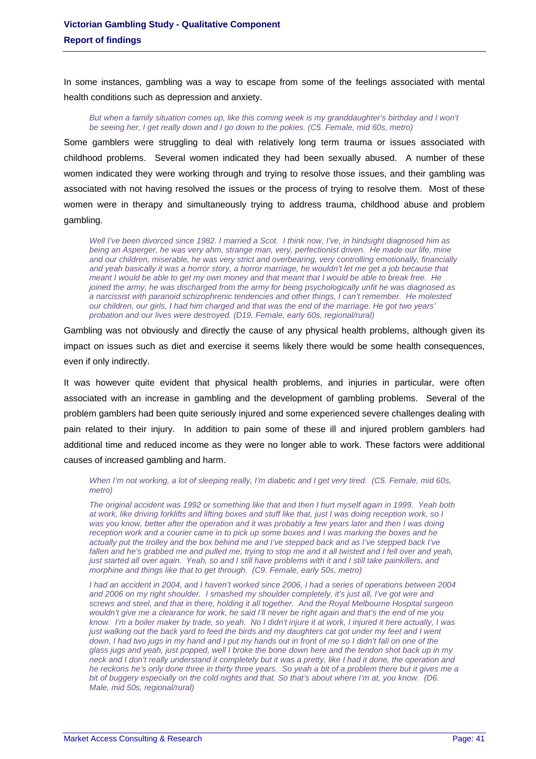In some instances, gambling was a way to escape from some of the feelings associated with mental health conditions such as depression and anxiety.

> *But when a family situation comes up, like this coming week is my granddaughter's birthday and I won't be seeing her, I get really down and I go down to the pokies. (C5. Female, mid 60s, metro)*

Some gamblers were struggling to deal with relatively long term trauma or issues associated with childhood problems. Several women indicated they had been sexually abused. A number of these women indicated they were working through and trying to resolve those issues, and their gambling was associated with not having resolved the issues or the process of trying to resolve them. Most of these women were in therapy and simultaneously trying to address trauma, childhood abuse and problem gambling.

> *Well I've been divorced since 1982. I married a Scot. I think now, I've, in hindsight diagnosed him as being an Asperger, he was very ahm, strange man, very, perfectionist driven. He made our life, mine and our children, miserable, he was very strict and overbearing, very controlling emotionally, financially and yeah basically it was a horror story, a horror marriage, he wouldn't let me get a job because that meant I would be able to get my own money and that meant that I would be able to break free. He joined the army, he was discharged from the army for being psychologically unfit he was diagnosed as a narcissist with paranoid schizophrenic tendencies and other things, I can't remember. He molested our children, our girls, I had him charged and that was the end of the marriage. He got two years' probation and our lives were destroyed. (D19. Female, early 60s, regional/rural)*

Gambling was not obviously and directly the cause of any physical health problems, although given its impact on issues such as diet and exercise it seems likely there would be some health consequences, even if only indirectly.

It was however quite evident that physical health problems, and injuries in particular, were often associated with an increase in gambling and the development of gambling problems. Several of the problem gamblers had been quite seriously injured and some experienced severe challenges dealing with pain related to their injury. In addition to pain some of these ill and injured problem gamblers had additional time and reduced income as they were no longer able to work. These factors were additional causes of increased gambling and harm.

> *When I'm not working, a lot of sleeping really, I'm diabetic and I get very tired. (C5. Female, mid 60s, metro)*

> *The original accident was 1992 or something like that and then I hurt myself again in 1999. Yeah both at work, like driving forklifts and lifting boxes and stuff like that, just I was doing reception work, so I was you know, better after the operation and it was probably a few years later and I was doing reception work and a courier came in to pick up some boxes and I was marking the boxes and he actually put the trolley and the box behind me and I've stepped back and as I've stepped back I've fallen and he's grabbed me and pulled me, trying to stop me and it all twisted and I fell over and yeah, just started all over again. Yeah, so and I still have problems with it and I still take painkillers, and morphine and things like that to get through. (C9. Female, early 50s, metro)*

> *I had an accident in 2004, and I haven't worked since 2006, I had a series of operations between 2004 and 2006 on my right shoulder. I smashed my shoulder completely, it's just all, I've got wire and screws and steel, and that in there, holding it all together. And the Royal Melbourne Hospital surgeon wouldn't give me a clearance for work, he said I'll never be right again and that's the end of me you know. I'm a boiler maker by trade, so yeah. No I didn't injure it at work, I injured it here actually, I was just walking out the back yard to feed the birds and my daughters cat got under my feet and I went down, I had two jugs in my hand and I put my hands out in front of me so I didn't fall on one of the glass jugs and yeah, just popped, well I broke the bone down here and the tendon shot back up in my neck and I don't really understand it completely but it was a pretty, like I had it done, the operation and he reckons he's only done three in thirty three years. So yeah a bit of a problem there but it gives me a bit of buggery especially on the cold nights and that. So that's about where I'm at, you know. (D6. Male, mid 50s, regional/rural)*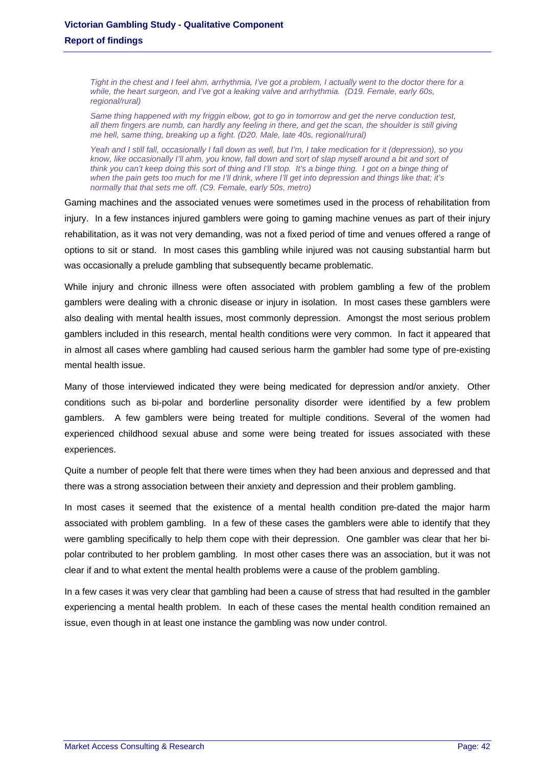*Tight in the chest and I feel ahm, arrhythmia, I've got a problem, I actually went to the doctor there for a while, the heart surgeon, and I've got a leaking valve and arrhythmia. (D19. Female, early 60s, regional/rural)*

*Same thing happened with my friggin elbow, got to go in tomorrow and get the nerve conduction test, all them fingers are numb, can hardly any feeling in there, and get the scan, the shoulder is still giving me hell, same thing, breaking up a fight. (D20. Male, late 40s, regional/rural)*

*Yeah and I still fall, occasionally I fall down as well, but I'm, I take medication for it (depression), so you know, like occasionally I'll ahm, you know, fall down and sort of slap myself around a bit and sort of think you can't keep doing this sort of thing and I'll stop. It's a binge thing. I got on a binge thing of when the pain gets too much for me I'll drink, where I'll get into depression and things like that; it's normally that that sets me off. (C9. Female, early 50s, metro)*

Gaming machines and the associated venues were sometimes used in the process of rehabilitation from injury. In a few instances injured gamblers were going to gaming machine venues as part of their injury rehabilitation, as it was not very demanding, was not a fixed period of time and venues offered a range of options to sit or stand. In most cases this gambling while injured was not causing substantial harm but was occasionally a prelude gambling that subsequently became problematic.

While injury and chronic illness were often associated with problem gambling a few of the problem gamblers were dealing with a chronic disease or injury in isolation. In most cases these gamblers were also dealing with mental health issues, most commonly depression. Amongst the most serious problem gamblers included in this research, mental health conditions were very common. In fact it appeared that in almost all cases where gambling had caused serious harm the gambler had some type of pre-existing mental health issue.

Many of those interviewed indicated they were being medicated for depression and/or anxiety. Other conditions such as bi-polar and borderline personality disorder were identified by a few problem gamblers. A few gamblers were being treated for multiple conditions. Several of the women had experienced childhood sexual abuse and some were being treated for issues associated with these experiences.

Quite a number of people felt that there were times when they had been anxious and depressed and that there was a strong association between their anxiety and depression and their problem gambling.

In most cases it seemed that the existence of a mental health condition pre-dated the major harm associated with problem gambling. In a few of these cases the gamblers were able to identify that they were gambling specifically to help them cope with their depression. One gambler was clear that her bi-polar contributed to her problem gambling. In most other cases there was an association, but it was not clear if and to what extent the mental health problems were a cause of the problem gambling.

In a few cases it was very clear that gambling had been a cause of stress that had resulted in the gambler experiencing a mental health problem. In each of these cases the mental health condition remained an issue, even though in at least one instance the gambling was now under control.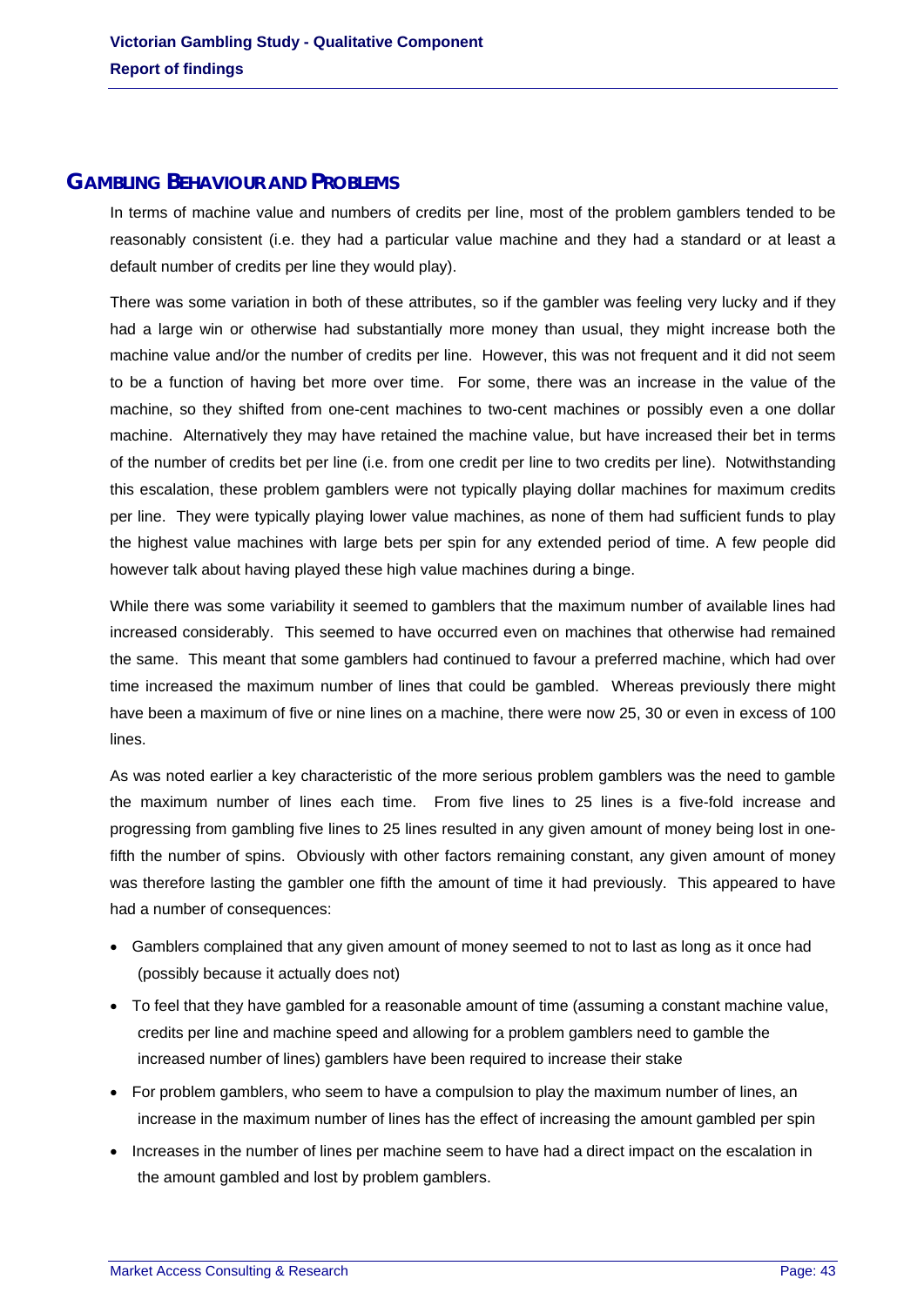## GAMBLING BEHAVIOUR AND PROBLEMS

In terms of machine value and numbers of credits per line, most of the problem gamblers tended to be reasonably consistent (i.e. they had a particular value machine and they had a standard or at least a default number of credits per line they would play).

There was some variation in both of these attributes, so if the gambler was feeling very lucky and if they had a large win or otherwise had substantially more money than usual, they might increase both the machine value and/or the number of credits per line. However, this was not frequent and it did not seem to be a function of having bet more over time. For some, there was an increase in the value of the machine, so they shifted from one-cent machines to two-cent machines or possibly even a one dollar machine. Alternatively they may have retained the machine value, but have increased their bet in terms of the number of credits bet per line (i.e. from one credit per line to two credits per line). Notwithstanding this escalation, these problem gamblers were not typically playing dollar machines for maximum credits per line. They were typically playing lower value machines, as none of them had sufficient funds to play the highest value machines with large bets per spin for any extended period of time. A few people did however talk about having played these high value machines during a binge.

While there was some variability it seemed to gamblers that the maximum number of available lines had increased considerably. This seemed to have occurred even on machines that otherwise had remained the same. This meant that some gamblers had continued to favour a preferred machine, which had over time increased the maximum number of lines that could be gambled. Whereas previously there might have been a maximum of five or nine lines on a machine, there were now 25, 30 or even in excess of 100 lines.

As was noted earlier a key characteristic of the more serious problem gamblers was the need to gamble the maximum number of lines each time. From five lines to 25 lines is a five-fold increase and progressing from gambling five lines to 25 lines resulted in any given amount of money being lost in one-fifth the number of spins. Obviously with other factors remaining constant, any given amount of money was therefore lasting the gambler one fifth the amount of time it had previously. This appeared to have had a number of consequences:

- Gamblers complained that any given amount of money seemed to not to last as long as it once had (possibly because it actually does not)
- To feel that they have gambled for a reasonable amount of time (assuming a constant machine value, credits per line and machine speed and allowing for a problem gamblers need to gamble the increased number of lines) gamblers have been required to increase their stake
- For problem gamblers, who seem to have a compulsion to play the maximum number of lines, an increase in the maximum number of lines has the effect of increasing the amount gambled per spin
- Increases in the number of lines per machine seem to have had a direct impact on the escalation in the amount gambled and lost by problem gamblers.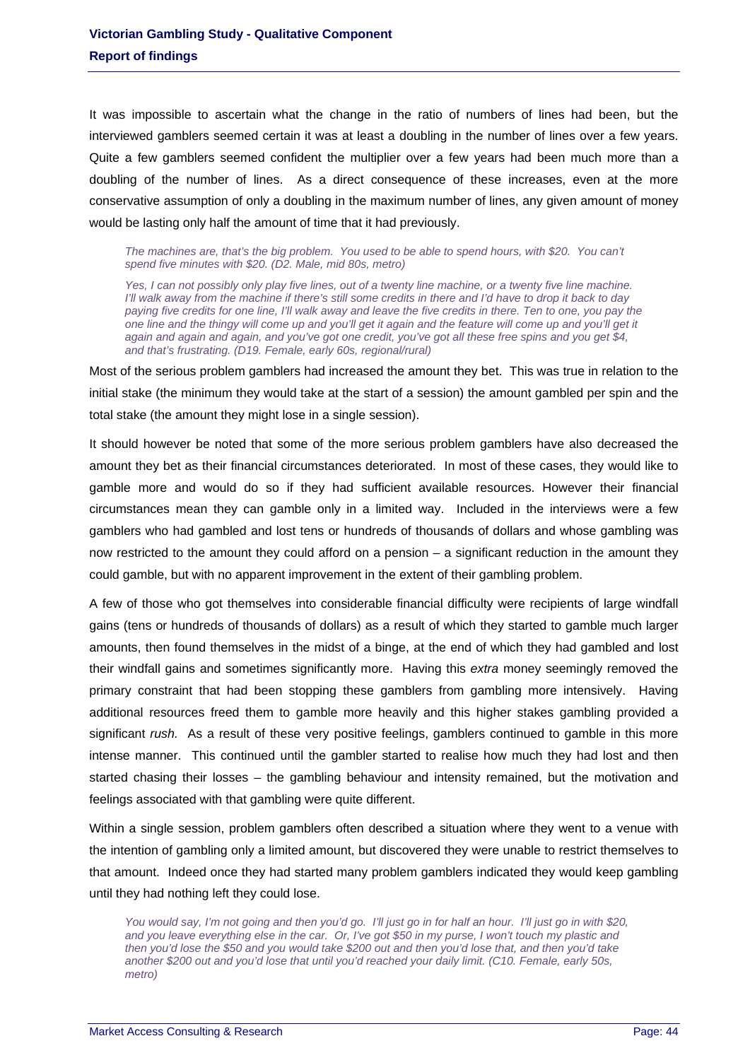It was impossible to ascertain what the change in the ratio of numbers of lines had been, but the interviewed gamblers seemed certain it was at least a doubling in the number of lines over a few years. Quite a few gamblers seemed confident the multiplier over a few years had been much more than a doubling of the number of lines. As a direct consequence of these increases, even at the more conservative assumption of only a doubling in the maximum number of lines, any given amount of money would be lasting only half the amount of time that it had previously.

> *The machines are, that's the big problem. You used to be able to spend hours, with $20. You can't spend five minutes with $20. (D2. Male, mid 80s, metro)*

> *Yes, I can not possibly only play five lines, out of a twenty line machine, or a twenty five line machine. I'll walk away from the machine if there's still some credits in there and I'd have to drop it back to day paying five credits for one line, I'll walk away and leave the five credits in there. Ten to one, you pay the one line and the thingy will come up and you'll get it again and the feature will come up and you'll get it again and again and again, and you've got one credit, you've got all these free spins and you get $4, and that's frustrating. (D19. Female, early 60s, regional/rural)*

Most of the serious problem gamblers had increased the amount they bet. This was true in relation to the initial stake (the minimum they would take at the start of a session) the amount gambled per spin and the total stake (the amount they might lose in a single session).

It should however be noted that some of the more serious problem gamblers have also decreased the amount they bet as their financial circumstances deteriorated. In most of these cases, they would like to gamble more and would do so if they had sufficient available resources. However their financial circumstances mean they can gamble only in a limited way. Included in the interviews were a few gamblers who had gambled and lost tens or hundreds of thousands of dollars and whose gambling was now restricted to the amount they could afford on a pension – a significant reduction in the amount they could gamble, but with no apparent improvement in the extent of their gambling problem.

A few of those who got themselves into considerable financial difficulty were recipients of large windfall gains (tens or hundreds of thousands of dollars) as a result of which they started to gamble much larger amounts, then found themselves in the midst of a binge, at the end of which they had gambled and lost their windfall gains and sometimes significantly more. Having this *extra* money seemingly removed the primary constraint that had been stopping these gamblers from gambling more intensively. Having additional resources freed them to gamble more heavily and this higher stakes gambling provided a significant *rush.* As a result of these very positive feelings, gamblers continued to gamble in this more intense manner. This continued until the gambler started to realise how much they had lost and then started chasing their losses – the gambling behaviour and intensity remained, but the motivation and feelings associated with that gambling were quite different.

Within a single session, problem gamblers often described a situation where they went to a venue with the intention of gambling only a limited amount, but discovered they were unable to restrict themselves to that amount. Indeed once they had started many problem gamblers indicated they would keep gambling until they had nothing left they could lose.

> *You would say, I'm not going and then you'd go. I'll just go in for half an hour. I'll just go in with $20, and you leave everything else in the car. Or, I've got $50 in my purse, I won't touch my plastic and then you'd lose the $50 and you would take $200 out and then you'd lose that, and then you'd take another $200 out and you'd lose that until you'd reached your daily limit. (C10. Female, early 50s, metro)*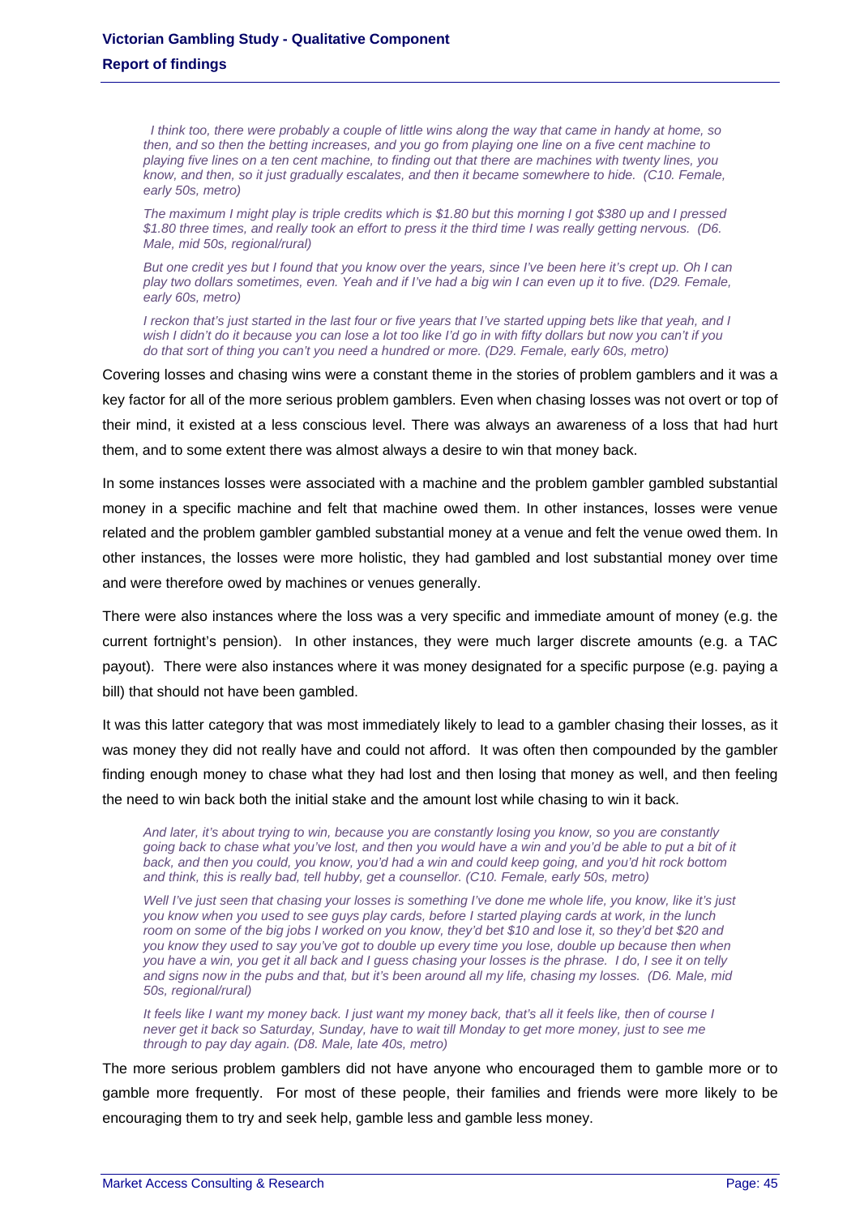*I think too, there were probably a couple of little wins along the way that came in handy at home, so then, and so then the betting increases, and you go from playing one line on a five cent machine to playing five lines on a ten cent machine, to finding out that there are machines with twenty lines, you know, and then, so it just gradually escalates, and then it became somewhere to hide. (C10. Female, early 50s, metro)*

*The maximum I might play is triple credits which is $1.80 but this morning I got $380 up and I pressed $1.80 three times, and really took an effort to press it the third time I was really getting nervous. (D6. Male, mid 50s, regional/rural)*

*But one credit yes but I found that you know over the years, since I've been here it's crept up. Oh I can play two dollars sometimes, even. Yeah and if I've had a big win I can even up it to five. (D29. Female, early 60s, metro)*

*I reckon that's just started in the last four or five years that I've started upping bets like that yeah, and I wish I didn't do it because you can lose a lot too like I'd go in with fifty dollars but now you can't if you do that sort of thing you can't you need a hundred or more. (D29. Female, early 60s, metro)*

Covering losses and chasing wins were a constant theme in the stories of problem gamblers and it was a key factor for all of the more serious problem gamblers. Even when chasing losses was not overt or top of their mind, it existed at a less conscious level. There was always an awareness of a loss that had hurt them, and to some extent there was almost always a desire to win that money back.

In some instances losses were associated with a machine and the problem gambler gambled substantial money in a specific machine and felt that machine owed them. In other instances, losses were venue related and the problem gambler gambled substantial money at a venue and felt the venue owed them. In other instances, the losses were more holistic, they had gambled and lost substantial money over time and were therefore owed by machines or venues generally.

There were also instances where the loss was a very specific and immediate amount of money (e.g. the current fortnight's pension). In other instances, they were much larger discrete amounts (e.g. a TAC payout). There were also instances where it was money designated for a specific purpose (e.g. paying a bill) that should not have been gambled.

It was this latter category that was most immediately likely to lead to a gambler chasing their losses, as it was money they did not really have and could not afford. It was often then compounded by the gambler finding enough money to chase what they had lost and then losing that money as well, and then feeling the need to win back both the initial stake and the amount lost while chasing to win it back.

*And later, it's about trying to win, because you are constantly losing you know, so you are constantly going back to chase what you've lost, and then you would have a win and you'd be able to put a bit of it back, and then you could, you know, you'd had a win and could keep going, and you'd hit rock bottom and think, this is really bad, tell hubby, get a counsellor. (C10. Female, early 50s, metro)*

*Well I've just seen that chasing your losses is something I've done me whole life, you know, like it's just you know when you used to see guys play cards, before I started playing cards at work, in the lunch room on some of the big jobs I worked on you know, they'd bet $10 and lose it, so they'd bet $20 and you know they used to say you've got to double up every time you lose, double up because then when you have a win, you get it all back and I guess chasing your losses is the phrase. I do, I see it on telly and signs now in the pubs and that, but it's been around all my life, chasing my losses. (D6. Male, mid 50s, regional/rural)*

*It feels like I want my money back. I just want my money back, that's all it feels like, then of course I never get it back so Saturday, Sunday, have to wait till Monday to get more money, just to see me through to pay day again. (D8. Male, late 40s, metro)*

The more serious problem gamblers did not have anyone who encouraged them to gamble more or to gamble more frequently. For most of these people, their families and friends were more likely to be encouraging them to try and seek help, gamble less and gamble less money.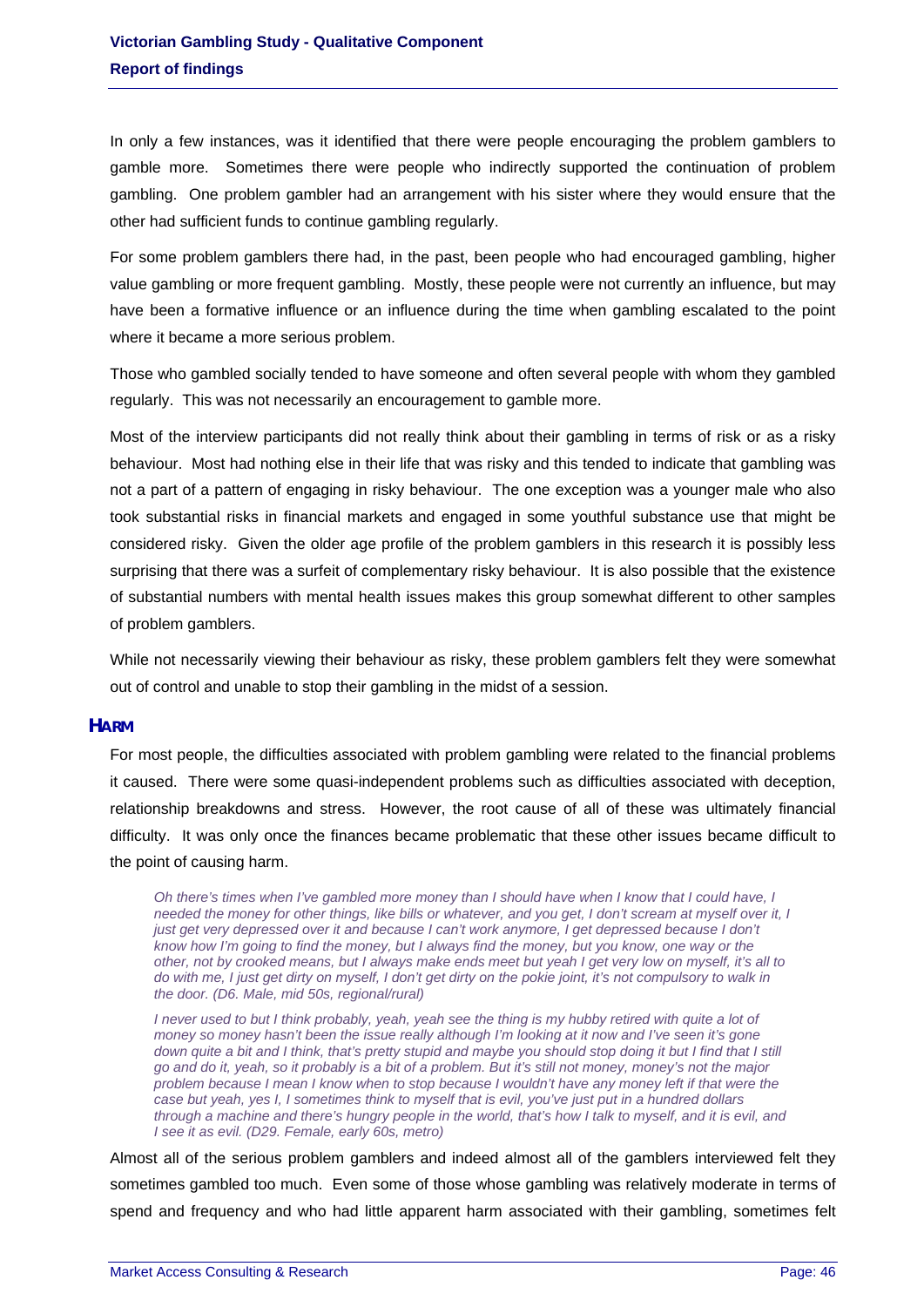In only a few instances, was it identified that there were people encouraging the problem gamblers to gamble more. Sometimes there were people who indirectly supported the continuation of problem gambling. One problem gambler had an arrangement with his sister where they would ensure that the other had sufficient funds to continue gambling regularly.

For some problem gamblers there had, in the past, been people who had encouraged gambling, higher value gambling or more frequent gambling. Mostly, these people were not currently an influence, but may have been a formative influence or an influence during the time when gambling escalated to the point where it became a more serious problem.

Those who gambled socially tended to have someone and often several people with whom they gambled regularly. This was not necessarily an encouragement to gamble more.

Most of the interview participants did not really think about their gambling in terms of risk or as a risky behaviour. Most had nothing else in their life that was risky and this tended to indicate that gambling was not a part of a pattern of engaging in risky behaviour. The one exception was a younger male who also took substantial risks in financial markets and engaged in some youthful substance use that might be considered risky. Given the older age profile of the problem gamblers in this research it is possibly less surprising that there was a surfeit of complementary risky behaviour. It is also possible that the existence of substantial numbers with mental health issues makes this group somewhat different to other samples of problem gamblers.

While not necessarily viewing their behaviour as risky, these problem gamblers felt they were somewhat out of control and unable to stop their gambling in the midst of a session.

### Harm

For most people, the difficulties associated with problem gambling were related to the financial problems it caused. There were some quasi-independent problems such as difficulties associated with deception, relationship breakdowns and stress. However, the root cause of all of these was ultimately financial difficulty. It was only once the finances became problematic that these other issues became difficult to the point of causing harm.

> *Oh there's times when I've gambled more money than I should have when I know that I could have, I needed the money for other things, like bills or whatever, and you get, I don't scream at myself over it, I just get very depressed over it and because I can't work anymore, I get depressed because I don't know how I'm going to find the money, but I always find the money, but you know, one way or the other, not by crooked means, but I always make ends meet but yeah I get very low on myself, it's all to do with me, I just get dirty on myself, I don't get dirty on the pokie joint, it's not compulsory to walk in the door. (D6. Male, mid 50s, regional/rural)*

> *I never used to but I think probably, yeah, yeah see the thing is my hubby retired with quite a lot of money so money hasn't been the issue really although I'm looking at it now and I've seen it's gone down quite a bit and I think, that's pretty stupid and maybe you should stop doing it but I find that I still go and do it, yeah, so it probably is a bit of a problem. But it's still not money, money's not the major problem because I mean I know when to stop because I wouldn't have any money left if that were the case but yeah, yes I, I sometimes think to myself that is evil, you've just put in a hundred dollars through a machine and there's hungry people in the world, that's how I talk to myself, and it is evil, and I see it as evil. (D29. Female, early 60s, metro)*

Almost all of the serious problem gamblers and indeed almost all of the gamblers interviewed felt they sometimes gambled too much. Even some of those whose gambling was relatively moderate in terms of spend and frequency and who had little apparent harm associated with their gambling, sometimes felt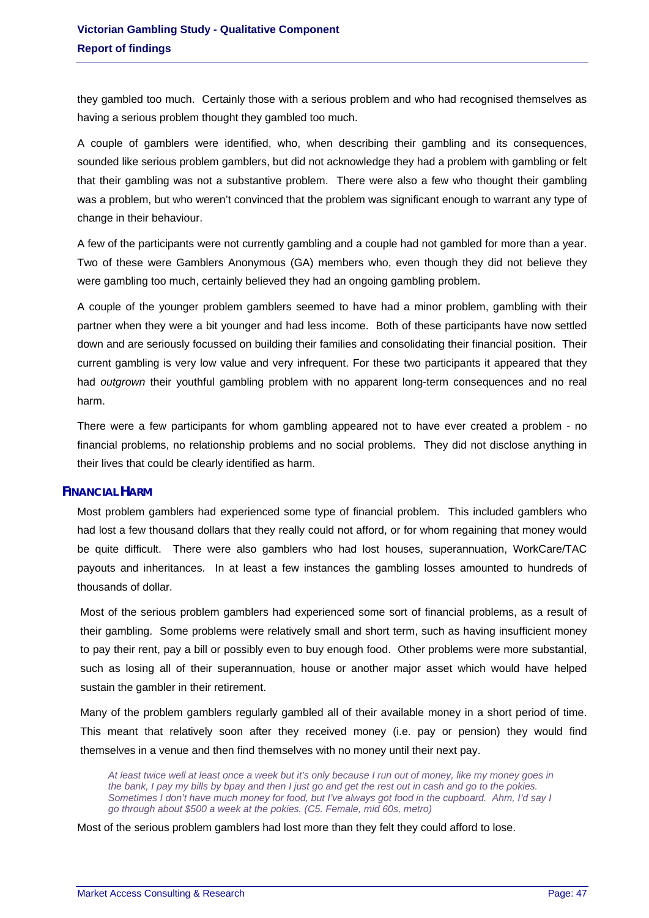they gambled too much. Certainly those with a serious problem and who had recognised themselves as having a serious problem thought they gambled too much.

A couple of gamblers were identified, who, when describing their gambling and its consequences, sounded like serious problem gamblers, but did not acknowledge they had a problem with gambling or felt that their gambling was not a substantive problem. There were also a few who thought their gambling was a problem, but who weren't convinced that the problem was significant enough to warrant any type of change in their behaviour.

A few of the participants were not currently gambling and a couple had not gambled for more than a year. Two of these were Gamblers Anonymous (GA) members who, even though they did not believe they were gambling too much, certainly believed they had an ongoing gambling problem.

A couple of the younger problem gamblers seemed to have had a minor problem, gambling with their partner when they were a bit younger and had less income. Both of these participants have now settled down and are seriously focussed on building their families and consolidating their financial position. Their current gambling is very low value and very infrequent. For these two participants it appeared that they had *outgrown* their youthful gambling problem with no apparent long-term consequences and no real harm.

There were a few participants for whom gambling appeared not to have ever created a problem - no financial problems, no relationship problems and no social problems. They did not disclose anything in their lives that could be clearly identified as harm.

### FINANCIAL HARM

Most problem gamblers had experienced some type of financial problem. This included gamblers who had lost a few thousand dollars that they really could not afford, or for whom regaining that money would be quite difficult. There were also gamblers who had lost houses, superannuation, WorkCare/TAC payouts and inheritances. In at least a few instances the gambling losses amounted to hundreds of thousands of dollar.

Most of the serious problem gamblers had experienced some sort of financial problems, as a result of their gambling. Some problems were relatively small and short term, such as having insufficient money to pay their rent, pay a bill or possibly even to buy enough food. Other problems were more substantial, such as losing all of their superannuation, house or another major asset which would have helped sustain the gambler in their retirement.

Many of the problem gamblers regularly gambled all of their available money in a short period of time. This meant that relatively soon after they received money (i.e. pay or pension) they would find themselves in a venue and then find themselves with no money until their next pay.

> *At least twice well at least once a week but it's only because I run out of money, like my money goes in the bank, I pay my bills by bpay and then I just go and get the rest out in cash and go to the pokies. Sometimes I don't have much money for food, but I've always got food in the cupboard. Ahm, I'd say I go through about $500 a week at the pokies. (C5. Female, mid 60s, metro)*

Most of the serious problem gamblers had lost more than they felt they could afford to lose.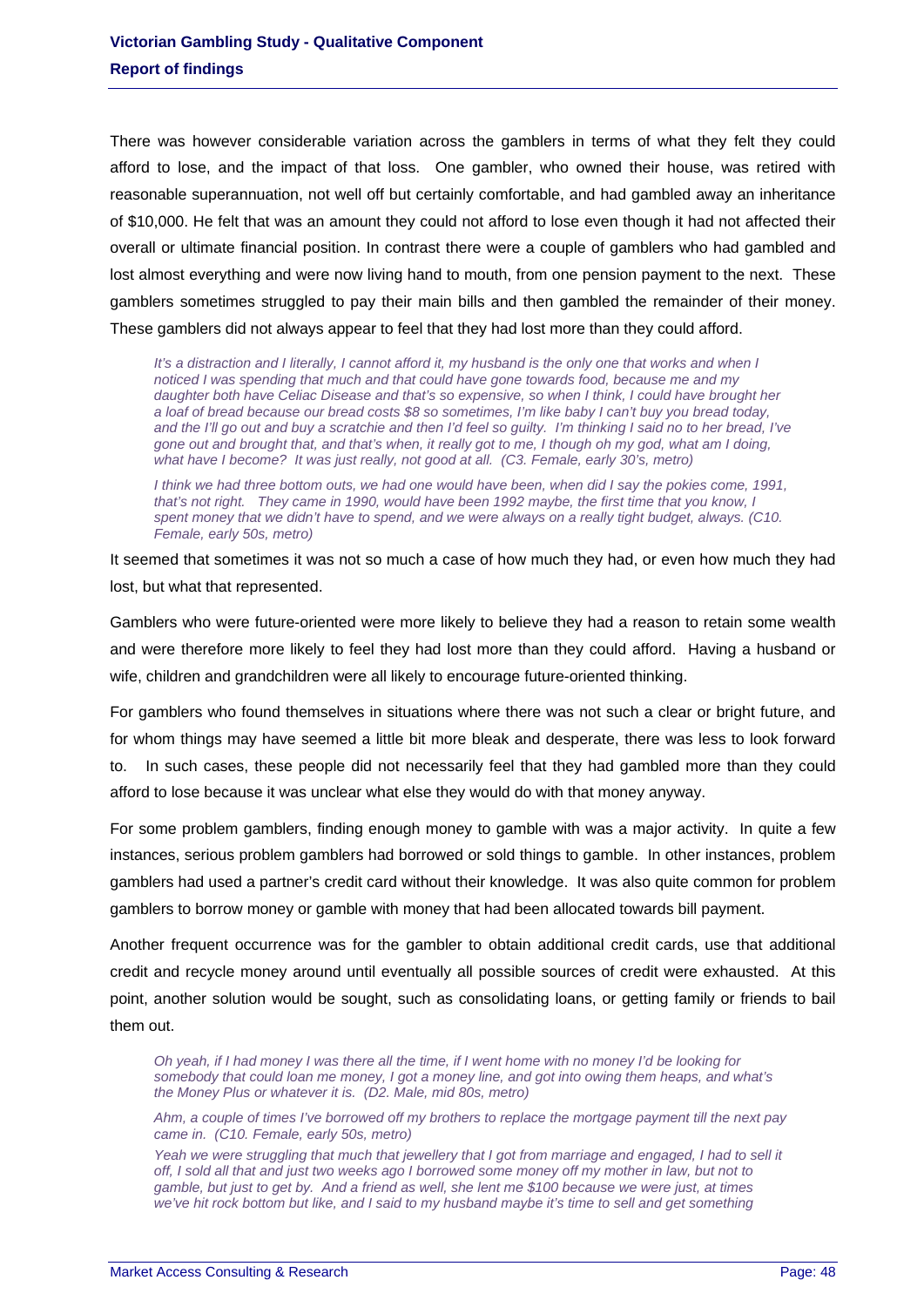There was however considerable variation across the gamblers in terms of what they felt they could afford to lose, and the impact of that loss. One gambler, who owned their house, was retired with reasonable superannuation, not well off but certainly comfortable, and had gambled away an inheritance of $10,000. He felt that was an amount they could not afford to lose even though it had not affected their overall or ultimate financial position. In contrast there were a couple of gamblers who had gambled and lost almost everything and were now living hand to mouth, from one pension payment to the next. These gamblers sometimes struggled to pay their main bills and then gambled the remainder of their money. These gamblers did not always appear to feel that they had lost more than they could afford.

> *It's a distraction and I literally, I cannot afford it, my husband is the only one that works and when I noticed I was spending that much and that could have gone towards food, because me and my daughter both have Celiac Disease and that's so expensive, so when I think, I could have brought her a loaf of bread because our bread costs $8 so sometimes, I'm like baby I can't buy you bread today, and the I'll go out and buy a scratchie and then I'd feel so guilty. I'm thinking I said no to her bread, I've gone out and brought that, and that's when, it really got to me, I though oh my god, what am I doing, what have I become? It was just really, not good at all. (C3. Female, early 30's, metro)*

> *I think we had three bottom outs, we had one would have been, when did I say the pokies come, 1991, that's not right. They came in 1990, would have been 1992 maybe, the first time that you know, I spent money that we didn't have to spend, and we were always on a really tight budget, always. (C10. Female, early 50s, metro)*

It seemed that sometimes it was not so much a case of how much they had, or even how much they had lost, but what that represented.

Gamblers who were future-oriented were more likely to believe they had a reason to retain some wealth and were therefore more likely to feel they had lost more than they could afford. Having a husband or wife, children and grandchildren were all likely to encourage future-oriented thinking.

For gamblers who found themselves in situations where there was not such a clear or bright future, and for whom things may have seemed a little bit more bleak and desperate, there was less to look forward to. In such cases, these people did not necessarily feel that they had gambled more than they could afford to lose because it was unclear what else they would do with that money anyway.

For some problem gamblers, finding enough money to gamble with was a major activity. In quite a few instances, serious problem gamblers had borrowed or sold things to gamble. In other instances, problem gamblers had used a partner's credit card without their knowledge. It was also quite common for problem gamblers to borrow money or gamble with money that had been allocated towards bill payment.

Another frequent occurrence was for the gambler to obtain additional credit cards, use that additional credit and recycle money around until eventually all possible sources of credit were exhausted. At this point, another solution would be sought, such as consolidating loans, or getting family or friends to bail them out.

> *Oh yeah, if I had money I was there all the time, if I went home with no money I'd be looking for somebody that could loan me money, I got a money line, and got into owing them heaps, and what's the Money Plus or whatever it is. (D2. Male, mid 80s, metro)*

> *Ahm, a couple of times I've borrowed off my brothers to replace the mortgage payment till the next pay came in. (C10. Female, early 50s, metro)*

> *Yeah we were struggling that much that jewellery that I got from marriage and engaged, I had to sell it off, I sold all that and just two weeks ago I borrowed some money off my mother in law, but not to gamble, but just to get by. And a friend as well, she lent me $100 because we were just, at times we've hit rock bottom but like, and I said to my husband maybe it's time to sell and get something*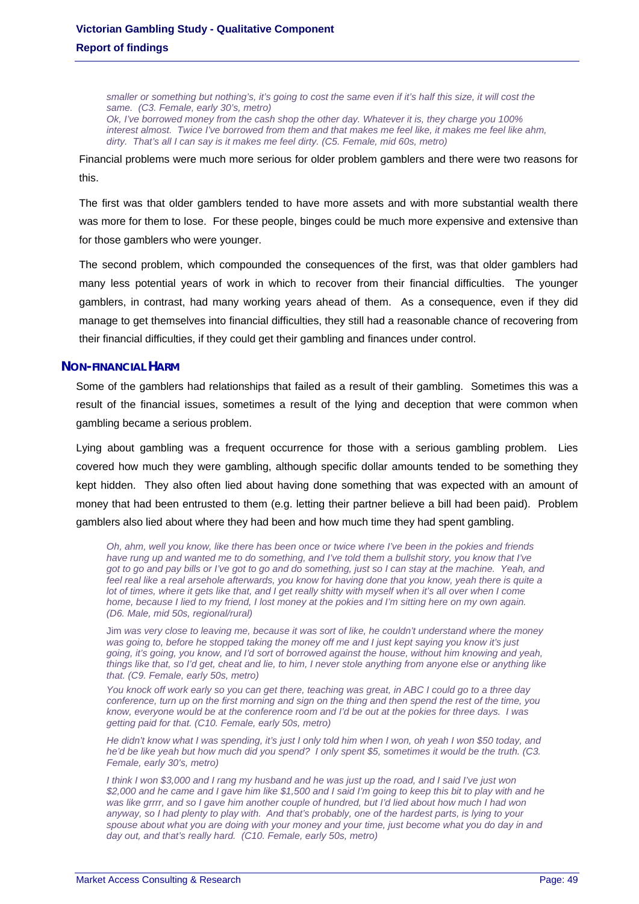*smaller or something but nothing's, it's going to cost the same even if it's half this size, it will cost the same. (C3. Female, early 30's, metro)*

*Ok, I've borrowed money from the cash shop the other day. Whatever it is, they charge you 100% interest almost. Twice I've borrowed from them and that makes me feel like, it makes me feel like ahm, dirty. That's all I can say is it makes me feel dirty. (C5. Female, mid 60s, metro)*

Financial problems were much more serious for older problem gamblers and there were two reasons for this.

The first was that older gamblers tended to have more assets and with more substantial wealth there was more for them to lose. For these people, binges could be much more expensive and extensive than for those gamblers who were younger.

The second problem, which compounded the consequences of the first, was that older gamblers had many less potential years of work in which to recover from their financial difficulties. The younger gamblers, in contrast, had many working years ahead of them. As a consequence, even if they did manage to get themselves into financial difficulties, they still had a reasonable chance of recovering from their financial difficulties, if they could get their gambling and finances under control.

### NON-FINANCIAL HARM

Some of the gamblers had relationships that failed as a result of their gambling. Sometimes this was a result of the financial issues, sometimes a result of the lying and deception that were common when gambling became a serious problem.

Lying about gambling was a frequent occurrence for those with a serious gambling problem. Lies covered how much they were gambling, although specific dollar amounts tended to be something they kept hidden. They also often lied about having done something that was expected with an amount of money that had been entrusted to them (e.g. letting their partner believe a bill had been paid). Problem gamblers also lied about where they had been and how much time they had spent gambling.

*Oh, ahm, well you know, like there has been once or twice where I've been in the pokies and friends have rung up and wanted me to do something, and I've told them a bullshit story, you know that I've got to go and pay bills or I've got to go and do something, just so I can stay at the machine. Yeah, and feel real like a real arsehole afterwards, you know for having done that you know, yeah there is quite a lot of times, where it gets like that, and I get really shitty with myself when it's all over when I come home, because I lied to my friend, I lost money at the pokies and I'm sitting here on my own again. (D6. Male, mid 50s, regional/rural)*

Jim *was very close to leaving me, because it was sort of like, he couldn't understand where the money was going to, before he stopped taking the money off me and I just kept saying you know it's just going, it's going, you know, and I'd sort of borrowed against the house, without him knowing and yeah, things like that, so I'd get, cheat and lie, to him, I never stole anything from anyone else or anything like that. (C9. Female, early 50s, metro)*

*You knock off work early so you can get there, teaching was great, in ABC I could go to a three day conference, turn up on the first morning and sign on the thing and then spend the rest of the time, you know, everyone would be at the conference room and I'd be out at the pokies for three days. I was getting paid for that. (C10. Female, early 50s, metro)*

*He didn't know what I was spending, it's just I only told him when I won, oh yeah I won $50 today, and he'd be like yeah but how much did you spend? I only spent $5, sometimes it would be the truth. (C3. Female, early 30's, metro)*

*I think I won $3,000 and I rang my husband and he was just up the road, and I said I've just won $2,000 and he came and I gave him like $1,500 and I said I'm going to keep this bit to play with and he was like grrrr, and so I gave him another couple of hundred, but I'd lied about how much I had won anyway, so I had plenty to play with. And that's probably, one of the hardest parts, is lying to your spouse about what you are doing with your money and your time, just become what you do day in and day out, and that's really hard. (C10. Female, early 50s, metro)*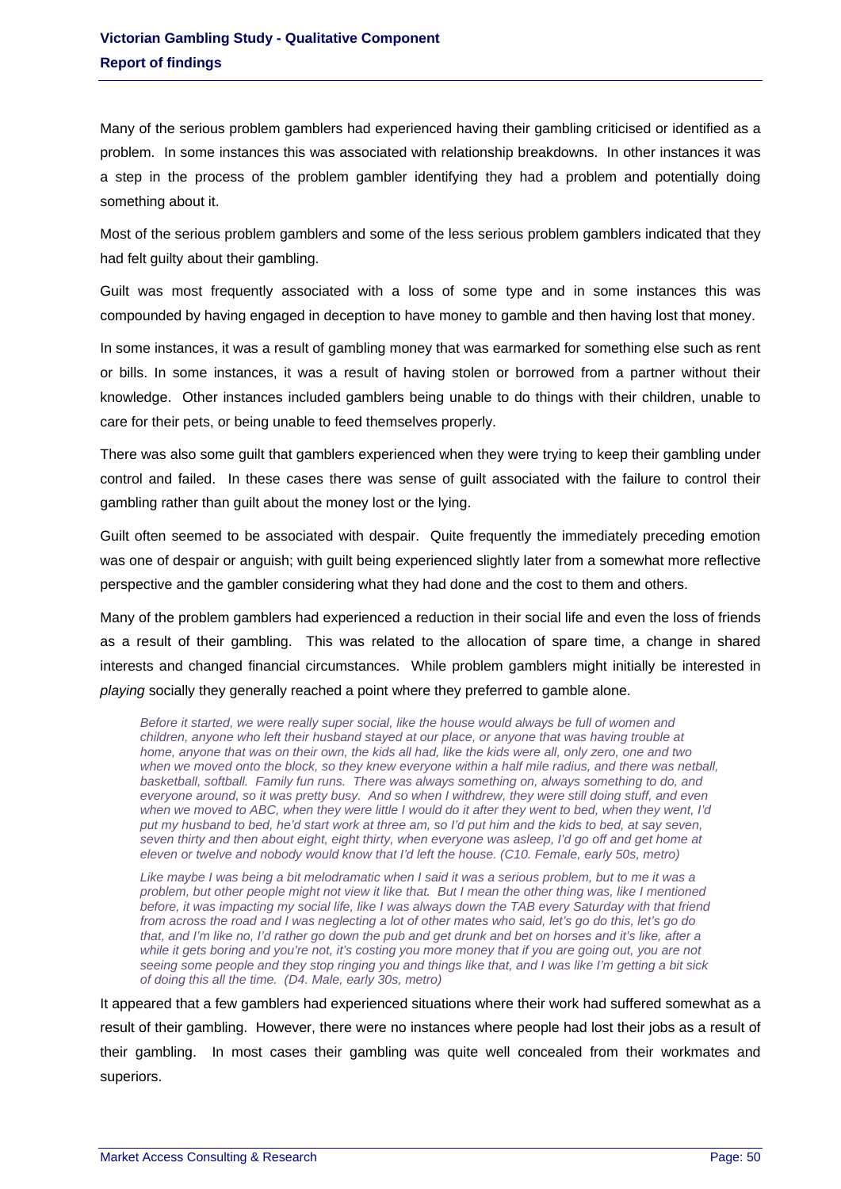Many of the serious problem gamblers had experienced having their gambling criticised or identified as a problem. In some instances this was associated with relationship breakdowns. In other instances it was a step in the process of the problem gambler identifying they had a problem and potentially doing something about it.

Most of the serious problem gamblers and some of the less serious problem gamblers indicated that they had felt guilty about their gambling.

Guilt was most frequently associated with a loss of some type and in some instances this was compounded by having engaged in deception to have money to gamble and then having lost that money.

In some instances, it was a result of gambling money that was earmarked for something else such as rent or bills. In some instances, it was a result of having stolen or borrowed from a partner without their knowledge. Other instances included gamblers being unable to do things with their children, unable to care for their pets, or being unable to feed themselves properly.

There was also some guilt that gamblers experienced when they were trying to keep their gambling under control and failed. In these cases there was sense of guilt associated with the failure to control their gambling rather than guilt about the money lost or the lying.

Guilt often seemed to be associated with despair. Quite frequently the immediately preceding emotion was one of despair or anguish; with guilt being experienced slightly later from a somewhat more reflective perspective and the gambler considering what they had done and the cost to them and others.

Many of the problem gamblers had experienced a reduction in their social life and even the loss of friends as a result of their gambling. This was related to the allocation of spare time, a change in shared interests and changed financial circumstances. While problem gamblers might initially be interested in *playing* socially they generally reached a point where they preferred to gamble alone.

> *Before it started, we were really super social, like the house would always be full of women and children, anyone who left their husband stayed at our place, or anyone that was having trouble at home, anyone that was on their own, the kids all had, like the kids were all, only zero, one and two when we moved onto the block, so they knew everyone within a half mile radius, and there was netball, basketball, softball. Family fun runs. There was always something on, always something to do, and everyone around, so it was pretty busy. And so when I withdrew, they were still doing stuff, and even when we moved to ABC, when they were little I would do it after they went to bed, when they went, I'd put my husband to bed, he'd start work at three am, so I'd put him and the kids to bed, at say seven, seven thirty and then about eight, eight thirty, when everyone was asleep, I'd go off and get home at eleven or twelve and nobody would know that I'd left the house. (C10. Female, early 50s, metro)*

> *Like maybe I was being a bit melodramatic when I said it was a serious problem, but to me it was a problem, but other people might not view it like that. But I mean the other thing was, like I mentioned before, it was impacting my social life, like I was always down the TAB every Saturday with that friend from across the road and I was neglecting a lot of other mates who said, let's go do this, let's go do that, and I'm like no, I'd rather go down the pub and get drunk and bet on horses and it's like, after a while it gets boring and you're not, it's costing you more money that if you are going out, you are not seeing some people and they stop ringing you and things like that, and I was like I'm getting a bit sick of doing this all the time. (D4. Male, early 30s, metro)*

It appeared that a few gamblers had experienced situations where their work had suffered somewhat as a result of their gambling. However, there were no instances where people had lost their jobs as a result of their gambling. In most cases their gambling was quite well concealed from their workmates and superiors.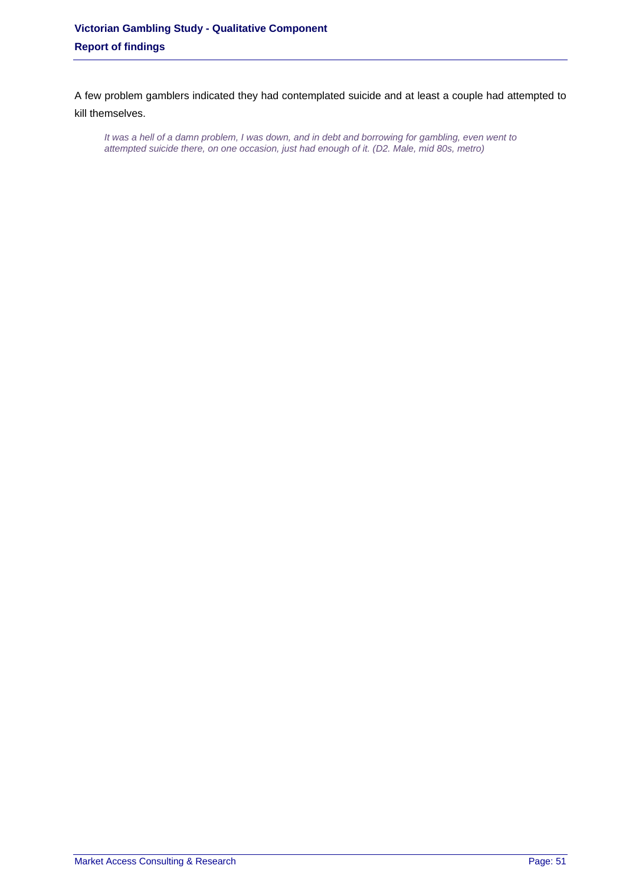A few problem gamblers indicated they had contemplated suicide and at least a couple had attempted to kill themselves.

> *It was a hell of a damn problem, I was down, and in debt and borrowing for gambling, even went to attempted suicide there, on one occasion, just had enough of it. (D2. Male, mid 80s, metro)*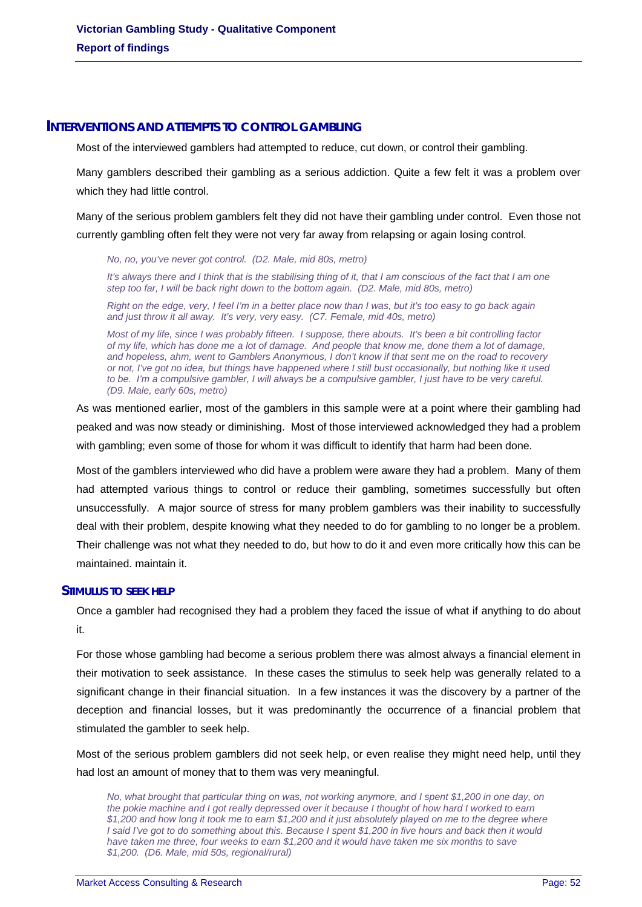## INTERVENTIONS AND ATTEMPTS TO CONTROL GAMBLING

Most of the interviewed gamblers had attempted to reduce, cut down, or control their gambling.

Many gamblers described their gambling as a serious addiction. Quite a few felt it was a problem over which they had little control.

Many of the serious problem gamblers felt they did not have their gambling under control. Even those not currently gambling often felt they were not very far away from relapsing or again losing control.

> *No, no, you've never got control. (D2. Male, mid 80s, metro)*
>
> *It's always there and I think that is the stabilising thing of it, that I am conscious of the fact that I am one step too far, I will be back right down to the bottom again. (D2. Male, mid 80s, metro)*
>
> *Right on the edge, very, I feel I'm in a better place now than I was, but it's too easy to go back again and just throw it all away. It's very, very easy. (C7. Female, mid 40s, metro)*
>
> *Most of my life, since I was probably fifteen. I suppose, there abouts. It's been a bit controlling factor of my life, which has done me a lot of damage. And people that know me, done them a lot of damage, and hopeless, ahm, went to Gamblers Anonymous, I don't know if that sent me on the road to recovery or not, I've got no idea, but things have happened where I still bust occasionally, but nothing like it used to be. I'm a compulsive gambler, I will always be a compulsive gambler, I just have to be very careful. (D9. Male, early 60s, metro)*

As was mentioned earlier, most of the gamblers in this sample were at a point where their gambling had peaked and was now steady or diminishing. Most of those interviewed acknowledged they had a problem with gambling; even some of those for whom it was difficult to identify that harm had been done.

Most of the gamblers interviewed who did have a problem were aware they had a problem. Many of them had attempted various things to control or reduce their gambling, sometimes successfully but often unsuccessfully. A major source of stress for many problem gamblers was their inability to successfully deal with their problem, despite knowing what they needed to do for gambling to no longer be a problem. Their challenge was not what they needed to do, but how to do it and even more critically how this can be maintained. maintain it.

### STIMULUS TO SEEK HELP

Once a gambler had recognised they had a problem they faced the issue of what if anything to do about it.

For those whose gambling had become a serious problem there was almost always a financial element in their motivation to seek assistance. In these cases the stimulus to seek help was generally related to a significant change in their financial situation. In a few instances it was the discovery by a partner of the deception and financial losses, but it was predominantly the occurrence of a financial problem that stimulated the gambler to seek help.

Most of the serious problem gamblers did not seek help, or even realise they might need help, until they had lost an amount of money that to them was very meaningful.

> *No, what brought that particular thing on was, not working anymore, and I spent $1,200 in one day, on the pokie machine and I got really depressed over it because I thought of how hard I worked to earn $1,200 and how long it took me to earn $1,200 and it just absolutely played on me to the degree where I said I've got to do something about this. Because I spent $1,200 in five hours and back then it would have taken me three, four weeks to earn $1,200 and it would have taken me six months to save $1,200. (D6. Male, mid 50s, regional/rural)*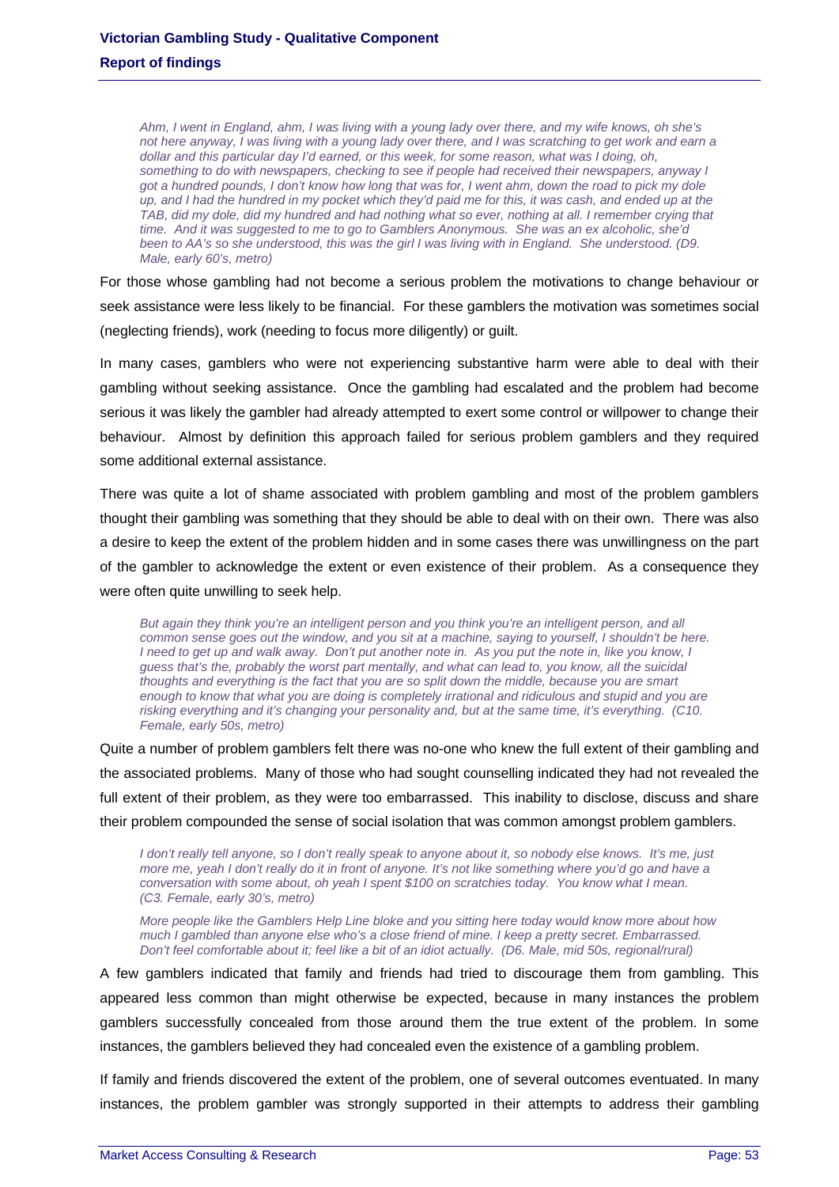*Ahm, I went in England, ahm, I was living with a young lady over there, and my wife knows, oh she's not here anyway, I was living with a young lady over there, and I was scratching to get work and earn a dollar and this particular day I'd earned, or this week, for some reason, what was I doing, oh, something to do with newspapers, checking to see if people had received their newspapers, anyway I got a hundred pounds, I don't know how long that was for, I went ahm, down the road to pick my dole up, and I had the hundred in my pocket which they'd paid me for this, it was cash, and ended up at the TAB, did my dole, did my hundred and had nothing what so ever, nothing at all. I remember crying that time. And it was suggested to me to go to Gamblers Anonymous. She was an ex alcoholic, she'd been to AA's so she understood, this was the girl I was living with in England. She understood. (D9. Male, early 60's, metro)*

For those whose gambling had not become a serious problem the motivations to change behaviour or seek assistance were less likely to be financial. For these gamblers the motivation was sometimes social (neglecting friends), work (needing to focus more diligently) or guilt.

In many cases, gamblers who were not experiencing substantive harm were able to deal with their gambling without seeking assistance. Once the gambling had escalated and the problem had become serious it was likely the gambler had already attempted to exert some control or willpower to change their behaviour. Almost by definition this approach failed for serious problem gamblers and they required some additional external assistance.

There was quite a lot of shame associated with problem gambling and most of the problem gamblers thought their gambling was something that they should be able to deal with on their own. There was also a desire to keep the extent of the problem hidden and in some cases there was unwillingness on the part of the gambler to acknowledge the extent or even existence of their problem. As a consequence they were often quite unwilling to seek help.

*But again they think you're an intelligent person and you think you're an intelligent person, and all common sense goes out the window, and you sit at a machine, saying to yourself, I shouldn't be here. I need to get up and walk away. Don't put another note in. As you put the note in, like you know, I guess that's the, probably the worst part mentally, and what can lead to, you know, all the suicidal thoughts and everything is the fact that you are so split down the middle, because you are smart enough to know that what you are doing is completely irrational and ridiculous and stupid and you are risking everything and it's changing your personality and, but at the same time, it's everything. (C10. Female, early 50s, metro)*

Quite a number of problem gamblers felt there was no-one who knew the full extent of their gambling and the associated problems. Many of those who had sought counselling indicated they had not revealed the full extent of their problem, as they were too embarrassed. This inability to disclose, discuss and share their problem compounded the sense of social isolation that was common amongst problem gamblers.

*I don't really tell anyone, so I don't really speak to anyone about it, so nobody else knows. It's me, just more me, yeah I don't really do it in front of anyone. It's not like something where you'd go and have a conversation with some about, oh yeah I spent $100 on scratchies today. You know what I mean. (C3. Female, early 30's, metro)*

*More people like the Gamblers Help Line bloke and you sitting here today would know more about how much I gambled than anyone else who's a close friend of mine. I keep a pretty secret. Embarrassed. Don't feel comfortable about it; feel like a bit of an idiot actually. (D6. Male, mid 50s, regional/rural)*

A few gamblers indicated that family and friends had tried to discourage them from gambling. This appeared less common than might otherwise be expected, because in many instances the problem gamblers successfully concealed from those around them the true extent of the problem. In some instances, the gamblers believed they had concealed even the existence of a gambling problem.

If family and friends discovered the extent of the problem, one of several outcomes eventuated. In many instances, the problem gambler was strongly supported in their attempts to address their gambling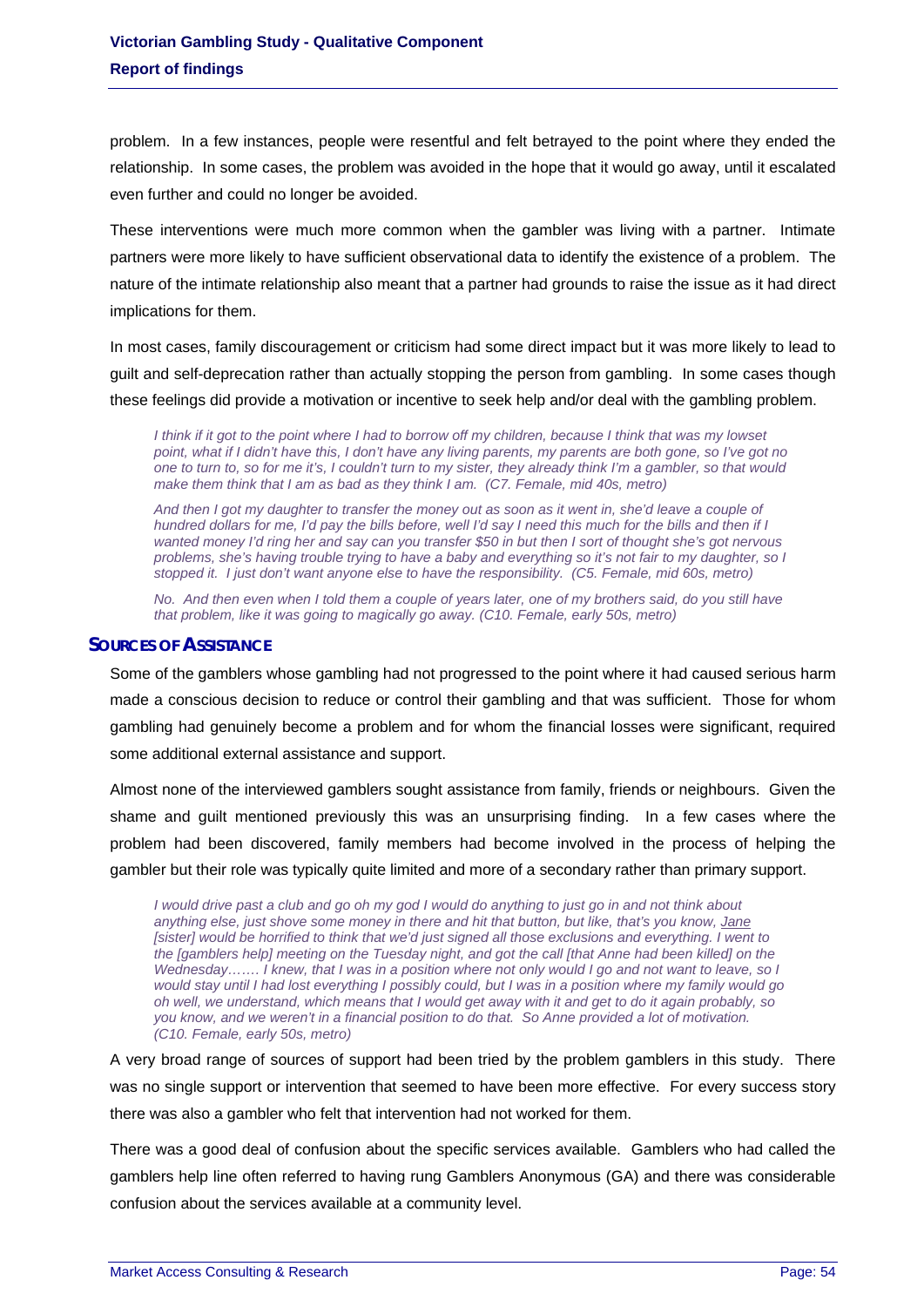problem. In a few instances, people were resentful and felt betrayed to the point where they ended the relationship. In some cases, the problem was avoided in the hope that it would go away, until it escalated even further and could no longer be avoided.

These interventions were much more common when the gambler was living with a partner. Intimate partners were more likely to have sufficient observational data to identify the existence of a problem. The nature of the intimate relationship also meant that a partner had grounds to raise the issue as it had direct implications for them.

In most cases, family discouragement or criticism had some direct impact but it was more likely to lead to guilt and self-deprecation rather than actually stopping the person from gambling. In some cases though these feelings did provide a motivation or incentive to seek help and/or deal with the gambling problem.

> *I think if it got to the point where I had to borrow off my children, because I think that was my lowset point, what if I didn't have this, I don't have any living parents, my parents are both gone, so I've got no one to turn to, so for me it's, I couldn't turn to my sister, they already think I'm a gambler, so that would make them think that I am as bad as they think I am. (C7. Female, mid 40s, metro)*

> *And then I got my daughter to transfer the money out as soon as it went in, she'd leave a couple of hundred dollars for me, I'd pay the bills before, well I'd say I need this much for the bills and then if I wanted money I'd ring her and say can you transfer $50 in but then I sort of thought she's got nervous problems, she's having trouble trying to have a baby and everything so it's not fair to my daughter, so I stopped it. I just don't want anyone else to have the responsibility. (C5. Female, mid 60s, metro)*

> *No. And then even when I told them a couple of years later, one of my brothers said, do you still have that problem, like it was going to magically go away. (C10. Female, early 50s, metro)*

## SOURCES OF ASSISTANCE

Some of the gamblers whose gambling had not progressed to the point where it had caused serious harm made a conscious decision to reduce or control their gambling and that was sufficient. Those for whom gambling had genuinely become a problem and for whom the financial losses were significant, required some additional external assistance and support.

Almost none of the interviewed gamblers sought assistance from family, friends or neighbours. Given the shame and guilt mentioned previously this was an unsurprising finding. In a few cases where the problem had been discovered, family members had become involved in the process of helping the gambler but their role was typically quite limited and more of a secondary rather than primary support.

> *I would drive past a club and go oh my god I would do anything to just go in and not think about anything else, just shove some money in there and hit that button, but like, that's you know, Jane [sister] would be horrified to think that we'd just signed all those exclusions and everything. I went to the [gamblers help] meeting on the Tuesday night, and got the call [that Anne had been killed] on the Wednesday……. I knew, that I was in a position where not only would I go and not want to leave, so I would stay until I had lost everything I possibly could, but I was in a position where my family would go oh well, we understand, which means that I would get away with it and get to do it again probably, so you know, and we weren't in a financial position to do that. So Anne provided a lot of motivation. (C10. Female, early 50s, metro)*

A very broad range of sources of support had been tried by the problem gamblers in this study. There was no single support or intervention that seemed to have been more effective. For every success story there was also a gambler who felt that intervention had not worked for them.

There was a good deal of confusion about the specific services available. Gamblers who had called the gamblers help line often referred to having rung Gamblers Anonymous (GA) and there was considerable confusion about the services available at a community level.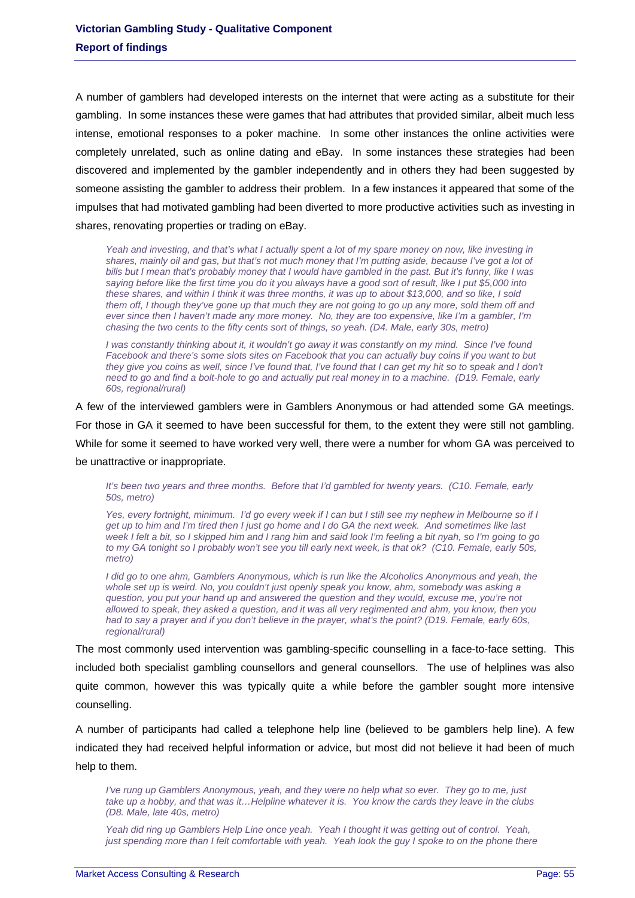A number of gamblers had developed interests on the internet that were acting as a substitute for their gambling. In some instances these were games that had attributes that provided similar, albeit much less intense, emotional responses to a poker machine. In some other instances the online activities were completely unrelated, such as online dating and eBay. In some instances these strategies had been discovered and implemented by the gambler independently and in others they had been suggested by someone assisting the gambler to address their problem. In a few instances it appeared that some of the impulses that had motivated gambling had been diverted to more productive activities such as investing in shares, renovating properties or trading on eBay.

> *Yeah and investing, and that's what I actually spent a lot of my spare money on now, like investing in shares, mainly oil and gas, but that's not much money that I'm putting aside, because I've got a lot of bills but I mean that's probably money that I would have gambled in the past. But it's funny, like I was saying before like the first time you do it you always have a good sort of result, like I put $5,000 into these shares, and within I think it was three months, it was up to about $13,000, and so like, I sold them off, I though they've gone up that much they are not going to go up any more, sold them off and ever since then I haven't made any more money. No, they are too expensive, like I'm a gambler, I'm chasing the two cents to the fifty cents sort of things, so yeah. (D4. Male, early 30s, metro)*

> *I was constantly thinking about it, it wouldn't go away it was constantly on my mind. Since I've found Facebook and there's some slots sites on Facebook that you can actually buy coins if you want to but they give you coins as well, since I've found that, I've found that I can get my hit so to speak and I don't need to go and find a bolt-hole to go and actually put real money in to a machine. (D19. Female, early 60s, regional/rural)*

A few of the interviewed gamblers were in Gamblers Anonymous or had attended some GA meetings. For those in GA it seemed to have been successful for them, to the extent they were still not gambling. While for some it seemed to have worked very well, there were a number for whom GA was perceived to be unattractive or inappropriate.

> *It's been two years and three months. Before that I'd gambled for twenty years. (C10. Female, early 50s, metro)*

> *Yes, every fortnight, minimum. I'd go every week if I can but I still see my nephew in Melbourne so if I get up to him and I'm tired then I just go home and I do GA the next week. And sometimes like last week I felt a bit, so I skipped him and I rang him and said look I'm feeling a bit nyah, so I'm going to go to my GA tonight so I probably won't see you till early next week, is that ok? (C10. Female, early 50s, metro)*

> *I did go to one ahm, Gamblers Anonymous, which is run like the Alcoholics Anonymous and yeah, the whole set up is weird. No, you couldn't just openly speak you know, ahm, somebody was asking a question, you put your hand up and answered the question and they would, excuse me, you're not allowed to speak, they asked a question, and it was all very regimented and ahm, you know, then you had to say a prayer and if you don't believe in the prayer, what's the point? (D19. Female, early 60s, regional/rural)*

The most commonly used intervention was gambling-specific counselling in a face-to-face setting. This included both specialist gambling counsellors and general counsellors. The use of helplines was also quite common, however this was typically quite a while before the gambler sought more intensive counselling.

A number of participants had called a telephone help line (believed to be gamblers help line). A few indicated they had received helpful information or advice, but most did not believe it had been of much help to them.

> *I've rung up Gamblers Anonymous, yeah, and they were no help what so ever. They go to me, just take up a hobby, and that was it…Helpline whatever it is. You know the cards they leave in the clubs (D8. Male, late 40s, metro)*

> *Yeah did ring up Gamblers Help Line once yeah. Yeah I thought it was getting out of control. Yeah, just spending more than I felt comfortable with yeah. Yeah look the guy I spoke to on the phone there*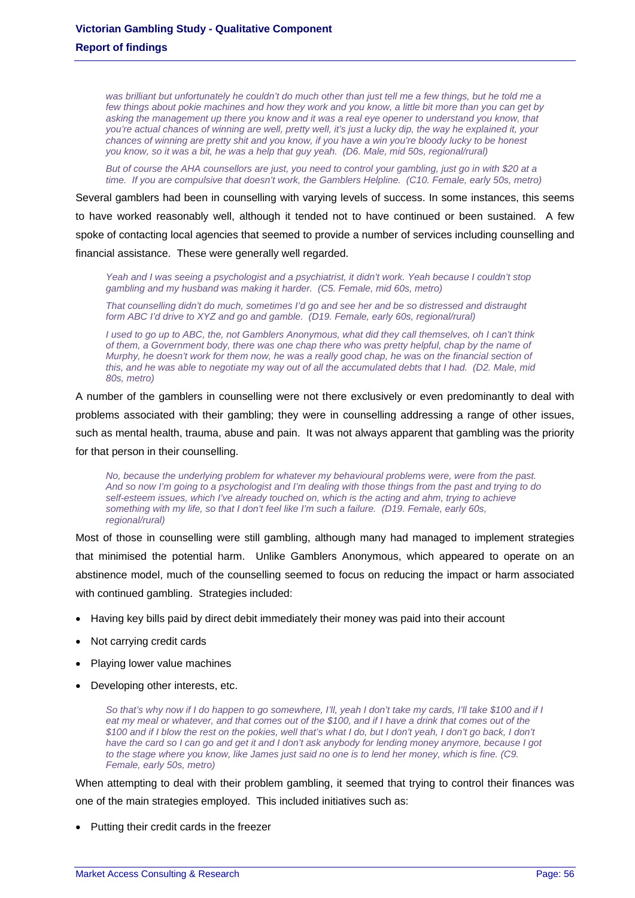*was brilliant but unfortunately he couldn't do much other than just tell me a few things, but he told me a few things about pokie machines and how they work and you know, a little bit more than you can get by asking the management up there you know and it was a real eye opener to understand you know, that you're actual chances of winning are well, pretty well, it's just a lucky dip, the way he explained it, your chances of winning are pretty shit and you know, if you have a win you're bloody lucky to be honest you know, so it was a bit, he was a help that guy yeah. (D6. Male, mid 50s, regional/rural)*

*But of course the AHA counsellors are just, you need to control your gambling, just go in with $20 at a time. If you are compulsive that doesn't work, the Gamblers Helpline. (C10. Female, early 50s, metro)*

Several gamblers had been in counselling with varying levels of success. In some instances, this seems to have worked reasonably well, although it tended not to have continued or been sustained. A few spoke of contacting local agencies that seemed to provide a number of services including counselling and financial assistance. These were generally well regarded.

*Yeah and I was seeing a psychologist and a psychiatrist, it didn't work. Yeah because I couldn't stop gambling and my husband was making it harder. (C5. Female, mid 60s, metro)*

*That counselling didn't do much, sometimes I'd go and see her and be so distressed and distraught form ABC I'd drive to XYZ and go and gamble. (D19. Female, early 60s, regional/rural)*

*I used to go up to ABC, the, not Gamblers Anonymous, what did they call themselves, oh I can't think of them, a Government body, there was one chap there who was pretty helpful, chap by the name of Murphy, he doesn't work for them now, he was a really good chap, he was on the financial section of this, and he was able to negotiate my way out of all the accumulated debts that I had. (D2. Male, mid 80s, metro)*

A number of the gamblers in counselling were not there exclusively or even predominantly to deal with problems associated with their gambling; they were in counselling addressing a range of other issues, such as mental health, trauma, abuse and pain. It was not always apparent that gambling was the priority for that person in their counselling.

*No, because the underlying problem for whatever my behavioural problems were, were from the past. And so now I'm going to a psychologist and I'm dealing with those things from the past and trying to do self-esteem issues, which I've already touched on, which is the acting and ahm, trying to achieve something with my life, so that I don't feel like I'm such a failure. (D19. Female, early 60s, regional/rural)*

Most of those in counselling were still gambling, although many had managed to implement strategies that minimised the potential harm. Unlike Gamblers Anonymous, which appeared to operate on an abstinence model, much of the counselling seemed to focus on reducing the impact or harm associated with continued gambling. Strategies included:

- Having key bills paid by direct debit immediately their money was paid into their account
- Not carrying credit cards
- Playing lower value machines
- Developing other interests, etc.

*So that's why now if I do happen to go somewhere, I'll, yeah I don't take my cards, I'll take $100 and if I eat my meal or whatever, and that comes out of the $100, and if I have a drink that comes out of the $100 and if I blow the rest on the pokies, well that's what I do, but I don't yeah, I don't go back, I don't have the card so I can go and get it and I don't ask anybody for lending money anymore, because I got to the stage where you know, like James just said no one is to lend her money, which is fine. (C9. Female, early 50s, metro)*

When attempting to deal with their problem gambling, it seemed that trying to control their finances was one of the main strategies employed. This included initiatives such as:

- Putting their credit cards in the freezer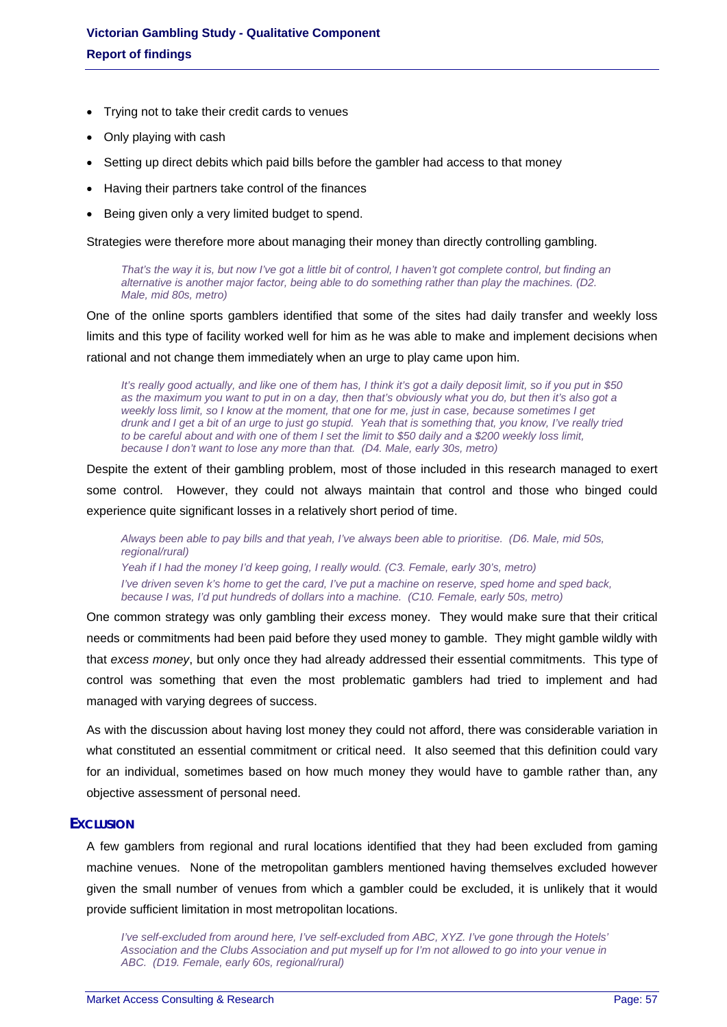- Trying not to take their credit cards to venues
- Only playing with cash
- Setting up direct debits which paid bills before the gambler had access to that money
- Having their partners take control of the finances
- Being given only a very limited budget to spend.

Strategies were therefore more about managing their money than directly controlling gambling.

> *That's the way it is, but now I've got a little bit of control, I haven't got complete control, but finding an alternative is another major factor, being able to do something rather than play the machines. (D2. Male, mid 80s, metro)*

One of the online sports gamblers identified that some of the sites had daily transfer and weekly loss limits and this type of facility worked well for him as he was able to make and implement decisions when rational and not change them immediately when an urge to play came upon him.

> *It's really good actually, and like one of them has, I think it's got a daily deposit limit, so if you put in $50 as the maximum you want to put in on a day, then that's obviously what you do, but then it's also got a weekly loss limit, so I know at the moment, that one for me, just in case, because sometimes I get drunk and I get a bit of an urge to just go stupid. Yeah that is something that, you know, I've really tried to be careful about and with one of them I set the limit to $50 daily and a $200 weekly loss limit, because I don't want to lose any more than that. (D4. Male, early 30s, metro)*

Despite the extent of their gambling problem, most of those included in this research managed to exert some control. However, they could not always maintain that control and those who binged could experience quite significant losses in a relatively short period of time.

> *Always been able to pay bills and that yeah, I've always been able to prioritise. (D6. Male, mid 50s, regional/rural)*
>
> *Yeah if I had the money I'd keep going, I really would. (C3. Female, early 30's, metro)*
>
> *I've driven seven k's home to get the card, I've put a machine on reserve, sped home and sped back, because I was, I'd put hundreds of dollars into a machine. (C10. Female, early 50s, metro)*

One common strategy was only gambling their *excess* money. They would make sure that their critical needs or commitments had been paid before they used money to gamble. They might gamble wildly with that *excess money*, but only once they had already addressed their essential commitments. This type of control was something that even the most problematic gamblers had tried to implement and had managed with varying degrees of success.

As with the discussion about having lost money they could not afford, there was considerable variation in what constituted an essential commitment or critical need. It also seemed that this definition could vary for an individual, sometimes based on how much money they would have to gamble rather than, any objective assessment of personal need.

### EXCLUSION

A few gamblers from regional and rural locations identified that they had been excluded from gaming machine venues. None of the metropolitan gamblers mentioned having themselves excluded however given the small number of venues from which a gambler could be excluded, it is unlikely that it would provide sufficient limitation in most metropolitan locations.

> *I've self-excluded from around here, I've self-excluded from ABC, XYZ. I've gone through the Hotels' Association and the Clubs Association and put myself up for I'm not allowed to go into your venue in ABC. (D19. Female, early 60s, regional/rural)*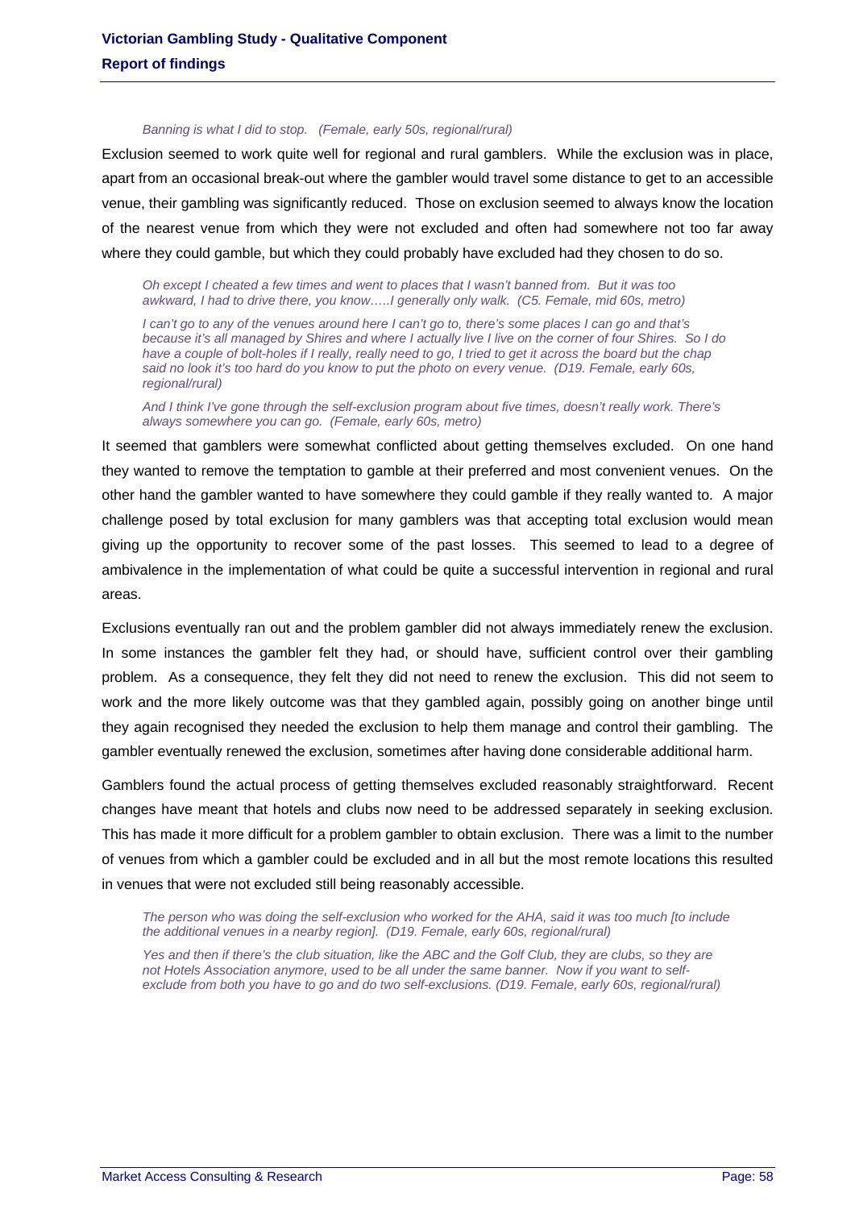*Banning is what I did to stop. (Female, early 50s, regional/rural)*

Exclusion seemed to work quite well for regional and rural gamblers. While the exclusion was in place, apart from an occasional break-out where the gambler would travel some distance to get to an accessible venue, their gambling was significantly reduced. Those on exclusion seemed to always know the location of the nearest venue from which they were not excluded and often had somewhere not too far away where they could gamble, but which they could probably have excluded had they chosen to do so.

*Oh except I cheated a few times and went to places that I wasn't banned from. But it was too awkward, I had to drive there, you know…..I generally only walk. (C5. Female, mid 60s, metro)*

*I can't go to any of the venues around here I can't go to, there's some places I can go and that's because it's all managed by Shires and where I actually live I live on the corner of four Shires. So I do have a couple of bolt-holes if I really, really need to go, I tried to get it across the board but the chap said no look it's too hard do you know to put the photo on every venue. (D19. Female, early 60s, regional/rural)*

*And I think I've gone through the self-exclusion program about five times, doesn't really work. There's always somewhere you can go. (Female, early 60s, metro)*

It seemed that gamblers were somewhat conflicted about getting themselves excluded. On one hand they wanted to remove the temptation to gamble at their preferred and most convenient venues. On the other hand the gambler wanted to have somewhere they could gamble if they really wanted to. A major challenge posed by total exclusion for many gamblers was that accepting total exclusion would mean giving up the opportunity to recover some of the past losses. This seemed to lead to a degree of ambivalence in the implementation of what could be quite a successful intervention in regional and rural areas.

Exclusions eventually ran out and the problem gambler did not always immediately renew the exclusion. In some instances the gambler felt they had, or should have, sufficient control over their gambling problem. As a consequence, they felt they did not need to renew the exclusion. This did not seem to work and the more likely outcome was that they gambled again, possibly going on another binge until they again recognised they needed the exclusion to help them manage and control their gambling. The gambler eventually renewed the exclusion, sometimes after having done considerable additional harm.

Gamblers found the actual process of getting themselves excluded reasonably straightforward. Recent changes have meant that hotels and clubs now need to be addressed separately in seeking exclusion. This has made it more difficult for a problem gambler to obtain exclusion. There was a limit to the number of venues from which a gambler could be excluded and in all but the most remote locations this resulted in venues that were not excluded still being reasonably accessible.

*The person who was doing the self-exclusion who worked for the AHA, said it was too much [to include the additional venues in a nearby region]. (D19. Female, early 60s, regional/rural)*

*Yes and then if there's the club situation, like the ABC and the Golf Club, they are clubs, so they are not Hotels Association anymore, used to be all under the same banner. Now if you want to self-exclude from both you have to go and do two self-exclusions. (D19. Female, early 60s, regional/rural)*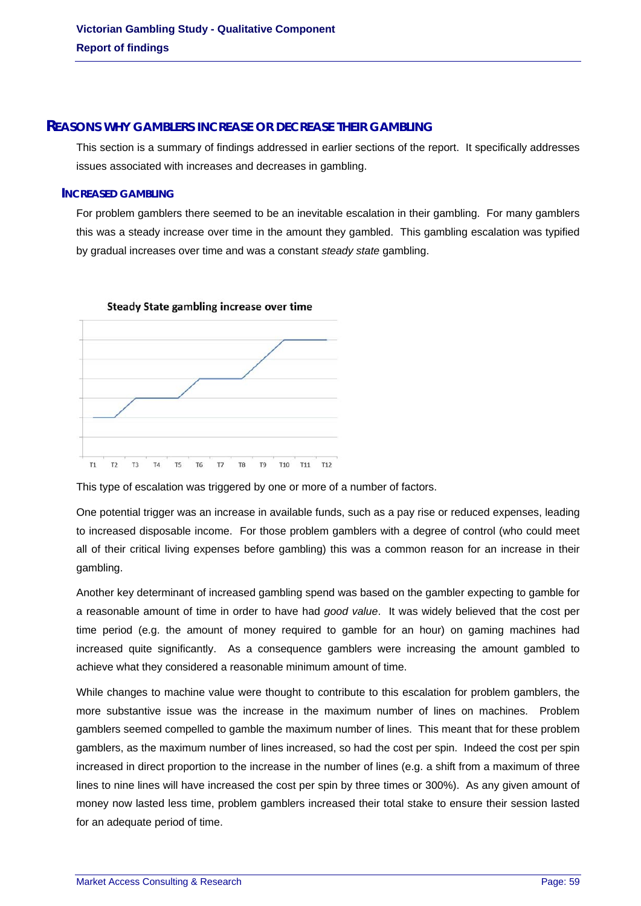## REASONS WHY GAMBLERS INCREASE OR DECREASE THEIR GAMBLING

This section is a summary of findings addressed in earlier sections of the report. It specifically addresses issues associated with increases and decreases in gambling.

### INCREASED GAMBLING

For problem gamblers there seemed to be an inevitable escalation in their gambling. For many gamblers this was a steady increase over time in the amount they gambled. This gambling escalation was typified by gradual increases over time and was a constant *steady state* gambling.

**Steady State gambling increase over time**

T1 T2 T3 T4 T5 T6 T7 T8 T9 T10 T11 T12

This type of escalation was triggered by one or more of a number of factors.

One potential trigger was an increase in available funds, such as a pay rise or reduced expenses, leading to increased disposable income. For those problem gamblers with a degree of control (who could meet all of their critical living expenses before gambling) this was a common reason for an increase in their gambling.

Another key determinant of increased gambling spend was based on the gambler expecting to gamble for a reasonable amount of time in order to have had *good value*. It was widely believed that the cost per time period (e.g. the amount of money required to gamble for an hour) on gaming machines had increased quite significantly. As a consequence gamblers were increasing the amount gambled to achieve what they considered a reasonable minimum amount of time.

While changes to machine value were thought to contribute to this escalation for problem gamblers, the more substantive issue was the increase in the maximum number of lines on machines. Problem gamblers seemed compelled to gamble the maximum number of lines. This meant that for these problem gamblers, as the maximum number of lines increased, so had the cost per spin. Indeed the cost per spin increased in direct proportion to the increase in the number of lines (e.g. a shift from a maximum of three lines to nine lines will have increased the cost per spin by three times or 300%). As any given amount of money now lasted less time, problem gamblers increased their total stake to ensure their session lasted for an adequate period of time.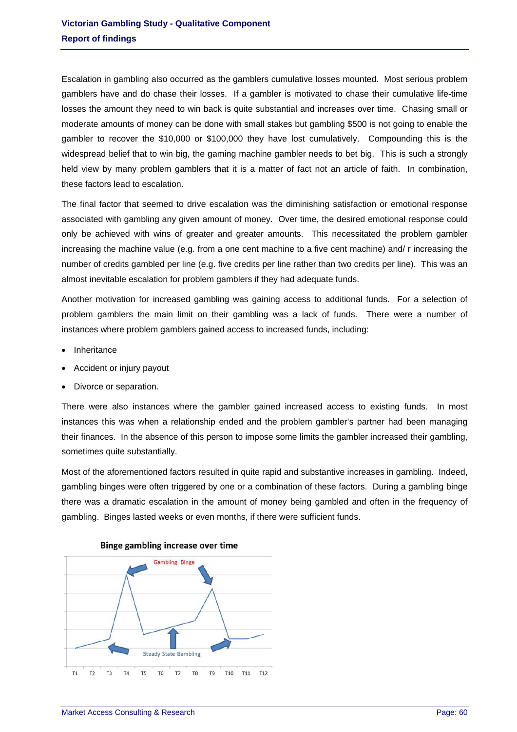Escalation in gambling also occurred as the gamblers cumulative losses mounted. Most serious problem gamblers have and do chase their losses. If a gambler is motivated to chase their cumulative life-time losses the amount they need to win back is quite substantial and increases over time. Chasing small or moderate amounts of money can be done with small stakes but gambling $500 is not going to enable the gambler to recover the $10,000 or $100,000 they have lost cumulatively. Compounding this is the widespread belief that to win big, the gaming machine gambler needs to bet big. This is such a strongly held view by many problem gamblers that it is a matter of fact not an article of faith. In combination, these factors lead to escalation.

The final factor that seemed to drive escalation was the diminishing satisfaction or emotional response associated with gambling any given amount of money. Over time, the desired emotional response could only be achieved with wins of greater and greater amounts. This necessitated the problem gambler increasing the machine value (e.g. from a one cent machine to a five cent machine) and/ r increasing the number of credits gambled per line (e.g. five credits per line rather than two credits per line). This was an almost inevitable escalation for problem gamblers if they had adequate funds.

Another motivation for increased gambling was gaining access to additional funds. For a selection of problem gamblers the main limit on their gambling was a lack of funds. There were a number of instances where problem gamblers gained access to increased funds, including:

- Inheritance
- Accident or injury payout
- Divorce or separation.

There were also instances where the gambler gained increased access to existing funds. In most instances this was when a relationship ended and the problem gambler's partner had been managing their finances. In the absence of this person to impose some limits the gambler increased their gambling, sometimes quite substantially.

Most of the aforementioned factors resulted in quite rapid and substantive increases in gambling. Indeed, gambling binges were often triggered by one or a combination of these factors. During a gambling binge there was a dramatic escalation in the amount of money being gambled and often in the frequency of gambling. Binges lasted weeks or even months, if there were sufficient funds.

**Binge gambling increase over time**

Gambling Binge

Steady State Gambling

T1 T2 T3 T4 T5 T6 T7 T8 T9 T10 T11 T12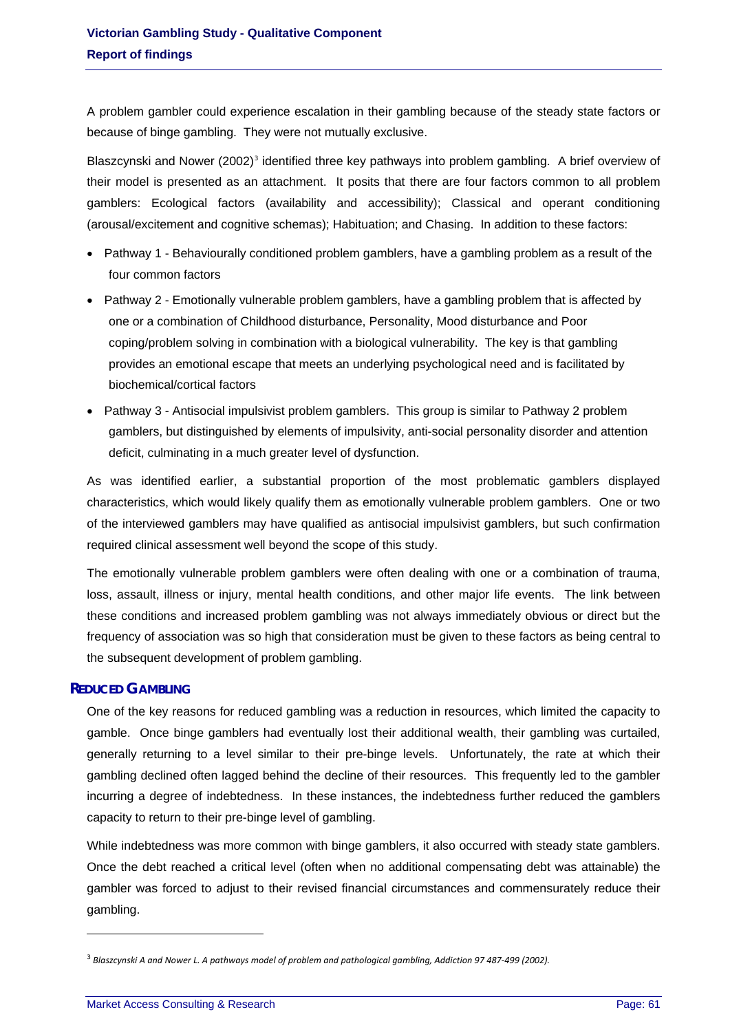A problem gambler could experience escalation in their gambling because of the steady state factors or because of binge gambling. They were not mutually exclusive.

Blaszczynski and Nower (2002)[3] identified three key pathways into problem gambling. A brief overview of their model is presented as an attachment. It posits that there are four factors common to all problem gamblers: Ecological factors (availability and accessibility); Classical and operant conditioning (arousal/excitement and cognitive schemas); Habituation; and Chasing. In addition to these factors:

- Pathway 1 - Behaviourally conditioned problem gamblers, have a gambling problem as a result of the four common factors
- Pathway 2 - Emotionally vulnerable problem gamblers, have a gambling problem that is affected by one or a combination of Childhood disturbance, Personality, Mood disturbance and Poor coping/problem solving in combination with a biological vulnerability. The key is that gambling provides an emotional escape that meets an underlying psychological need and is facilitated by biochemical/cortical factors
- Pathway 3 - Antisocial impulsivist problem gamblers. This group is similar to Pathway 2 problem gamblers, but distinguished by elements of impulsivity, anti-social personality disorder and attention deficit, culminating in a much greater level of dysfunction.

As was identified earlier, a substantial proportion of the most problematic gamblers displayed characteristics, which would likely qualify them as emotionally vulnerable problem gamblers. One or two of the interviewed gamblers may have qualified as antisocial impulsivist gamblers, but such confirmation required clinical assessment well beyond the scope of this study.

The emotionally vulnerable problem gamblers were often dealing with one or a combination of trauma, loss, assault, illness or injury, mental health conditions, and other major life events. The link between these conditions and increased problem gambling was not always immediately obvious or direct but the frequency of association was so high that consideration must be given to these factors as being central to the subsequent development of problem gambling.

### REDUCED GAMBLING

One of the key reasons for reduced gambling was a reduction in resources, which limited the capacity to gamble. Once binge gamblers had eventually lost their additional wealth, their gambling was curtailed, generally returning to a level similar to their pre-binge levels. Unfortunately, the rate at which their gambling declined often lagged behind the decline of their resources. This frequently led to the gambler incurring a degree of indebtedness. In these instances, the indebtedness further reduced the gamblers capacity to return to their pre-binge level of gambling.

While indebtedness was more common with binge gamblers, it also occurred with steady state gamblers. Once the debt reached a critical level (often when no additional compensating debt was attainable) the gambler was forced to adjust to their revised financial circumstances and commensurately reduce their gambling.

---

[3] *Blaszcynski A and Nower L. A pathways model of problem and pathological gambling, Addiction 97 487-499 (2002).*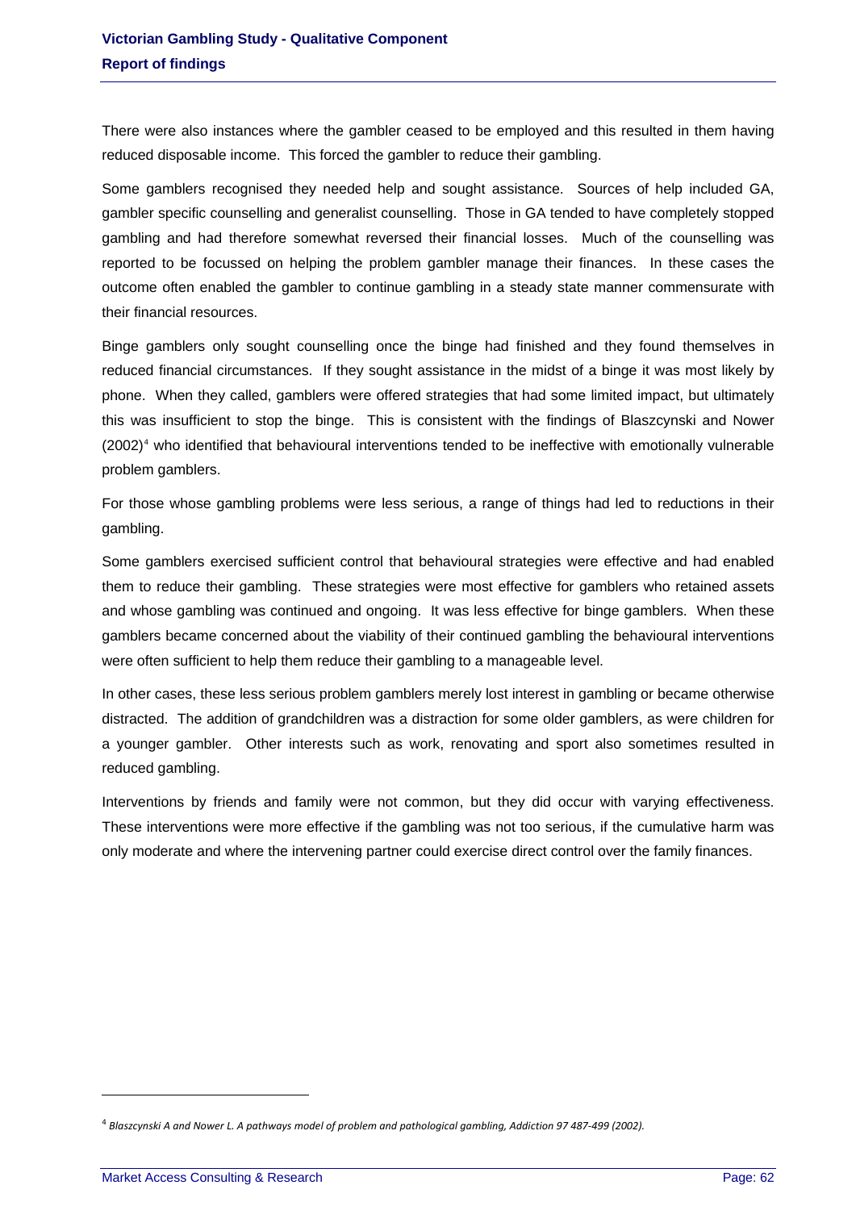There were also instances where the gambler ceased to be employed and this resulted in them having reduced disposable income. This forced the gambler to reduce their gambling.

Some gamblers recognised they needed help and sought assistance. Sources of help included GA, gambler specific counselling and generalist counselling. Those in GA tended to have completely stopped gambling and had therefore somewhat reversed their financial losses. Much of the counselling was reported to be focussed on helping the problem gambler manage their finances. In these cases the outcome often enabled the gambler to continue gambling in a steady state manner commensurate with their financial resources.

Binge gamblers only sought counselling once the binge had finished and they found themselves in reduced financial circumstances. If they sought assistance in the midst of a binge it was most likely by phone. When they called, gamblers were offered strategies that had some limited impact, but ultimately this was insufficient to stop the binge. This is consistent with the findings of Blaszcynski and Nower (2002)[4] who identified that behavioural interventions tended to be ineffective with emotionally vulnerable problem gamblers.

For those whose gambling problems were less serious, a range of things had led to reductions in their gambling.

Some gamblers exercised sufficient control that behavioural strategies were effective and had enabled them to reduce their gambling. These strategies were most effective for gamblers who retained assets and whose gambling was continued and ongoing. It was less effective for binge gamblers. When these gamblers became concerned about the viability of their continued gambling the behavioural interventions were often sufficient to help them reduce their gambling to a manageable level.

In other cases, these less serious problem gamblers merely lost interest in gambling or became otherwise distracted. The addition of grandchildren was a distraction for some older gamblers, as were children for a younger gambler. Other interests such as work, renovating and sport also sometimes resulted in reduced gambling.

Interventions by friends and family were not common, but they did occur with varying effectiveness. These interventions were more effective if the gambling was not too serious, if the cumulative harm was only moderate and where the intervening partner could exercise direct control over the family finances.

---

[4] *Blaszcynski A and Nower L. A pathways model of problem and pathological gambling, Addiction 97 487-499 (2002).*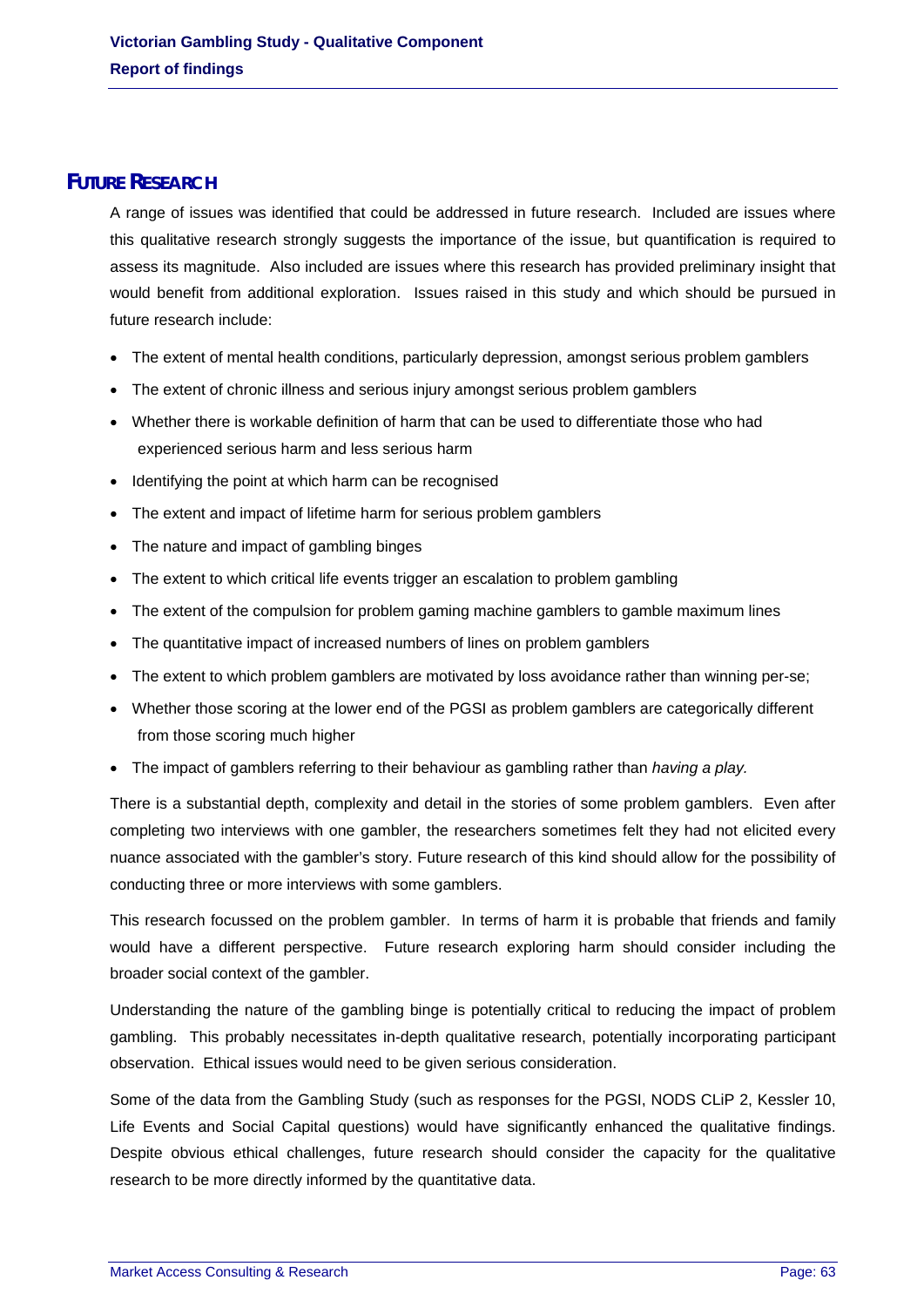## FUTURE RESEARCH

A range of issues was identified that could be addressed in future research. Included are issues where this qualitative research strongly suggests the importance of the issue, but quantification is required to assess its magnitude. Also included are issues where this research has provided preliminary insight that would benefit from additional exploration. Issues raised in this study and which should be pursued in future research include:

- The extent of mental health conditions, particularly depression, amongst serious problem gamblers
- The extent of chronic illness and serious injury amongst serious problem gamblers
- Whether there is workable definition of harm that can be used to differentiate those who had experienced serious harm and less serious harm
- Identifying the point at which harm can be recognised
- The extent and impact of lifetime harm for serious problem gamblers
- The nature and impact of gambling binges
- The extent to which critical life events trigger an escalation to problem gambling
- The extent of the compulsion for problem gaming machine gamblers to gamble maximum lines
- The quantitative impact of increased numbers of lines on problem gamblers
- The extent to which problem gamblers are motivated by loss avoidance rather than winning per-se;
- Whether those scoring at the lower end of the PGSI as problem gamblers are categorically different from those scoring much higher
- The impact of gamblers referring to their behaviour as gambling rather than *having a play.*

There is a substantial depth, complexity and detail in the stories of some problem gamblers. Even after completing two interviews with one gambler, the researchers sometimes felt they had not elicited every nuance associated with the gambler's story. Future research of this kind should allow for the possibility of conducting three or more interviews with some gamblers.

This research focussed on the problem gambler. In terms of harm it is probable that friends and family would have a different perspective. Future research exploring harm should consider including the broader social context of the gambler.

Understanding the nature of the gambling binge is potentially critical to reducing the impact of problem gambling. This probably necessitates in-depth qualitative research, potentially incorporating participant observation. Ethical issues would need to be given serious consideration.

Some of the data from the Gambling Study (such as responses for the PGSI, NODS CLiP 2, Kessler 10, Life Events and Social Capital questions) would have significantly enhanced the qualitative findings. Despite obvious ethical challenges, future research should consider the capacity for the qualitative research to be more directly informed by the quantitative data.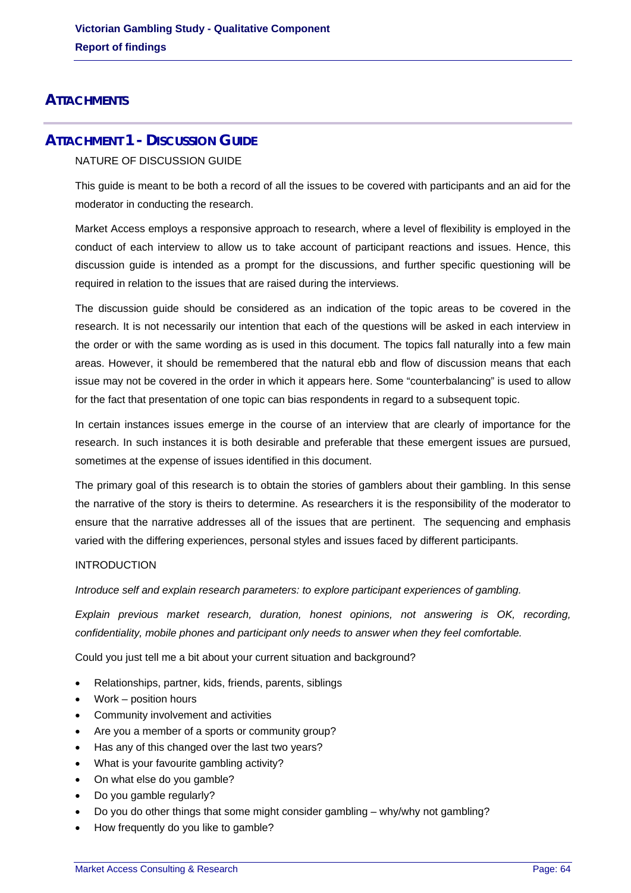# ATTACHMENTS

## ATTACHMENT 1 - DISCUSSION GUIDE

NATURE OF DISCUSSION GUIDE

This guide is meant to be both a record of all the issues to be covered with participants and an aid for the moderator in conducting the research.

Market Access employs a responsive approach to research, where a level of flexibility is employed in the conduct of each interview to allow us to take account of participant reactions and issues. Hence, this discussion guide is intended as a prompt for the discussions, and further specific questioning will be required in relation to the issues that are raised during the interviews.

The discussion guide should be considered as an indication of the topic areas to be covered in the research. It is not necessarily our intention that each of the questions will be asked in each interview in the order or with the same wording as is used in this document. The topics fall naturally into a few main areas. However, it should be remembered that the natural ebb and flow of discussion means that each issue may not be covered in the order in which it appears here. Some "counterbalancing" is used to allow for the fact that presentation of one topic can bias respondents in regard to a subsequent topic.

In certain instances issues emerge in the course of an interview that are clearly of importance for the research. In such instances it is both desirable and preferable that these emergent issues are pursued, sometimes at the expense of issues identified in this document.

The primary goal of this research is to obtain the stories of gamblers about their gambling. In this sense the narrative of the story is theirs to determine. As researchers it is the responsibility of the moderator to ensure that the narrative addresses all of the issues that are pertinent. The sequencing and emphasis varied with the differing experiences, personal styles and issues faced by different participants.

INTRODUCTION

*Introduce self and explain research parameters: to explore participant experiences of gambling.*

*Explain previous market research, duration, honest opinions, not answering is OK, recording, confidentiality, mobile phones and participant only needs to answer when they feel comfortable.*

Could you just tell me a bit about your current situation and background?

- Relationships, partner, kids, friends, parents, siblings
- Work – position hours
- Community involvement and activities
- Are you a member of a sports or community group?
- Has any of this changed over the last two years?
- What is your favourite gambling activity?
- On what else do you gamble?
- Do you gamble regularly?
- Do you do other things that some might consider gambling – why/why not gambling?
- How frequently do you like to gamble?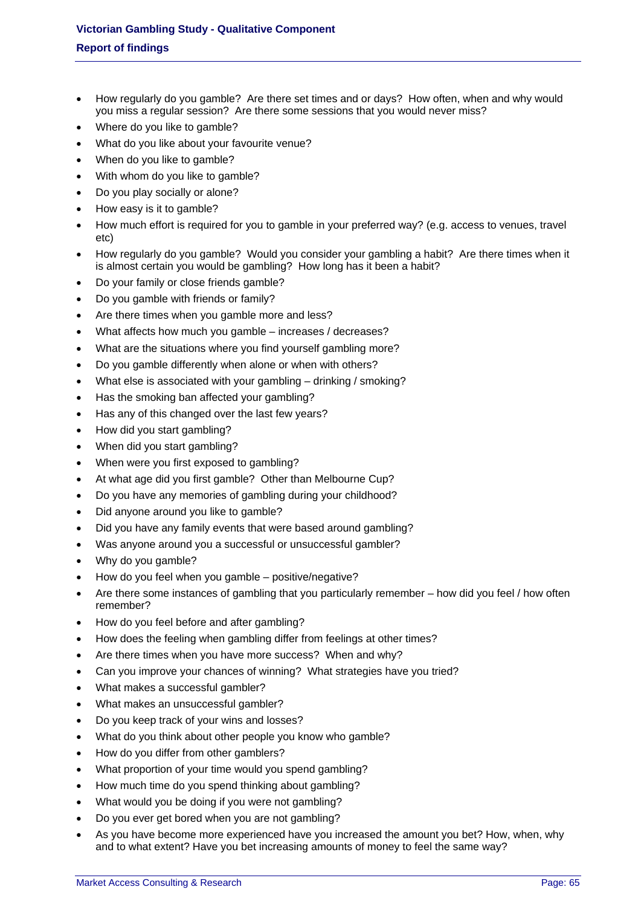- How regularly do you gamble? Are there set times and or days? How often, when and why would you miss a regular session? Are there some sessions that you would never miss?
- Where do you like to gamble?
- What do you like about your favourite venue?
- When do you like to gamble?
- With whom do you like to gamble?
- Do you play socially or alone?
- How easy is it to gamble?
- How much effort is required for you to gamble in your preferred way? (e.g. access to venues, travel etc)
- How regularly do you gamble? Would you consider your gambling a habit? Are there times when it is almost certain you would be gambling? How long has it been a habit?
- Do your family or close friends gamble?
- Do you gamble with friends or family?
- Are there times when you gamble more and less?
- What affects how much you gamble – increases / decreases?
- What are the situations where you find yourself gambling more?
- Do you gamble differently when alone or when with others?
- What else is associated with your gambling – drinking / smoking?
- Has the smoking ban affected your gambling?
- Has any of this changed over the last few years?
- How did you start gambling?
- When did you start gambling?
- When were you first exposed to gambling?
- At what age did you first gamble? Other than Melbourne Cup?
- Do you have any memories of gambling during your childhood?
- Did anyone around you like to gamble?
- Did you have any family events that were based around gambling?
- Was anyone around you a successful or unsuccessful gambler?
- Why do you gamble?
- How do you feel when you gamble – positive/negative?
- Are there some instances of gambling that you particularly remember – how did you feel / how often remember?
- How do you feel before and after gambling?
- How does the feeling when gambling differ from feelings at other times?
- Are there times when you have more success? When and why?
- Can you improve your chances of winning? What strategies have you tried?
- What makes a successful gambler?
- What makes an unsuccessful gambler?
- Do you keep track of your wins and losses?
- What do you think about other people you know who gamble?
- How do you differ from other gamblers?
- What proportion of your time would you spend gambling?
- How much time do you spend thinking about gambling?
- What would you be doing if you were not gambling?
- Do you ever get bored when you are not gambling?
- As you have become more experienced have you increased the amount you bet? How, when, why and to what extent? Have you bet increasing amounts of money to feel the same way?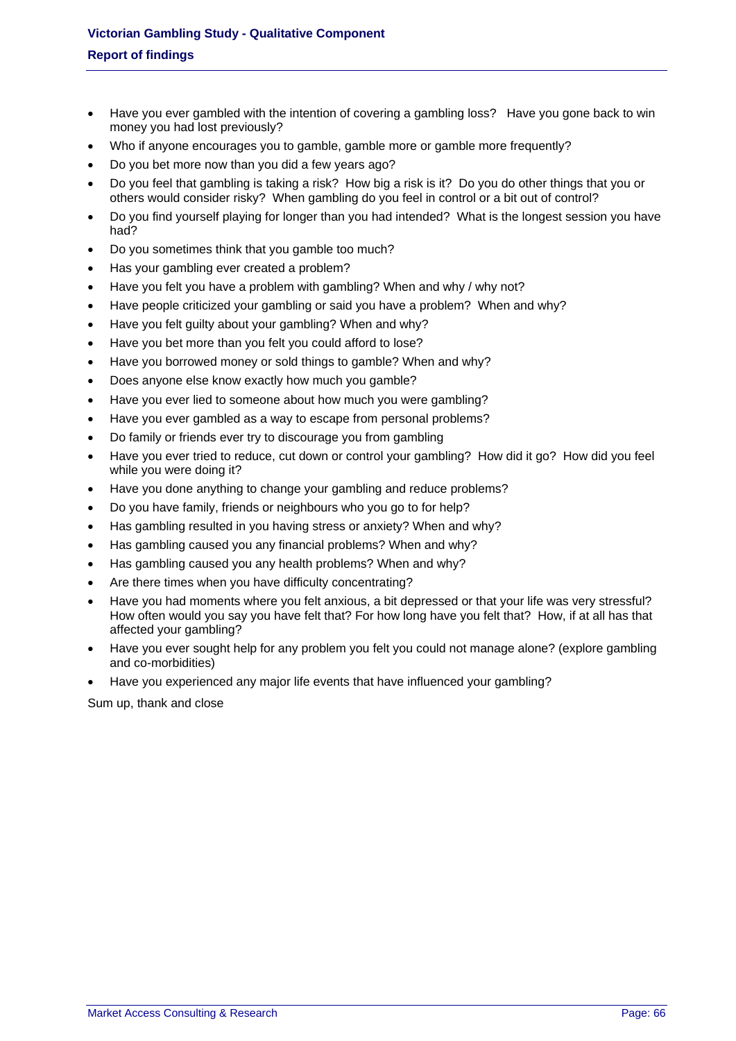- Have you ever gambled with the intention of covering a gambling loss? Have you gone back to win money you had lost previously?
- Who if anyone encourages you to gamble, gamble more or gamble more frequently?
- Do you bet more now than you did a few years ago?
- Do you feel that gambling is taking a risk? How big a risk is it? Do you do other things that you or others would consider risky? When gambling do you feel in control or a bit out of control?
- Do you find yourself playing for longer than you had intended? What is the longest session you have had?
- Do you sometimes think that you gamble too much?
- Has your gambling ever created a problem?
- Have you felt you have a problem with gambling? When and why / why not?
- Have people criticized your gambling or said you have a problem? When and why?
- Have you felt guilty about your gambling? When and why?
- Have you bet more than you felt you could afford to lose?
- Have you borrowed money or sold things to gamble? When and why?
- Does anyone else know exactly how much you gamble?
- Have you ever lied to someone about how much you were gambling?
- Have you ever gambled as a way to escape from personal problems?
- Do family or friends ever try to discourage you from gambling
- Have you ever tried to reduce, cut down or control your gambling? How did it go? How did you feel while you were doing it?
- Have you done anything to change your gambling and reduce problems?
- Do you have family, friends or neighbours who you go to for help?
- Has gambling resulted in you having stress or anxiety? When and why?
- Has gambling caused you any financial problems? When and why?
- Has gambling caused you any health problems? When and why?
- Are there times when you have difficulty concentrating?
- Have you had moments where you felt anxious, a bit depressed or that your life was very stressful? How often would you say you have felt that? For how long have you felt that? How, if at all has that affected your gambling?
- Have you ever sought help for any problem you felt you could not manage alone? (explore gambling and co-morbidities)
- Have you experienced any major life events that have influenced your gambling?

Sum up, thank and close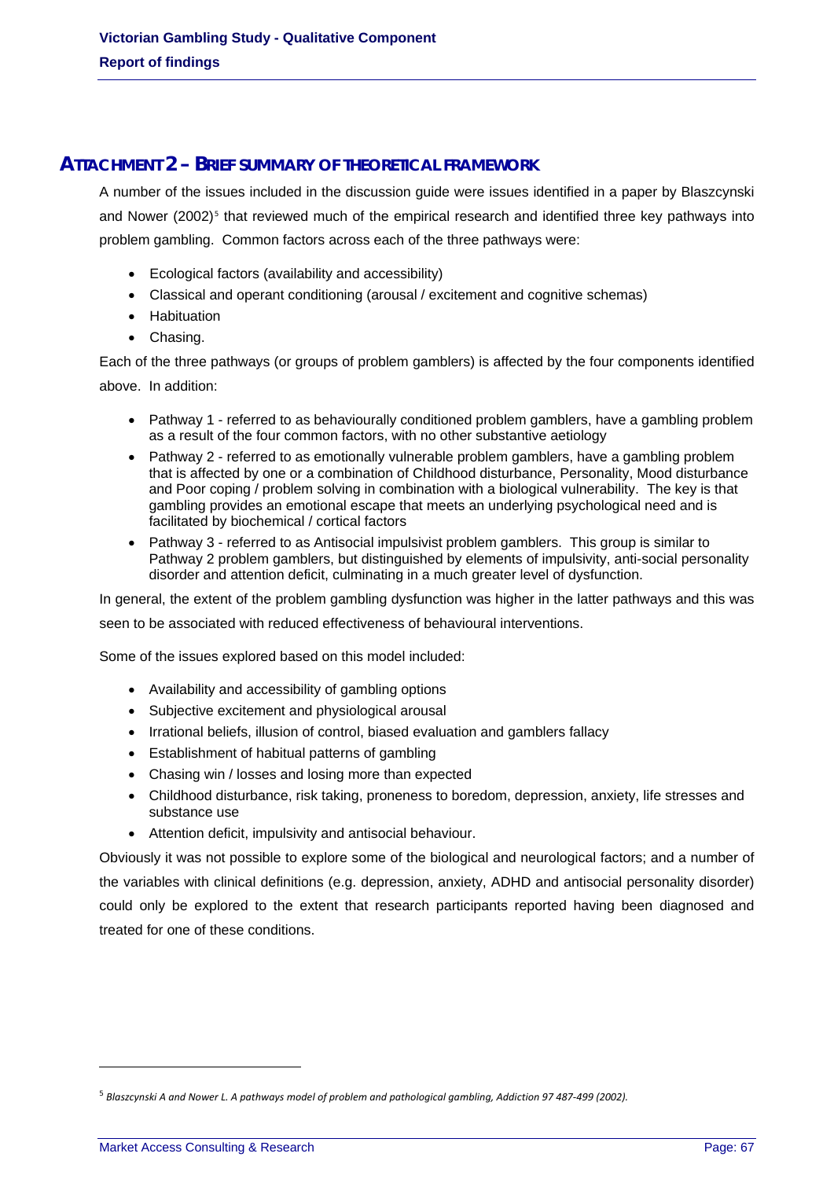## ATTACHMENT 2 – BRIEF SUMMARY OF THEORETICAL FRAMEWORK

A number of the issues included in the discussion guide were issues identified in a paper by Blaszczynski and Nower (2002)[5] that reviewed much of the empirical research and identified three key pathways into problem gambling. Common factors across each of the three pathways were:

- Ecological factors (availability and accessibility)
- Classical and operant conditioning (arousal / excitement and cognitive schemas)
- Habituation
- Chasing.

Each of the three pathways (or groups of problem gamblers) is affected by the four components identified above. In addition:

- Pathway 1 - referred to as behaviourally conditioned problem gamblers, have a gambling problem as a result of the four common factors, with no other substantive aetiology
- Pathway 2 - referred to as emotionally vulnerable problem gamblers, have a gambling problem that is affected by one or a combination of Childhood disturbance, Personality, Mood disturbance and Poor coping / problem solving in combination with a biological vulnerability. The key is that gambling provides an emotional escape that meets an underlying psychological need and is facilitated by biochemical / cortical factors
- Pathway 3 - referred to as Antisocial impulsivist problem gamblers. This group is similar to Pathway 2 problem gamblers, but distinguished by elements of impulsivity, anti-social personality disorder and attention deficit, culminating in a much greater level of dysfunction.

In general, the extent of the problem gambling dysfunction was higher in the latter pathways and this was seen to be associated with reduced effectiveness of behavioural interventions.

Some of the issues explored based on this model included:

- Availability and accessibility of gambling options
- Subjective excitement and physiological arousal
- Irrational beliefs, illusion of control, biased evaluation and gamblers fallacy
- Establishment of habitual patterns of gambling
- Chasing win / losses and losing more than expected
- Childhood disturbance, risk taking, proneness to boredom, depression, anxiety, life stresses and substance use
- Attention deficit, impulsivity and antisocial behaviour.

Obviously it was not possible to explore some of the biological and neurological factors; and a number of the variables with clinical definitions (e.g. depression, anxiety, ADHD and antisocial personality disorder) could only be explored to the extent that research participants reported having been diagnosed and treated for one of these conditions.

---

[5] *Blaszczynski A and Nower L. A pathways model of problem and pathological gambling, Addiction 97 487-499 (2002).*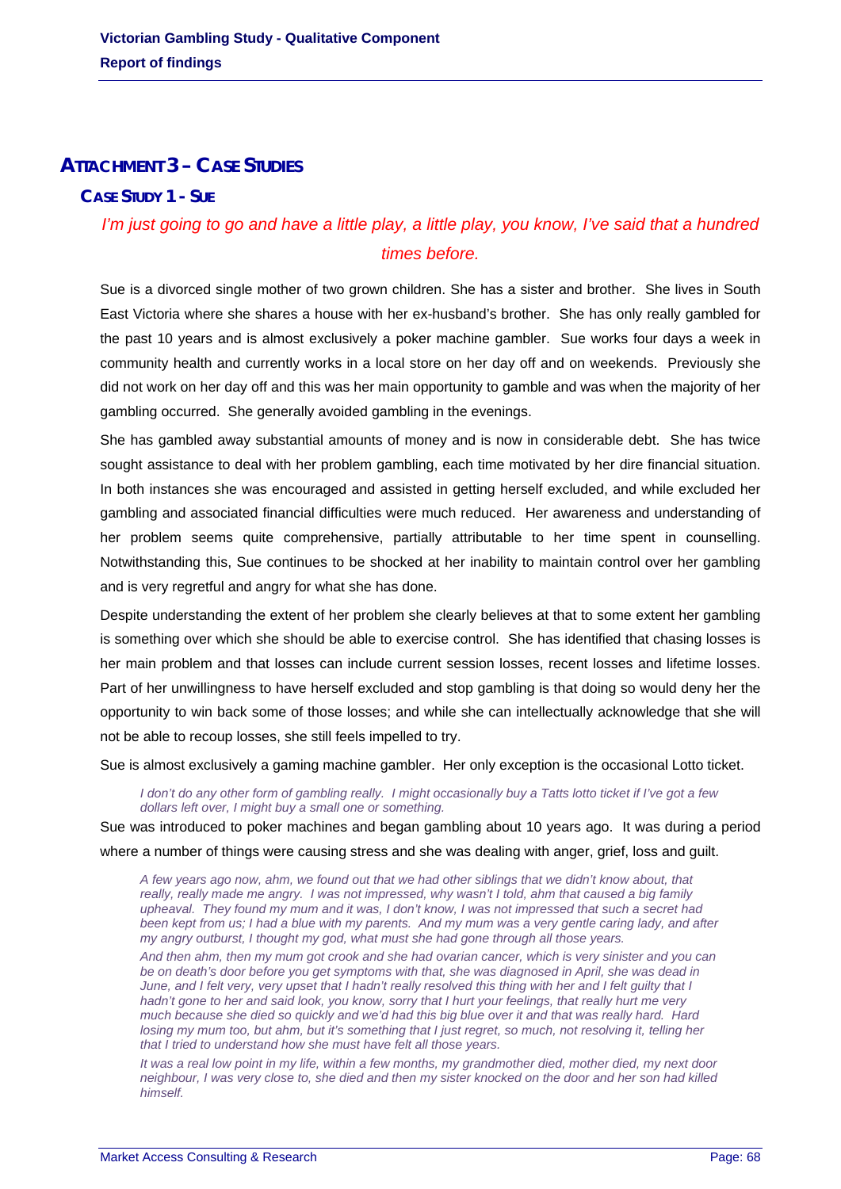# ATTACHMENT 3 – CASE STUDIES

## CASE STUDY 1 - SUE

*I'm just going to go and have a little play, a little play, you know, I've said that a hundred times before.*

Sue is a divorced single mother of two grown children. She has a sister and brother. She lives in South East Victoria where she shares a house with her ex-husband's brother. She has only really gambled for the past 10 years and is almost exclusively a poker machine gambler. Sue works four days a week in community health and currently works in a local store on her day off and on weekends. Previously she did not work on her day off and this was her main opportunity to gamble and was when the majority of her gambling occurred. She generally avoided gambling in the evenings.

She has gambled away substantial amounts of money and is now in considerable debt. She has twice sought assistance to deal with her problem gambling, each time motivated by her dire financial situation. In both instances she was encouraged and assisted in getting herself excluded, and while excluded her gambling and associated financial difficulties were much reduced. Her awareness and understanding of her problem seems quite comprehensive, partially attributable to her time spent in counselling. Notwithstanding this, Sue continues to be shocked at her inability to maintain control over her gambling and is very regretful and angry for what she has done.

Despite understanding the extent of her problem she clearly believes at that to some extent her gambling is something over which she should be able to exercise control. She has identified that chasing losses is her main problem and that losses can include current session losses, recent losses and lifetime losses. Part of her unwillingness to have herself excluded and stop gambling is that doing so would deny her the opportunity to win back some of those losses; and while she can intellectually acknowledge that she will not be able to recoup losses, she still feels impelled to try.

Sue is almost exclusively a gaming machine gambler. Her only exception is the occasional Lotto ticket.

> *I don't do any other form of gambling really. I might occasionally buy a Tatts lotto ticket if I've got a few dollars left over, I might buy a small one or something.*

Sue was introduced to poker machines and began gambling about 10 years ago. It was during a period where a number of things were causing stress and she was dealing with anger, grief, loss and guilt.

> *A few years ago now, ahm, we found out that we had other siblings that we didn't know about, that really, really made me angry. I was not impressed, why wasn't I told, ahm that caused a big family upheaval. They found my mum and it was, I don't know, I was not impressed that such a secret had been kept from us; I had a blue with my parents. And my mum was a very gentle caring lady, and after my angry outburst, I thought my god, what must she had gone through all those years.*
>
> *And then ahm, then my mum got crook and she had ovarian cancer, which is very sinister and you can be on death's door before you get symptoms with that, she was diagnosed in April, she was dead in June, and I felt very, very upset that I hadn't really resolved this thing with her and I felt guilty that I hadn't gone to her and said look, you know, sorry that I hurt your feelings, that really hurt me very much because she died so quickly and we'd had this big blue over it and that was really hard. Hard losing my mum too, but ahm, but it's something that I just regret, so much, not resolving it, telling her that I tried to understand how she must have felt all those years.*
>
> *It was a real low point in my life, within a few months, my grandmother died, mother died, my next door neighbour, I was very close to, she died and then my sister knocked on the door and her son had killed himself.*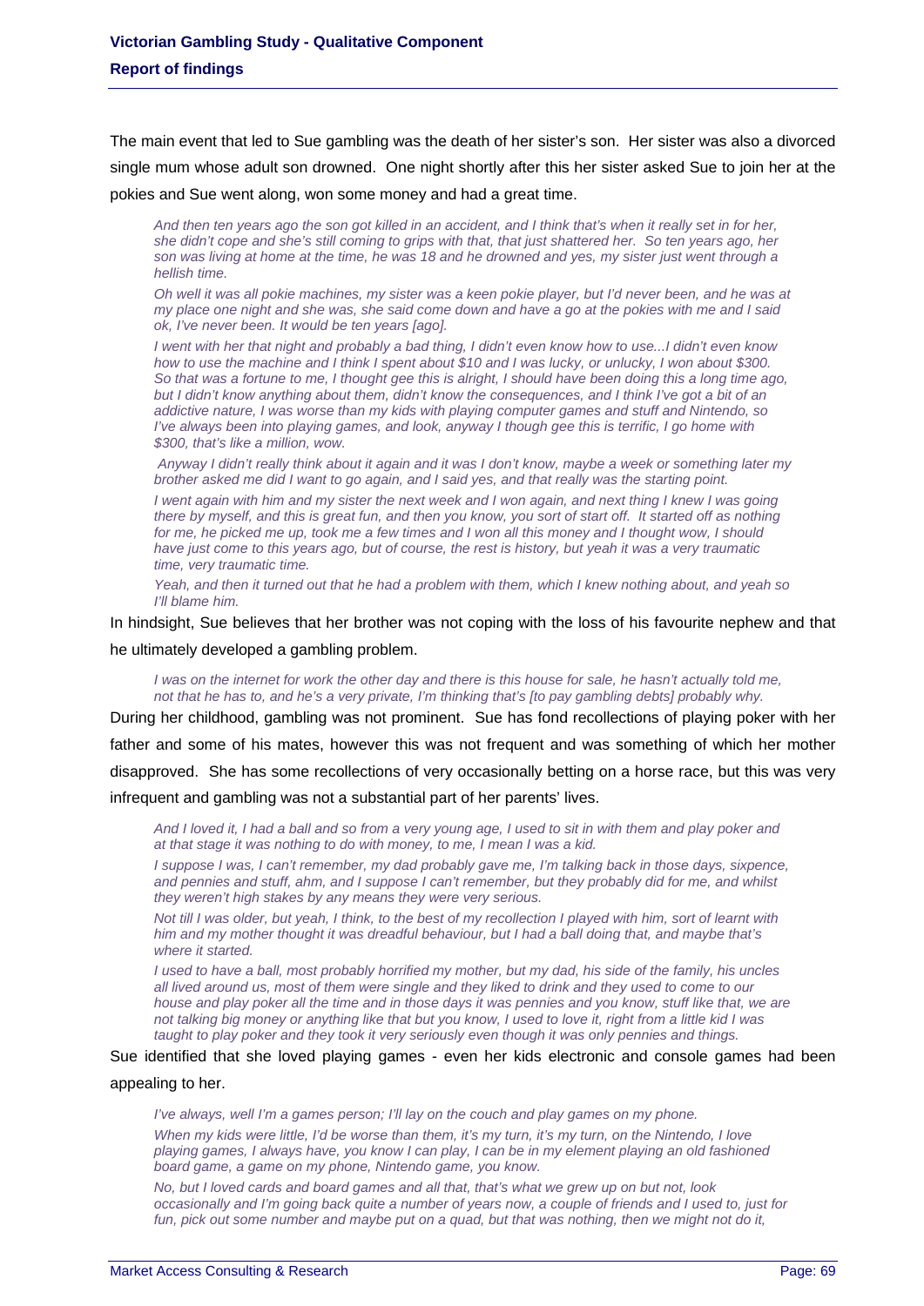The main event that led to Sue gambling was the death of her sister's son. Her sister was also a divorced single mum whose adult son drowned. One night shortly after this her sister asked Sue to join her at the pokies and Sue went along, won some money and had a great time.

> *And then ten years ago the son got killed in an accident, and I think that's when it really set in for her, she didn't cope and she's still coming to grips with that, that just shattered her. So ten years ago, her son was living at home at the time, he was 18 and he drowned and yes, my sister just went through a hellish time.*
>
> *Oh well it was all pokie machines, my sister was a keen pokie player, but I'd never been, and he was at my place one night and she was, she said come down and have a go at the pokies with me and I said ok, I've never been. It would be ten years [ago].*
>
> *I went with her that night and probably a bad thing, I didn't even know how to use...I didn't even know how to use the machine and I think I spent about $10 and I was lucky, or unlucky, I won about $300. So that was a fortune to me, I thought gee this is alright, I should have been doing this a long time ago, but I didn't know anything about them, didn't know the consequences, and I think I've got a bit of an addictive nature, I was worse than my kids with playing computer games and stuff and Nintendo, so I've always been into playing games, and look, anyway I though gee this is terrific, I go home with $300, that's like a million, wow.*
>
> *Anyway I didn't really think about it again and it was I don't know, maybe a week or something later my brother asked me did I want to go again, and I said yes, and that really was the starting point.*
>
> *I went again with him and my sister the next week and I won again, and next thing I knew I was going there by myself, and this is great fun, and then you know, you sort of start off. It started off as nothing for me, he picked me up, took me a few times and I won all this money and I thought wow, I should have just come to this years ago, but of course, the rest is history, but yeah it was a very traumatic time, very traumatic time.*
>
> *Yeah, and then it turned out that he had a problem with them, which I knew nothing about, and yeah so I'll blame him.*

In hindsight, Sue believes that her brother was not coping with the loss of his favourite nephew and that he ultimately developed a gambling problem.

> *I was on the internet for work the other day and there is this house for sale, he hasn't actually told me, not that he has to, and he's a very private, I'm thinking that's [to pay gambling debts] probably why.*

During her childhood, gambling was not prominent. Sue has fond recollections of playing poker with her father and some of his mates, however this was not frequent and was something of which her mother disapproved. She has some recollections of very occasionally betting on a horse race, but this was very infrequent and gambling was not a substantial part of her parents' lives.

> *And I loved it, I had a ball and so from a very young age, I used to sit in with them and play poker and at that stage it was nothing to do with money, to me, I mean I was a kid.*
>
> *I suppose I was, I can't remember, my dad probably gave me, I'm talking back in those days, sixpence, and pennies and stuff, ahm, and I suppose I can't remember, but they probably did for me, and whilst they weren't high stakes by any means they were very serious.*
>
> *Not till I was older, but yeah, I think, to the best of my recollection I played with him, sort of learnt with him and my mother thought it was dreadful behaviour, but I had a ball doing that, and maybe that's where it started.*
>
> *I used to have a ball, most probably horrified my mother, but my dad, his side of the family, his uncles all lived around us, most of them were single and they liked to drink and they used to come to our house and play poker all the time and in those days it was pennies and you know, stuff like that, we are not talking big money or anything like that but you know, I used to love it, right from a little kid I was taught to play poker and they took it very seriously even though it was only pennies and things.*

Sue identified that she loved playing games - even her kids electronic and console games had been appealing to her.

> *I've always, well I'm a games person; I'll lay on the couch and play games on my phone.*
>
> *When my kids were little, I'd be worse than them, it's my turn, it's my turn, on the Nintendo, I love playing games, I always have, you know I can play, I can be in my element playing an old fashioned board game, a game on my phone, Nintendo game, you know.*
>
> *No, but I loved cards and board games and all that, that's what we grew up on but not, look occasionally and I'm going back quite a number of years now, a couple of friends and I used to, just for fun, pick out some number and maybe put on a quad, but that was nothing, then we might not do it,*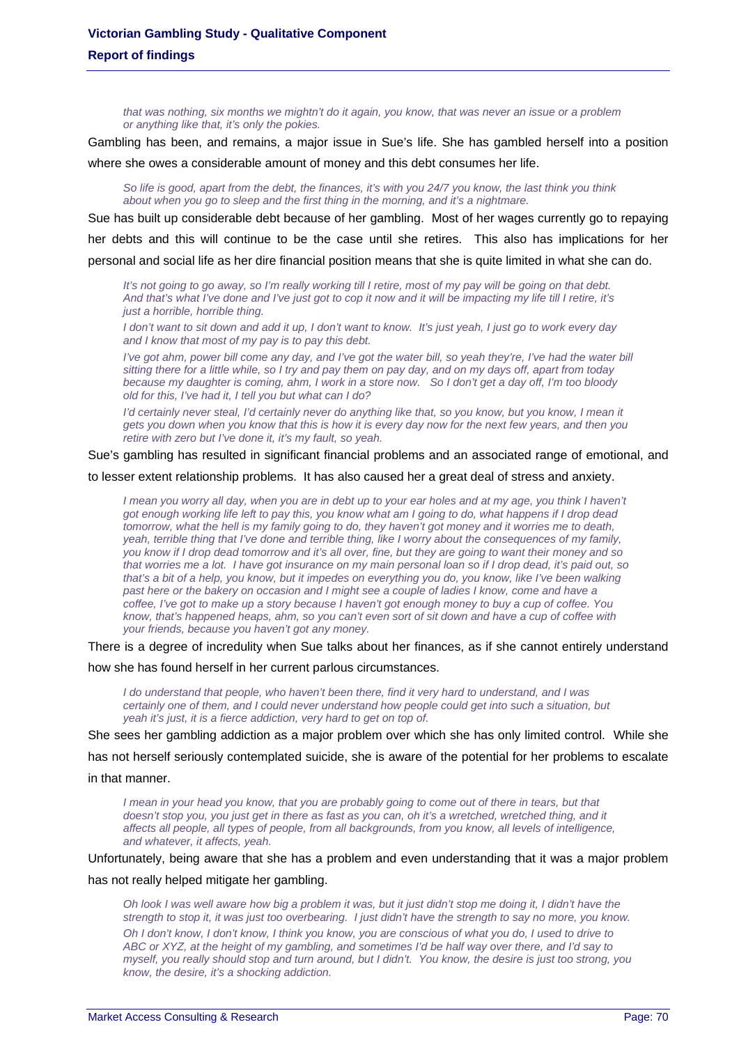*that was nothing, six months we mightn't do it again, you know, that was never an issue or a problem or anything like that, it's only the pokies.*

Gambling has been, and remains, a major issue in Sue's life. She has gambled herself into a position where she owes a considerable amount of money and this debt consumes her life.

*So life is good, apart from the debt, the finances, it's with you 24/7 you know, the last think you think about when you go to sleep and the first thing in the morning, and it's a nightmare.*

Sue has built up considerable debt because of her gambling. Most of her wages currently go to repaying her debts and this will continue to be the case until she retires. This also has implications for her personal and social life as her dire financial position means that she is quite limited in what she can do.

*It's not going to go away, so I'm really working till I retire, most of my pay will be going on that debt. And that's what I've done and I've just got to cop it now and it will be impacting my life till I retire, it's just a horrible, horrible thing.*

*I don't want to sit down and add it up, I don't want to know. It's just yeah, I just go to work every day and I know that most of my pay is to pay this debt.*

*I've got ahm, power bill come any day, and I've got the water bill, so yeah they're, I've had the water bill sitting there for a little while, so I try and pay them on pay day, and on my days off, apart from today because my daughter is coming, ahm, I work in a store now. So I don't get a day off, I'm too bloody old for this, I've had it, I tell you but what can I do?*

*I'd certainly never steal, I'd certainly never do anything like that, so you know, but you know, I mean it gets you down when you know that this is how it is every day now for the next few years, and then you retire with zero but I've done it, it's my fault, so yeah.*

Sue's gambling has resulted in significant financial problems and an associated range of emotional, and to lesser extent relationship problems. It has also caused her a great deal of stress and anxiety.

*I mean you worry all day, when you are in debt up to your ear holes and at my age, you think I haven't got enough working life left to pay this, you know what am I going to do, what happens if I drop dead tomorrow, what the hell is my family going to do, they haven't got money and it worries me to death, yeah, terrible thing that I've done and terrible thing, like I worry about the consequences of my family, you know if I drop dead tomorrow and it's all over, fine, but they are going to want their money and so that worries me a lot. I have got insurance on my main personal loan so if I drop dead, it's paid out, so that's a bit of a help, you know, but it impedes on everything you do, you know, like I've been walking past here or the bakery on occasion and I might see a couple of ladies I know, come and have a coffee, I've got to make up a story because I haven't got enough money to buy a cup of coffee. You know, that's happened heaps, ahm, so you can't even sort of sit down and have a cup of coffee with your friends, because you haven't got any money.*

There is a degree of incredulity when Sue talks about her finances, as if she cannot entirely understand how she has found herself in her current parlous circumstances.

*I do understand that people, who haven't been there, find it very hard to understand, and I was certainly one of them, and I could never understand how people could get into such a situation, but yeah it's just, it is a fierce addiction, very hard to get on top of.*

She sees her gambling addiction as a major problem over which she has only limited control. While she has not herself seriously contemplated suicide, she is aware of the potential for her problems to escalate in that manner.

*I mean in your head you know, that you are probably going to come out of there in tears, but that doesn't stop you, you just get in there as fast as you can, oh it's a wretched, wretched thing, and it affects all people, all types of people, from all backgrounds, from you know, all levels of intelligence, and whatever, it affects, yeah.*

Unfortunately, being aware that she has a problem and even understanding that it was a major problem has not really helped mitigate her gambling.

*Oh look I was well aware how big a problem it was, but it just didn't stop me doing it, I didn't have the strength to stop it, it was just too overbearing. I just didn't have the strength to say no more, you know.*

*Oh I don't know, I don't know, I think you know, you are conscious of what you do, I used to drive to ABC or XYZ, at the height of my gambling, and sometimes I'd be half way over there, and I'd say to myself, you really should stop and turn around, but I didn't. You know, the desire is just too strong, you know, the desire, it's a shocking addiction.*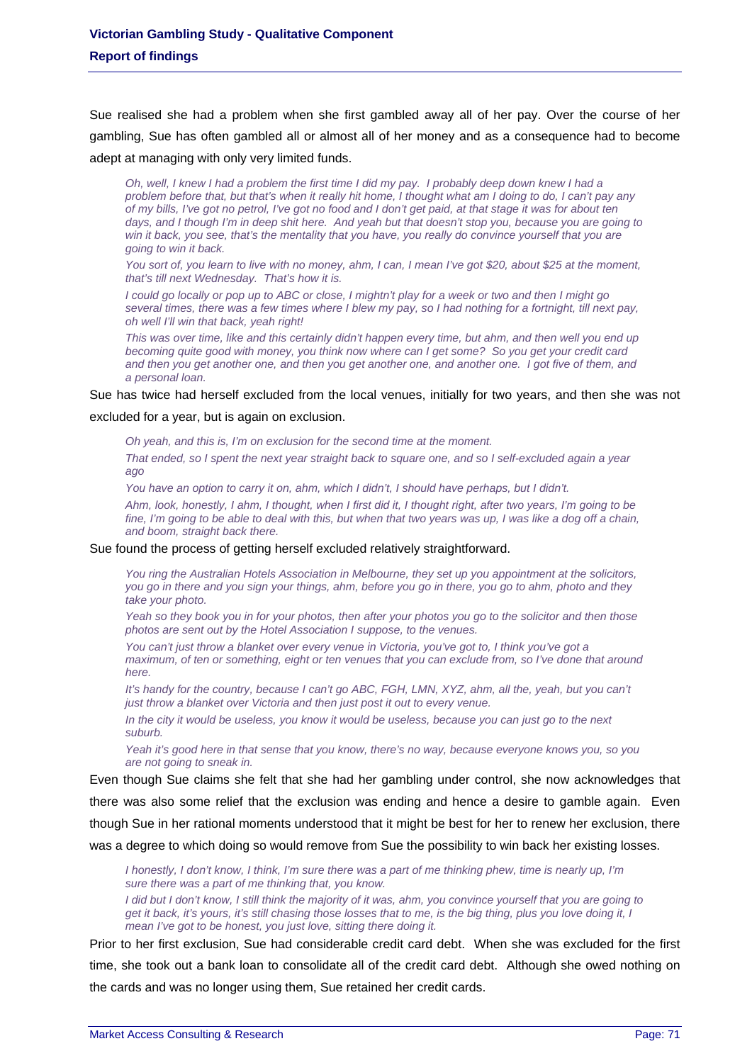Sue realised she had a problem when she first gambled away all of her pay. Over the course of her gambling, Sue has often gambled all or almost all of her money and as a consequence had to become adept at managing with only very limited funds.

> *Oh, well, I knew I had a problem the first time I did my pay. I probably deep down knew I had a problem before that, but that's when it really hit home, I thought what am I doing to do, I can't pay any of my bills, I've got no petrol, I've got no food and I don't get paid, at that stage it was for about ten days, and I though I'm in deep shit here. And yeah but that doesn't stop you, because you are going to win it back, you see, that's the mentality that you have, you really do convince yourself that you are going to win it back.*
>
> *You sort of, you learn to live with no money, ahm, I can, I mean I've got $20, about $25 at the moment, that's till next Wednesday. That's how it is.*
>
> *I could go locally or pop up to ABC or close, I mightn't play for a week or two and then I might go several times, there was a few times where I blew my pay, so I had nothing for a fortnight, till next pay, oh well I'll win that back, yeah right!*
>
> *This was over time, like and this certainly didn't happen every time, but ahm, and then well you end up becoming quite good with money, you think now where can I get some? So you get your credit card and then you get another one, and then you get another one, and another one. I got five of them, and a personal loan.*

Sue has twice had herself excluded from the local venues, initially for two years, and then she was not excluded for a year, but is again on exclusion.

> *Oh yeah, and this is, I'm on exclusion for the second time at the moment.*
>
> *That ended, so I spent the next year straight back to square one, and so I self-excluded again a year ago*
>
> *You have an option to carry it on, ahm, which I didn't, I should have perhaps, but I didn't.*
>
> *Ahm, look, honestly, I ahm, I thought, when I first did it, I thought right, after two years, I'm going to be fine, I'm going to be able to deal with this, but when that two years was up, I was like a dog off a chain, and boom, straight back there.*

Sue found the process of getting herself excluded relatively straightforward.

> *You ring the Australian Hotels Association in Melbourne, they set up you appointment at the solicitors, you go in there and you sign your things, ahm, before you go in there, you go to ahm, photo and they take your photo.*
>
> *Yeah so they book you in for your photos, then after your photos you go to the solicitor and then those photos are sent out by the Hotel Association I suppose, to the venues.*
>
> *You can't just throw a blanket over every venue in Victoria, you've got to, I think you've got a maximum, of ten or something, eight or ten venues that you can exclude from, so I've done that around here.*
>
> *It's handy for the country, because I can't go ABC, FGH, LMN, XYZ, ahm, all the, yeah, but you can't just throw a blanket over Victoria and then just post it out to every venue.*
>
> *In the city it would be useless, you know it would be useless, because you can just go to the next suburb.*
>
> *Yeah it's good here in that sense that you know, there's no way, because everyone knows you, so you are not going to sneak in.*

Even though Sue claims she felt that she had her gambling under control, she now acknowledges that there was also some relief that the exclusion was ending and hence a desire to gamble again. Even though Sue in her rational moments understood that it might be best for her to renew her exclusion, there was a degree to which doing so would remove from Sue the possibility to win back her existing losses.

> *I honestly, I don't know, I think, I'm sure there was a part of me thinking phew, time is nearly up, I'm sure there was a part of me thinking that, you know.*
>
> *I did but I don't know, I still think the majority of it was, ahm, you convince yourself that you are going to get it back, it's yours, it's still chasing those losses that to me, is the big thing, plus you love doing it, I mean I've got to be honest, you just love, sitting there doing it.*

Prior to her first exclusion, Sue had considerable credit card debt. When she was excluded for the first time, she took out a bank loan to consolidate all of the credit card debt. Although she owed nothing on the cards and was no longer using them, Sue retained her credit cards.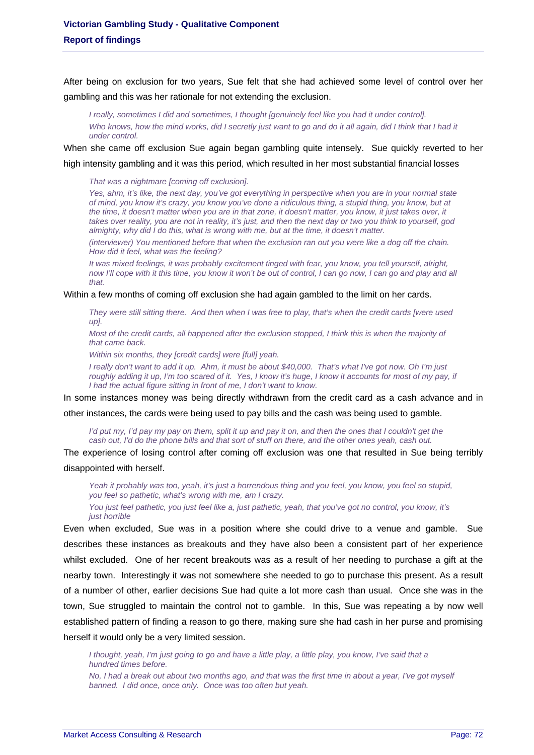After being on exclusion for two years, Sue felt that she had achieved some level of control over her gambling and this was her rationale for not extending the exclusion.

> *I really, sometimes I did and sometimes, I thought [genuinely feel like you had it under control].*
>
> *Who knows, how the mind works, did I secretly just want to go and do it all again, did I think that I had it under control.*

When she came off exclusion Sue again began gambling quite intensely. Sue quickly reverted to her high intensity gambling and it was this period, which resulted in her most substantial financial losses

> *That was a nightmare [coming off exclusion].*
>
> *Yes, ahm, it's like, the next day, you've got everything in perspective when you are in your normal state of mind, you know it's crazy, you know you've done a ridiculous thing, a stupid thing, you know, but at the time, it doesn't matter when you are in that zone, it doesn't matter, you know, it just takes over, it takes over reality, you are not in reality, it's just, and then the next day or two you think to yourself, god almighty, why did I do this, what is wrong with me, but at the time, it doesn't matter.*
>
> *(interviewer) You mentioned before that when the exclusion ran out you were like a dog off the chain. How did it feel, what was the feeling?*
>
> *It was mixed feelings, it was probably excitement tinged with fear, you know, you tell yourself, alright, now I'll cope with it this time, you know it won't be out of control, I can go now, I can go and play and all that.*

Within a few months of coming off exclusion she had again gambled to the limit on her cards.

> *They were still sitting there. And then when I was free to play, that's when the credit cards [were used up].*
>
> *Most of the credit cards, all happened after the exclusion stopped, I think this is when the majority of that came back.*
>
> *Within six months, they [credit cards] were [full] yeah.*
>
> *I really don't want to add it up. Ahm, it must be about $40,000. That's what I've got now. Oh I'm just roughly adding it up, I'm too scared of it. Yes, I know it's huge, I know it accounts for most of my pay, if I had the actual figure sitting in front of me, I don't want to know.*

In some instances money was being directly withdrawn from the credit card as a cash advance and in other instances, the cards were being used to pay bills and the cash was being used to gamble.

> *I'd put my, I'd pay my pay on them, split it up and pay it on, and then the ones that I couldn't get the cash out, I'd do the phone bills and that sort of stuff on there, and the other ones yeah, cash out.*

The experience of losing control after coming off exclusion was one that resulted in Sue being terribly disappointed with herself.

> *Yeah it probably was too, yeah, it's just a horrendous thing and you feel, you know, you feel so stupid, you feel so pathetic, what's wrong with me, am I crazy.*
>
> *You just feel pathetic, you just feel like a, just pathetic, yeah, that you've got no control, you know, it's just horrible*

Even when excluded, Sue was in a position where she could drive to a venue and gamble. Sue describes these instances as breakouts and they have also been a consistent part of her experience whilst excluded. One of her recent breakouts was as a result of her needing to purchase a gift at the nearby town. Interestingly it was not somewhere she needed to go to purchase this present. As a result of a number of other, earlier decisions Sue had quite a lot more cash than usual. Once she was in the town, Sue struggled to maintain the control not to gamble. In this, Sue was repeating a by now well established pattern of finding a reason to go there, making sure she had cash in her purse and promising herself it would only be a very limited session.

> *I thought, yeah, I'm just going to go and have a little play, a little play, you know, I've said that a hundred times before.*
>
> *No, I had a break out about two months ago, and that was the first time in about a year, I've got myself banned. I did once, once only. Once was too often but yeah.*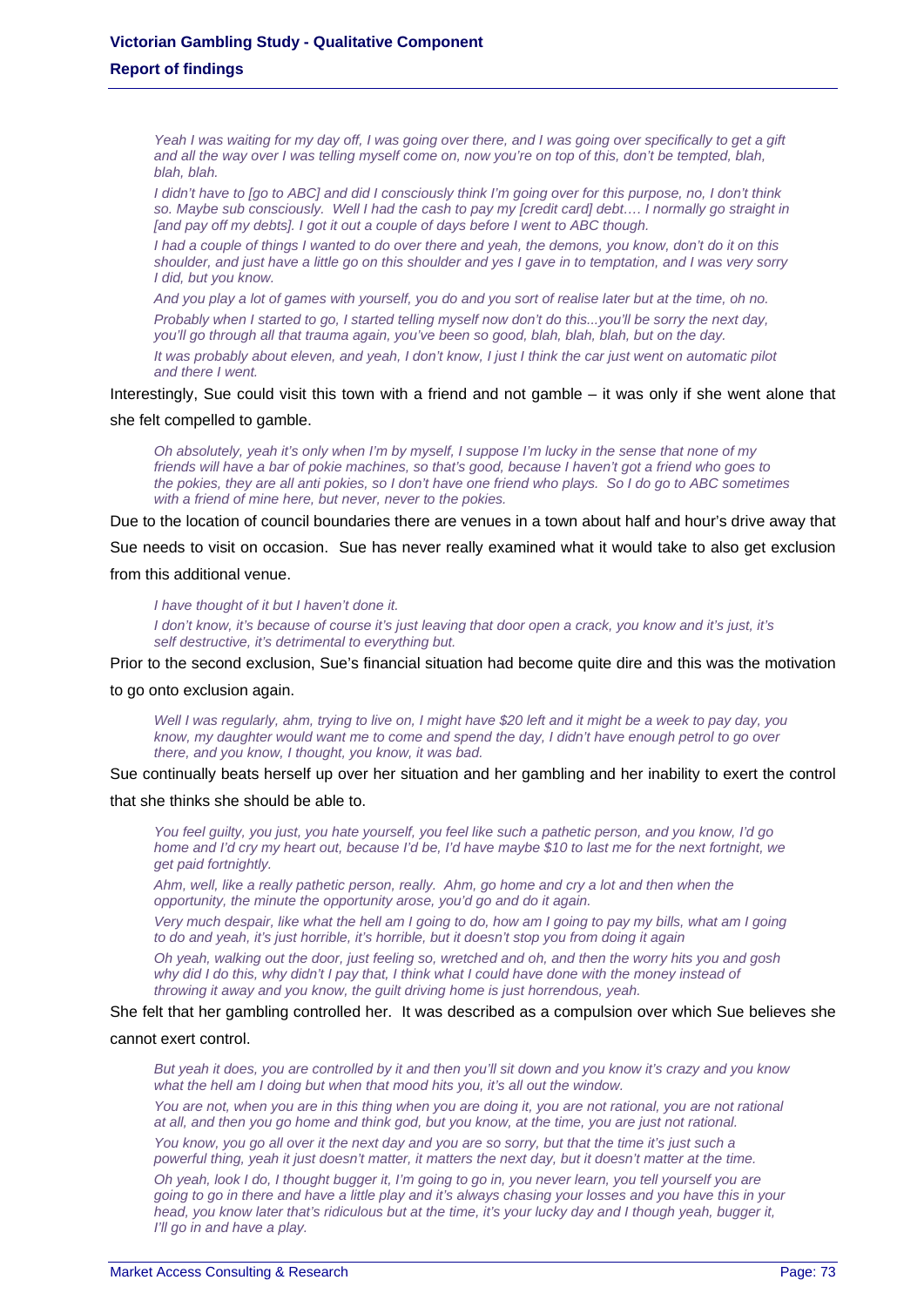*Yeah I was waiting for my day off, I was going over there, and I was going over specifically to get a gift and all the way over I was telling myself come on, now you're on top of this, don't be tempted, blah, blah, blah.*

*I didn't have to [go to ABC] and did I consciously think I'm going over for this purpose, no, I don't think so. Maybe sub consciously. Well I had the cash to pay my [credit card] debt…. I normally go straight in [and pay off my debts]. I got it out a couple of days before I went to ABC though.*

*I had a couple of things I wanted to do over there and yeah, the demons, you know, don't do it on this shoulder, and just have a little go on this shoulder and yes I gave in to temptation, and I was very sorry I did, but you know.*

*And you play a lot of games with yourself, you do and you sort of realise later but at the time, oh no.*

*Probably when I started to go, I started telling myself now don't do this...you'll be sorry the next day, you'll go through all that trauma again, you've been so good, blah, blah, blah, but on the day.*

*It was probably about eleven, and yeah, I don't know, I just I think the car just went on automatic pilot and there I went.*

Interestingly, Sue could visit this town with a friend and not gamble – it was only if she went alone that she felt compelled to gamble.

*Oh absolutely, yeah it's only when I'm by myself, I suppose I'm lucky in the sense that none of my friends will have a bar of pokie machines, so that's good, because I haven't got a friend who goes to the pokies, they are all anti pokies, so I don't have one friend who plays. So I do go to ABC sometimes with a friend of mine here, but never, never to the pokies.*

Due to the location of council boundaries there are venues in a town about half and hour's drive away that Sue needs to visit on occasion. Sue has never really examined what it would take to also get exclusion from this additional venue.

*I have thought of it but I haven't done it.*

*I don't know, it's because of course it's just leaving that door open a crack, you know and it's just, it's self destructive, it's detrimental to everything but.*

Prior to the second exclusion, Sue's financial situation had become quite dire and this was the motivation to go onto exclusion again.

*Well I was regularly, ahm, trying to live on, I might have $20 left and it might be a week to pay day, you know, my daughter would want me to come and spend the day, I didn't have enough petrol to go over there, and you know, I thought, you know, it was bad.*

Sue continually beats herself up over her situation and her gambling and her inability to exert the control that she thinks she should be able to.

*You feel guilty, you just, you hate yourself, you feel like such a pathetic person, and you know, I'd go home and I'd cry my heart out, because I'd be, I'd have maybe $10 to last me for the next fortnight, we get paid fortnightly.*

*Ahm, well, like a really pathetic person, really. Ahm, go home and cry a lot and then when the opportunity, the minute the opportunity arose, you'd go and do it again.*

*Very much despair, like what the hell am I going to do, how am I going to pay my bills, what am I going to do and yeah, it's just horrible, it's horrible, but it doesn't stop you from doing it again*

*Oh yeah, walking out the door, just feeling so, wretched and oh, and then the worry hits you and gosh why did I do this, why didn't I pay that, I think what I could have done with the money instead of throwing it away and you know, the guilt driving home is just horrendous, yeah.*

She felt that her gambling controlled her. It was described as a compulsion over which Sue believes she cannot exert control.

*But yeah it does, you are controlled by it and then you'll sit down and you know it's crazy and you know what the hell am I doing but when that mood hits you, it's all out the window.*

*You are not, when you are in this thing when you are doing it, you are not rational, you are not rational at all, and then you go home and think god, but you know, at the time, you are just not rational.*

*You know, you go all over it the next day and you are so sorry, but that the time it's just such a powerful thing, yeah it just doesn't matter, it matters the next day, but it doesn't matter at the time.*

*Oh yeah, look I do, I thought bugger it, I'm going to go in, you never learn, you tell yourself you are going to go in there and have a little play and it's always chasing your losses and you have this in your head, you know later that's ridiculous but at the time, it's your lucky day and I though yeah, bugger it, I'll go in and have a play.*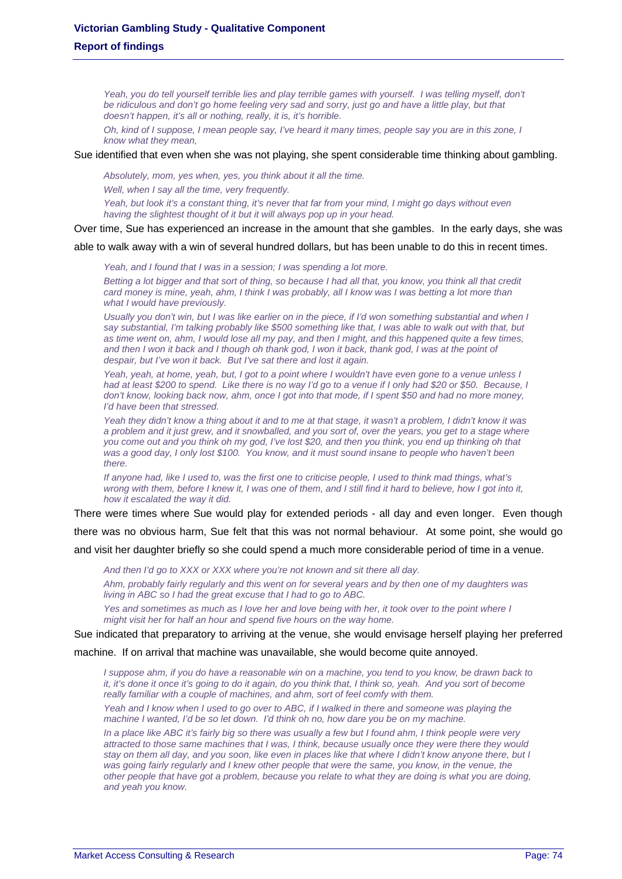*Yeah, you do tell yourself terrible lies and play terrible games with yourself. I was telling myself, don't be ridiculous and don't go home feeling very sad and sorry, just go and have a little play, but that doesn't happen, it's all or nothing, really, it is, it's horrible.*

*Oh, kind of I suppose, I mean people say, I've heard it many times, people say you are in this zone, I know what they mean,*

Sue identified that even when she was not playing, she spent considerable time thinking about gambling.

*Absolutely, mom, yes when, yes, you think about it all the time.*

*Well, when I say all the time, very frequently.*

*Yeah, but look it's a constant thing, it's never that far from your mind, I might go days without even having the slightest thought of it but it will always pop up in your head.*

Over time, Sue has experienced an increase in the amount that she gambles. In the early days, she was able to walk away with a win of several hundred dollars, but has been unable to do this in recent times.

*Yeah, and I found that I was in a session; I was spending a lot more.*

*Betting a lot bigger and that sort of thing, so because I had all that, you know, you think all that credit card money is mine, yeah, ahm, I think I was probably, all I know was I was betting a lot more than what I would have previously.*

*Usually you don't win, but I was like earlier on in the piece, if I'd won something substantial and when I say substantial, I'm talking probably like $500 something like that, I was able to walk out with that, but as time went on, ahm, I would lose all my pay, and then I might, and this happened quite a few times, and then I won it back and I though oh thank god, I won it back, thank god, I was at the point of despair, but I've won it back. But I've sat there and lost it again.*

*Yeah, yeah, at home, yeah, but, I got to a point where I wouldn't have even gone to a venue unless I had at least $200 to spend. Like there is no way I'd go to a venue if I only had $20 or $50. Because, I don't know, looking back now, ahm, once I got into that mode, if I spent $50 and had no more money, I'd have been that stressed.*

*Yeah they didn't know a thing about it and to me at that stage, it wasn't a problem, I didn't know it was a problem and it just grew, and it snowballed, and you sort of, over the years, you get to a stage where you come out and you think oh my god, I've lost $20, and then you think, you end up thinking oh that was a good day, I only lost $100. You know, and it must sound insane to people who haven't been there.*

*If anyone had, like I used to, was the first one to criticise people, I used to think mad things, what's wrong with them, before I knew it, I was one of them, and I still find it hard to believe, how I got into it, how it escalated the way it did.*

There were times where Sue would play for extended periods - all day and even longer. Even though there was no obvious harm, Sue felt that this was not normal behaviour. At some point, she would go and visit her daughter briefly so she could spend a much more considerable period of time in a venue.

*And then I'd go to XXX or XXX where you're not known and sit there all day.*

*Ahm, probably fairly regularly and this went on for several years and by then one of my daughters was living in ABC so I had the great excuse that I had to go to ABC.*

*Yes and sometimes as much as I love her and love being with her, it took over to the point where I might visit her for half an hour and spend five hours on the way home.*

Sue indicated that preparatory to arriving at the venue, she would envisage herself playing her preferred machine. If on arrival that machine was unavailable, she would become quite annoyed.

*I suppose ahm, if you do have a reasonable win on a machine, you tend to you know, be drawn back to it, it's done it once it's going to do it again, do you think that, I think so, yeah. And you sort of become really familiar with a couple of machines, and ahm, sort of feel comfy with them.*

*Yeah and I know when I used to go over to ABC, if I walked in there and someone was playing the machine I wanted, I'd be so let down. I'd think oh no, how dare you be on my machine.*

*In a place like ABC it's fairly big so there was usually a few but I found ahm, I think people were very attracted to those same machines that I was, I think, because usually once they were there they would stay on them all day, and you soon, like even in places like that where I didn't know anyone there, but I was going fairly regularly and I knew other people that were the same, you know, in the venue, the other people that have got a problem, because you relate to what they are doing is what you are doing, and yeah you know.*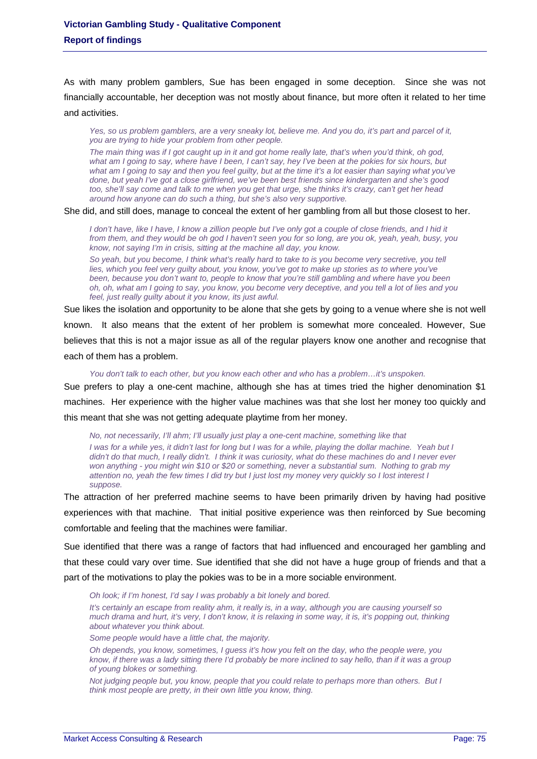As with many problem gamblers, Sue has been engaged in some deception. Since she was not financially accountable, her deception was not mostly about finance, but more often it related to her time and activities.

> *Yes, so us problem gamblers, are a very sneaky lot, believe me. And you do, it's part and parcel of it, you are trying to hide your problem from other people.*
>
> *The main thing was if I got caught up in it and got home really late, that's when you'd think, oh god, what am I going to say, where have I been, I can't say, hey I've been at the pokies for six hours, but what am I going to say and then you feel guilty, but at the time it's a lot easier than saying what you've done, but yeah I've got a close girlfriend, we've been best friends since kindergarten and she's good too, she'll say come and talk to me when you get that urge, she thinks it's crazy, can't get her head around how anyone can do such a thing, but she's also very supportive.*

She did, and still does, manage to conceal the extent of her gambling from all but those closest to her.

> *I don't have, like I have, I know a zillion people but I've only got a couple of close friends, and I hid it from them, and they would be oh god I haven't seen you for so long, are you ok, yeah, yeah, busy, you know, not saying I'm in crisis, sitting at the machine all day, you know.*
>
> *So yeah, but you become, I think what's really hard to take to is you become very secretive, you tell lies, which you feel very guilty about, you know, you've got to make up stories as to where you've been, because you don't want to, people to know that you're still gambling and where have you been oh, oh, what am I going to say, you know, you become very deceptive, and you tell a lot of lies and you feel, just really guilty about it you know, its just awful.*

Sue likes the isolation and opportunity to be alone that she gets by going to a venue where she is not well known. It also means that the extent of her problem is somewhat more concealed. However, Sue believes that this is not a major issue as all of the regular players know one another and recognise that each of them has a problem.

> *You don't talk to each other, but you know each other and who has a problem…it's unspoken.*

Sue prefers to play a one-cent machine, although she has at times tried the higher denomination $1 machines. Her experience with the higher value machines was that she lost her money too quickly and this meant that she was not getting adequate playtime from her money.

> *No, not necessarily, I'll ahm; I'll usually just play a one-cent machine, something like that*
>
> *I was for a while yes, it didn't last for long but I was for a while, playing the dollar machine. Yeah but I didn't do that much, I really didn't. I think it was curiosity, what do these machines do and I never ever won anything - you might win $10 or $20 or something, never a substantial sum. Nothing to grab my attention no, yeah the few times I did try but I just lost my money very quickly so I lost interest I suppose.*

The attraction of her preferred machine seems to have been primarily driven by having had positive experiences with that machine. That initial positive experience was then reinforced by Sue becoming comfortable and feeling that the machines were familiar.

Sue identified that there was a range of factors that had influenced and encouraged her gambling and that these could vary over time. Sue identified that she did not have a huge group of friends and that a part of the motivations to play the pokies was to be in a more sociable environment.

> *Oh look; if I'm honest, I'd say I was probably a bit lonely and bored.*
>
> *It's certainly an escape from reality ahm, it really is, in a way, although you are causing yourself so much drama and hurt, it's very, I don't know, it is relaxing in some way, it is, it's popping out, thinking about whatever you think about.*
>
> *Some people would have a little chat, the majority.*
>
> *Oh depends, you know, sometimes, I guess it's how you felt on the day, who the people were, you know, if there was a lady sitting there I'd probably be more inclined to say hello, than if it was a group of young blokes or something.*
>
> *Not judging people but, you know, people that you could relate to perhaps more than others. But I think most people are pretty, in their own little you know, thing.*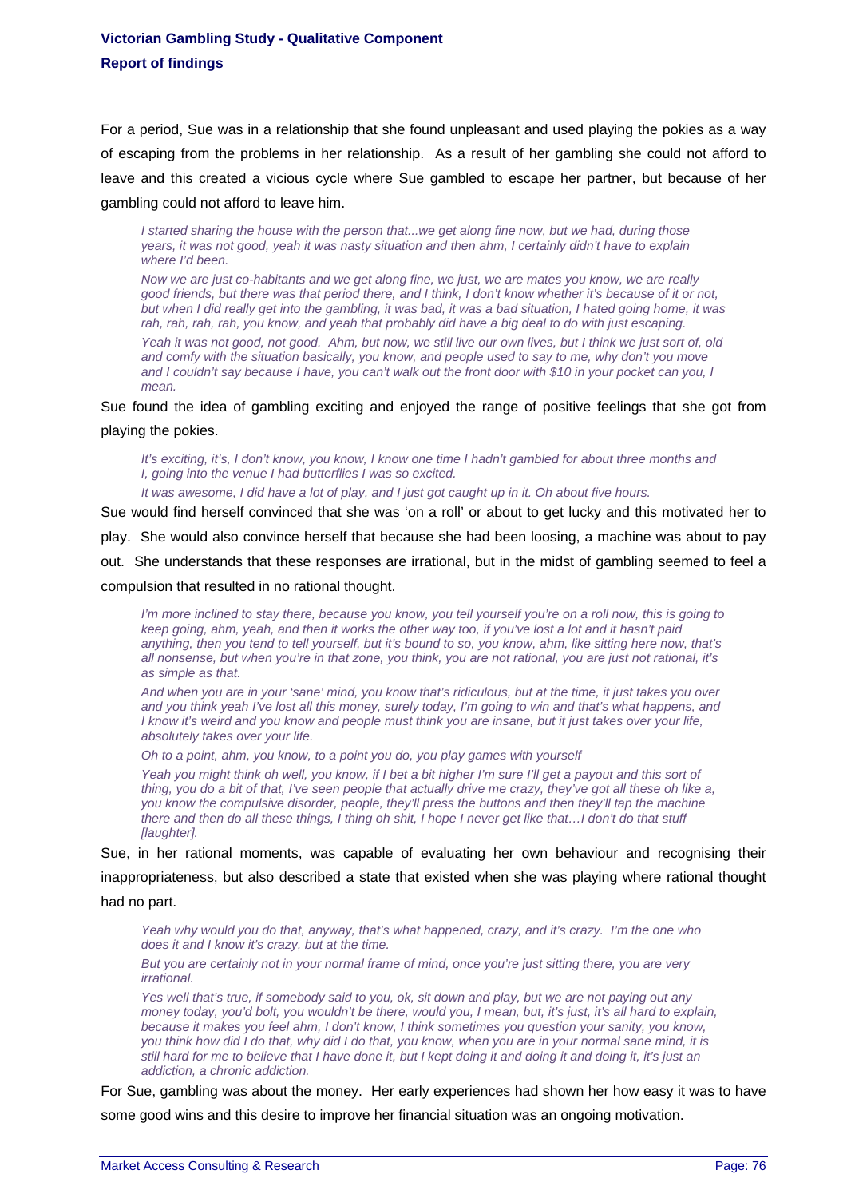For a period, Sue was in a relationship that she found unpleasant and used playing the pokies as a way of escaping from the problems in her relationship. As a result of her gambling she could not afford to leave and this created a vicious cycle where Sue gambled to escape her partner, but because of her gambling could not afford to leave him.

> *I started sharing the house with the person that...we get along fine now, but we had, during those years, it was not good, yeah it was nasty situation and then ahm, I certainly didn't have to explain where I'd been.*
>
> *Now we are just co-habitants and we get along fine, we just, we are mates you know, we are really good friends, but there was that period there, and I think, I don't know whether it's because of it or not, but when I did really get into the gambling, it was bad, it was a bad situation, I hated going home, it was rah, rah, rah, rah, you know, and yeah that probably did have a big deal to do with just escaping.*
>
> *Yeah it was not good, not good. Ahm, but now, we still live our own lives, but I think we just sort of, old and comfy with the situation basically, you know, and people used to say to me, why don't you move and I couldn't say because I have, you can't walk out the front door with $10 in your pocket can you, I mean.*

Sue found the idea of gambling exciting and enjoyed the range of positive feelings that she got from playing the pokies.

> *It's exciting, it's, I don't know, you know, I know one time I hadn't gambled for about three months and I, going into the venue I had butterflies I was so excited.*
>
> *It was awesome, I did have a lot of play, and I just got caught up in it. Oh about five hours.*

Sue would find herself convinced that she was 'on a roll' or about to get lucky and this motivated her to play. She would also convince herself that because she had been loosing, a machine was about to pay out. She understands that these responses are irrational, but in the midst of gambling seemed to feel a compulsion that resulted in no rational thought.

> *I'm more inclined to stay there, because you know, you tell yourself you're on a roll now, this is going to keep going, ahm, yeah, and then it works the other way too, if you've lost a lot and it hasn't paid anything, then you tend to tell yourself, but it's bound to so, you know, ahm, like sitting here now, that's all nonsense, but when you're in that zone, you think, you are not rational, you are just not rational, it's as simple as that.*
>
> *And when you are in your 'sane' mind, you know that's ridiculous, but at the time, it just takes you over and you think yeah I've lost all this money, surely today, I'm going to win and that's what happens, and I know it's weird and you know and people must think you are insane, but it just takes over your life, absolutely takes over your life.*
>
> *Oh to a point, ahm, you know, to a point you do, you play games with yourself*
>
> *Yeah you might think oh well, you know, if I bet a bit higher I'm sure I'll get a payout and this sort of thing, you do a bit of that, I've seen people that actually drive me crazy, they've got all these oh like a, you know the compulsive disorder, people, they'll press the buttons and then they'll tap the machine there and then do all these things, I thing oh shit, I hope I never get like that…I don't do that stuff [laughter].*

Sue, in her rational moments, was capable of evaluating her own behaviour and recognising their inappropriateness, but also described a state that existed when she was playing where rational thought had no part.

> *Yeah why would you do that, anyway, that's what happened, crazy, and it's crazy. I'm the one who does it and I know it's crazy, but at the time.*
>
> *But you are certainly not in your normal frame of mind, once you're just sitting there, you are very irrational.*
>
> *Yes well that's true, if somebody said to you, ok, sit down and play, but we are not paying out any money today, you'd bolt, you wouldn't be there, would you, I mean, but, it's just, it's all hard to explain, because it makes you feel ahm, I don't know, I think sometimes you question your sanity, you know, you think how did I do that, why did I do that, you know, when you are in your normal sane mind, it is still hard for me to believe that I have done it, but I kept doing it and doing it and doing it, it's just an addiction, a chronic addiction.*

For Sue, gambling was about the money. Her early experiences had shown her how easy it was to have some good wins and this desire to improve her financial situation was an ongoing motivation.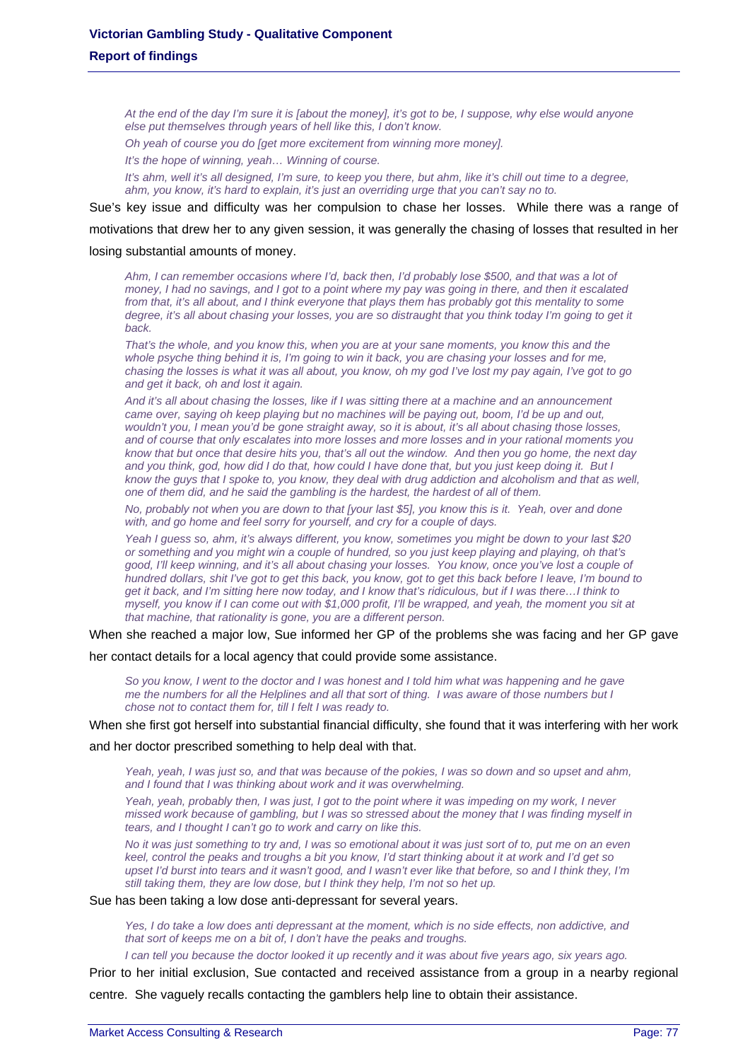*At the end of the day I'm sure it is [about the money], it's got to be, I suppose, why else would anyone else put themselves through years of hell like this, I don't know.*

*Oh yeah of course you do [get more excitement from winning more money].*

*It's the hope of winning, yeah… Winning of course.*

*It's ahm, well it's all designed, I'm sure, to keep you there, but ahm, like it's chill out time to a degree, ahm, you know, it's hard to explain, it's just an overriding urge that you can't say no to.*

Sue's key issue and difficulty was her compulsion to chase her losses. While there was a range of motivations that drew her to any given session, it was generally the chasing of losses that resulted in her losing substantial amounts of money.

*Ahm, I can remember occasions where I'd, back then, I'd probably lose $500, and that was a lot of money, I had no savings, and I got to a point where my pay was going in there, and then it escalated from that, it's all about, and I think everyone that plays them has probably got this mentality to some degree, it's all about chasing your losses, you are so distraught that you think today I'm going to get it back.*

*That's the whole, and you know this, when you are at your sane moments, you know this and the whole psyche thing behind it is, I'm going to win it back, you are chasing your losses and for me, chasing the losses is what it was all about, you know, oh my god I've lost my pay again, I've got to go and get it back, oh and lost it again.*

*And it's all about chasing the losses, like if I was sitting there at a machine and an announcement came over, saying oh keep playing but no machines will be paying out, boom, I'd be up and out, wouldn't you, I mean you'd be gone straight away, so it is about, it's all about chasing those losses, and of course that only escalates into more losses and more losses and in your rational moments you know that but once that desire hits you, that's all out the window. And then you go home, the next day and you think, god, how did I do that, how could I have done that, but you just keep doing it. But I know the guys that I spoke to, you know, they deal with drug addiction and alcoholism and that as well, one of them did, and he said the gambling is the hardest, the hardest of all of them.*

*No, probably not when you are down to that [your last $5], you know this is it. Yeah, over and done with, and go home and feel sorry for yourself, and cry for a couple of days.*

*Yeah I guess so, ahm, it's always different, you know, sometimes you might be down to your last $20 or something and you might win a couple of hundred, so you just keep playing and playing, oh that's good, I'll keep winning, and it's all about chasing your losses. You know, once you've lost a couple of hundred dollars, shit I've got to get this back, you know, got to get this back before I leave, I'm bound to get it back, and I'm sitting here now today, and I know that's ridiculous, but if I was there…I think to myself, you know if I can come out with $1,000 profit, I'll be wrapped, and yeah, the moment you sit at that machine, that rationality is gone, you are a different person.*

When she reached a major low, Sue informed her GP of the problems she was facing and her GP gave her contact details for a local agency that could provide some assistance.

*So you know, I went to the doctor and I was honest and I told him what was happening and he gave me the numbers for all the Helplines and all that sort of thing. I was aware of those numbers but I chose not to contact them for, till I felt I was ready to.*

When she first got herself into substantial financial difficulty, she found that it was interfering with her work and her doctor prescribed something to help deal with that.

*Yeah, yeah, I was just so, and that was because of the pokies, I was so down and so upset and ahm, and I found that I was thinking about work and it was overwhelming.*

*Yeah, yeah, probably then, I was just, I got to the point where it was impeding on my work, I never missed work because of gambling, but I was so stressed about the money that I was finding myself in tears, and I thought I can't go to work and carry on like this.*

*No it was just something to try and, I was so emotional about it was just sort of to, put me on an even keel, control the peaks and troughs a bit you know, I'd start thinking about it at work and I'd get so upset I'd burst into tears and it wasn't good, and I wasn't ever like that before, so and I think they, I'm still taking them, they are low dose, but I think they help, I'm not so het up.*

Sue has been taking a low dose anti-depressant for several years.

*Yes, I do take a low does anti depressant at the moment, which is no side effects, non addictive, and that sort of keeps me on a bit of, I don't have the peaks and troughs.*

*I can tell you because the doctor looked it up recently and it was about five years ago, six years ago.*

Prior to her initial exclusion, Sue contacted and received assistance from a group in a nearby regional centre. She vaguely recalls contacting the gamblers help line to obtain their assistance.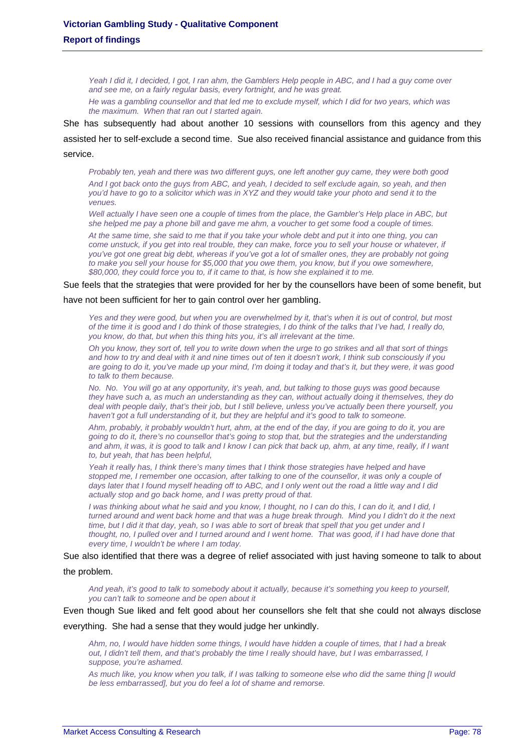*Yeah I did it, I decided, I got, I ran ahm, the Gamblers Help people in ABC, and I had a guy come over and see me, on a fairly regular basis, every fortnight, and he was great.*

*He was a gambling counsellor and that led me to exclude myself, which I did for two years, which was the maximum. When that ran out I started again.*

She has subsequently had about another 10 sessions with counsellors from this agency and they assisted her to self-exclude a second time. Sue also received financial assistance and guidance from this service.

*Probably ten, yeah and there was two different guys, one left another guy came, they were both good*

*And I got back onto the guys from ABC, and yeah, I decided to self exclude again, so yeah, and then you'd have to go to a solicitor which was in XYZ and they would take your photo and send it to the venues.*

*Well actually I have seen one a couple of times from the place, the Gambler's Help place in ABC, but she helped me pay a phone bill and gave me ahm, a voucher to get some food a couple of times.*

*At the same time, she said to me that if you take your whole debt and put it into one thing, you can come unstuck, if you get into real trouble, they can make, force you to sell your house or whatever, if you've got one great big debt, whereas if you've got a lot of smaller ones, they are probably not going to make you sell your house for $5,000 that you owe them, you know, but if you owe somewhere, $80,000, they could force you to, if it came to that, is how she explained it to me.*

Sue feels that the strategies that were provided for her by the counsellors have been of some benefit, but have not been sufficient for her to gain control over her gambling.

*Yes and they were good, but when you are overwhelmed by it, that's when it is out of control, but most of the time it is good and I do think of those strategies, I do think of the talks that I've had, I really do, you know, do that, but when this thing hits you, it's all irrelevant at the time.*

*Oh you know, they sort of, tell you to write down when the urge to go strikes and all that sort of things and how to try and deal with it and nine times out of ten it doesn't work, I think sub consciously if you are going to do it, you've made up your mind, I'm doing it today and that's it, but they were, it was good to talk to them because.*

*No. No. You will go at any opportunity, it's yeah, and, but talking to those guys was good because they have such a, as much an understanding as they can, without actually doing it themselves, they do deal with people daily, that's their job, but I still believe, unless you've actually been there yourself, you haven't got a full understanding of it, but they are helpful and it's good to talk to someone.*

*Ahm, probably, it probably wouldn't hurt, ahm, at the end of the day, if you are going to do it, you are going to do it, there's no counsellor that's going to stop that, but the strategies and the understanding and ahm, it was, it is good to talk and I know I can pick that back up, ahm, at any time, really, if I want to, but yeah, that has been helpful,*

*Yeah it really has, I think there's many times that I think those strategies have helped and have stopped me, I remember one occasion, after talking to one of the counsellor, it was only a couple of days later that I found myself heading off to ABC, and I only went out the road a little way and I did actually stop and go back home, and I was pretty proud of that.*

*I was thinking about what he said and you know, I thought, no I can do this, I can do it, and I did, I turned around and went back home and that was a huge break through. Mind you I didn't do it the next time, but I did it that day, yeah, so I was able to sort of break that spell that you get under and I thought, no, I pulled over and I turned around and I went home. That was good, if I had have done that every time, I wouldn't be where I am today.*

Sue also identified that there was a degree of relief associated with just having someone to talk to about the problem.

*And yeah, it's good to talk to somebody about it actually, because it's something you keep to yourself, you can't talk to someone and be open about it*

Even though Sue liked and felt good about her counsellors she felt that she could not always disclose everything. She had a sense that they would judge her unkindly.

*Ahm, no, I would have hidden some things, I would have hidden a couple of times, that I had a break out, I didn't tell them, and that's probably the time I really should have, but I was embarrassed, I suppose, you're ashamed.*

*As much like, you know when you talk, if I was talking to someone else who did the same thing [I would be less embarrassed], but you do feel a lot of shame and remorse.*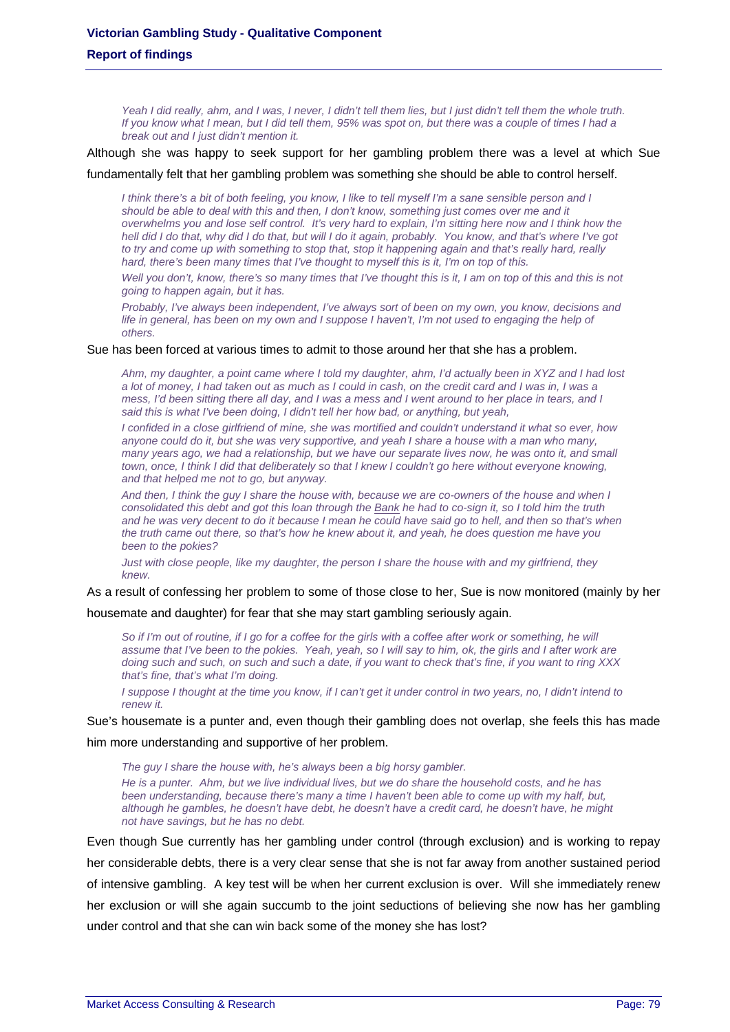> *Yeah I did really, ahm, and I was, I never, I didn't tell them lies, but I just didn't tell them the whole truth. If you know what I mean, but I did tell them, 95% was spot on, but there was a couple of times I had a break out and I just didn't mention it.*

Although she was happy to seek support for her gambling problem there was a level at which Sue fundamentally felt that her gambling problem was something she should be able to control herself.

> *I think there's a bit of both feeling, you know, I like to tell myself I'm a sane sensible person and I should be able to deal with this and then, I don't know, something just comes over me and it overwhelms you and lose self control. It's very hard to explain, I'm sitting here now and I think how the hell did I do that, why did I do that, but will I do it again, probably. You know, and that's where I've got to try and come up with something to stop that, stop it happening again and that's really hard, really hard, there's been many times that I've thought to myself this is it, I'm on top of this.*
>
> *Well you don't, know, there's so many times that I've thought this is it, I am on top of this and this is not going to happen again, but it has.*
>
> *Probably, I've always been independent, I've always sort of been on my own, you know, decisions and life in general, has been on my own and I suppose I haven't, I'm not used to engaging the help of others.*

Sue has been forced at various times to admit to those around her that she has a problem.

> *Ahm, my daughter, a point came where I told my daughter, ahm, I'd actually been in XYZ and I had lost a lot of money, I had taken out as much as I could in cash, on the credit card and I was in, I was a mess, I'd been sitting there all day, and I was a mess and I went around to her place in tears, and I said this is what I've been doing, I didn't tell her how bad, or anything, but yeah,*
>
> *I confided in a close girlfriend of mine, she was mortified and couldn't understand it what so ever, how anyone could do it, but she was very supportive, and yeah I share a house with a man who many, many years ago, we had a relationship, but we have our separate lives now, he was onto it, and small town, once, I think I did that deliberately so that I knew I couldn't go here without everyone knowing, and that helped me not to go, but anyway.*
>
> *And then, I think the guy I share the house with, because we are co-owners of the house and when I consolidated this debt and got this loan through the <u>Bank</u> he had to co-sign it, so I told him the truth and he was very decent to do it because I mean he could have said go to hell, and then so that's when the truth came out there, so that's how he knew about it, and yeah, he does question me have you been to the pokies?*
>
> *Just with close people, like my daughter, the person I share the house with and my girlfriend, they knew.*

As a result of confessing her problem to some of those close to her, Sue is now monitored (mainly by her housemate and daughter) for fear that she may start gambling seriously again.

> *So if I'm out of routine, if I go for a coffee for the girls with a coffee after work or something, he will assume that I've been to the pokies. Yeah, yeah, so I will say to him, ok, the girls and I after work are doing such and such, on such and such a date, if you want to check that's fine, if you want to ring XXX that's fine, that's what I'm doing.*
>
> *I suppose I thought at the time you know, if I can't get it under control in two years, no, I didn't intend to renew it.*

Sue's housemate is a punter and, even though their gambling does not overlap, she feels this has made him more understanding and supportive of her problem.

> *The guy I share the house with, he's always been a big horsy gambler.*
>
> *He is a punter. Ahm, but we live individual lives, but we do share the household costs, and he has been understanding, because there's many a time I haven't been able to come up with my half, but, although he gambles, he doesn't have debt, he doesn't have a credit card, he doesn't have, he might not have savings, but he has no debt.*

Even though Sue currently has her gambling under control (through exclusion) and is working to repay her considerable debts, there is a very clear sense that she is not far away from another sustained period of intensive gambling. A key test will be when her current exclusion is over. Will she immediately renew her exclusion or will she again succumb to the joint seductions of believing she now has her gambling under control and that she can win back some of the money she has lost?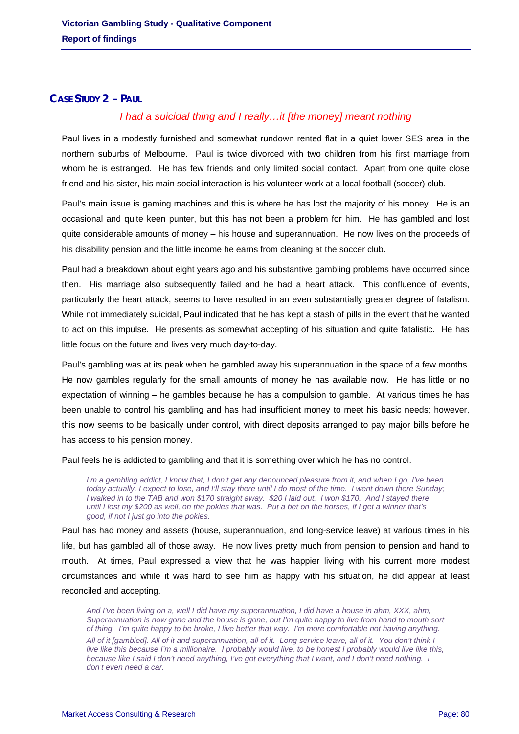## CASE STUDY 2 – PAUL

*I had a suicidal thing and I really…it [the money] meant nothing*

Paul lives in a modestly furnished and somewhat rundown rented flat in a quiet lower SES area in the northern suburbs of Melbourne. Paul is twice divorced with two children from his first marriage from whom he is estranged. He has few friends and only limited social contact. Apart from one quite close friend and his sister, his main social interaction is his volunteer work at a local football (soccer) club.

Paul's main issue is gaming machines and this is where he has lost the majority of his money. He is an occasional and quite keen punter, but this has not been a problem for him. He has gambled and lost quite considerable amounts of money – his house and superannuation. He now lives on the proceeds of his disability pension and the little income he earns from cleaning at the soccer club.

Paul had a breakdown about eight years ago and his substantive gambling problems have occurred since then. His marriage also subsequently failed and he had a heart attack. This confluence of events, particularly the heart attack, seems to have resulted in an even substantially greater degree of fatalism. While not immediately suicidal, Paul indicated that he has kept a stash of pills in the event that he wanted to act on this impulse. He presents as somewhat accepting of his situation and quite fatalistic. He has little focus on the future and lives very much day-to-day.

Paul's gambling was at its peak when he gambled away his superannuation in the space of a few months. He now gambles regularly for the small amounts of money he has available now. He has little or no expectation of winning – he gambles because he has a compulsion to gamble. At various times he has been unable to control his gambling and has had insufficient money to meet his basic needs; however, this now seems to be basically under control, with direct deposits arranged to pay major bills before he has access to his pension money.

Paul feels he is addicted to gambling and that it is something over which he has no control.

> *I'm a gambling addict, I know that, I don't get any denounced pleasure from it, and when I go, I've been today actually, I expect to lose, and I'll stay there until I do most of the time. I went down there Sunday; I walked in to the TAB and won $170 straight away. $20 I laid out. I won $170. And I stayed there until I lost my $200 as well, on the pokies that was. Put a bet on the horses, if I get a winner that's good, if not I just go into the pokies.*

Paul has had money and assets (house, superannuation, and long-service leave) at various times in his life, but has gambled all of those away. He now lives pretty much from pension to pension and hand to mouth. At times, Paul expressed a view that he was happier living with his current more modest circumstances and while it was hard to see him as happy with his situation, he did appear at least reconciled and accepting.

> *And I've been living on a, well I did have my superannuation, I did have a house in ahm, XXX, ahm, Superannuation is now gone and the house is gone, but I'm quite happy to live from hand to mouth sort of thing. I'm quite happy to be broke, I live better that way. I'm more comfortable not having anything.*
>
> *All of it [gambled]. All of it and superannuation, all of it. Long service leave, all of it. You don't think I live like this because I'm a millionaire. I probably would live, to be honest I probably would live like this, because like I said I don't need anything, I've got everything that I want, and I don't need nothing. I don't even need a car.*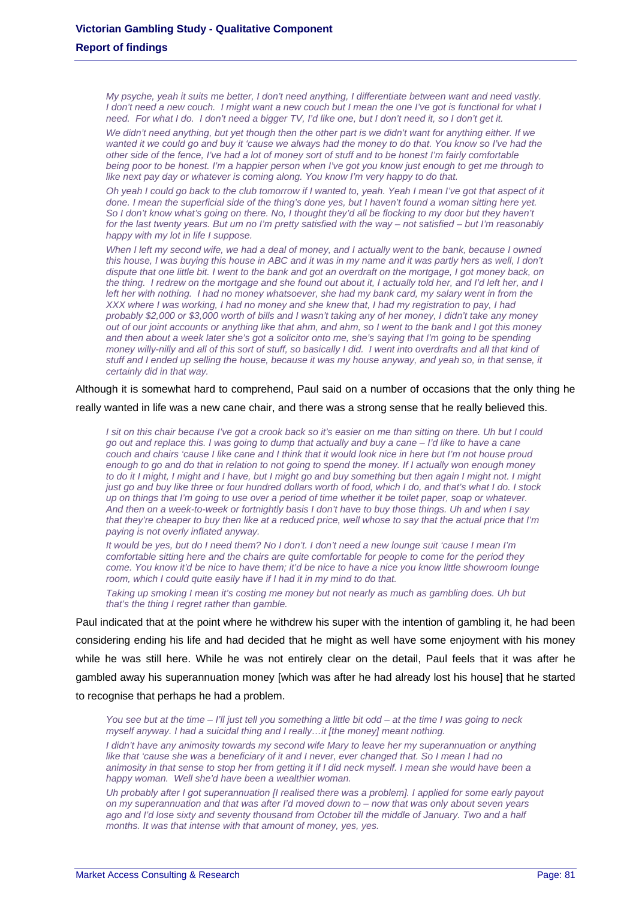*My psyche, yeah it suits me better, I don't need anything, I differentiate between want and need vastly. I don't need a new couch. I might want a new couch but I mean the one I've got is functional for what I need. For what I do. I don't need a bigger TV, I'd like one, but I don't need it, so I don't get it.*

*We didn't need anything, but yet though then the other part is we didn't want for anything either. If we wanted it we could go and buy it 'cause we always had the money to do that. You know so I've had the other side of the fence, I've had a lot of money sort of stuff and to be honest I'm fairly comfortable being poor to be honest. I'm a happier person when I've got you know just enough to get me through to like next pay day or whatever is coming along. You know I'm very happy to do that.*

*Oh yeah I could go back to the club tomorrow if I wanted to, yeah. Yeah I mean I've got that aspect of it done. I mean the superficial side of the thing's done yes, but I haven't found a woman sitting here yet. So I don't know what's going on there. No, I thought they'd all be flocking to my door but they haven't for the last twenty years. But um no I'm pretty satisfied with the way – not satisfied – but I'm reasonably happy with my lot in life I suppose.*

*When I left my second wife, we had a deal of money, and I actually went to the bank, because I owned this house, I was buying this house in ABC and it was in my name and it was partly hers as well, I don't dispute that one little bit. I went to the bank and got an overdraft on the mortgage, I got money back, on the thing. I redrew on the mortgage and she found out about it, I actually told her, and I'd left her, and I left her with nothing. I had no money whatsoever, she had my bank card, my salary went in from the XXX where I was working, I had no money and she knew that, I had my registration to pay, I had probably $2,000 or $3,000 worth of bills and I wasn't taking any of her money, I didn't take any money out of our joint accounts or anything like that ahm, and ahm, so I went to the bank and I got this money and then about a week later she's got a solicitor onto me, she's saying that I'm going to be spending money willy-nilly and all of this sort of stuff, so basically I did. I went into overdrafts and all that kind of stuff and I ended up selling the house, because it was my house anyway, and yeah so, in that sense, it certainly did in that way.*

Although it is somewhat hard to comprehend, Paul said on a number of occasions that the only thing he really wanted in life was a new cane chair, and there was a strong sense that he really believed this.

*I sit on this chair because I've got a crook back so it's easier on me than sitting on there. Uh but I could go out and replace this. I was going to dump that actually and buy a cane – I'd like to have a cane couch and chairs 'cause I like cane and I think that it would look nice in here but I'm not house proud enough to go and do that in relation to not going to spend the money. If I actually won enough money to do it I might, I might and I have, but I might go and buy something but then again I might not. I might just go and buy like three or four hundred dollars worth of food, which I do, and that's what I do. I stock up on things that I'm going to use over a period of time whether it be toilet paper, soap or whatever. And then on a week-to-week or fortnightly basis I don't have to buy those things. Uh and when I say that they're cheaper to buy then like at a reduced price, well whose to say that the actual price that I'm paying is not overly inflated anyway.*

*It would be yes, but do I need them? No I don't. I don't need a new lounge suit 'cause I mean I'm comfortable sitting here and the chairs are quite comfortable for people to come for the period they come. You know it'd be nice to have them; it'd be nice to have a nice you know little showroom lounge room, which I could quite easily have if I had it in my mind to do that.*

*Taking up smoking I mean it's costing me money but not nearly as much as gambling does. Uh but that's the thing I regret rather than gamble.*

Paul indicated that at the point where he withdrew his super with the intention of gambling it, he had been considering ending his life and had decided that he might as well have some enjoyment with his money while he was still here. While he was not entirely clear on the detail, Paul feels that it was after he gambled away his superannuation money [which was after he had already lost his house] that he started to recognise that perhaps he had a problem.

*You see but at the time – I'll just tell you something a little bit odd – at the time I was going to neck myself anyway. I had a suicidal thing and I really…it [the money] meant nothing.*

*I didn't have any animosity towards my second wife Mary to leave her my superannuation or anything like that 'cause she was a beneficiary of it and I never, ever changed that. So I mean I had no animosity in that sense to stop her from getting it if I did neck myself. I mean she would have been a happy woman. Well she'd have been a wealthier woman.*

*Uh probably after I got superannuation [I realised there was a problem]. I applied for some early payout on my superannuation and that was after I'd moved down to – now that was only about seven years ago and I'd lose sixty and seventy thousand from October till the middle of January. Two and a half months. It was that intense with that amount of money, yes, yes.*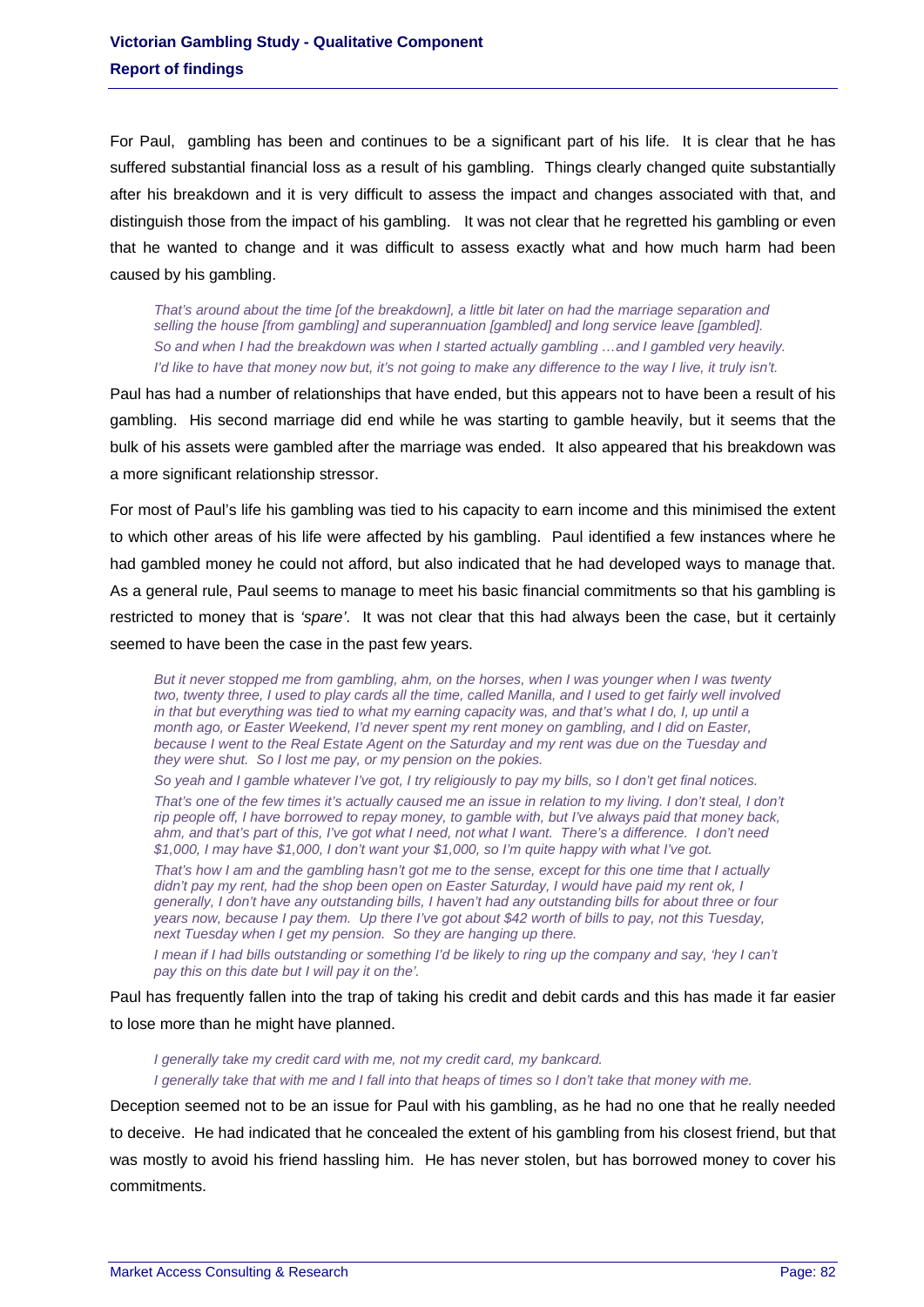For Paul, gambling has been and continues to be a significant part of his life. It is clear that he has suffered substantial financial loss as a result of his gambling. Things clearly changed quite substantially after his breakdown and it is very difficult to assess the impact and changes associated with that, and distinguish those from the impact of his gambling. It was not clear that he regretted his gambling or even that he wanted to change and it was difficult to assess exactly what and how much harm had been caused by his gambling.

> *That's around about the time [of the breakdown], a little bit later on had the marriage separation and selling the house [from gambling] and superannuation [gambled] and long service leave [gambled].*
>
> *So and when I had the breakdown was when I started actually gambling …and I gambled very heavily.*
>
> *I'd like to have that money now but, it's not going to make any difference to the way I live, it truly isn't.*

Paul has had a number of relationships that have ended, but this appears not to have been a result of his gambling. His second marriage did end while he was starting to gamble heavily, but it seems that the bulk of his assets were gambled after the marriage was ended. It also appeared that his breakdown was a more significant relationship stressor.

For most of Paul's life his gambling was tied to his capacity to earn income and this minimised the extent to which other areas of his life were affected by his gambling. Paul identified a few instances where he had gambled money he could not afford, but also indicated that he had developed ways to manage that. As a general rule, Paul seems to manage to meet his basic financial commitments so that his gambling is restricted to money that is *'spare'*. It was not clear that this had always been the case, but it certainly seemed to have been the case in the past few years.

> *But it never stopped me from gambling, ahm, on the horses, when I was younger when I was twenty two, twenty three, I used to play cards all the time, called Manilla, and I used to get fairly well involved in that but everything was tied to what my earning capacity was, and that's what I do, I, up until a month ago, or Easter Weekend, I'd never spent my rent money on gambling, and I did on Easter, because I went to the Real Estate Agent on the Saturday and my rent was due on the Tuesday and they were shut. So I lost me pay, or my pension on the pokies.*
>
> *So yeah and I gamble whatever I've got, I try religiously to pay my bills, so I don't get final notices.*
>
> *That's one of the few times it's actually caused me an issue in relation to my living. I don't steal, I don't rip people off, I have borrowed to repay money, to gamble with, but I've always paid that money back, ahm, and that's part of this, I've got what I need, not what I want. There's a difference. I don't need $1,000, I may have $1,000, I don't want your $1,000, so I'm quite happy with what I've got.*
>
> *That's how I am and the gambling hasn't got me to the sense, except for this one time that I actually didn't pay my rent, had the shop been open on Easter Saturday, I would have paid my rent ok, I generally, I don't have any outstanding bills, I haven't had any outstanding bills for about three or four years now, because I pay them. Up there I've got about $42 worth of bills to pay, not this Tuesday, next Tuesday when I get my pension. So they are hanging up there.*
>
> *I mean if I had bills outstanding or something I'd be likely to ring up the company and say, 'hey I can't pay this on this date but I will pay it on the'.*

Paul has frequently fallen into the trap of taking his credit and debit cards and this has made it far easier to lose more than he might have planned.

> *I generally take my credit card with me, not my credit card, my bankcard.*
>
> *I generally take that with me and I fall into that heaps of times so I don't take that money with me.*

Deception seemed not to be an issue for Paul with his gambling, as he had no one that he really needed to deceive. He had indicated that he concealed the extent of his gambling from his closest friend, but that was mostly to avoid his friend hassling him. He has never stolen, but has borrowed money to cover his commitments.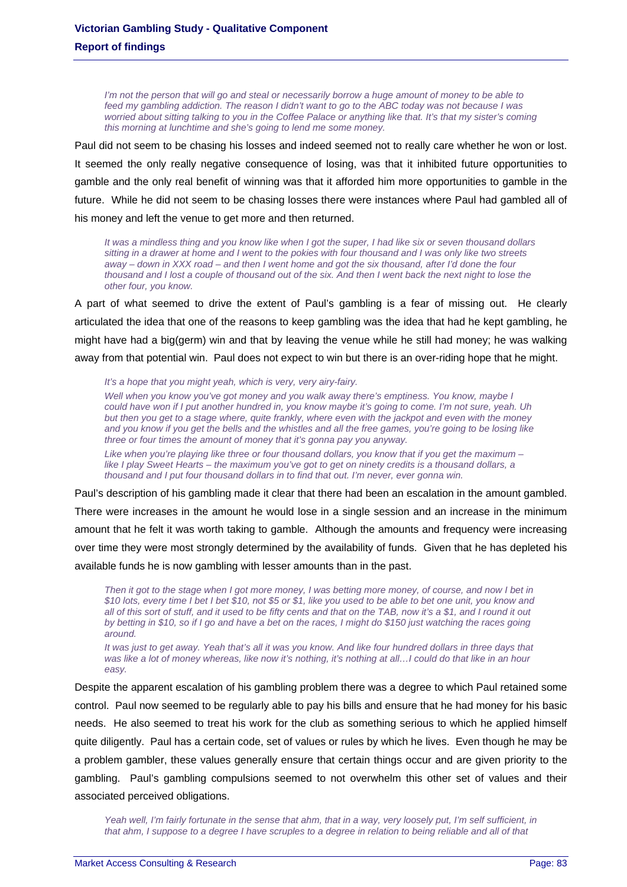*I'm not the person that will go and steal or necessarily borrow a huge amount of money to be able to feed my gambling addiction. The reason I didn't want to go to the ABC today was not because I was worried about sitting talking to you in the Coffee Palace or anything like that. It's that my sister's coming this morning at lunchtime and she's going to lend me some money.*

Paul did not seem to be chasing his losses and indeed seemed not to really care whether he won or lost. It seemed the only really negative consequence of losing, was that it inhibited future opportunities to gamble and the only real benefit of winning was that it afforded him more opportunities to gamble in the future. While he did not seem to be chasing losses there were instances where Paul had gambled all of his money and left the venue to get more and then returned.

*It was a mindless thing and you know like when I got the super, I had like six or seven thousand dollars sitting in a drawer at home and I went to the pokies with four thousand and I was only like two streets away – down in XXX road – and then I went home and got the six thousand, after I'd done the four thousand and I lost a couple of thousand out of the six. And then I went back the next night to lose the other four, you know.*

A part of what seemed to drive the extent of Paul's gambling is a fear of missing out. He clearly articulated the idea that one of the reasons to keep gambling was the idea that had he kept gambling, he might have had a big(germ) win and that by leaving the venue while he still had money; he was walking away from that potential win. Paul does not expect to win but there is an over-riding hope that he might.

*It's a hope that you might yeah, which is very, very airy-fairy.*

*Well when you know you've got money and you walk away there's emptiness. You know, maybe I could have won if I put another hundred in, you know maybe it's going to come. I'm not sure, yeah. Uh but then you get to a stage where, quite frankly, where even with the jackpot and even with the money and you know if you get the bells and the whistles and all the free games, you're going to be losing like three or four times the amount of money that it's gonna pay you anyway.*

*Like when you're playing like three or four thousand dollars, you know that if you get the maximum – like I play Sweet Hearts – the maximum you've got to get on ninety credits is a thousand dollars, a thousand and I put four thousand dollars in to find that out. I'm never, ever gonna win.*

Paul's description of his gambling made it clear that there had been an escalation in the amount gambled. There were increases in the amount he would lose in a single session and an increase in the minimum amount that he felt it was worth taking to gamble. Although the amounts and frequency were increasing over time they were most strongly determined by the availability of funds. Given that he has depleted his available funds he is now gambling with lesser amounts than in the past.

*Then it got to the stage when I got more money, I was betting more money, of course, and now I bet in $10 lots, every time I bet I bet $10, not $5 or $1, like you used to be able to bet one unit, you know and all of this sort of stuff, and it used to be fifty cents and that on the TAB, now it's a $1, and I round it out by betting in $10, so if I go and have a bet on the races, I might do $150 just watching the races going around.*

*It was just to get away. Yeah that's all it was you know. And like four hundred dollars in three days that was like a lot of money whereas, like now it's nothing, it's nothing at all…I could do that like in an hour easy.*

Despite the apparent escalation of his gambling problem there was a degree to which Paul retained some control. Paul now seemed to be regularly able to pay his bills and ensure that he had money for his basic needs. He also seemed to treat his work for the club as something serious to which he applied himself quite diligently. Paul has a certain code, set of values or rules by which he lives. Even though he may be a problem gambler, these values generally ensure that certain things occur and are given priority to the gambling. Paul's gambling compulsions seemed to not overwhelm this other set of values and their associated perceived obligations.

*Yeah well, I'm fairly fortunate in the sense that ahm, that in a way, very loosely put, I'm self sufficient, in that ahm, I suppose to a degree I have scruples to a degree in relation to being reliable and all of that*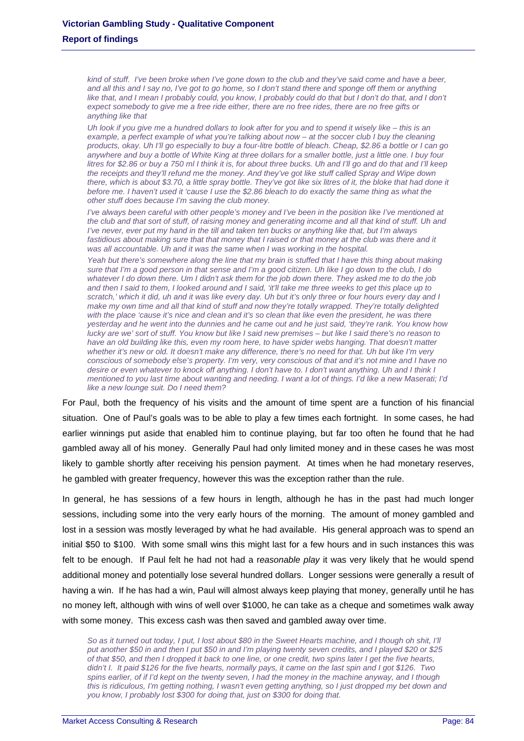*kind of stuff. I've been broke when I've gone down to the club and they've said come and have a beer, and all this and I say no, I've got to go home, so I don't stand there and sponge off them or anything like that, and I mean I probably could, you know, I probably could do that but I don't do that, and I don't expect somebody to give me a free ride either, there are no free rides, there are no free gifts or anything like that*

*Uh look if you give me a hundred dollars to look after for you and to spend it wisely like – this is an example, a perfect example of what you're talking about now – at the soccer club I buy the cleaning products, okay. Uh I'll go especially to buy a four-litre bottle of bleach. Cheap, $2.86 a bottle or I can go anywhere and buy a bottle of White King at three dollars for a smaller bottle, just a little one. I buy four litres for $2.86 or buy a 750 ml I think it is, for about three bucks. Uh and I'll go and do that and I'll keep the receipts and they'll refund me the money. And they've got like stuff called Spray and Wipe down there, which is about $3.70, a little spray bottle. They've got like six litres of it, the bloke that had done it before me. I haven't used it 'cause I use the $2.86 bleach to do exactly the same thing as what the other stuff does because I'm saving the club money.*

*I've always been careful with other people's money and I've been in the position like I've mentioned at the club and that sort of stuff, of raising money and generating income and all that kind of stuff. Uh and I've never, ever put my hand in the till and taken ten bucks or anything like that, but I'm always fastidious about making sure that that money that I raised or that money at the club was there and it was all accountable. Uh and it was the same when I was working in the hospital.*

*Yeah but there's somewhere along the line that my brain is stuffed that I have this thing about making sure that I'm a good person in that sense and I'm a good citizen. Uh like I go down to the club, I do whatever I do down there. Um I didn't ask them for the job down there. They asked me to do the job and then I said to them, I looked around and I said, 'it'll take me three weeks to get this place up to scratch,' which it did, uh and it was like every day. Uh but it's only three or four hours every day and I make my own time and all that kind of stuff and now they're totally wrapped. They're totally delighted with the place 'cause it's nice and clean and it's so clean that like even the president, he was there yesterday and he went into the dunnies and he came out and he just said, 'they're rank. You know how lucky are we' sort of stuff. You know but like I said new premises – but like I said there's no reason to have an old building like this, even my room here, to have spider webs hanging. That doesn't matter whether it's new or old. It doesn't make any difference, there's no need for that. Uh but like I'm very conscious of somebody else's property. I'm very, very conscious of that and it's not mine and I have no desire or even whatever to knock off anything. I don't have to. I don't want anything. Uh and I think I mentioned to you last time about wanting and needing. I want a lot of things. I'd like a new Maserati; I'd like a new lounge suit. Do I need them?*

For Paul, both the frequency of his visits and the amount of time spent are a function of his financial situation. One of Paul's goals was to be able to play a few times each fortnight. In some cases, he had earlier winnings put aside that enabled him to continue playing, but far too often he found that he had gambled away all of his money. Generally Paul had only limited money and in these cases he was most likely to gamble shortly after receiving his pension payment. At times when he had monetary reserves, he gambled with greater frequency, however this was the exception rather than the rule.

In general, he has sessions of a few hours in length, although he has in the past had much longer sessions, including some into the very early hours of the morning. The amount of money gambled and lost in a session was mostly leveraged by what he had available. His general approach was to spend an initial $50 to $100. With some small wins this might last for a few hours and in such instances this was felt to be enough. If Paul felt he had not had a r*easonable play* it was very likely that he would spend additional money and potentially lose several hundred dollars. Longer sessions were generally a result of having a win. If he has had a win, Paul will almost always keep playing that money, generally until he has no money left, although with wins of well over $1000, he can take as a cheque and sometimes walk away with some money. This excess cash was then saved and gambled away over time.

*So as it turned out today, I put, I lost about $80 in the Sweet Hearts machine, and I though oh shit, I'll put another $50 in and then I put $50 in and I'm playing twenty seven credits, and I played $20 or $25 of that $50, and then I dropped it back to one line, or one credit, two spins later I get the five hearts, didn't I. It paid $126 for the five hearts, normally pays, it came on the last spin and I got $126. Two spins earlier, of if I'd kept on the twenty seven, I had the money in the machine anyway, and I though this is ridiculous, I'm getting nothing, I wasn't even getting anything, so I just dropped my bet down and you know, I probably lost $300 for doing that, just on $300 for doing that.*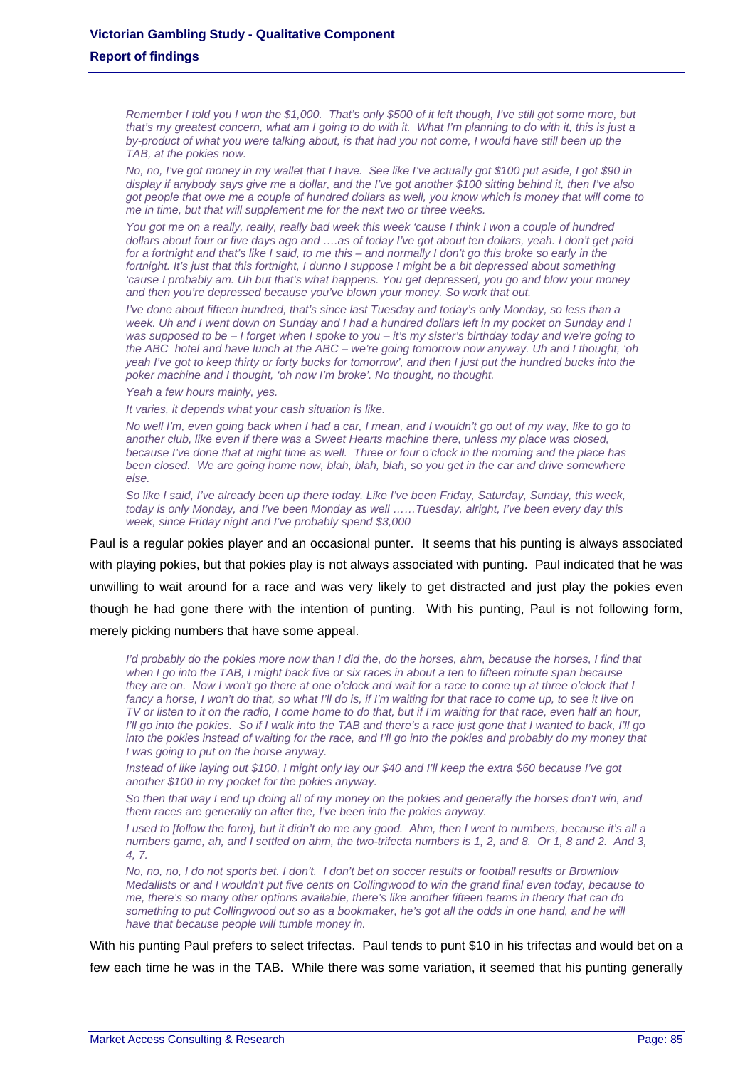*Remember I told you I won the $1,000. That's only $500 of it left though, I've still got some more, but that's my greatest concern, what am I going to do with it. What I'm planning to do with it, this is just a by-product of what you were talking about, is that had you not come, I would have still been up the TAB, at the pokies now.*

*No, no, I've got money in my wallet that I have. See like I've actually got $100 put aside, I got $90 in display if anybody says give me a dollar, and the I've got another $100 sitting behind it, then I've also got people that owe me a couple of hundred dollars as well, you know which is money that will come to me in time, but that will supplement me for the next two or three weeks.*

*You got me on a really, really, really bad week this week 'cause I think I won a couple of hundred dollars about four or five days ago and ….as of today I've got about ten dollars, yeah. I don't get paid for a fortnight and that's like I said, to me this – and normally I don't go this broke so early in the fortnight. It's just that this fortnight, I dunno I suppose I might be a bit depressed about something 'cause I probably am. Uh but that's what happens. You get depressed, you go and blow your money and then you're depressed because you've blown your money. So work that out.*

*I've done about fifteen hundred, that's since last Tuesday and today's only Monday, so less than a week. Uh and I went down on Sunday and I had a hundred dollars left in my pocket on Sunday and I was supposed to be – I forget when I spoke to you – it's my sister's birthday today and we're going to the ABC hotel and have lunch at the ABC – we're going tomorrow now anyway. Uh and I thought, 'oh yeah I've got to keep thirty or forty bucks for tomorrow', and then I just put the hundred bucks into the poker machine and I thought, 'oh now I'm broke'. No thought, no thought.*

*Yeah a few hours mainly, yes.*

*It varies, it depends what your cash situation is like.*

*No well I'm, even going back when I had a car, I mean, and I wouldn't go out of my way, like to go to another club, like even if there was a Sweet Hearts machine there, unless my place was closed, because I've done that at night time as well. Three or four o'clock in the morning and the place has been closed. We are going home now, blah, blah, blah, so you get in the car and drive somewhere else.*

*So like I said, I've already been up there today. Like I've been Friday, Saturday, Sunday, this week, today is only Monday, and I've been Monday as well ……Tuesday, alright, I've been every day this week, since Friday night and I've probably spend $3,000*

Paul is a regular pokies player and an occasional punter. It seems that his punting is always associated with playing pokies, but that pokies play is not always associated with punting. Paul indicated that he was unwilling to wait around for a race and was very likely to get distracted and just play the pokies even though he had gone there with the intention of punting. With his punting, Paul is not following form, merely picking numbers that have some appeal.

*I'd probably do the pokies more now than I did the, do the horses, ahm, because the horses, I find that when I go into the TAB, I might back five or six races in about a ten to fifteen minute span because they are on. Now I won't go there at one o'clock and wait for a race to come up at three o'clock that I fancy a horse, I won't do that, so what I'll do is, if I'm waiting for that race to come up, to see it live on TV or listen to it on the radio, I come home to do that, but if I'm waiting for that race, even half an hour, I'll go into the pokies. So if I walk into the TAB and there's a race just gone that I wanted to back, I'll go into the pokies instead of waiting for the race, and I'll go into the pokies and probably do my money that I was going to put on the horse anyway.*

*Instead of like laying out $100, I might only lay our $40 and I'll keep the extra $60 because I've got another $100 in my pocket for the pokies anyway.*

*So then that way I end up doing all of my money on the pokies and generally the horses don't win, and them races are generally on after the, I've been into the pokies anyway.*

*I used to [follow the form], but it didn't do me any good. Ahm, then I went to numbers, because it's all a numbers game, ah, and I settled on ahm, the two-trifecta numbers is 1, 2, and 8. Or 1, 8 and 2. And 3, 4, 7.*

*No, no, no, I do not sports bet. I don't. I don't bet on soccer results or football results or Brownlow Medallists or and I wouldn't put five cents on Collingwood to win the grand final even today, because to me, there's so many other options available, there's like another fifteen teams in theory that can do something to put Collingwood out so as a bookmaker, he's got all the odds in one hand, and he will have that because people will tumble money in.*

With his punting Paul prefers to select trifectas. Paul tends to punt $10 in his trifectas and would bet on a few each time he was in the TAB. While there was some variation, it seemed that his punting generally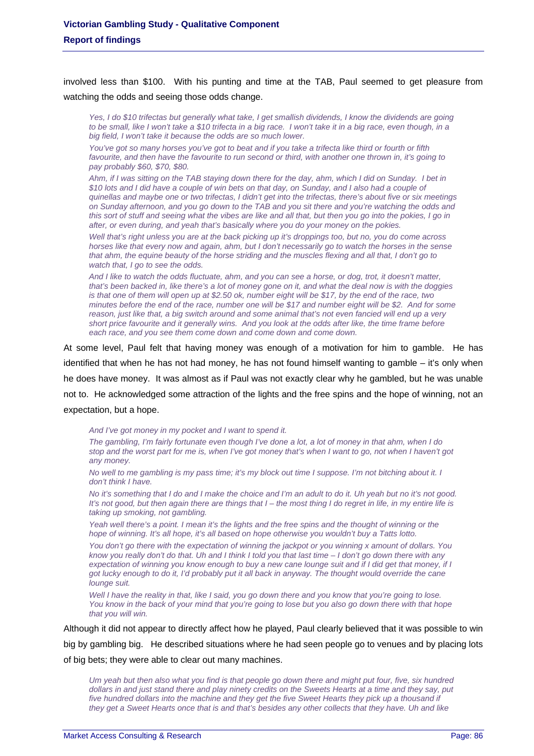involved less than $100. With his punting and time at the TAB, Paul seemed to get pleasure from watching the odds and seeing those odds change.

> *Yes, I do $10 trifectas but generally what take, I get smallish dividends, I know the dividends are going to be small, like I won't take a $10 trifecta in a big race. I won't take it in a big race, even though, in a big field, I won't take it because the odds are so much lower.*
>
> *You've got so many horses you've got to beat and if you take a trifecta like third or fourth or fifth favourite, and then have the favourite to run second or third, with another one thrown in, it's going to pay probably $60, $70, $80.*
>
> *Ahm, if I was sitting on the TAB staying down there for the day, ahm, which I did on Sunday. I bet in $10 lots and I did have a couple of win bets on that day, on Sunday, and I also had a couple of quinellas and maybe one or two trifectas, I didn't get into the trifectas, there's about five or six meetings on Sunday afternoon, and you go down to the TAB and you sit there and you're watching the odds and this sort of stuff and seeing what the vibes are like and all that, but then you go into the pokies, I go in after, or even during, and yeah that's basically where you do your money on the pokies.*
>
> *Well that's right unless you are at the back picking up it's droppings too, but no, you do come across horses like that every now and again, ahm, but I don't necessarily go to watch the horses in the sense that ahm, the equine beauty of the horse striding and the muscles flexing and all that, I don't go to watch that, I go to see the odds.*
>
> *And I like to watch the odds fluctuate, ahm, and you can see a horse, or dog, trot, it doesn't matter, that's been backed in, like there's a lot of money gone on it, and what the deal now is with the doggies is that one of them will open up at $2.50 ok, number eight will be $17, by the end of the race, two minutes before the end of the race, number one will be $17 and number eight will be $2. And for some reason, just like that, a big switch around and some animal that's not even fancied will end up a very short price favourite and it generally wins. And you look at the odds after like, the time frame before each race, and you see them come down and come down and come down.*

At some level, Paul felt that having money was enough of a motivation for him to gamble. He has identified that when he has not had money, he has not found himself wanting to gamble – it's only when he does have money. It was almost as if Paul was not exactly clear why he gambled, but he was unable not to. He acknowledged some attraction of the lights and the free spins and the hope of winning, not an expectation, but a hope.

> *And I've got money in my pocket and I want to spend it.*
>
> *The gambling, I'm fairly fortunate even though I've done a lot, a lot of money in that ahm, when I do stop and the worst part for me is, when I've got money that's when I want to go, not when I haven't got any money.*
>
> *No well to me gambling is my pass time; it's my block out time I suppose. I'm not bitching about it. I don't think I have.*
>
> *No it's something that I do and I make the choice and I'm an adult to do it. Uh yeah but no it's not good. It's not good, but then again there are things that I – the most thing I do regret in life, in my entire life is taking up smoking, not gambling.*
>
> *Yeah well there's a point. I mean it's the lights and the free spins and the thought of winning or the hope of winning. It's all hope, it's all based on hope otherwise you wouldn't buy a Tatts lotto.*
>
> *You don't go there with the expectation of winning the jackpot or you winning x amount of dollars. You know you really don't do that. Uh and I think I told you that last time – I don't go down there with any expectation of winning you know enough to buy a new cane lounge suit and if I did get that money, if I got lucky enough to do it, I'd probably put it all back in anyway. The thought would override the cane lounge suit.*
>
> *Well I have the reality in that, like I said, you go down there and you know that you're going to lose. You know in the back of your mind that you're going to lose but you also go down there with that hope that you will win.*

Although it did not appear to directly affect how he played, Paul clearly believed that it was possible to win big by gambling big. He described situations where he had seen people go to venues and by placing lots of big bets; they were able to clear out many machines.

> *Um yeah but then also what you find is that people go down there and might put four, five, six hundred dollars in and just stand there and play ninety credits on the Sweets Hearts at a time and they say, put five hundred dollars into the machine and they get the five Sweet Hearts they pick up a thousand if they get a Sweet Hearts once that is and that's besides any other collects that they have. Uh and like*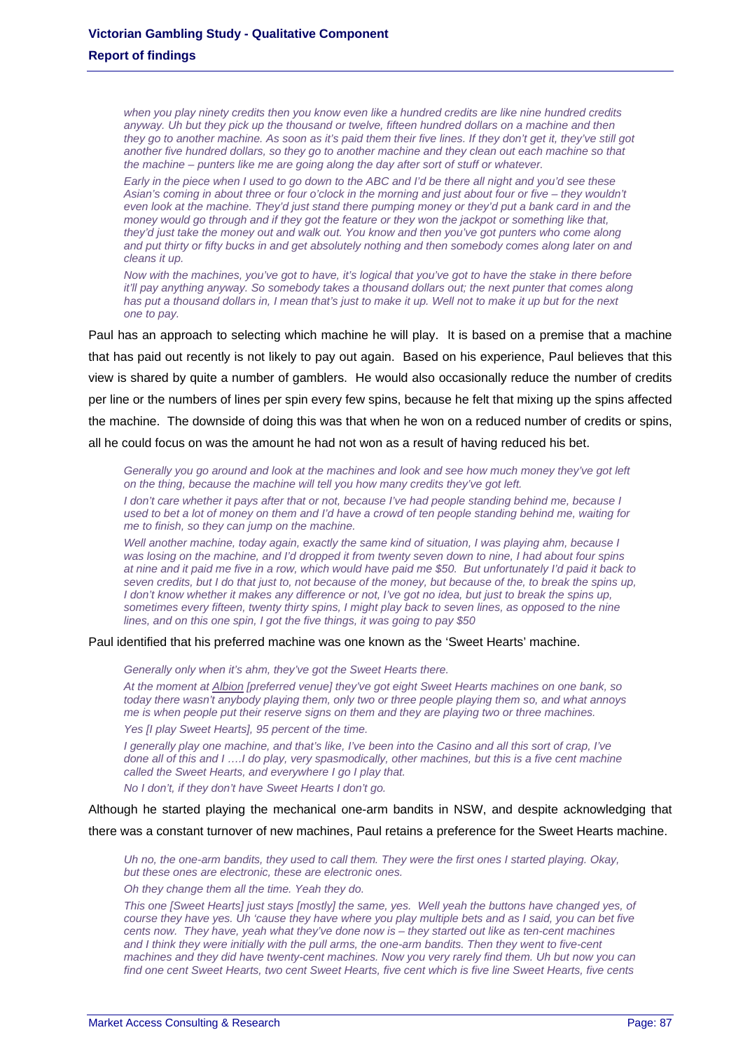*when you play ninety credits then you know even like a hundred credits are like nine hundred credits anyway. Uh but they pick up the thousand or twelve, fifteen hundred dollars on a machine and then they go to another machine. As soon as it's paid them their five lines. If they don't get it, they've still got another five hundred dollars, so they go to another machine and they clean out each machine so that the machine – punters like me are going along the day after sort of stuff or whatever.*

*Early in the piece when I used to go down to the ABC and I'd be there all night and you'd see these Asian's coming in about three or four o'clock in the morning and just about four or five – they wouldn't even look at the machine. They'd just stand there pumping money or they'd put a bank card in and the money would go through and if they got the feature or they won the jackpot or something like that, they'd just take the money out and walk out. You know and then you've got punters who come along and put thirty or fifty bucks in and get absolutely nothing and then somebody comes along later on and cleans it up.*

*Now with the machines, you've got to have, it's logical that you've got to have the stake in there before it'll pay anything anyway. So somebody takes a thousand dollars out; the next punter that comes along has put a thousand dollars in, I mean that's just to make it up. Well not to make it up but for the next one to pay.*

Paul has an approach to selecting which machine he will play. It is based on a premise that a machine that has paid out recently is not likely to pay out again. Based on his experience, Paul believes that this view is shared by quite a number of gamblers. He would also occasionally reduce the number of credits per line or the numbers of lines per spin every few spins, because he felt that mixing up the spins affected the machine. The downside of doing this was that when he won on a reduced number of credits or spins, all he could focus on was the amount he had not won as a result of having reduced his bet.

*Generally you go around and look at the machines and look and see how much money they've got left on the thing, because the machine will tell you how many credits they've got left.*

*I don't care whether it pays after that or not, because I've had people standing behind me, because I used to bet a lot of money on them and I'd have a crowd of ten people standing behind me, waiting for me to finish, so they can jump on the machine.*

*Well another machine, today again, exactly the same kind of situation, I was playing ahm, because I was losing on the machine, and I'd dropped it from twenty seven down to nine, I had about four spins at nine and it paid me five in a row, which would have paid me $50. But unfortunately I'd paid it back to seven credits, but I do that just to, not because of the money, but because of the, to break the spins up, I don't know whether it makes any difference or not, I've got no idea, but just to break the spins up, sometimes every fifteen, twenty thirty spins, I might play back to seven lines, as opposed to the nine lines, and on this one spin, I got the five things, it was going to pay $50*

Paul identified that his preferred machine was one known as the 'Sweet Hearts' machine.

*Generally only when it's ahm, they've got the Sweet Hearts there.*

*At the moment at Albion [preferred venue] they've got eight Sweet Hearts machines on one bank, so today there wasn't anybody playing them, only two or three people playing them so, and what annoys me is when people put their reserve signs on them and they are playing two or three machines.*

*Yes [I play Sweet Hearts], 95 percent of the time.*

*I generally play one machine, and that's like, I've been into the Casino and all this sort of crap, I've done all of this and I ….I do play, very spasmodically, other machines, but this is a five cent machine called the Sweet Hearts, and everywhere I go I play that.*

*No I don't, if they don't have Sweet Hearts I don't go.*

Although he started playing the mechanical one-arm bandits in NSW, and despite acknowledging that there was a constant turnover of new machines, Paul retains a preference for the Sweet Hearts machine.

*Uh no, the one-arm bandits, they used to call them. They were the first ones I started playing. Okay, but these ones are electronic, these are electronic ones.*

*Oh they change them all the time. Yeah they do.*

*This one [Sweet Hearts] just stays [mostly] the same, yes. Well yeah the buttons have changed yes, of course they have yes. Uh 'cause they have where you play multiple bets and as I said, you can bet five cents now. They have, yeah what they've done now is – they started out like as ten-cent machines and I think they were initially with the pull arms, the one-arm bandits. Then they went to five-cent machines and they did have twenty-cent machines. Now you very rarely find them. Uh but now you can find one cent Sweet Hearts, two cent Sweet Hearts, five cent which is five line Sweet Hearts, five cents*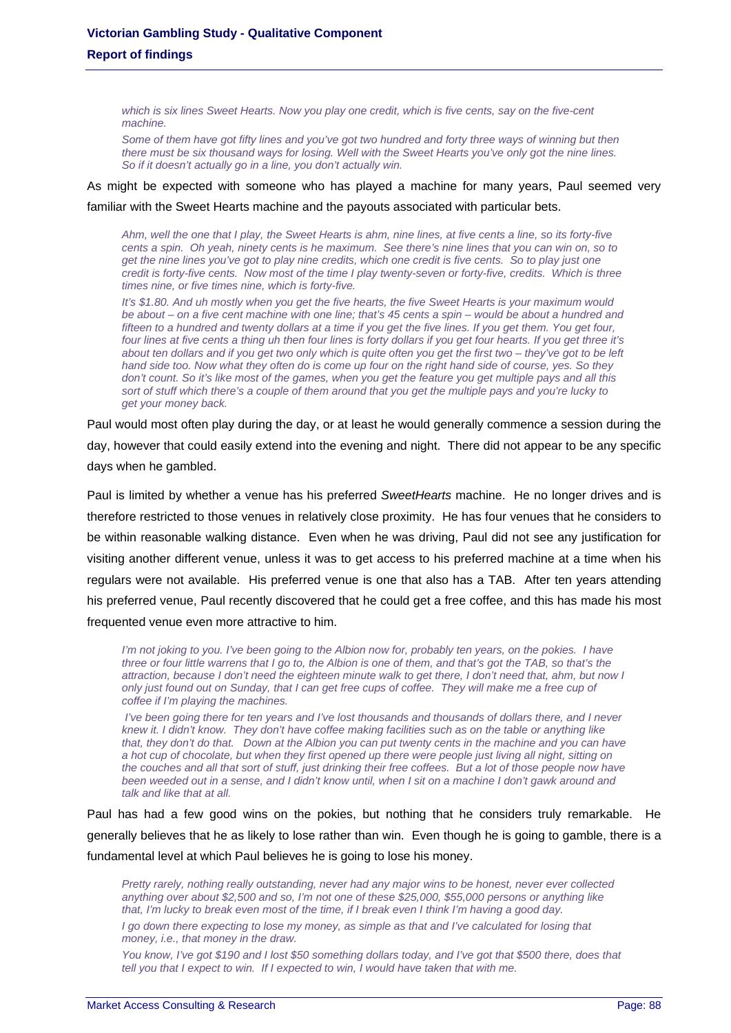*which is six lines Sweet Hearts. Now you play one credit, which is five cents, say on the five-cent machine.*

*Some of them have got fifty lines and you've got two hundred and forty three ways of winning but then there must be six thousand ways for losing. Well with the Sweet Hearts you've only got the nine lines. So if it doesn't actually go in a line, you don't actually win.*

As might be expected with someone who has played a machine for many years, Paul seemed very familiar with the Sweet Hearts machine and the payouts associated with particular bets.

*Ahm, well the one that I play, the Sweet Hearts is ahm, nine lines, at five cents a line, so its forty-five cents a spin. Oh yeah, ninety cents is he maximum. See there's nine lines that you can win on, so to get the nine lines you've got to play nine credits, which one credit is five cents. So to play just one credit is forty-five cents. Now most of the time I play twenty-seven or forty-five, credits. Which is three times nine, or five times nine, which is forty-five.*

*It's $1.80. And uh mostly when you get the five hearts, the five Sweet Hearts is your maximum would be about – on a five cent machine with one line; that's 45 cents a spin – would be about a hundred and fifteen to a hundred and twenty dollars at a time if you get the five lines. If you get them. You get four, four lines at five cents a thing uh then four lines is forty dollars if you get four hearts. If you get three it's about ten dollars and if you get two only which is quite often you get the first two – they've got to be left hand side too. Now what they often do is come up four on the right hand side of course, yes. So they don't count. So it's like most of the games, when you get the feature you get multiple pays and all this sort of stuff which there's a couple of them around that you get the multiple pays and you're lucky to get your money back.*

Paul would most often play during the day, or at least he would generally commence a session during the day, however that could easily extend into the evening and night. There did not appear to be any specific days when he gambled.

Paul is limited by whether a venue has his preferred *SweetHearts* machine. He no longer drives and is therefore restricted to those venues in relatively close proximity. He has four venues that he considers to be within reasonable walking distance. Even when he was driving, Paul did not see any justification for visiting another different venue, unless it was to get access to his preferred machine at a time when his regulars were not available. His preferred venue is one that also has a TAB. After ten years attending his preferred venue, Paul recently discovered that he could get a free coffee, and this has made his most frequented venue even more attractive to him.

*I'm not joking to you. I've been going to the Albion now for, probably ten years, on the pokies. I have three or four little warrens that I go to, the Albion is one of them, and that's got the TAB, so that's the attraction, because I don't need the eighteen minute walk to get there, I don't need that, ahm, but now I only just found out on Sunday, that I can get free cups of coffee. They will make me a free cup of coffee if I'm playing the machines.*

*I've been going there for ten years and I've lost thousands and thousands of dollars there, and I never knew it. I didn't know. They don't have coffee making facilities such as on the table or anything like that, they don't do that. Down at the Albion you can put twenty cents in the machine and you can have a hot cup of chocolate, but when they first opened up there were people just living all night, sitting on the couches and all that sort of stuff, just drinking their free coffees. But a lot of those people now have been weeded out in a sense, and I didn't know until, when I sit on a machine I don't gawk around and talk and like that at all.*

Paul has had a few good wins on the pokies, but nothing that he considers truly remarkable. He generally believes that he as likely to lose rather than win. Even though he is going to gamble, there is a fundamental level at which Paul believes he is going to lose his money.

*Pretty rarely, nothing really outstanding, never had any major wins to be honest, never ever collected anything over about $2,500 and so, I'm not one of these $25,000, $55,000 persons or anything like that, I'm lucky to break even most of the time, if I break even I think I'm having a good day.*

*I go down there expecting to lose my money, as simple as that and I've calculated for losing that money, i.e., that money in the draw.*

*You know, I've got $190 and I lost $50 something dollars today, and I've got that $500 there, does that tell you that I expect to win. If I expected to win, I would have taken that with me.*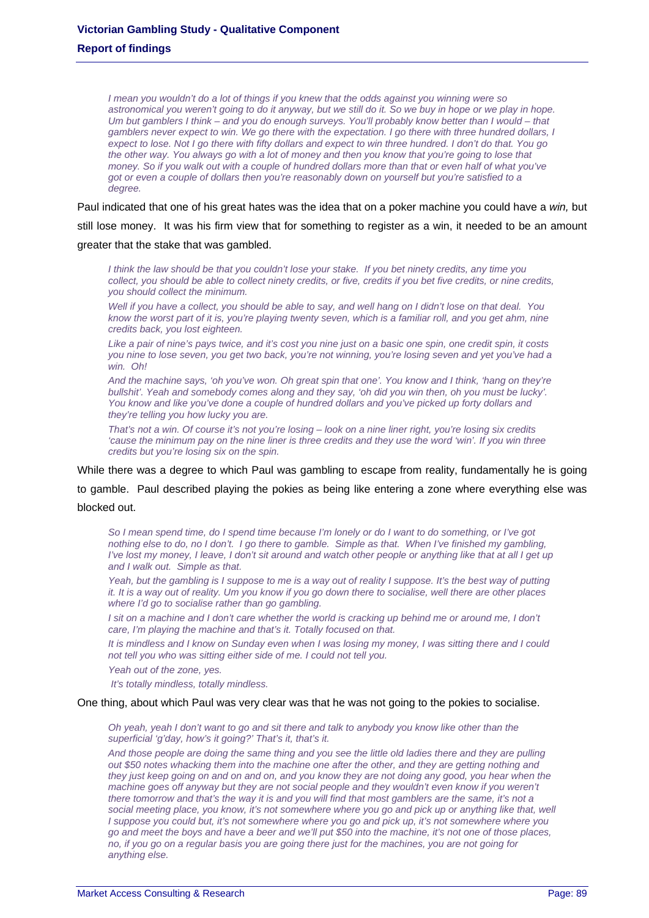*I mean you wouldn't do a lot of things if you knew that the odds against you winning were so astronomical you weren't going to do it anyway, but we still do it. So we buy in hope or we play in hope. Um but gamblers I think – and you do enough surveys. You'll probably know better than I would – that gamblers never expect to win. We go there with the expectation. I go there with three hundred dollars, I expect to lose. Not I go there with fifty dollars and expect to win three hundred. I don't do that. You go the other way. You always go with a lot of money and then you know that you're going to lose that money. So if you walk out with a couple of hundred dollars more than that or even half of what you've got or even a couple of dollars then you're reasonably down on yourself but you're satisfied to a degree.*

Paul indicated that one of his great hates was the idea that on a poker machine you could have a *win,* but still lose money. It was his firm view that for something to register as a win, it needed to be an amount greater that the stake that was gambled.

*I think the law should be that you couldn't lose your stake. If you bet ninety credits, any time you collect, you should be able to collect ninety credits, or five, credits if you bet five credits, or nine credits, you should collect the minimum.*

*Well if you have a collect, you should be able to say, and well hang on I didn't lose on that deal. You know the worst part of it is, you're playing twenty seven, which is a familiar roll, and you get ahm, nine credits back, you lost eighteen.*

*Like a pair of nine's pays twice, and it's cost you nine just on a basic one spin, one credit spin, it costs you nine to lose seven, you get two back, you're not winning, you're losing seven and yet you've had a win. Oh!*

*And the machine says, 'oh you've won. Oh great spin that one'. You know and I think, 'hang on they're bullshit'. Yeah and somebody comes along and they say, 'oh did you win then, oh you must be lucky'. You know and like you've done a couple of hundred dollars and you've picked up forty dollars and they're telling you how lucky you are.*

*That's not a win. Of course it's not you're losing – look on a nine liner right, you're losing six credits 'cause the minimum pay on the nine liner is three credits and they use the word 'win'. If you win three credits but you're losing six on the spin.*

While there was a degree to which Paul was gambling to escape from reality, fundamentally he is going to gamble. Paul described playing the pokies as being like entering a zone where everything else was blocked out.

*So I mean spend time, do I spend time because I'm lonely or do I want to do something, or I've got nothing else to do, no I don't. I go there to gamble. Simple as that. When I've finished my gambling, I've lost my money, I leave, I don't sit around and watch other people or anything like that at all I get up and I walk out. Simple as that.*

*Yeah, but the gambling is I suppose to me is a way out of reality I suppose. It's the best way of putting it. It is a way out of reality. Um you know if you go down there to socialise, well there are other places where I'd go to socialise rather than go gambling.*

*I sit on a machine and I don't care whether the world is cracking up behind me or around me, I don't care, I'm playing the machine and that's it. Totally focused on that.*

*It is mindless and I know on Sunday even when I was losing my money, I was sitting there and I could not tell you who was sitting either side of me. I could not tell you.*

*Yeah out of the zone, yes.*

*It's totally mindless, totally mindless.*

One thing, about which Paul was very clear was that he was not going to the pokies to socialise.

*Oh yeah, yeah I don't want to go and sit there and talk to anybody you know like other than the superficial 'g'day, how's it going?' That's it, that's it.*

*And those people are doing the same thing and you see the little old ladies there and they are pulling out $50 notes whacking them into the machine one after the other, and they are getting nothing and they just keep going on and on and on, and you know they are not doing any good, you hear when the machine goes off anyway but they are not social people and they wouldn't even know if you weren't there tomorrow and that's the way it is and you will find that most gamblers are the same, it's not a social meeting place, you know, it's not somewhere where you go and pick up or anything like that, well I suppose you could but, it's not somewhere where you go and pick up, it's not somewhere where you go and meet the boys and have a beer and we'll put $50 into the machine, it's not one of those places, no, if you go on a regular basis you are going there just for the machines, you are not going for anything else.*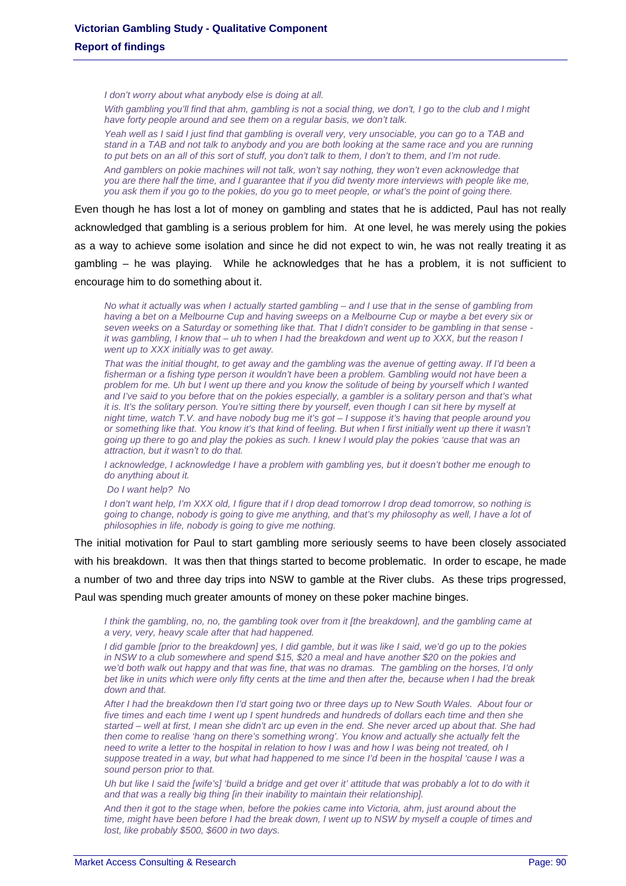*I don't worry about what anybody else is doing at all.*

*With gambling you'll find that ahm, gambling is not a social thing, we don't, I go to the club and I might have forty people around and see them on a regular basis, we don't talk.*

*Yeah well as I said I just find that gambling is overall very, very unsociable, you can go to a TAB and stand in a TAB and not talk to anybody and you are both looking at the same race and you are running to put bets on an all of this sort of stuff, you don't talk to them, I don't to them, and I'm not rude.*

*And gamblers on pokie machines will not talk, won't say nothing, they won't even acknowledge that you are there half the time, and I guarantee that if you did twenty more interviews with people like me, you ask them if you go to the pokies, do you go to meet people, or what's the point of going there.*

Even though he has lost a lot of money on gambling and states that he is addicted, Paul has not really acknowledged that gambling is a serious problem for him. At one level, he was merely using the pokies as a way to achieve some isolation and since he did not expect to win, he was not really treating it as gambling – he was playing. While he acknowledges that he has a problem, it is not sufficient to encourage him to do something about it.

*No what it actually was when I actually started gambling – and I use that in the sense of gambling from having a bet on a Melbourne Cup and having sweeps on a Melbourne Cup or maybe a bet every six or seven weeks on a Saturday or something like that. That I didn't consider to be gambling in that sense - it was gambling, I know that – uh to when I had the breakdown and went up to XXX, but the reason I went up to XXX initially was to get away.*

*That was the initial thought, to get away and the gambling was the avenue of getting away. If I'd been a fisherman or a fishing type person it wouldn't have been a problem. Gambling would not have been a problem for me. Uh but I went up there and you know the solitude of being by yourself which I wanted and I've said to you before that on the pokies especially, a gambler is a solitary person and that's what it is. It's the solitary person. You're sitting there by yourself, even though I can sit here by myself at night time, watch T.V. and have nobody bug me it's got – I suppose it's having that people around you or something like that. You know it's that kind of feeling. But when I first initially went up there it wasn't going up there to go and play the pokies as such. I knew I would play the pokies 'cause that was an attraction, but it wasn't to do that.*

*I acknowledge, I acknowledge I have a problem with gambling yes, but it doesn't bother me enough to do anything about it.*

*Do I want help? No*

*I don't want help, I'm XXX old, I figure that if I drop dead tomorrow I drop dead tomorrow, so nothing is going to change, nobody is going to give me anything, and that's my philosophy as well, I have a lot of philosophies in life, nobody is going to give me nothing.*

The initial motivation for Paul to start gambling more seriously seems to have been closely associated with his breakdown. It was then that things started to become problematic. In order to escape, he made a number of two and three day trips into NSW to gamble at the River clubs. As these trips progressed, Paul was spending much greater amounts of money on these poker machine binges.

*I think the gambling, no, no, the gambling took over from it [the breakdown], and the gambling came at a very, very, heavy scale after that had happened.*

*I did gamble [prior to the breakdown] yes, I did gamble, but it was like I said, we'd go up to the pokies in NSW to a club somewhere and spend $15, $20 a meal and have another $20 on the pokies and we'd both walk out happy and that was fine, that was no dramas. The gambling on the horses, I'd only bet like in units which were only fifty cents at the time and then after the, because when I had the break down and that.*

*After I had the breakdown then I'd start going two or three days up to New South Wales. About four or five times and each time I went up I spent hundreds and hundreds of dollars each time and then she started – well at first, I mean she didn't arc up even in the end. She never arced up about that. She had then come to realise 'hang on there's something wrong'. You know and actually she actually felt the need to write a letter to the hospital in relation to how I was and how I was being not treated, oh I suppose treated in a way, but what had happened to me since I'd been in the hospital 'cause I was a sound person prior to that.*

*Uh but like I said the [wife's] 'build a bridge and get over it' attitude that was probably a lot to do with it and that was a really big thing [in their inability to maintain their relationship].*

*And then it got to the stage when, before the pokies came into Victoria, ahm, just around about the time, might have been before I had the break down, I went up to NSW by myself a couple of times and lost, like probably $500, $600 in two days.*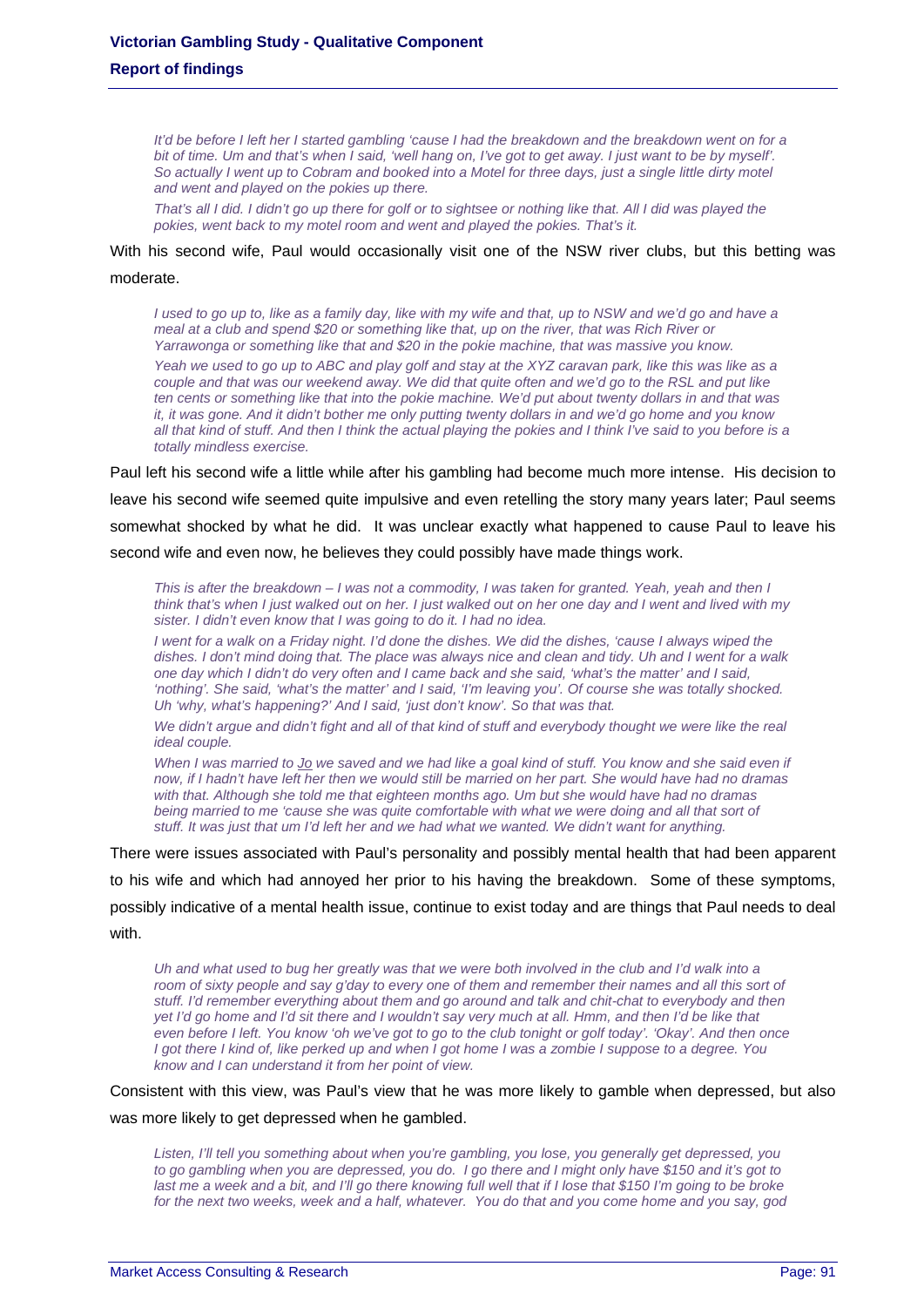> *It'd be before I left her I started gambling 'cause I had the breakdown and the breakdown went on for a bit of time. Um and that's when I said, 'well hang on, I've got to get away. I just want to be by myself'. So actually I went up to Cobram and booked into a Motel for three days, just a single little dirty motel and went and played on the pokies up there.*
>
> *That's all I did. I didn't go up there for golf or to sightsee or nothing like that. All I did was played the pokies, went back to my motel room and went and played the pokies. That's it.*

With his second wife, Paul would occasionally visit one of the NSW river clubs, but this betting was moderate.

> *I used to go up to, like as a family day, like with my wife and that, up to NSW and we'd go and have a meal at a club and spend $20 or something like that, up on the river, that was Rich River or Yarrawonga or something like that and $20 in the pokie machine, that was massive you know.*
>
> *Yeah we used to go up to ABC and play golf and stay at the XYZ caravan park, like this was like as a couple and that was our weekend away. We did that quite often and we'd go to the RSL and put like ten cents or something like that into the pokie machine. We'd put about twenty dollars in and that was it, it was gone. And it didn't bother me only putting twenty dollars in and we'd go home and you know all that kind of stuff. And then I think the actual playing the pokies and I think I've said to you before is a totally mindless exercise.*

Paul left his second wife a little while after his gambling had become much more intense. His decision to leave his second wife seemed quite impulsive and even retelling the story many years later; Paul seems somewhat shocked by what he did. It was unclear exactly what happened to cause Paul to leave his second wife and even now, he believes they could possibly have made things work.

> *This is after the breakdown – I was not a commodity, I was taken for granted. Yeah, yeah and then I think that's when I just walked out on her. I just walked out on her one day and I went and lived with my sister. I didn't even know that I was going to do it. I had no idea.*
>
> *I went for a walk on a Friday night. I'd done the dishes. We did the dishes, 'cause I always wiped the dishes. I don't mind doing that. The place was always nice and clean and tidy. Uh and I went for a walk one day which I didn't do very often and I came back and she said, 'what's the matter' and I said, 'nothing'. She said, 'what's the matter' and I said, 'I'm leaving you'. Of course she was totally shocked. Uh 'why, what's happening?' And I said, 'just don't know'. So that was that.*
>
> *We didn't argue and didn't fight and all of that kind of stuff and everybody thought we were like the real ideal couple.*
>
> *When I was married to <u>Jo</u> we saved and we had like a goal kind of stuff. You know and she said even if now, if I hadn't have left her then we would still be married on her part. She would have had no dramas with that. Although she told me that eighteen months ago. Um but she would have had no dramas being married to me 'cause she was quite comfortable with what we were doing and all that sort of stuff. It was just that um I'd left her and had what we wanted. We didn't want for anything.*

There were issues associated with Paul's personality and possibly mental health that had been apparent to his wife and which had annoyed her prior to his having the breakdown. Some of these symptoms, possibly indicative of a mental health issue, continue to exist today and are things that Paul needs to deal with.

> *Uh and what used to bug her greatly was that we were both involved in the club and I'd walk into a room of sixty people and say g'day to every one of them and remember their names and all this sort of stuff. I'd remember everything about them and go around and talk and chit-chat to everybody and then yet I'd go home and I'd sit there and I wouldn't say very much at all. Hmm, and then I'd be like that even before I left. You know 'oh we've got to go to the club tonight or golf today'. 'Okay'. And then once I got there I kind of, like perked up and when I got home I was a zombie I suppose to a degree. You know and I can understand it from her point of view.*

Consistent with this view, was Paul's view that he was more likely to gamble when depressed, but also was more likely to get depressed when he gambled.

> *Listen, I'll tell you something about when you're gambling, you lose, you generally get depressed, you to go gambling when you are depressed, you do. I go there and I might only have $150 and it's got to last me a week and a bit, and I'll go there knowing full well that if I lose that $150 I'm going to be broke for the next two weeks, week and a half, whatever. You do that and you come home and you say, god*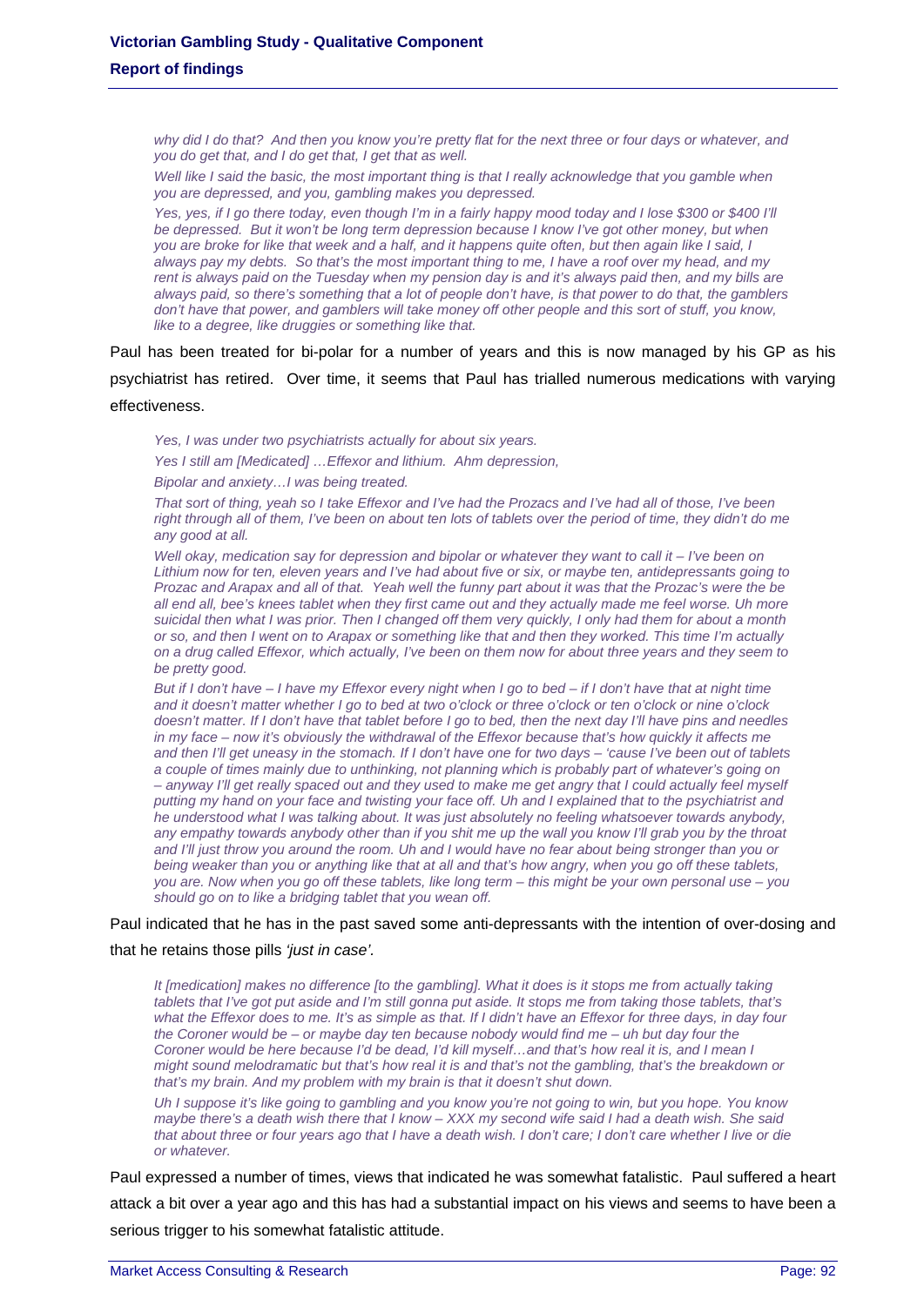*why did I do that? And then you know you're pretty flat for the next three or four days or whatever, and you do get that, and I do get that, I get that as well.*

*Well like I said the basic, the most important thing is that I really acknowledge that you gamble when you are depressed, and you, gambling makes you depressed.*

*Yes, yes, if I go there today, even though I'm in a fairly happy mood today and I lose $300 or $400 I'll be depressed. But it won't be long term depression because I know I've got other money, but when you are broke for like that week and a half, and it happens quite often, but then again like I said, I always pay my debts. So that's the most important thing to me, I have a roof over my head, and my rent is always paid on the Tuesday when my pension day is and it's always paid then, and my bills are always paid, so there's something that a lot of people don't have, is that power to do that, the gamblers don't have that power, and gamblers will take money off other people and this sort of stuff, you know, like to a degree, like druggies or something like that.*

Paul has been treated for bi-polar for a number of years and this is now managed by his GP as his psychiatrist has retired. Over time, it seems that Paul has trialled numerous medications with varying effectiveness.

*Yes, I was under two psychiatrists actually for about six years.*

*Yes I still am [Medicated] …Effexor and lithium. Ahm depression,*

*Bipolar and anxiety…I was being treated.*

*That sort of thing, yeah so I take Effexor and I've had the Prozacs and I've had all of those, I've been right through all of them, I've been on about ten lots of tablets over the period of time, they didn't do me any good at all.*

*Well okay, medication say for depression and bipolar or whatever they want to call it – I've been on Lithium now for ten, eleven years and I've had about five or six, or maybe ten, antidepressants going to Prozac and Arapax and all of that. Yeah well the funny part about it was that the Prozac's were the be all end all, bee's knees tablet when they first came out and they actually made me feel worse. Uh more suicidal then what I was prior. Then I changed off them very quickly, I only had them for about a month or so, and then I went on to Arapax or something like that and then they worked. This time I'm actually on a drug called Effexor, which actually, I've been on them now for about three years and they seem to be pretty good.*

*But if I don't have – I have my Effexor every night when I go to bed – if I don't have that at night time and it doesn't matter whether I go to bed at two o'clock or three o'clock or ten o'clock or nine o'clock doesn't matter. If I don't have that tablet before I go to bed, then the next day I'll have pins and needles in my face – now it's obviously the withdrawal of the Effexor because that's how quickly it affects me and then I'll get uneasy in the stomach. If I don't have one for two days – 'cause I've been out of tablets a couple of times mainly due to unthinking, not planning which is probably part of whatever's going on – anyway I'll get really spaced out and they used to make me get angry that I could actually feel myself putting my hand on your face and twisting your face off. Uh and I explained that to the psychiatrist and he understood what I was talking about. It was just absolutely no feeling whatsoever towards anybody, any empathy towards anybody other than if you shit me up the wall you know I'll grab you by the throat and I'll just throw you around the room. Uh and I would have no fear about being stronger than you or being weaker than you or anything like that at all and that's how angry, when you go off these tablets, you are. Now when you go off these tablets, like long term – this might be your own personal use – you should go on to like a bridging tablet that you wean off.*

Paul indicated that he has in the past saved some anti-depressants with the intention of over-dosing and that he retains those pills *'just in case'.*

*It [medication] makes no difference [to the gambling]. What it does is it stops me from actually taking tablets that I've got put aside and I'm still gonna put aside. It stops me from taking those tablets, that's what the Effexor does to me. It's as simple as that. If I didn't have an Effexor for three days, in day four the Coroner would be – or maybe day ten because nobody would find me – uh but day four the Coroner would be here because I'd be dead, I'd kill myself…and that's how real it is, and I mean I might sound melodramatic but that's how real it is and that's not the gambling, that's the breakdown or that's my brain. And my problem with my brain is that it doesn't shut down.*

*Uh I suppose it's like going to gambling and you know you're not going to win, but you hope. You know maybe there's a death wish there that I know – XXX my second wife said I had a death wish. She said that about three or four years ago that I have a death wish. I don't care; I don't care whether I live or die or whatever.*

Paul expressed a number of times, views that indicated he was somewhat fatalistic. Paul suffered a heart attack a bit over a year ago and this has had a substantial impact on his views and seems to have been a serious trigger to his somewhat fatalistic attitude.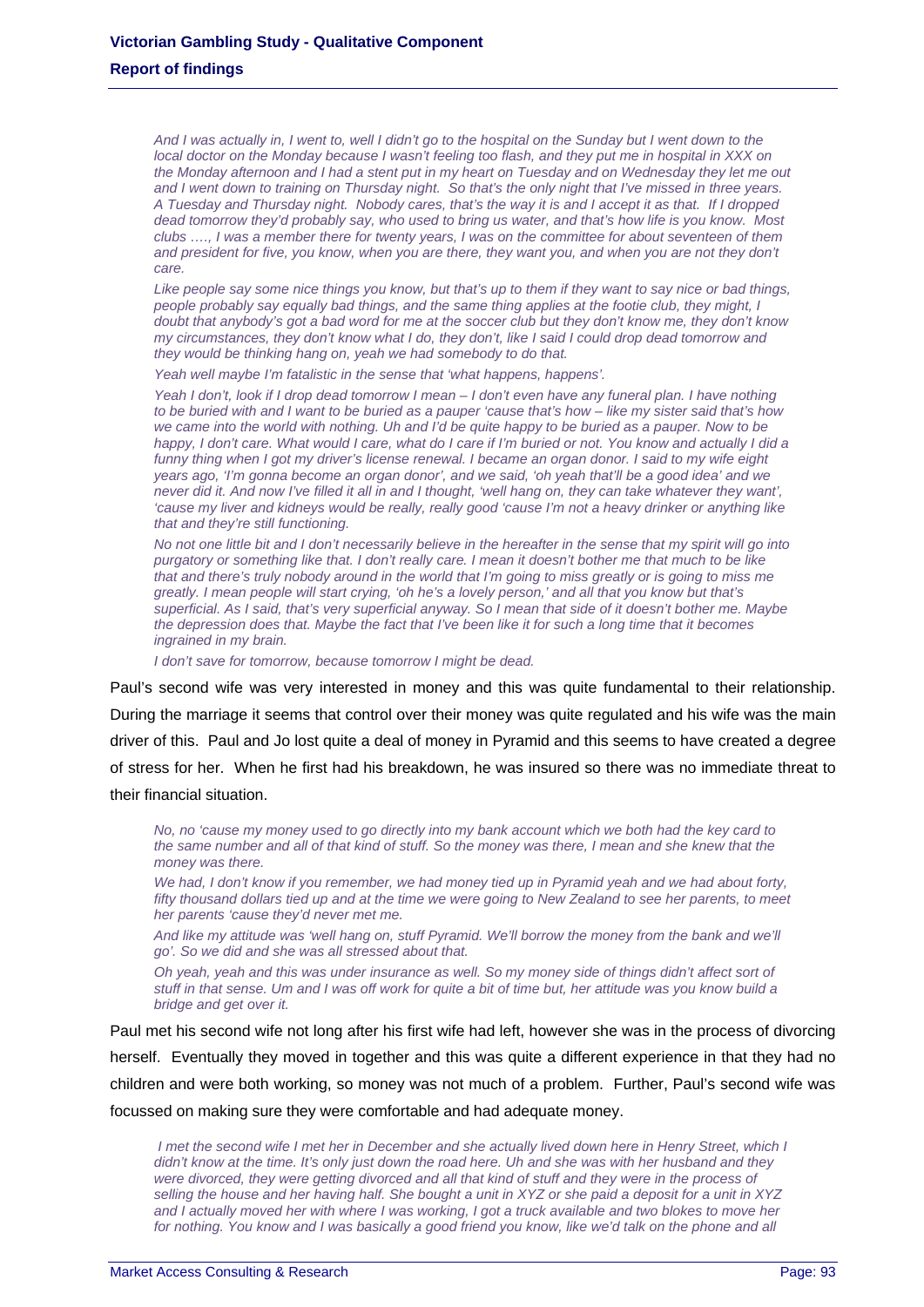*And I was actually in, I went to, well I didn't go to the hospital on the Sunday but I went down to the local doctor on the Monday because I wasn't feeling too flash, and they put me in hospital in XXX on the Monday afternoon and I had a stent put in my heart on Tuesday and on Wednesday they let me out and I went down to training on Thursday night. So that's the only night that I've missed in three years. A Tuesday and Thursday night. Nobody cares, that's the way it is and I accept it as that. If I dropped dead tomorrow they'd probably say, who used to bring us water, and that's how life is you know. Most clubs …., I was a member there for twenty years, I was on the committee for about seventeen of them and president for five, you know, when you are there, they want you, and when you are not they don't care.*

*Like people say some nice things you know, but that's up to them if they want to say nice or bad things, people probably say equally bad things, and the same thing applies at the footie club, they might, I doubt that anybody's got a bad word for me at the soccer club but they don't know me, they don't know my circumstances, they don't know what I do, they don't, like I said I could drop dead tomorrow and they would be thinking hang on, yeah we had somebody to do that.*

*Yeah well maybe I'm fatalistic in the sense that 'what happens, happens'.*

*Yeah I don't, look if I drop dead tomorrow I mean – I don't even have any funeral plan. I have nothing to be buried with and I want to be buried as a pauper 'cause that's how – like my sister said that's how we came into the world with nothing. Uh and I'd be quite happy to be buried as a pauper. Now to be happy, I don't care. What would I care, what do I care if I'm buried or not. You know and actually I did a funny thing when I got my driver's license renewal. I became an organ donor. I said to my wife eight years ago, 'I'm gonna become an organ donor', and we said, 'oh yeah that'll be a good idea' and we never did it. And now I've filled it all in and I thought, 'well hang on, they can take whatever they want', 'cause my liver and kidneys would be really, really good 'cause I'm not a heavy drinker or anything like that and they're still functioning.*

*No not one little bit and I don't necessarily believe in the hereafter in the sense that my spirit will go into purgatory or something like that. I don't really care. I mean it doesn't bother me that much to be like that and there's truly nobody around in the world that I'm going to miss greatly or is going to miss me greatly. I mean people will start crying, 'oh he's a lovely person,' and all that you know but that's superficial. As I said, that's very superficial anyway. So I mean that side of it doesn't bother me. Maybe the depression does that. Maybe the fact that I've been like it for such a long time that it becomes ingrained in my brain.*

*I don't save for tomorrow, because tomorrow I might be dead.*

Paul's second wife was very interested in money and this was quite fundamental to their relationship. During the marriage it seems that control over their money was quite regulated and his wife was the main driver of this. Paul and Jo lost quite a deal of money in Pyramid and this seems to have created a degree of stress for her. When he first had his breakdown, he was insured so there was no immediate threat to their financial situation.

*No, no 'cause my money used to go directly into my bank account which we both had the key card to the same number and all of that kind of stuff. So the money was there, I mean and she knew that the money was there.*

*We had, I don't know if you remember, we had money tied up in Pyramid yeah and we had about forty, fifty thousand dollars tied up and at the time we were going to New Zealand to see her parents, to meet her parents 'cause they'd never met me.*

*And like my attitude was 'well hang on, stuff Pyramid. We'll borrow the money from the bank and we'll go'. So we did and she was all stressed about that.*

*Oh yeah, yeah and this was under insurance as well. So my money side of things didn't affect sort of stuff in that sense. Um and I was off work for quite a bit of time but, her attitude was you know build a bridge and get over it.*

Paul met his second wife not long after his first wife had left, however she was in the process of divorcing herself. Eventually they moved in together and this was quite a different experience in that they had no children and were both working, so money was not much of a problem. Further, Paul's second wife was focussed on making sure they were comfortable and had adequate money.

*I met the second wife I met her in December and she actually lived down here in Henry Street, which I didn't know at the time. It's only just down the road here. Uh and she was with her husband and they were divorced, they were getting divorced and all that kind of stuff and they were in the process of selling the house and her having half. She bought a unit in XYZ or she paid a deposit for a unit in XYZ and I actually moved her with where I was working, I got a truck available and two blokes to move her for nothing. You know and I was basically a good friend you know, like we'd talk on the phone and all*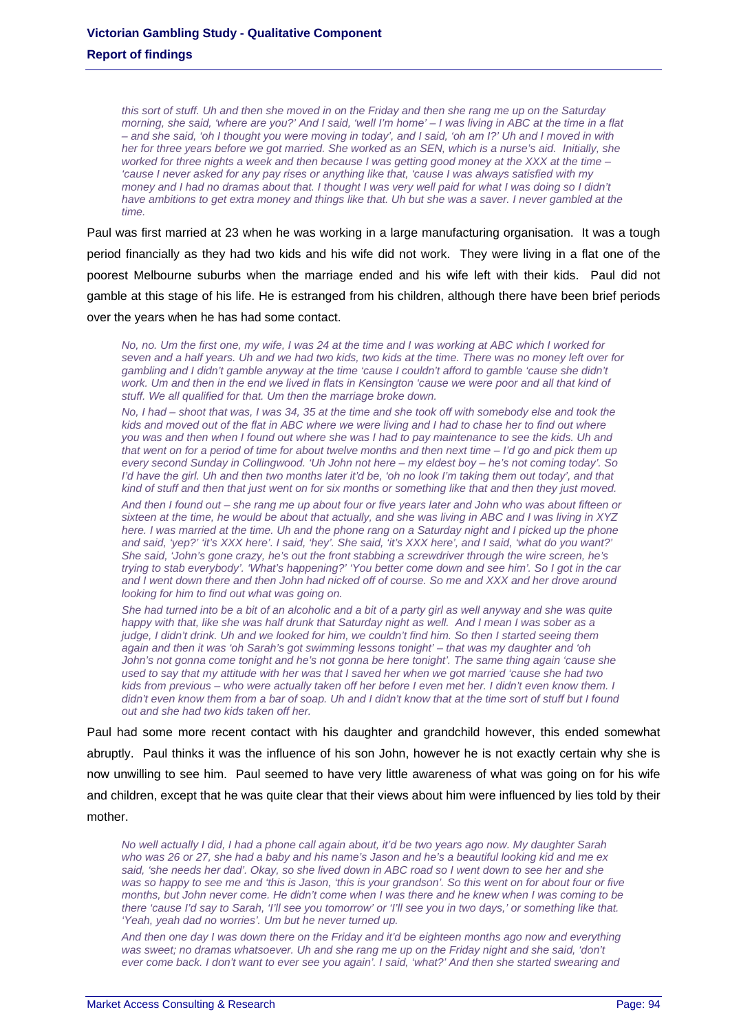*this sort of stuff. Uh and then she moved in on the Friday and then she rang me up on the Saturday morning, she said, 'where are you?' And I said, 'well I'm home' – I was living in ABC at the time in a flat – and she said, 'oh I thought you were moving in today', and I said, 'oh am I?' Uh and I moved in with her for three years before we got married. She worked as an SEN, which is a nurse's aid. Initially, she worked for three nights a week and then because I was getting good money at the XXX at the time – 'cause I never asked for any pay rises or anything like that, 'cause I was always satisfied with my money and I had no dramas about that. I thought I was very well paid for what I was doing so I didn't have ambitions to get extra money and things like that. Uh but she was a saver. I never gambled at the time.*

Paul was first married at 23 when he was working in a large manufacturing organisation. It was a tough period financially as they had two kids and his wife did not work. They were living in a flat one of the poorest Melbourne suburbs when the marriage ended and his wife left with their kids. Paul did not gamble at this stage of his life. He is estranged from his children, although there have been brief periods over the years when he has had some contact.

*No, no. Um the first one, my wife, I was 24 at the time and I was working at ABC which I worked for seven and a half years. Uh and we had two kids, two kids at the time. There was no money left over for gambling and I didn't gamble anyway at the time 'cause I couldn't afford to gamble 'cause she didn't work. Um and then in the end we lived in flats in Kensington 'cause we were poor and all that kind of stuff. We all qualified for that. Um then the marriage broke down.*

*No, I had – shoot that was, I was 34, 35 at the time and she took off with somebody else and took the kids and moved out of the flat in ABC where we were living and I had to chase her to find out where you was and then when I found out where she was I had to pay maintenance to see the kids. Uh and that went on for a period of time for about twelve months and then next time – I'd go and pick them up every second Sunday in Collingwood. 'Uh John not here – my eldest boy – he's not coming today'. So I'd have the girl. Uh and then two months later it'd be, 'oh no look I'm taking them out today', and that kind of stuff and then that just went on for six months or something like that and then they just moved.*

*And then I found out – she rang me up about four or five years later and John who was about fifteen or sixteen at the time, he would be about that actually, and she was living in ABC and I was living in XYZ here. I was married at the time. Uh and the phone rang on a Saturday night and I picked up the phone and said, 'yep?' 'it's XXX here'. I said, 'hey'. She said, 'it's XXX here', and I said, 'what do you want?' She said, 'John's gone crazy, he's out the front stabbing a screwdriver through the wire screen, he's trying to stab everybody'. 'What's happening?' 'You better come down and see him'. So I got in the car and I went down there and then John had nicked off of course. So me and XXX and her drove around looking for him to find out what was going on.*

*She had turned into be a bit of an alcoholic and a bit of a party girl as well anyway and she was quite happy with that, like she was half drunk that Saturday night as well. And I mean I was sober as a judge, I didn't drink. Uh and we looked for him, we couldn't find him. So then I started seeing them again and then it was 'oh Sarah's got swimming lessons tonight' – that was my daughter and 'oh John's not gonna come tonight and he's not gonna be here tonight'. The same thing again 'cause she used to say that my attitude with her was that I saved her when we got married 'cause she had two kids from previous – who were actually taken off her before I even met her. I didn't even know them. I didn't even know them from a bar of soap. Uh and I didn't know that at the time sort of stuff but I found out and she had two kids taken off her.*

Paul had some more recent contact with his daughter and grandchild however, this ended somewhat abruptly. Paul thinks it was the influence of his son John, however he is not exactly certain why she is now unwilling to see him. Paul seemed to have very little awareness of what was going on for his wife and children, except that he was quite clear that their views about him were influenced by lies told by their mother.

*No well actually I did, I had a phone call again about, it'd be two years ago now. My daughter Sarah who was 26 or 27, she had a baby and his name's Jason and he's a beautiful looking kid and me ex said, 'she needs her dad'. Okay, so she lived down in ABC road so I went down to see her and she was so happy to see me and 'this is Jason, 'this is your grandson'. So this went on for about four or five months, but John never come. He didn't come when I was there and he knew when I was coming to be there 'cause I'd say to Sarah, 'I'll see you tomorrow' or 'I'll see you in two days,' or something like that. 'Yeah, yeah dad no worries'. Um but he never turned up.*

*And then one day I was down there on the Friday and it'd be eighteen months ago now and everything was sweet; no dramas whatsoever. Uh and she rang me up on the Friday night and she said, 'don't ever come back. I don't want to ever see you again'. I said, 'what?' And then she started swearing and*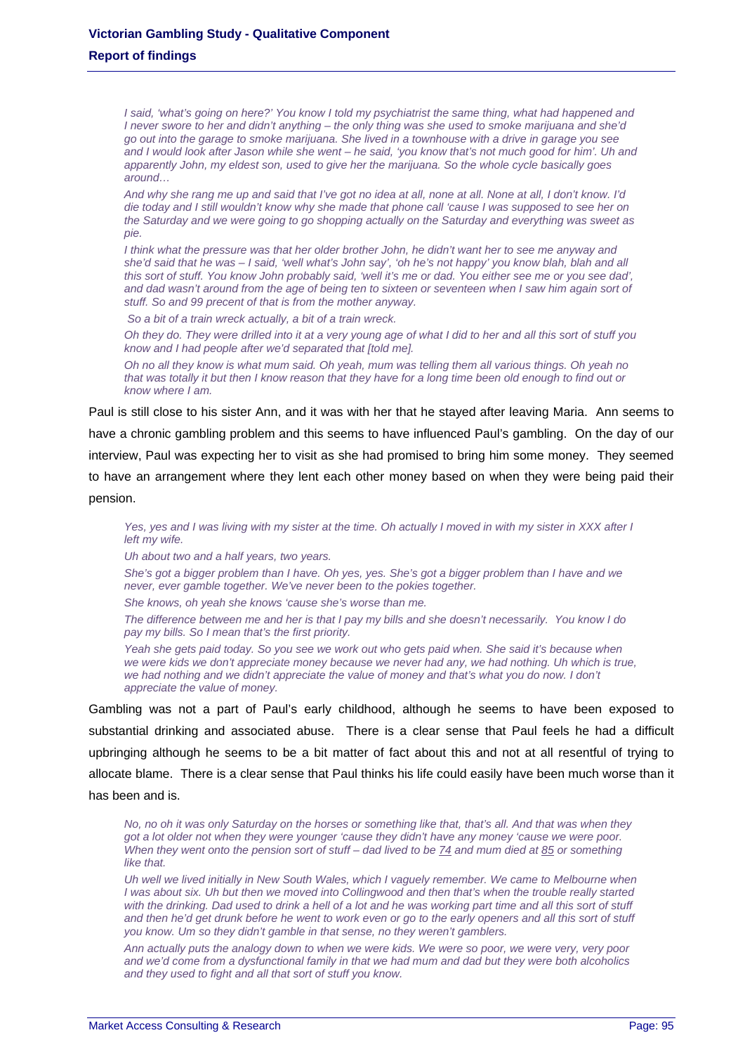*I said, 'what's going on here?' You know I told my psychiatrist the same thing, what had happened and I never swore to her and didn't anything – the only thing was she used to smoke marijuana and she'd go out into the garage to smoke marijuana. She lived in a townhouse with a drive in garage you see and I would look after Jason while she went – he said, 'you know that's not much good for him'. Uh and apparently John, my eldest son, used to give her the marijuana. So the whole cycle basically goes around…*

*And why she rang me up and said that I've got no idea at all, none at all. None at all, I don't know. I'd die today and I still wouldn't know why she made that phone call 'cause I was supposed to see her on the Saturday and we were going to go shopping actually on the Saturday and everything was sweet as pie.*

*I think what the pressure was that her older brother John, he didn't want her to see me anyway and she'd said that he was – I said, 'well what's John say', 'oh he's not happy' you know blah, blah and all this sort of stuff. You know John probably said, 'well it's me or dad. You either see me or you see dad', and dad wasn't around from the age of being ten to sixteen or seventeen when I saw him again sort of stuff. So and 99 precent of that is from the mother anyway.*

*So a bit of a train wreck actually, a bit of a train wreck.*

*Oh they do. They were drilled into it at a very young age of what I did to her and all this sort of stuff you know and I had people after we'd separated that [told me].*

*Oh no all they know is what mum said. Oh yeah, mum was telling them all various things. Oh yeah no that was totally it but then I know reason that they have for a long time been old enough to find out or know where I am.*

Paul is still close to his sister Ann, and it was with her that he stayed after leaving Maria. Ann seems to have a chronic gambling problem and this seems to have influenced Paul's gambling. On the day of our interview, Paul was expecting her to visit as she had promised to bring him some money. They seemed to have an arrangement where they lent each other money based on when they were being paid their pension.

*Yes, yes and I was living with my sister at the time. Oh actually I moved in with my sister in XXX after I left my wife.*

*Uh about two and a half years, two years.*

*She's got a bigger problem than I have. Oh yes, yes. She's got a bigger problem than I have and we never, ever gamble together. We've never been to the pokies together.*

*She knows, oh yeah she knows 'cause she's worse than me.*

*The difference between me and her is that I pay my bills and she doesn't necessarily. You know I do pay my bills. So I mean that's the first priority.*

*Yeah she gets paid today. So you see we work out who gets paid when. She said it's because when we were kids we don't appreciate money because we never had any, we had nothing. Uh which is true, we had nothing and we didn't appreciate the value of money and that's what you do now. I don't appreciate the value of money.*

Gambling was not a part of Paul's early childhood, although he seems to have been exposed to substantial drinking and associated abuse. There is a clear sense that Paul feels he had a difficult upbringing although he seems to be a bit matter of fact about this and not at all resentful of trying to allocate blame. There is a clear sense that Paul thinks his life could easily have been much worse than it has been and is.

*No, no oh it was only Saturday on the horses or something like that, that's all. And that was when they got a lot older not when they were younger 'cause they didn't have any money 'cause we were poor. When they went onto the pension sort of stuff – dad lived to be 74 and mum died at 85 or something like that.*

*Uh well we lived initially in New South Wales, which I vaguely remember. We came to Melbourne when I was about six. Uh but then we moved into Collingwood and then that's when the trouble really started with the drinking. Dad used to drink a hell of a lot and he was working part time and all this sort of stuff and then he'd get drunk before he went to work even or go to the early openers and all this sort of stuff you know. Um so they didn't gamble in that sense, no they weren't gamblers.*

*Ann actually puts the analogy down to when we were kids. We were so poor, we were very, very poor and we'd come from a dysfunctional family in that we had mum and dad but they were both alcoholics and they used to fight and all that sort of stuff you know.*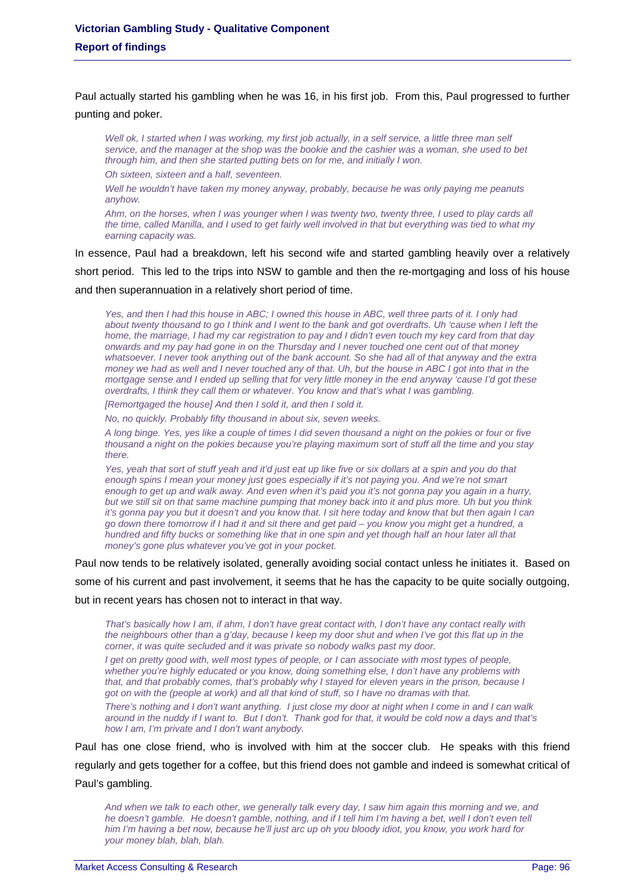Paul actually started his gambling when he was 16, in his first job. From this, Paul progressed to further punting and poker.

> *Well ok, I started when I was working, my first job actually, in a self service, a little three man self service, and the manager at the shop was the bookie and the cashier was a woman, she used to bet through him, and then she started putting bets on for me, and initially I won.*
>
> *Oh sixteen, sixteen and a half, seventeen.*
>
> *Well he wouldn't have taken my money anyway, probably, because he was only paying me peanuts anyhow.*
>
> *Ahm, on the horses, when I was younger when I was twenty two, twenty three, I used to play cards all the time, called Manilla, and I used to get fairly well involved in that but everything was tied to what my earning capacity was.*

In essence, Paul had a breakdown, left his second wife and started gambling heavily over a relatively short period. This led to the trips into NSW to gamble and then the re-mortgaging and loss of his house and then superannuation in a relatively short period of time.

> *Yes, and then I had this house in ABC; I owned this house in ABC, well three parts of it. I only had about twenty thousand to go I think and I went to the bank and got overdrafts. Uh 'cause when I left the home, the marriage, I had my car registration to pay and I didn't even touch my key card from that day onwards and my pay had gone in on the Thursday and I never touched one cent out of that money whatsoever. I never took anything out of the bank account. So she had all of that anyway and the extra money we had as well and I never touched any of that. Uh, but the house in ABC I got into that in the mortgage sense and I ended up selling that for very little money in the end anyway 'cause I'd got these overdrafts, I think they call them or whatever. You know and that's what I was gambling.*
>
> *[Remortgaged the house] And then I sold it, and then I sold it.*
>
> *No, no quickly. Probably fifty thousand in about six, seven weeks.*
>
> *A long binge. Yes, yes like a couple of times I did seven thousand a night on the pokies or four or five thousand a night on the pokies because you're playing maximum sort of stuff all the time and you stay there.*
>
> *Yes, yeah that sort of stuff yeah and it'd just eat up like five or six dollars at a spin and you do that enough spins I mean your money just goes especially if it's not paying you. And we're not smart enough to get up and walk away. And even when it's paid you it's not gonna pay you again in a hurry, but we still sit on that same machine pumping that money back into it and plus more. Uh but you think it's gonna pay you but it doesn't and you know that. I sit here today and know that but then again I can go down there tomorrow if I had it and sit there and get paid – you know you might get a hundred, a hundred and fifty bucks or something like that in one spin and yet though half an hour later all that money's gone plus whatever you've got in your pocket.*

Paul now tends to be relatively isolated, generally avoiding social contact unless he initiates it. Based on some of his current and past involvement, it seems that he has the capacity to be quite socially outgoing, but in recent years has chosen not to interact in that way.

> *That's basically how I am, if ahm, I don't have great contact with, I don't have any contact really with the neighbours other than a g'day, because I keep my door shut and when I've got this flat up in the corner, it was quite secluded and it was private so nobody walks past my door.*
>
> *I get on pretty good with, well most types of people, or I can associate with most types of people, whether you're highly educated or you know, doing something else, I don't have any problems with that, and that probably comes, that's probably why I stayed for eleven years in the prison, because I got on with the (people at work) and all that kind of stuff, so I have no dramas with that.*
>
> *There's nothing and I don't want anything. I just close my door at night when I come in and I can walk around in the nuddy if I want to. But I don't. Thank god for that, it would be cold now a days and that's how I am, I'm private and I don't want anybody.*

Paul has one close friend, who is involved with him at the soccer club. He speaks with this friend regularly and gets together for a coffee, but this friend does not gamble and indeed is somewhat critical of Paul's gambling.

> *And when we talk to each other, we generally talk every day, I saw him again this morning and we, and he doesn't gamble. He doesn't gamble, nothing, and if I tell him I'm having a bet, well I don't even tell him I'm having a bet now, because he'll just arc up oh you bloody idiot, you know, you work hard for your money blah, blah, blah.*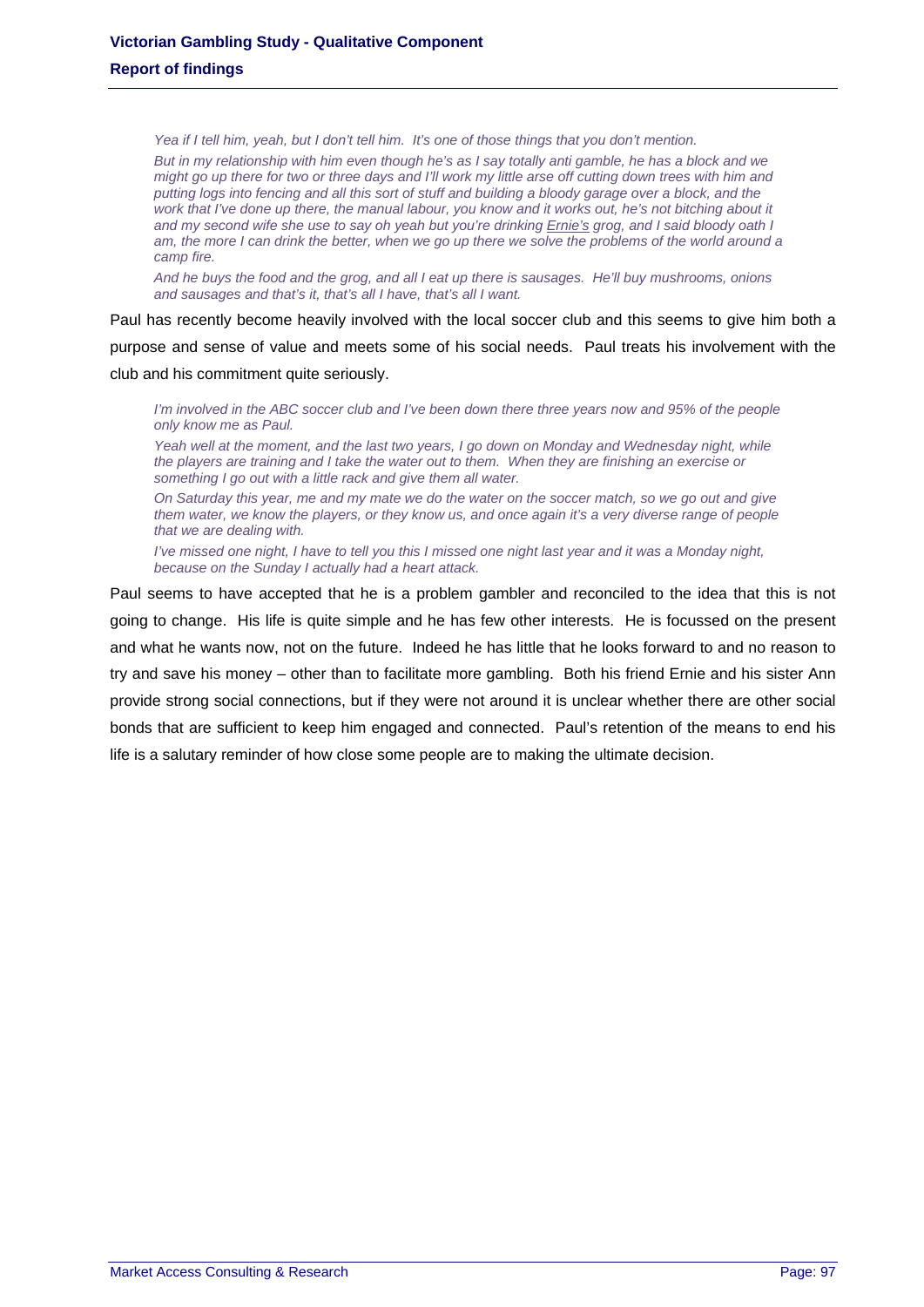*Yea if I tell him, yeah, but I don't tell him. It's one of those things that you don't mention.*

*But in my relationship with him even though he's as I say totally anti gamble, he has a block and we might go up there for two or three days and I'll work my little arse off cutting down trees with him and putting logs into fencing and all this sort of stuff and building a bloody garage over a block, and the work that I've done up there, the manual labour, you know and it works out, he's not bitching about it and my second wife she use to say oh yeah but you're drinking Ernie's grog, and I said bloody oath I am, the more I can drink the better, when we go up there we solve the problems of the world around a camp fire.*

*And he buys the food and the grog, and all I eat up there is sausages. He'll buy mushrooms, onions and sausages and that's it, that's all I have, that's all I want.*

Paul has recently become heavily involved with the local soccer club and this seems to give him both a purpose and sense of value and meets some of his social needs. Paul treats his involvement with the club and his commitment quite seriously.

*I'm involved in the ABC soccer club and I've been down there three years now and 95% of the people only know me as Paul.*

*Yeah well at the moment, and the last two years, I go down on Monday and Wednesday night, while the players are training and I take the water out to them. When they are finishing an exercise or something I go out with a little rack and give them all water.*

*On Saturday this year, me and my mate we do the water on the soccer match, so we go out and give them water, we know the players, or they know us, and once again it's a very diverse range of people that we are dealing with.*

*I've missed one night, I have to tell you this I missed one night last year and it was a Monday night, because on the Sunday I actually had a heart attack.*

Paul seems to have accepted that he is a problem gambler and reconciled to the idea that this is not going to change. His life is quite simple and he has few other interests. He is focussed on the present and what he wants now, not on the future. Indeed he has little that he looks forward to and no reason to try and save his money – other than to facilitate more gambling. Both his friend Ernie and his sister Ann provide strong social connections, but if they were not around it is unclear whether there are other social bonds that are sufficient to keep him engaged and connected. Paul's retention of the means to end his life is a salutary reminder of how close some people are to making the ultimate decision.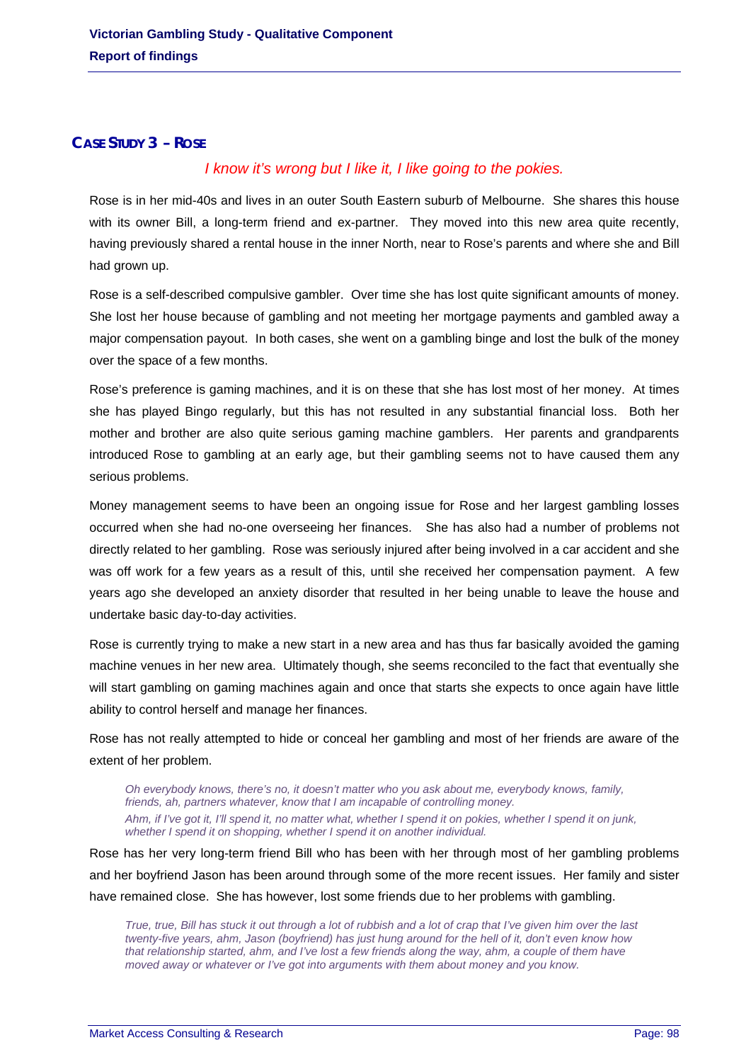## CASE STUDY 3 – ROSE

*I know it's wrong but I like it, I like going to the pokies.*

Rose is in her mid-40s and lives in an outer South Eastern suburb of Melbourne. She shares this house with its owner Bill, a long-term friend and ex-partner. They moved into this new area quite recently, having previously shared a rental house in the inner North, near to Rose's parents and where she and Bill had grown up.

Rose is a self-described compulsive gambler. Over time she has lost quite significant amounts of money. She lost her house because of gambling and not meeting her mortgage payments and gambled away a major compensation payout. In both cases, she went on a gambling binge and lost the bulk of the money over the space of a few months.

Rose's preference is gaming machines, and it is on these that she has lost most of her money. At times she has played Bingo regularly, but this has not resulted in any substantial financial loss. Both her mother and brother are also quite serious gaming machine gamblers. Her parents and grandparents introduced Rose to gambling at an early age, but their gambling seems not to have caused them any serious problems.

Money management seems to have been an ongoing issue for Rose and her largest gambling losses occurred when she had no-one overseeing her finances. She has also had a number of problems not directly related to her gambling. Rose was seriously injured after being involved in a car accident and she was off work for a few years as a result of this, until she received her compensation payment. A few years ago she developed an anxiety disorder that resulted in her being unable to leave the house and undertake basic day-to-day activities.

Rose is currently trying to make a new start in a new area and has thus far basically avoided the gaming machine venues in her new area. Ultimately though, she seems reconciled to the fact that eventually she will start gambling on gaming machines again and once that starts she expects to once again have little ability to control herself and manage her finances.

Rose has not really attempted to hide or conceal her gambling and most of her friends are aware of the extent of her problem.

> *Oh everybody knows, there's no, it doesn't matter who you ask about me, everybody knows, family, friends, ah, partners whatever, know that I am incapable of controlling money.*
>
> *Ahm, if I've got it, I'll spend it, no matter what, whether I spend it on pokies, whether I spend it on junk, whether I spend it on shopping, whether I spend it on another individual.*

Rose has her very long-term friend Bill who has been with her through most of her gambling problems and her boyfriend Jason has been around through some of the more recent issues. Her family and sister have remained close. She has however, lost some friends due to her problems with gambling.

> *True, true, Bill has stuck it out through a lot of rubbish and a lot of crap that I've given him over the last twenty-five years, ahm, Jason (boyfriend) has just hung around for the hell of it, don't even know how that relationship started, ahm, and I've lost a few friends along the way, ahm, a couple of them have moved away or whatever or I've got into arguments with them about money and you know.*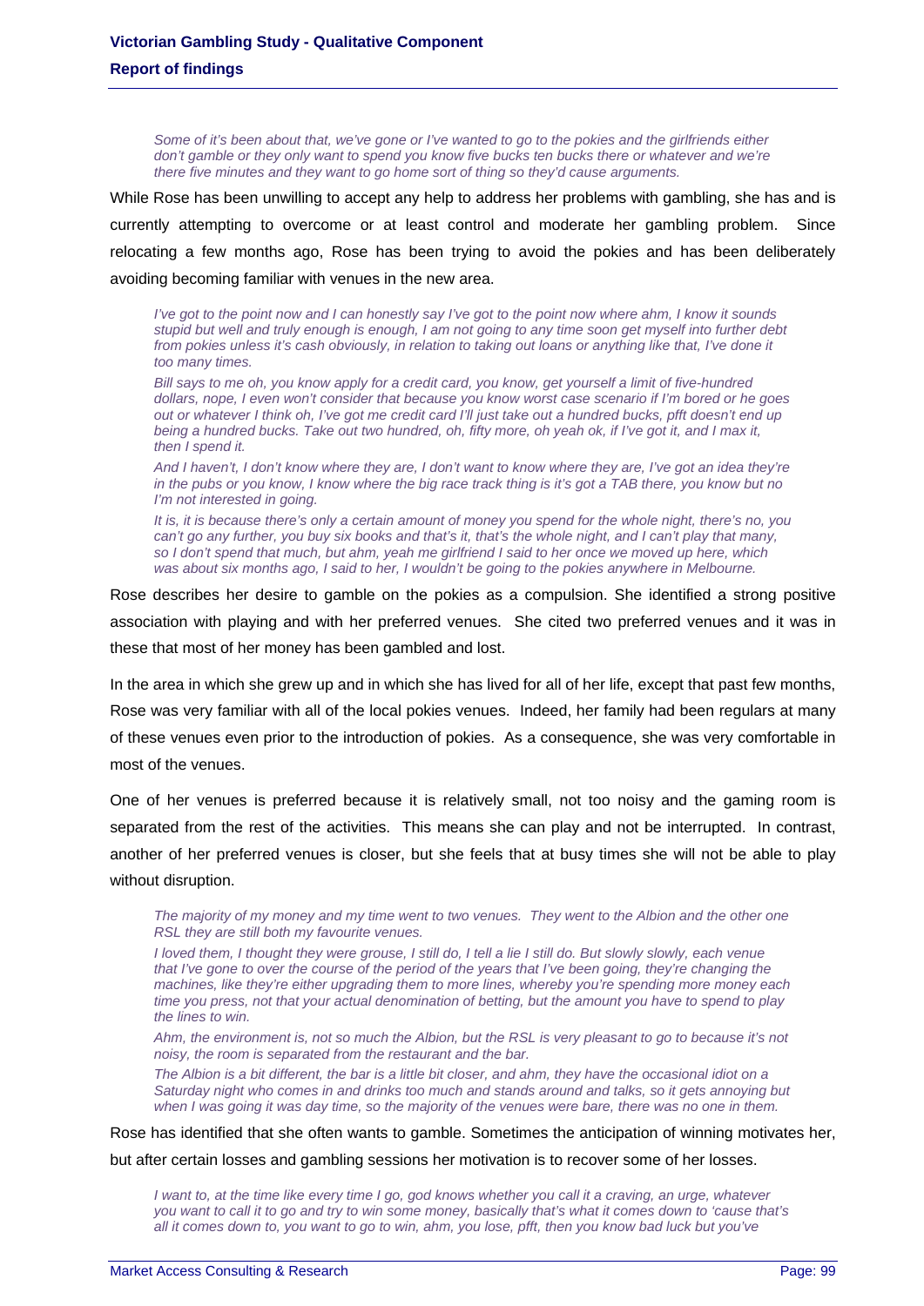*Some of it's been about that, we've gone or I've wanted to go to the pokies and the girlfriends either don't gamble or they only want to spend you know five bucks ten bucks there or whatever and we're there five minutes and they want to go home sort of thing so they'd cause arguments.*

While Rose has been unwilling to accept any help to address her problems with gambling, she has and is currently attempting to overcome or at least control and moderate her gambling problem. Since relocating a few months ago, Rose has been trying to avoid the pokies and has been deliberately avoiding becoming familiar with venues in the new area.

*I've got to the point now and I can honestly say I've got to the point now where ahm, I know it sounds stupid but well and truly enough is enough, I am not going to any time soon get myself into further debt from pokies unless it's cash obviously, in relation to taking out loans or anything like that, I've done it too many times.*

*Bill says to me oh, you know apply for a credit card, you know, get yourself a limit of five-hundred dollars, nope, I even won't consider that because you know worst case scenario if I'm bored or he goes out or whatever I think oh, I've got me credit card I'll just take out a hundred bucks, pfft doesn't end up being a hundred bucks. Take out two hundred, oh, fifty more, oh yeah ok, if I've got it, and I max it, then I spend it.*

*And I haven't, I don't know where they are, I don't want to know where they are, I've got an idea they're in the pubs or you know, I know where the big race track thing is it's got a TAB there, you know but no I'm not interested in going.*

*It is, it is because there's only a certain amount of money you spend for the whole night, there's no, you can't go any further, you buy six books and that's it, that's the whole night, and I can't play that many, so I don't spend that much, but ahm, yeah me girlfriend I said to her once we moved up here, which was about six months ago, I said to her, I wouldn't be going to the pokies anywhere in Melbourne.*

Rose describes her desire to gamble on the pokies as a compulsion. She identified a strong positive association with playing and with her preferred venues. She cited two preferred venues and it was in these that most of her money has been gambled and lost.

In the area in which she grew up and in which she has lived for all of her life, except that past few months, Rose was very familiar with all of the local pokies venues. Indeed, her family had been regulars at many of these venues even prior to the introduction of pokies. As a consequence, she was very comfortable in most of the venues.

One of her venues is preferred because it is relatively small, not too noisy and the gaming room is separated from the rest of the activities. This means she can play and not be interrupted. In contrast, another of her preferred venues is closer, but she feels that at busy times she will not be able to play without disruption.

*The majority of my money and my time went to two venues. They went to the Albion and the other one RSL they are still both my favourite venues.*

*I loved them, I thought they were grouse, I still do, I tell a lie I still do. But slowly slowly, each venue that I've gone to over the course of the period of the years that I've been going, they're changing the machines, like they're either upgrading them to more lines, whereby you're spending more money each time you press, not that your actual denomination of betting, but the amount you have to spend to play the lines to win.*

*Ahm, the environment is, not so much the Albion, but the RSL is very pleasant to go to because it's not noisy, the room is separated from the restaurant and the bar.*

*The Albion is a bit different, the bar is a little bit closer, and ahm, they have the occasional idiot on a Saturday night who comes in and drinks too much and stands around and talks, so it gets annoying but when I was going it was day time, so the majority of the venues were bare, there was no one in them.*

Rose has identified that she often wants to gamble. Sometimes the anticipation of winning motivates her, but after certain losses and gambling sessions her motivation is to recover some of her losses.

*I want to, at the time like every time I go, god knows whether you call it a craving, an urge, whatever you want to call it to go and try to win some money, basically that's what it comes down to 'cause that's all it comes down to, you want to go to win, ahm, you lose, pfft, then you know bad luck but you've*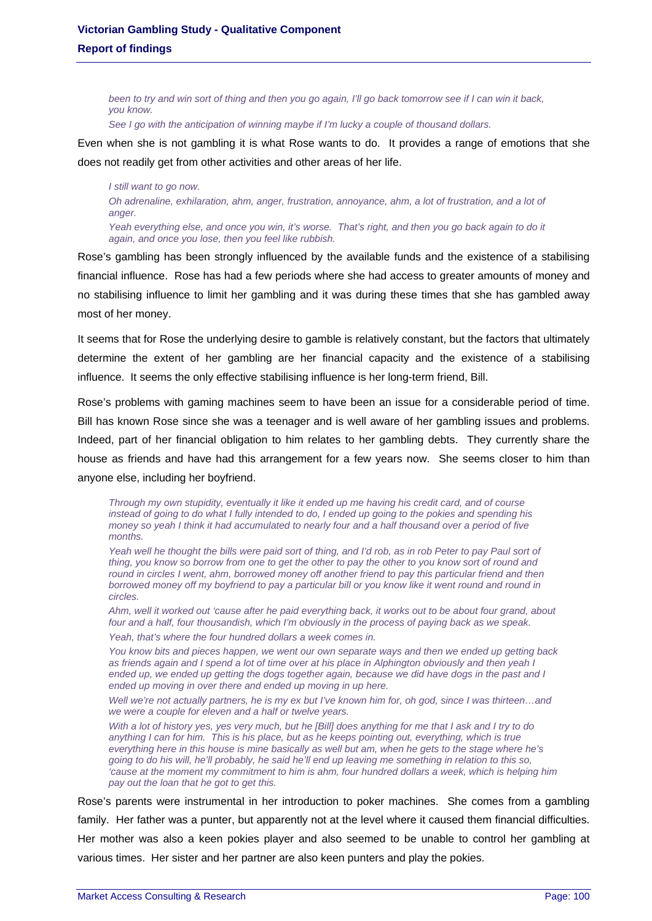*been to try and win sort of thing and then you go again, I'll go back tomorrow see if I can win it back, you know.*

*See I go with the anticipation of winning maybe if I'm lucky a couple of thousand dollars.*

Even when she is not gambling it is what Rose wants to do. It provides a range of emotions that she does not readily get from other activities and other areas of her life.

*I still want to go now.*

*Oh adrenaline, exhilaration, ahm, anger, frustration, annoyance, ahm, a lot of frustration, and a lot of anger.*

*Yeah everything else, and once you win, it's worse. That's right, and then you go back again to do it again, and once you lose, then you feel like rubbish.*

Rose's gambling has been strongly influenced by the available funds and the existence of a stabilising financial influence. Rose has had a few periods where she had access to greater amounts of money and no stabilising influence to limit her gambling and it was during these times that she has gambled away most of her money.

It seems that for Rose the underlying desire to gamble is relatively constant, but the factors that ultimately determine the extent of her gambling are her financial capacity and the existence of a stabilising influence. It seems the only effective stabilising influence is her long-term friend, Bill.

Rose's problems with gaming machines seem to have been an issue for a considerable period of time. Bill has known Rose since she was a teenager and is well aware of her gambling issues and problems. Indeed, part of her financial obligation to him relates to her gambling debts. They currently share the house as friends and have had this arrangement for a few years now. She seems closer to him than anyone else, including her boyfriend.

*Through my own stupidity, eventually it like it ended up me having his credit card, and of course instead of going to do what I fully intended to do, I ended up going to the pokies and spending his money so yeah I think it had accumulated to nearly four and a half thousand over a period of five months.*

*Yeah well he thought the bills were paid sort of thing, and I'd rob, as in rob Peter to pay Paul sort of thing, you know so borrow from one to get the other to pay the other to you know sort of round and round in circles I went, ahm, borrowed money off another friend to pay this particular friend and then borrowed money off my boyfriend to pay a particular bill or you know like it went round and round in circles.*

*Ahm, well it worked out 'cause after he paid everything back, it works out to be about four grand, about four and a half, four thousandish, which I'm obviously in the process of paying back as we speak.*

*Yeah, that's where the four hundred dollars a week comes in.*

*You know bits and pieces happen, we went our own separate ways and then we ended up getting back as friends again and I spend a lot of time over at his place in Alphington obviously and then yeah I ended up, we ended up getting the dogs together again, because we did have dogs in the past and I ended up moving in over there and ended up moving in up here.*

*Well we're not actually partners, he is my ex but I've known him for, oh god, since I was thirteen…and we were a couple for eleven and a half or twelve years.*

*With a lot of history yes, yes very much, but he [Bill] does anything for me that I ask and I try to do anything I can for him. This is his place, but as he keeps pointing out, everything, which is true everything here in this house is mine basically as well but am, when he gets to the stage where he's going to do his will, he'll probably, he said he'll end up leaving me something in relation to this so, 'cause at the moment my commitment to him is ahm, four hundred dollars a week, which is helping him pay out the loan that he got to get this.*

Rose's parents were instrumental in her introduction to poker machines. She comes from a gambling family. Her father was a punter, but apparently not at the level where it caused them financial difficulties. Her mother was also a keen pokies player and also seemed to be unable to control her gambling at various times. Her sister and her partner are also keen punters and play the pokies.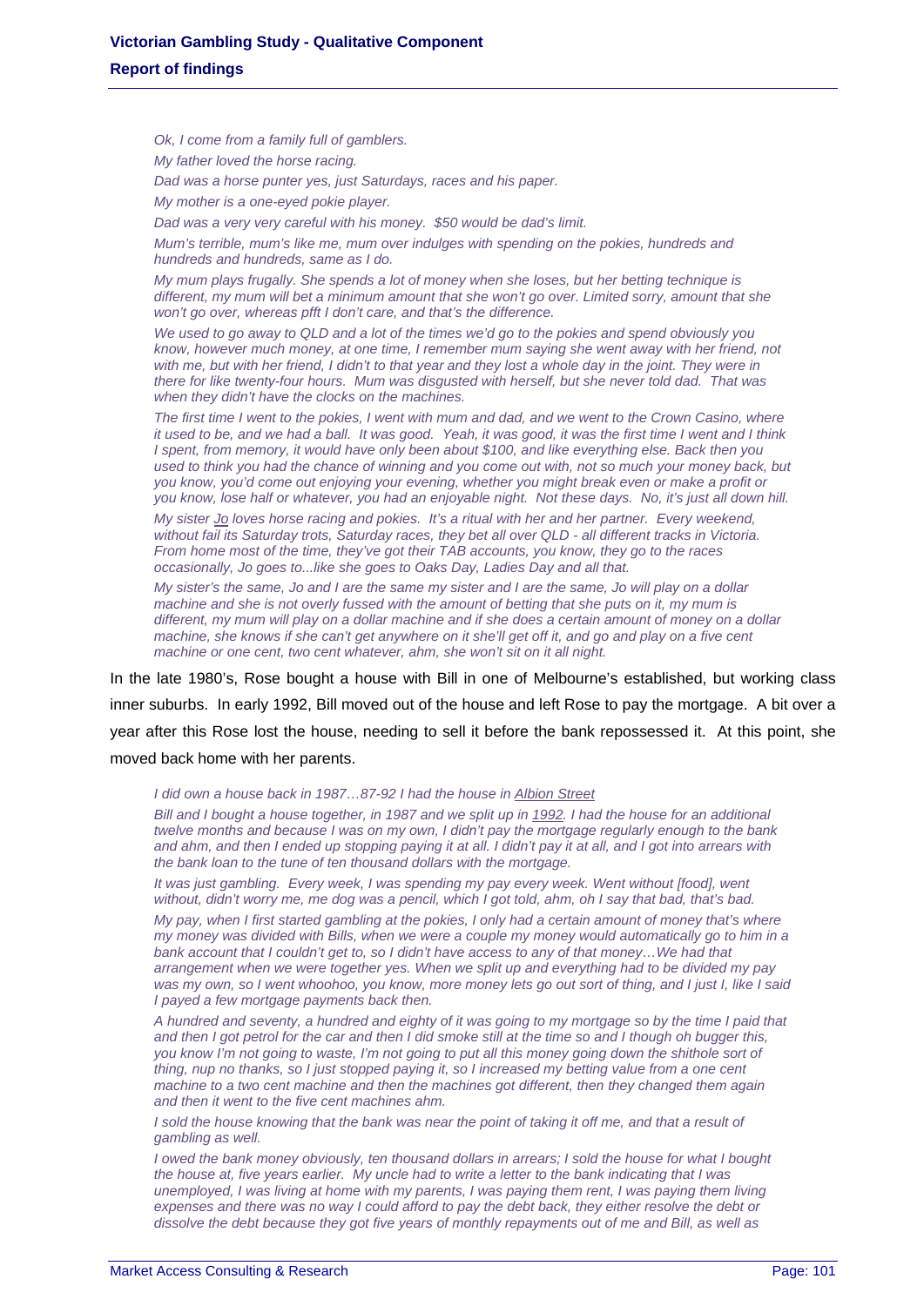*Ok, I come from a family full of gamblers.*

*My father loved the horse racing.*

*Dad was a horse punter yes, just Saturdays, races and his paper.*

*My mother is a one-eyed pokie player.*

*Dad was a very very careful with his money. $50 would be dad's limit.*

*Mum's terrible, mum's like me, mum over indulges with spending on the pokies, hundreds and hundreds and hundreds, same as I do.*

*My mum plays frugally. She spends a lot of money when she loses, but her betting technique is different, my mum will bet a minimum amount that she won't go over. Limited sorry, amount that she won't go over, whereas pfft I don't care, and that's the difference.*

*We used to go away to QLD and a lot of the times we'd go to the pokies and spend obviously you know, however much money, at one time, I remember mum saying she went away with her friend, not with me, but with her friend, I didn't to that year and they lost a whole day in the joint. They were in there for like twenty-four hours. Mum was disgusted with herself, but she never told dad. That was when they didn't have the clocks on the machines.*

*The first time I went to the pokies, I went with mum and dad, and we went to the Crown Casino, where it used to be, and we had a ball. It was good. Yeah, it was good, it was the first time I went and I think I spent, from memory, it would have only been about $100, and like everything else. Back then you used to think you had the chance of winning and you come out with, not so much your money back, but you know, you'd come out enjoying your evening, whether you might break even or make a profit or you know, lose half or whatever, you had an enjoyable night. Not these days. No, it's just all down hill.*

*My sister Jo loves horse racing and pokies. It's a ritual with her and her partner. Every weekend, without fail its Saturday trots, Saturday races, they bet all over QLD - all different tracks in Victoria. From home most of the time, they've got their TAB accounts, you know, they go to the races occasionally, Jo goes to...like she goes to Oaks Day, Ladies Day and all that.*

*My sister's the same, Jo and I are the same my sister and I are the same, Jo will play on a dollar machine and she is not overly fussed with the amount of betting that she puts on it, my mum is different, my mum will play on a dollar machine and if she does a certain amount of money on a dollar machine, she knows if she can't get anywhere on it she'll get off it, and go and play on a five cent machine or one cent, two cent whatever, ahm, she won't sit on it all night.*

In the late 1980's, Rose bought a house with Bill in one of Melbourne's established, but working class inner suburbs. In early 1992, Bill moved out of the house and left Rose to pay the mortgage. A bit over a year after this Rose lost the house, needing to sell it before the bank repossessed it. At this point, she moved back home with her parents.

*I did own a house back in 1987…87-92 I had the house in Albion Street*

*Bill and I bought a house together, in 1987 and we split up in 1992. I had the house for an additional twelve months and because I was on my own, I didn't pay the mortgage regularly enough to the bank and ahm, and then I ended up stopping paying it at all. I didn't pay it at all, and I got into arrears with the bank loan to the tune of ten thousand dollars with the mortgage.*

*It was just gambling. Every week, I was spending my pay every week. Went without [food], went without, didn't worry me, me dog was a pencil, which I got told, ahm, oh I say that bad, that's bad.*

*My pay, when I first started gambling at the pokies, I only had a certain amount of money that's where my money was divided with Bills, when we were a couple my money would automatically go to him in a bank account that I couldn't get to, so I didn't have access to any of that money…We had that arrangement when we were together yes. When we split up and everything had to be divided my pay was my own, so I went whoohoo, you know, more money lets go out sort of thing, and I just I, like I said I payed a few mortgage payments back then.*

*A hundred and seventy, a hundred and eighty of it was going to my mortgage so by the time I paid that and then I got petrol for the car and then I did smoke still at the time so and I though oh bugger this, you know I'm not going to waste, I'm not going to put all this money going down the shithole sort of thing, nup no thanks, so I just stopped paying it, so I increased my betting value from a one cent machine to a two cent machine and then the machines got different, then they changed them again and then it went to the five cent machines ahm.*

*I sold the house knowing that the bank was near the point of taking it off me, and that a result of gambling as well.*

*I owed the bank money obviously, ten thousand dollars in arrears; I sold the house for what I bought the house at, five years earlier. My uncle had to write a letter to the bank indicating that I was unemployed, I was living at home with my parents, I was paying them rent, I was paying them living expenses and there was no way I could afford to pay the debt back, they either resolve the debt or dissolve the debt because they got five years of monthly repayments out of me and Bill, as well as*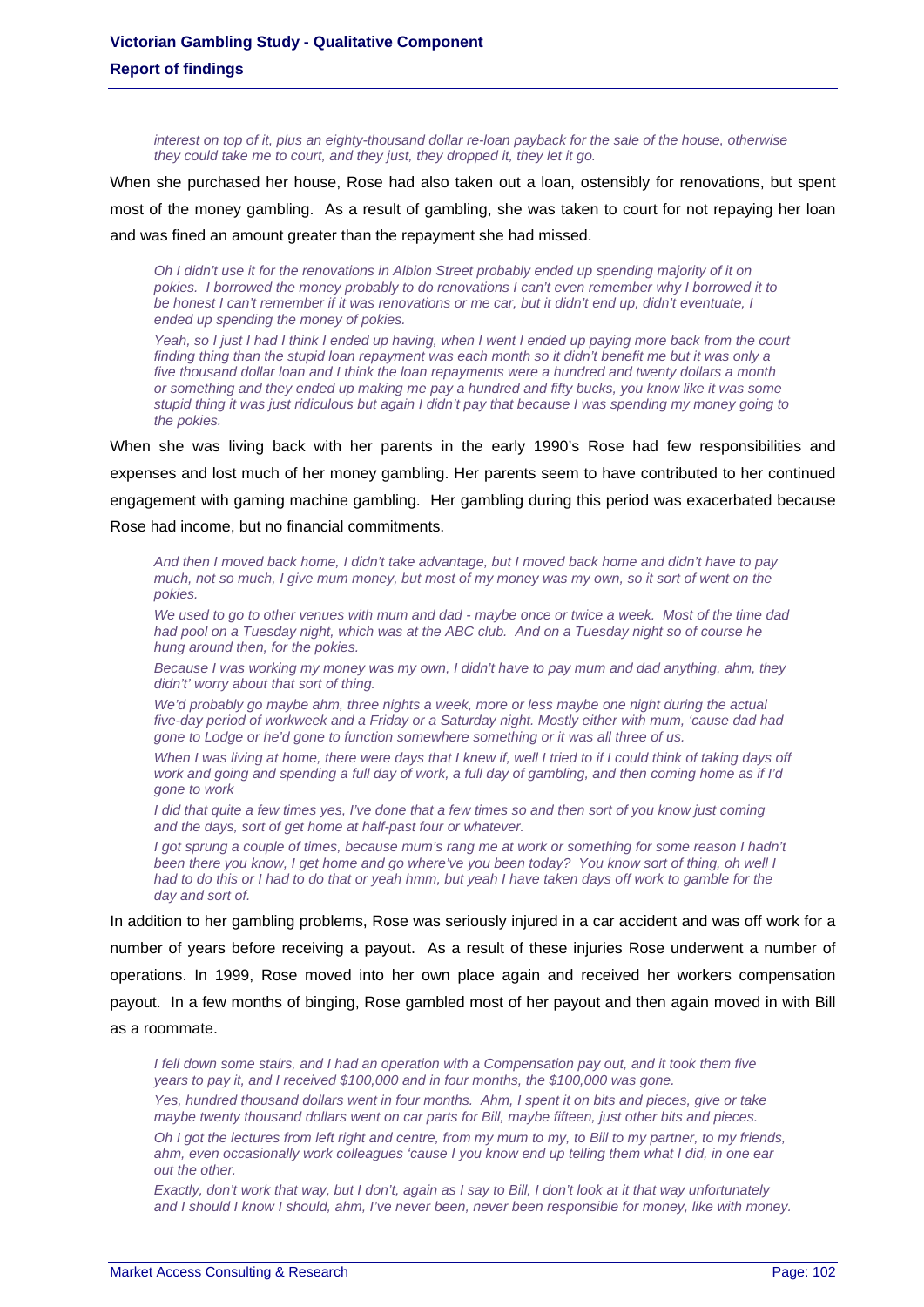*interest on top of it, plus an eighty-thousand dollar re-loan payback for the sale of the house, otherwise they could take me to court, and they just, they dropped it, they let it go.*

When she purchased her house, Rose had also taken out a loan, ostensibly for renovations, but spent most of the money gambling. As a result of gambling, she was taken to court for not repaying her loan and was fined an amount greater than the repayment she had missed.

*Oh I didn't use it for the renovations in Albion Street probably ended up spending majority of it on pokies. I borrowed the money probably to do renovations I can't even remember why I borrowed it to be honest I can't remember if it was renovations or me car, but it didn't end up, didn't eventuate, I ended up spending the money of pokies.*

*Yeah, so I just I had I think I ended up having, when I went I ended up paying more back from the court finding thing than the stupid loan repayment was each month so it didn't benefit me but it was only a five thousand dollar loan and I think the loan repayments were a hundred and twenty dollars a month or something and they ended up making me pay a hundred and fifty bucks, you know like it was some stupid thing it was just ridiculous but again I didn't pay that because I was spending my money going to the pokies.*

When she was living back with her parents in the early 1990's Rose had few responsibilities and expenses and lost much of her money gambling. Her parents seem to have contributed to her continued engagement with gaming machine gambling. Her gambling during this period was exacerbated because Rose had income, but no financial commitments.

*And then I moved back home, I didn't take advantage, but I moved back home and didn't have to pay much, not so much, I give mum money, but most of my money was my own, so it sort of went on the pokies.*

*We used to go to other venues with mum and dad - maybe once or twice a week. Most of the time dad had pool on a Tuesday night, which was at the ABC club. And on a Tuesday night so of course he hung around then, for the pokies.*

*Because I was working my money was my own, I didn't have to pay mum and dad anything, ahm, they didn't' worry about that sort of thing.*

*We'd probably go maybe ahm, three nights a week, more or less maybe one night during the actual five-day period of workweek and a Friday or a Saturday night. Mostly either with mum, 'cause dad had gone to Lodge or he'd gone to function somewhere something or it was all three of us.*

*When I was living at home, there were days that I knew if, well I tried to if I could think of taking days off work and going and spending a full day of work, a full day of gambling, and then coming home as if I'd gone to work*

*I did that quite a few times yes, I've done that a few times so and then sort of you know just coming and the days, sort of get home at half-past four or whatever.*

*I got sprung a couple of times, because mum's rang me at work or something for some reason I hadn't been there you know, I get home and go where've you been today? You know sort of thing, oh well I had to do this or I had to do that or yeah hmm, but yeah I have taken days off work to gamble for the day and sort of.*

In addition to her gambling problems, Rose was seriously injured in a car accident and was off work for a number of years before receiving a payout. As a result of these injuries Rose underwent a number of operations. In 1999, Rose moved into her own place again and received her workers compensation payout. In a few months of binging, Rose gambled most of her payout and then again moved in with Bill as a roommate.

*I fell down some stairs, and I had an operation with a Compensation pay out, and it took them five years to pay it, and I received $100,000 and in four months, the $100,000 was gone.*

*Yes, hundred thousand dollars went in four months. Ahm, I spent it on bits and pieces, give or take maybe twenty thousand dollars went on car parts for Bill, maybe fifteen, just other bits and pieces.*

*Oh I got the lectures from left right and centre, from my mum to my, to Bill to my partner, to my friends, ahm, even occasionally work colleagues 'cause I you know end up telling them what I did, in one ear out the other.*

*Exactly, don't work that way, but I don't, again as I say to Bill, I don't look at it that way unfortunately and I should I know I should, ahm, I've never been, never been responsible for money, like with money.*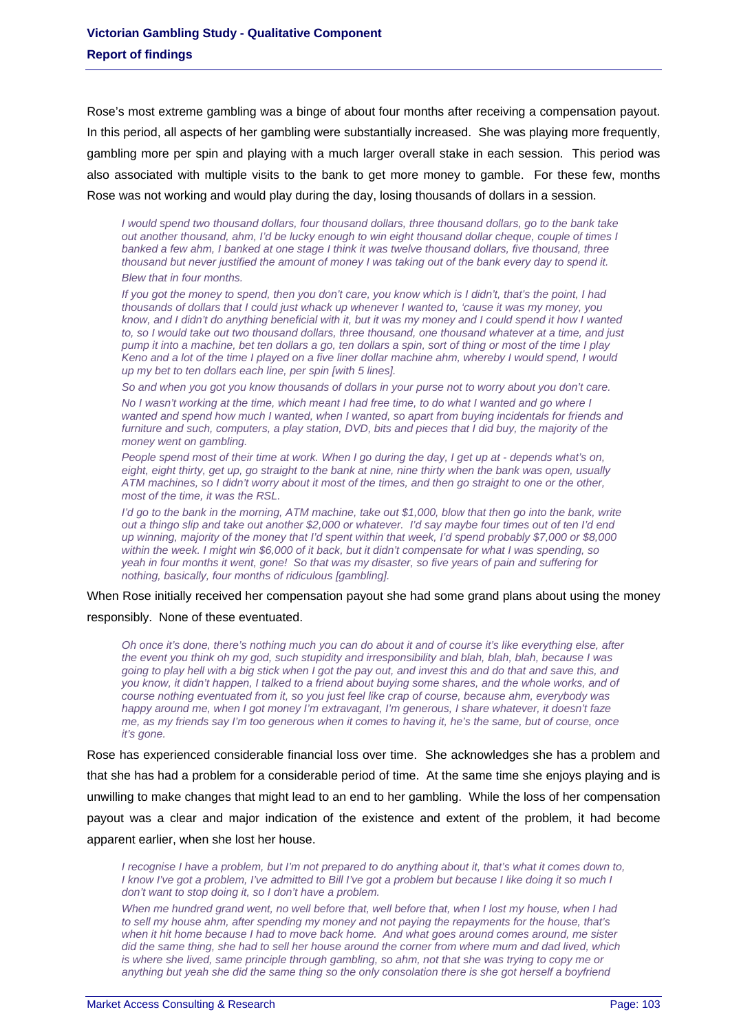Rose's most extreme gambling was a binge of about four months after receiving a compensation payout. In this period, all aspects of her gambling were substantially increased. She was playing more frequently, gambling more per spin and playing with a much larger overall stake in each session. This period was also associated with multiple visits to the bank to get more money to gamble. For these few, months Rose was not working and would play during the day, losing thousands of dollars in a session.

> *I would spend two thousand dollars, four thousand dollars, three thousand dollars, go to the bank take out another thousand, ahm, I'd be lucky enough to win eight thousand dollar cheque, couple of times I banked a few ahm, I banked at one stage I think it was twelve thousand dollars, five thousand, three thousand but never justified the amount of money I was taking out of the bank every day to spend it. Blew that in four months.*
>
> *If you got the money to spend, then you don't care, you know which is I didn't, that's the point, I had thousands of dollars that I could just whack up whenever I wanted to, 'cause it was my money, you know, and I didn't do anything beneficial with it, but it was my money and I could spend it how I wanted to, so I would take out two thousand dollars, three thousand, one thousand whatever at a time, and just pump it into a machine, bet ten dollars a go, ten dollars a spin, sort of thing or most of the time I play Keno and a lot of the time I played on a five liner dollar machine ahm, whereby I would spend, I would up my bet to ten dollars each line, per spin [with 5 lines].*
>
> *So and when you got you know thousands of dollars in your purse not to worry about you don't care.*
>
> *No I wasn't working at the time, which meant I had free time, to do what I wanted and go where I wanted and spend how much I wanted, when I wanted, so apart from buying incidentals for friends and furniture and such, computers, a play station, DVD, bits and pieces that I did buy, the majority of the money went on gambling.*
>
> *People spend most of their time at work. When I go during the day, I get up at - depends what's on, eight, eight thirty, get up, go straight to the bank at nine, nine thirty when the bank was open, usually ATM machines, so I didn't worry about it most of the times, and then go straight to one or the other, most of the time, it was the RSL.*
>
> *I'd go to the bank in the morning, ATM machine, take out $1,000, blow that then go into the bank, write out a thingo slip and take out another $2,000 or whatever. I'd say maybe four times out of ten I'd end up winning, majority of the money that I'd spent within that week, I'd spend probably $7,000 or $8,000 within the week. I might win $6,000 of it back, but it didn't compensate for what I was spending, so yeah in four months it went, gone! So that was my disaster, so five years of pain and suffering for nothing, basically, four months of ridiculous [gambling].*

When Rose initially received her compensation payout she had some grand plans about using the money responsibly. None of these eventuated.

> *Oh once it's done, there's nothing much you can do about it and of course it's like everything else, after the event you think oh my god, such stupidity and irresponsibility and blah, blah, blah, because I was going to play hell with a big stick when I got the pay out, and invest this and do that and save this, and you know, it didn't happen, I talked to a friend about buying some shares, and the whole works, and of course nothing eventuated from it, so you just feel like crap of course, because ahm, everybody was happy around me, when I got money I'm extravagant, I'm generous, I share whatever, it doesn't faze me, as my friends say I'm too generous when it comes to having it, he's the same, but of course, once it's gone.*

Rose has experienced considerable financial loss over time. She acknowledges she has a problem and that she has had a problem for a considerable period of time. At the same time she enjoys playing and is unwilling to make changes that might lead to an end to her gambling. While the loss of her compensation payout was a clear and major indication of the existence and extent of the problem, it had become apparent earlier, when she lost her house.

> *I recognise I have a problem, but I'm not prepared to do anything about it, that's what it comes down to, I know I've got a problem, I've admitted to Bill I've got a problem but because I like doing it so much I don't want to stop doing it, so I don't have a problem.*
>
> *When me hundred grand went, no well before that, well before that, when I lost my house, when I had to sell my house ahm, after spending my money and not paying the repayments for the house, that's when it hit home because I had to move back home. And what goes around comes around, me sister did the same thing, she had to sell her house around the corner from where mum and dad lived, which is where she lived, same principle through gambling, so ahm, not that she was trying to copy me or anything but yeah she did the same thing so the only consolation there is she got herself a boyfriend*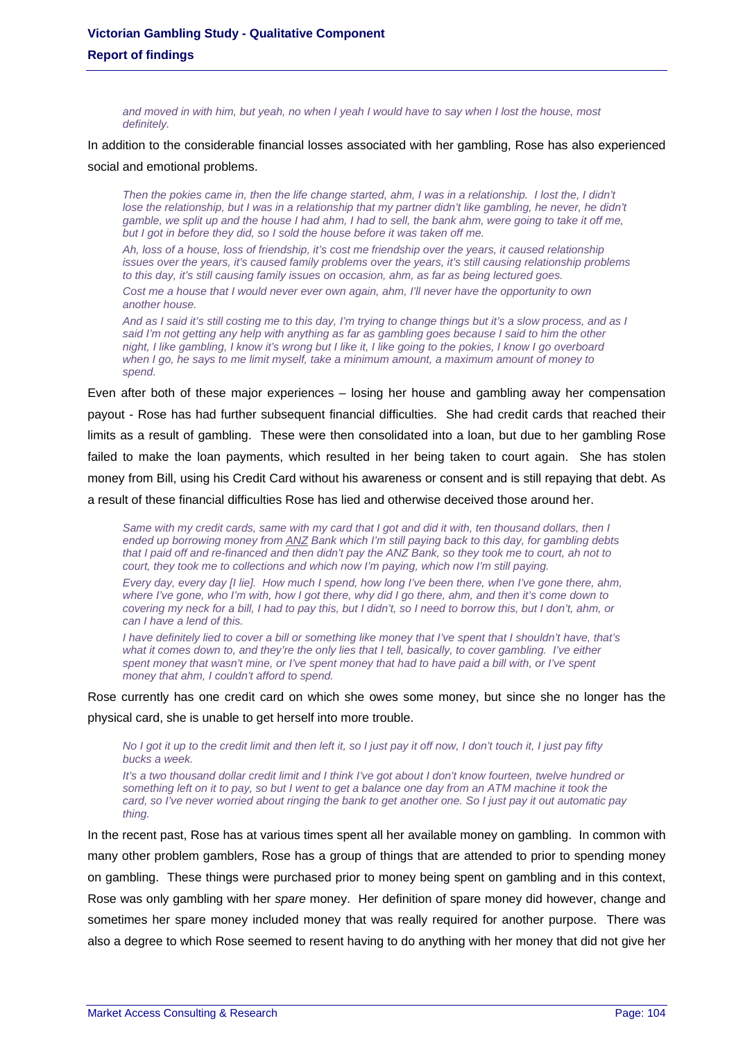> *and moved in with him, but yeah, no when I yeah I would have to say when I lost the house, most definitely.*

In addition to the considerable financial losses associated with her gambling, Rose has also experienced social and emotional problems.

> *Then the pokies came in, then the life change started, ahm, I was in a relationship. I lost the, I didn't lose the relationship, but I was in a relationship that my partner didn't like gambling, he never, he didn't gamble, we split up and the house I had ahm, I had to sell, the bank ahm, were going to take it off me, but I got in before they did, so I sold the house before it was taken off me.*
>
> *Ah, loss of a house, loss of friendship, it's cost me friendship over the years, it caused relationship issues over the years, it's caused family problems over the years, it's still causing relationship problems to this day, it's still causing family issues on occasion, ahm, as far as being lectured goes.*
>
> *Cost me a house that I would never ever own again, ahm, I'll never have the opportunity to own another house.*
>
> *And as I said it's still costing me to this day, I'm trying to change things but it's a slow process, and as I said I'm not getting any help with anything as far as gambling goes because I said to him the other night, I like gambling, I know it's wrong but I like it, I like going to the pokies, I know I go overboard when I go, he says to me limit myself, take a minimum amount, a maximum amount of money to spend.*

Even after both of these major experiences – losing her house and gambling away her compensation payout - Rose has had further subsequent financial difficulties. She had credit cards that reached their limits as a result of gambling. These were then consolidated into a loan, but due to her gambling Rose failed to make the loan payments, which resulted in her being taken to court again. She has stolen money from Bill, using his Credit Card without his awareness or consent and is still repaying that debt. As a result of these financial difficulties Rose has lied and otherwise deceived those around her.

> *Same with my credit cards, same with my card that I got and did it with, ten thousand dollars, then I ended up borrowing money from ANZ Bank which I'm still paying back to this day, for gambling debts that I paid off and re-financed and then didn't pay the ANZ Bank, so they took me to court, ah not to court, they took me to collections and which now I'm paying, which now I'm still paying.*
>
> *Every day, every day [I lie]. How much I spend, how long I've been there, when I've gone there, ahm, where I've gone, who I'm with, how I got there, why did I go there, ahm, and then it's come down to covering my neck for a bill, I had to pay this, but I didn't, so I need to borrow this, but I don't, ahm, or can I have a lend of this.*
>
> *I have definitely lied to cover a bill or something like money that I've spent that I shouldn't have, that's what it comes down to, and they're the only lies that I tell, basically, to cover gambling. I've either spent money that wasn't mine, or I've spent money that had to have paid a bill with, or I've spent money that ahm, I couldn't afford to spend.*

Rose currently has one credit card on which she owes some money, but since she no longer has the physical card, she is unable to get herself into more trouble.

> *No I got it up to the credit limit and then left it, so I just pay it off now, I don't touch it, I just pay fifty bucks a week.*
>
> *It's a two thousand dollar credit limit and I think I've got about I don't know fourteen, twelve hundred or something left on it to pay, so but I went to get a balance one day from an ATM machine it took the card, so I've never worried about ringing the bank to get another one. So I just pay it out automatic pay thing.*

In the recent past, Rose has at various times spent all her available money on gambling. In common with many other problem gamblers, Rose has a group of things that are attended to prior to spending money on gambling. These things were purchased prior to money being spent on gambling and in this context, Rose was only gambling with her *spare* money. Her definition of spare money did however, change and sometimes her spare money included money that was really required for another purpose. There was also a degree to which Rose seemed to resent having to do anything with her money that did not give her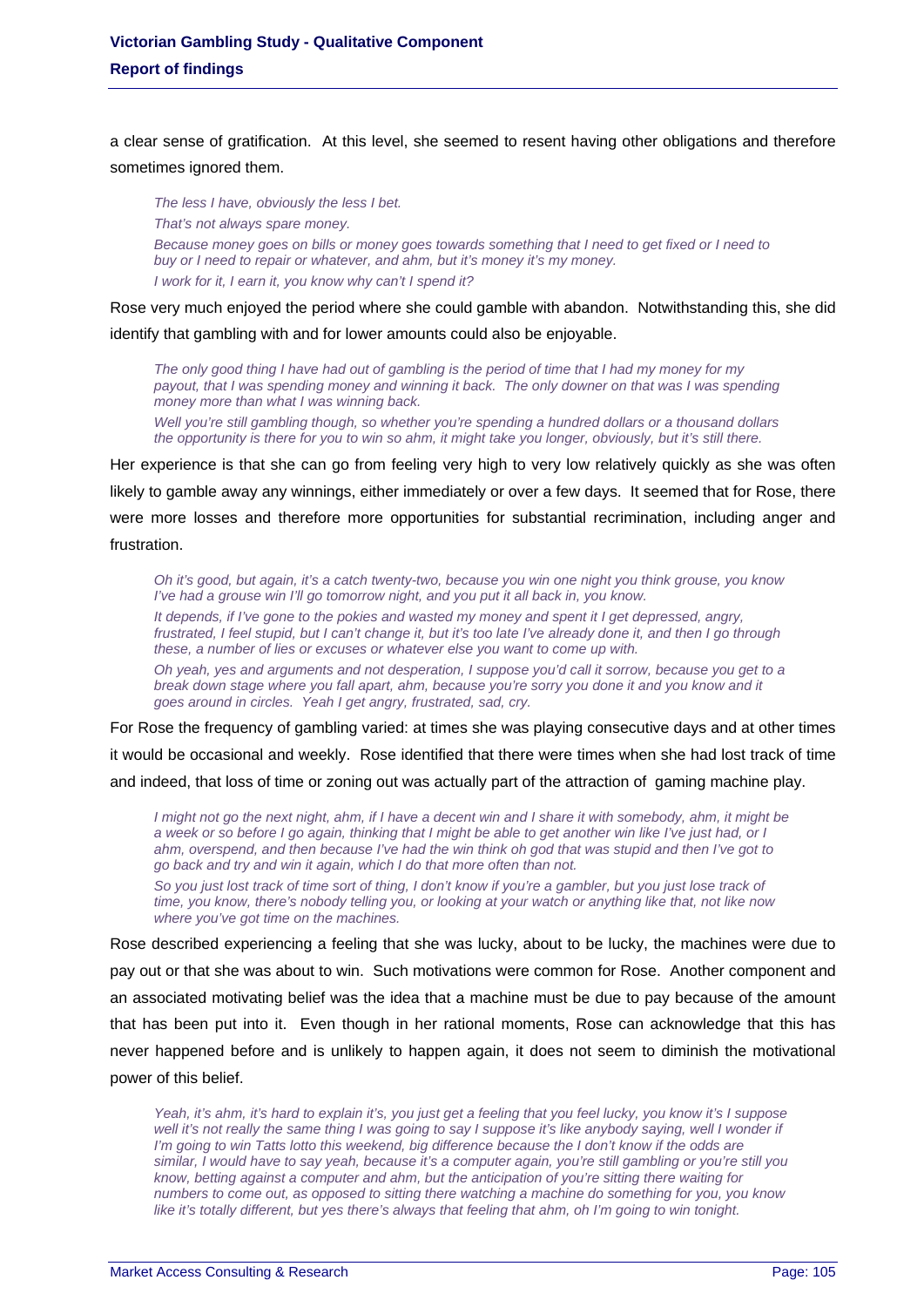a clear sense of gratification. At this level, she seemed to resent having other obligations and therefore sometimes ignored them.

> *The less I have, obviously the less I bet.*
>
> *That's not always spare money.*
>
> *Because money goes on bills or money goes towards something that I need to get fixed or I need to buy or I need to repair or whatever, and ahm, but it's money it's my money.*
>
> *I work for it, I earn it, you know why can't I spend it?*

Rose very much enjoyed the period where she could gamble with abandon. Notwithstanding this, she did identify that gambling with and for lower amounts could also be enjoyable.

> *The only good thing I have had out of gambling is the period of time that I had my money for my payout, that I was spending money and winning it back. The only downer on that was I was spending money more than what I was winning back.*
>
> *Well you're still gambling though, so whether you're spending a hundred dollars or a thousand dollars the opportunity is there for you to win so ahm, it might take you longer, obviously, but it's still there.*

Her experience is that she can go from feeling very high to very low relatively quickly as she was often likely to gamble away any winnings, either immediately or over a few days. It seemed that for Rose, there were more losses and therefore more opportunities for substantial recrimination, including anger and frustration.

> *Oh it's good, but again, it's a catch twenty-two, because you win one night you think grouse, you know I've had a grouse win I'll go tomorrow night, and you put it all back in, you know.*
>
> *It depends, if I've gone to the pokies and wasted my money and spent it I get depressed, angry, frustrated, I feel stupid, but I can't change it, but it's too late I've already done it, and then I go through these, a number of lies or excuses or whatever else you want to come up with.*
>
> *Oh yeah, yes and arguments and not desperation, I suppose you'd call it sorrow, because you get to a break down stage where you fall apart, ahm, because you're sorry you done it and you know and it goes around in circles. Yeah I get angry, frustrated, sad, cry.*

For Rose the frequency of gambling varied: at times she was playing consecutive days and at other times it would be occasional and weekly. Rose identified that there were times when she had lost track of time and indeed, that loss of time or zoning out was actually part of the attraction of gaming machine play.

> *I might not go the next night, ahm, if I have a decent win and I share it with somebody, ahm, it might be a week or so before I go again, thinking that I might be able to get another win like I've just had, or I ahm, overspend, and then because I've had the win think oh god that was stupid and then I've got to go back and try and win it again, which I do that more often than not.*
>
> *So you just lost track of time sort of thing, I don't know if you're a gambler, but you just lose track of time, you know, there's nobody telling you, or looking at your watch or anything like that, not like now where you've got time on the machines.*

Rose described experiencing a feeling that she was lucky, about to be lucky, the machines were due to pay out or that she was about to win. Such motivations were common for Rose. Another component and an associated motivating belief was the idea that a machine must be due to pay because of the amount that has been put into it. Even though in her rational moments, Rose can acknowledge that this has never happened before and is unlikely to happen again, it does not seem to diminish the motivational power of this belief.

> *Yeah, it's ahm, it's hard to explain it's, you just get a feeling that you feel lucky, you know it's I suppose well it's not really the same thing I was going to say I suppose it's like anybody saying, well I wonder if I'm going to win Tatts lotto this weekend, big difference because the I don't know if the odds are similar, I would have to say yeah, because it's a computer again, you're still gambling or you're still you know, betting against a computer and ahm, but the anticipation of you're sitting there waiting for numbers to come out, as opposed to sitting there watching a machine do something for you, you know like it's totally different, but yes there's always that feeling that ahm, oh I'm going to win tonight.*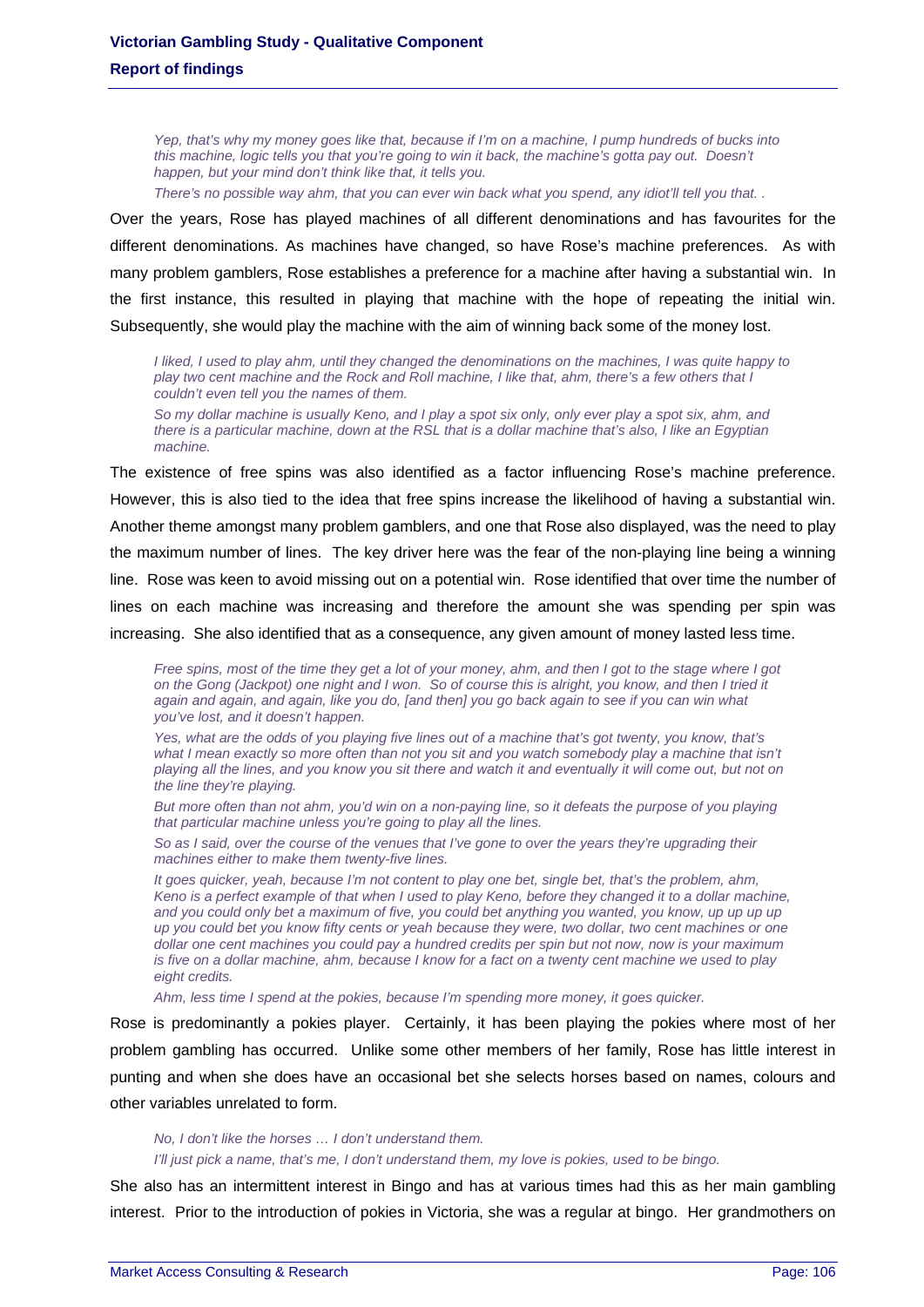*Yep, that's why my money goes like that, because if I'm on a machine, I pump hundreds of bucks into this machine, logic tells you that you're going to win it back, the machine's gotta pay out. Doesn't happen, but your mind don't think like that, it tells you.*

*There's no possible way ahm, that you can ever win back what you spend, any idiot'll tell you that. .*

Over the years, Rose has played machines of all different denominations and has favourites for the different denominations. As machines have changed, so have Rose's machine preferences. As with many problem gamblers, Rose establishes a preference for a machine after having a substantial win. In the first instance, this resulted in playing that machine with the hope of repeating the initial win. Subsequently, she would play the machine with the aim of winning back some of the money lost.

*I liked, I used to play ahm, until they changed the denominations on the machines, I was quite happy to play two cent machine and the Rock and Roll machine, I like that, ahm, there's a few others that I couldn't even tell you the names of them.*

*So my dollar machine is usually Keno, and I play a spot six only, only ever play a spot six, ahm, and there is a particular machine, down at the RSL that is a dollar machine that's also, I like an Egyptian machine.*

The existence of free spins was also identified as a factor influencing Rose's machine preference. However, this is also tied to the idea that free spins increase the likelihood of having a substantial win. Another theme amongst many problem gamblers, and one that Rose also displayed, was the need to play the maximum number of lines. The key driver here was the fear of the non-playing line being a winning line. Rose was keen to avoid missing out on a potential win. Rose identified that over time the number of lines on each machine was increasing and therefore the amount she was spending per spin was increasing. She also identified that as a consequence, any given amount of money lasted less time.

*Free spins, most of the time they get a lot of your money, ahm, and then I got to the stage where I got on the Gong (Jackpot) one night and I won. So of course this is alright, you know, and then I tried it again and again, and again, like you do, [and then] you go back again to see if you can win what you've lost, and it doesn't happen.*

*Yes, what are the odds of you playing five lines out of a machine that's got twenty, you know, that's what I mean exactly so more often than not you sit and you watch somebody play a machine that isn't playing all the lines, and you know you sit there and watch it and eventually it will come out, but not on the line they're playing.*

*But more often than not ahm, you'd win on a non-paying line, so it defeats the purpose of you playing that particular machine unless you're going to play all the lines.*

*So as I said, over the course of the venues that I've gone to over the years they're upgrading their machines either to make them twenty-five lines.*

*It goes quicker, yeah, because I'm not content to play one bet, single bet, that's the problem, ahm, Keno is a perfect example of that when I used to play Keno, before they changed it to a dollar machine, and you could only bet a maximum of five, you could bet anything you wanted, you know, up up up up you could bet you know fifty cents or yeah because they were, two dollar, two cent machines or one dollar one cent machines you could pay a hundred credits per spin but not now, now is your maximum is five on a dollar machine, ahm, because I know for a fact on a twenty cent machine we used to play eight credits.*

*Ahm, less time I spend at the pokies, because I'm spending more money, it goes quicker.*

Rose is predominantly a pokies player. Certainly, it has been playing the pokies where most of her problem gambling has occurred. Unlike some other members of her family, Rose has little interest in punting and when she does have an occasional bet she selects horses based on names, colours and other variables unrelated to form.

*No, I don't like the horses … I don't understand them.*

*I'll just pick a name, that's me, I don't understand them, my love is pokies, used to be bingo.*

She also has an intermittent interest in Bingo and has at various times had this as her main gambling interest. Prior to the introduction of pokies in Victoria, she was a regular at bingo. Her grandmothers on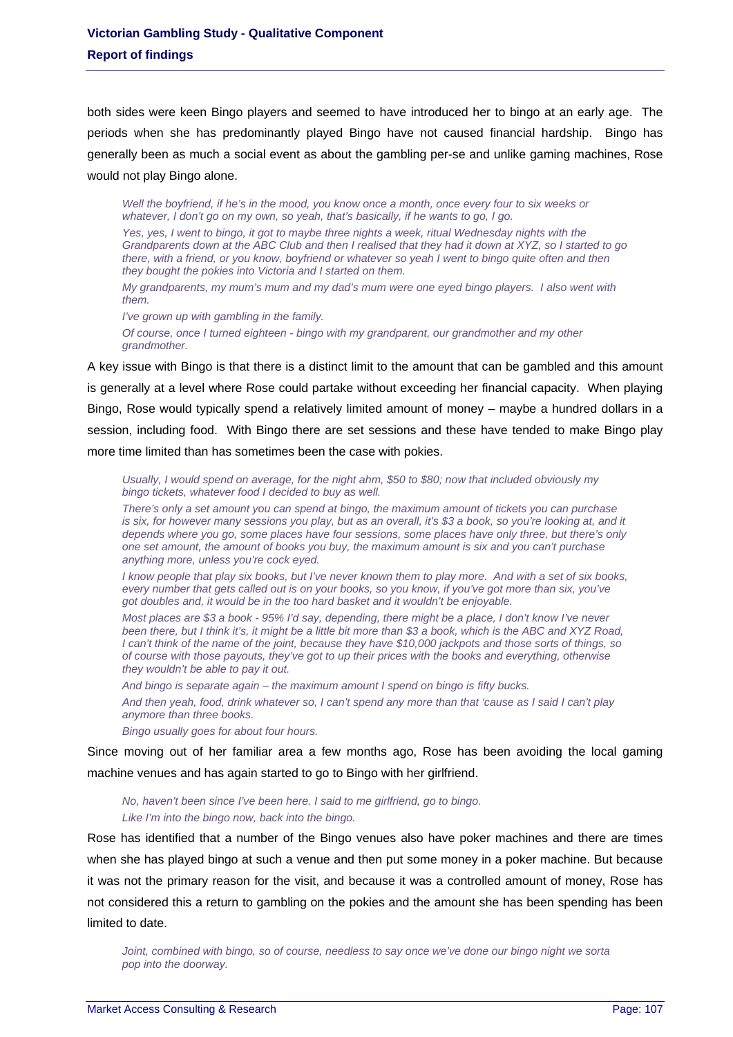both sides were keen Bingo players and seemed to have introduced her to bingo at an early age. The periods when she has predominantly played Bingo have not caused financial hardship. Bingo has generally been as much a social event as about the gambling per-se and unlike gaming machines, Rose would not play Bingo alone.

> *Well the boyfriend, if he's in the mood, you know once a month, once every four to six weeks or whatever, I don't go on my own, so yeah, that's basically, if he wants to go, I go.*
>
> *Yes, yes, I went to bingo, it got to maybe three nights a week, ritual Wednesday nights with the Grandparents down at the ABC Club and then I realised that they had it down at XYZ, so I started to go there, with a friend, or you know, boyfriend or whatever so yeah I went to bingo quite often and then they bought the pokies into Victoria and I started on them.*
>
> *My grandparents, my mum's mum and my dad's mum were one eyed bingo players. I also went with them.*
>
> *I've grown up with gambling in the family.*
>
> *Of course, once I turned eighteen - bingo with my grandparent, our grandmother and my other grandmother.*

A key issue with Bingo is that there is a distinct limit to the amount that can be gambled and this amount is generally at a level where Rose could partake without exceeding her financial capacity. When playing Bingo, Rose would typically spend a relatively limited amount of money – maybe a hundred dollars in a session, including food. With Bingo there are set sessions and these have tended to make Bingo play more time limited than has sometimes been the case with pokies.

> *Usually, I would spend on average, for the night ahm, $50 to $80; now that included obviously my bingo tickets, whatever food I decided to buy as well.*
>
> *There's only a set amount you can spend at bingo, the maximum amount of tickets you can purchase is six, for however many sessions you play, but as an overall, it's $3 a book, so you're looking at, and it depends where you go, some places have four sessions, some places have only three, but there's only one set amount, the amount of books you buy, the maximum amount is six and you can't purchase anything more, unless you're cock eyed.*
>
> *I know people that play six books, but I've never known them to play more. And with a set of six books, every number that gets called out is on your books, so you know, if you've got more than six, you've got doubles and, it would be in the too hard basket and it wouldn't be enjoyable.*
>
> *Most places are $3 a book - 95% I'd say, depending, there might be a place, I don't know I've never been there, but I think it's, it might be a little bit more than $3 a book, which is the ABC and XYZ Road, I can't think of the name of the joint, because they have $10,000 jackpots and those sorts of things, so of course with those payouts, they've got to up their prices with the books and everything, otherwise they wouldn't be able to pay it out.*
>
> *And bingo is separate again – the maximum amount I spend on bingo is fifty bucks.*
>
> *And then yeah, food, drink whatever so, I can't spend any more than that 'cause as I said I can't play anymore than three books.*
>
> *Bingo usually goes for about four hours.*

Since moving out of her familiar area a few months ago, Rose has been avoiding the local gaming machine venues and has again started to go to Bingo with her girlfriend.

> *No, haven't been since I've been here. I said to me girlfriend, go to bingo.*
>
> *Like I'm into the bingo now, back into the bingo.*

Rose has identified that a number of the Bingo venues also have poker machines and there are times when she has played bingo at such a venue and then put some money in a poker machine. But because it was not the primary reason for the visit, and because it was a controlled amount of money, Rose has not considered this a return to gambling on the pokies and the amount she has been spending has been limited to date.

> *Joint, combined with bingo, so of course, needless to say once we've done our bingo night we sorta pop into the doorway.*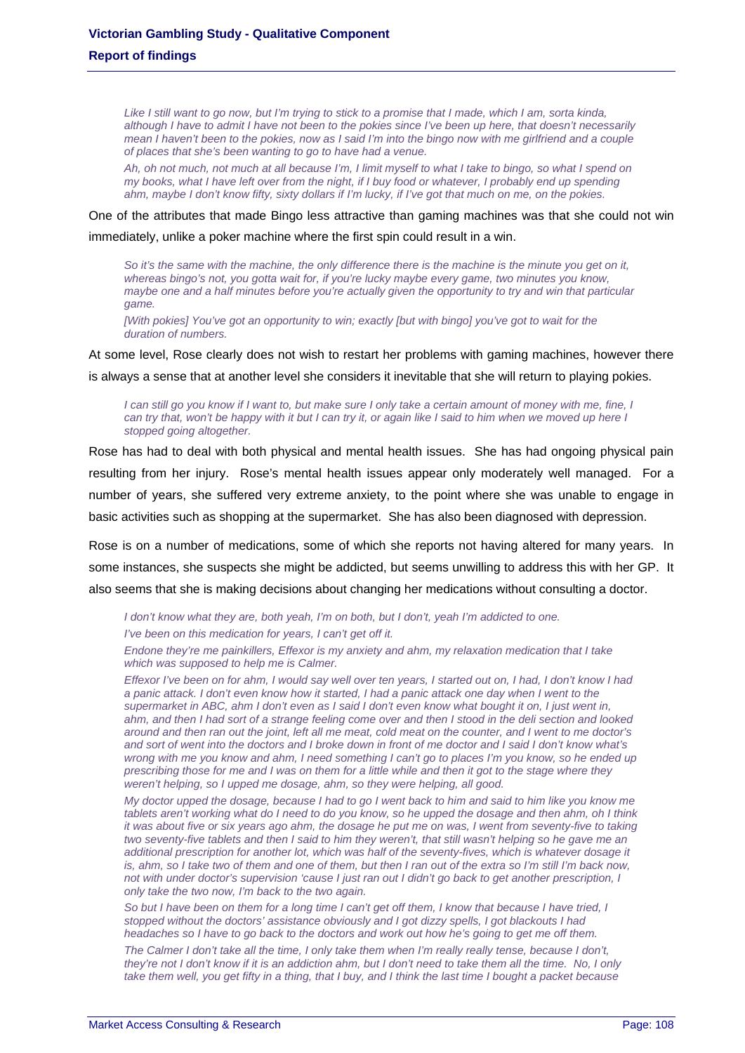*Like I still want to go now, but I'm trying to stick to a promise that I made, which I am, sorta kinda, although I have to admit I have not been to the pokies since I've been up here, that doesn't necessarily mean I haven't been to the pokies, now as I said I'm into the bingo now with me girlfriend and a couple of places that she's been wanting to go to have had a venue.*

*Ah, oh not much, not much at all because I'm, I limit myself to what I take to bingo, so what I spend on my books, what I have left over from the night, if I buy food or whatever, I probably end up spending ahm, maybe I don't know fifty, sixty dollars if I'm lucky, if I've got that much on me, on the pokies.*

One of the attributes that made Bingo less attractive than gaming machines was that she could not win immediately, unlike a poker machine where the first spin could result in a win.

*So it's the same with the machine, the only difference there is the machine is the minute you get on it, whereas bingo's not, you gotta wait for, if you're lucky maybe every game, two minutes you know, maybe one and a half minutes before you're actually given the opportunity to try and win that particular game.*

*[With pokies] You've got an opportunity to win; exactly [but with bingo] you've got to wait for the duration of numbers.*

At some level, Rose clearly does not wish to restart her problems with gaming machines, however there is always a sense that at another level she considers it inevitable that she will return to playing pokies.

*I can still go you know if I want to, but make sure I only take a certain amount of money with me, fine, I can try that, won't be happy with it but I can try it, or again like I said to him when we moved up here I stopped going altogether.*

Rose has had to deal with both physical and mental health issues. She has had ongoing physical pain resulting from her injury. Rose's mental health issues appear only moderately well managed. For a number of years, she suffered very extreme anxiety, to the point where she was unable to engage in basic activities such as shopping at the supermarket. She has also been diagnosed with depression.

Rose is on a number of medications, some of which she reports not having altered for many years. In some instances, she suspects she might be addicted, but seems unwilling to address this with her GP. It also seems that she is making decisions about changing her medications without consulting a doctor.

*I don't know what they are, both yeah, I'm on both, but I don't, yeah I'm addicted to one.*

*I've been on this medication for years, I can't get off it.*

*Endone they're me painkillers, Effexor is my anxiety and ahm, my relaxation medication that I take which was supposed to help me is Calmer.*

*Effexor I've been on for ahm, I would say well over ten years, I started out on, I had, I don't know I had a panic attack. I don't even know how it started, I had a panic attack one day when I went to the supermarket in ABC, ahm I don't even as I said I don't even know what bought it on, I just went in, ahm, and then I had sort of a strange feeling come over and then I stood in the deli section and looked around and then ran out the joint, left all me meat, cold meat on the counter, and I went to me doctor's and sort of went into the doctors and I broke down in front of me doctor and I said I don't know what's wrong with me you know and ahm, I need something I can't go to places I'm you know, so he ended up prescribing those for me and I was on them for a little while and then it got to the stage where they weren't helping, so I upped me dosage, ahm, so they were helping, all good.*

*My doctor upped the dosage, because I had to go I went back to him and said to him like you know me tablets aren't working what do I need to do you know, so he upped the dosage and then ahm, oh I think it was about five or six years ago ahm, the dosage he put me on was, I went from seventy-five to taking two seventy-five tablets and then I said to him they weren't, that still wasn't helping so he gave me an additional prescription for another lot, which was half of the seventy-fives, which is whatever dosage it is, ahm, so I take two of them and one of them, but then I ran out of the extra so I'm still I'm back now, not with under doctor's supervision 'cause I just ran out I didn't go back to get another prescription, I only take the two now, I'm back to the two again.*

*So but I have been on them for a long time I can't get off them, I know that because I have tried, I stopped without the doctors' assistance obviously and I got dizzy spells, I got blackouts I had headaches so I have to go back to the doctors and work out how he's going to get me off them.*

*The Calmer I don't take all the time, I only take them when I'm really really tense, because I don't, they're not I don't know if it is an addiction ahm, but I don't need to take them all the time. No, I only take them well, you get fifty in a thing, that I buy, and I think the last time I bought a packet because*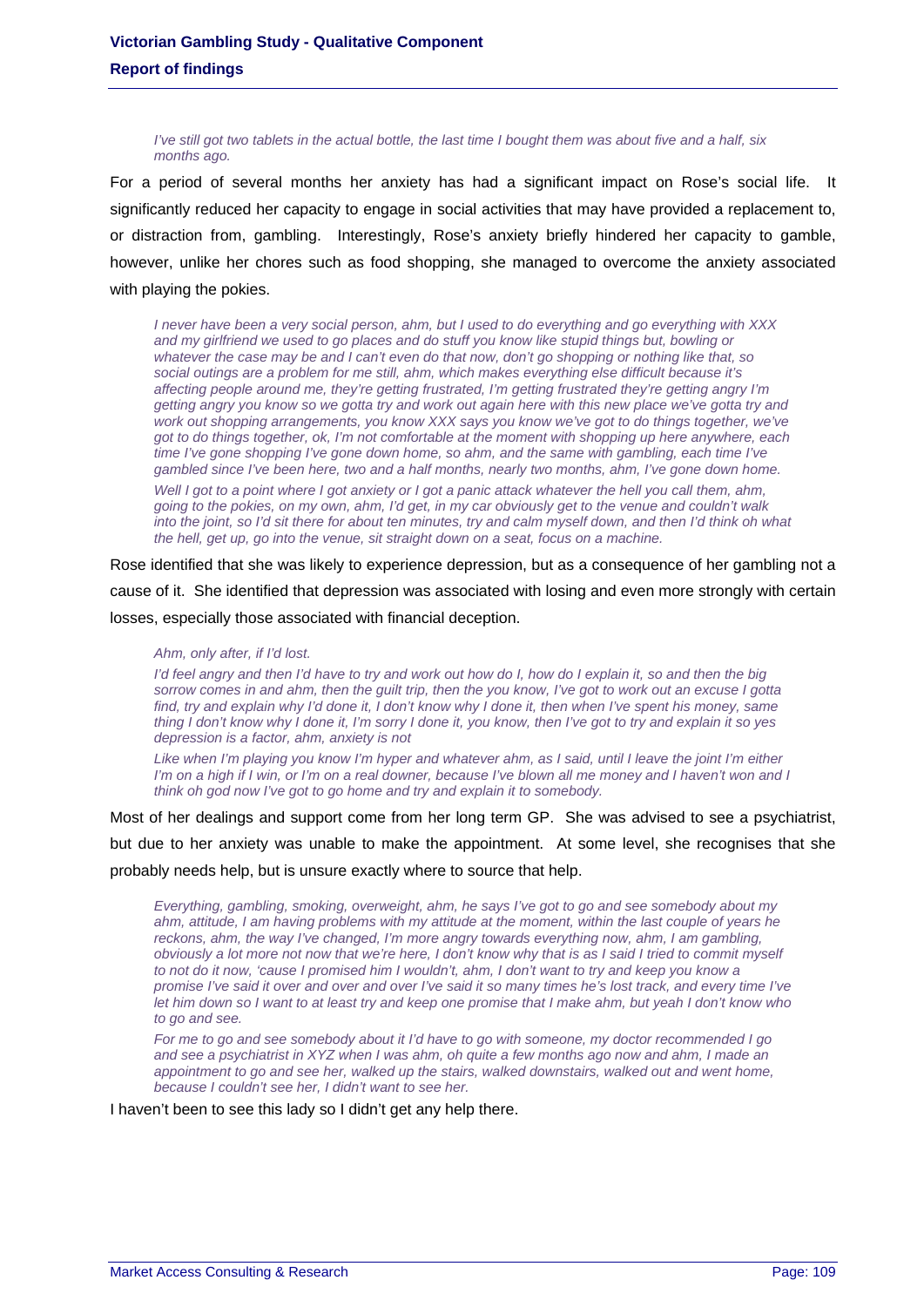*I've still got two tablets in the actual bottle, the last time I bought them was about five and a half, six months ago.*

For a period of several months her anxiety has had a significant impact on Rose's social life. It significantly reduced her capacity to engage in social activities that may have provided a replacement to, or distraction from, gambling. Interestingly, Rose's anxiety briefly hindered her capacity to gamble, however, unlike her chores such as food shopping, she managed to overcome the anxiety associated with playing the pokies.

*I never have been a very social person, ahm, but I used to do everything and go everything with XXX and my girlfriend we used to go places and do stuff you know like stupid things but, bowling or whatever the case may be and I can't even do that now, don't go shopping or nothing like that, so social outings are a problem for me still, ahm, which makes everything else difficult because it's affecting people around me, they're getting frustrated, I'm getting frustrated they're getting angry I'm getting angry you know so we gotta try and work out again here with this new place we've gotta try and work out shopping arrangements, you know XXX says you know we've got to do things together, we've got to do things together, ok, I'm not comfortable at the moment with shopping up here anywhere, each time I've gone shopping I've gone down home, so ahm, and the same with gambling, each time I've gambled since I've been here, two and a half months, nearly two months, ahm, I've gone down home.*

*Well I got to a point where I got anxiety or I got a panic attack whatever the hell you call them, ahm, going to the pokies, on my own, ahm, I'd get, in my car obviously get to the venue and couldn't walk into the joint, so I'd sit there for about ten minutes, try and calm myself down, and then I'd think oh what the hell, get up, go into the venue, sit straight down on a seat, focus on a machine.*

Rose identified that she was likely to experience depression, but as a consequence of her gambling not a cause of it. She identified that depression was associated with losing and even more strongly with certain losses, especially those associated with financial deception.

*Ahm, only after, if I'd lost.*

*I'd feel angry and then I'd have to try and work out how do I, how do I explain it, so and then the big sorrow comes in and ahm, then the guilt trip, then the you know, I've got to work out an excuse I gotta find, try and explain why I'd done it, I don't know why I done it, then when I've spent his money, same thing I don't know why I done it, I'm sorry I done it, you know, then I've got to try and explain it so yes depression is a factor, ahm, anxiety is not*

*Like when I'm playing you know I'm hyper and whatever ahm, as I said, until I leave the joint I'm either I'm on a high if I win, or I'm on a real downer, because I've blown all me money and I haven't won and I think oh god now I've got to go home and try and explain it to somebody.*

Most of her dealings and support come from her long term GP. She was advised to see a psychiatrist, but due to her anxiety was unable to make the appointment. At some level, she recognises that she probably needs help, but is unsure exactly where to source that help.

*Everything, gambling, smoking, overweight, ahm, he says I've got to go and see somebody about my ahm, attitude, I am having problems with my attitude at the moment, within the last couple of years he reckons, ahm, the way I've changed, I'm more angry towards everything now, ahm, I am gambling, obviously a lot more not now that we're here, I don't know why that is as I said I tried to commit myself to not do it now, 'cause I promised him I wouldn't, ahm, I don't want to try and keep you know a promise I've said it over and over and over I've said it so many times he's lost track, and every time I've let him down so I want to at least try and keep one promise that I make ahm, but yeah I don't know who to go and see.*

*For me to go and see somebody about it I'd have to go with someone, my doctor recommended I go and see a psychiatrist in XYZ when I was ahm, oh quite a few months ago now and ahm, I made an appointment to go and see her, walked up the stairs, walked downstairs, walked out and went home, because I couldn't see her, I didn't want to see her.*

I haven't been to see this lady so I didn't get any help there.